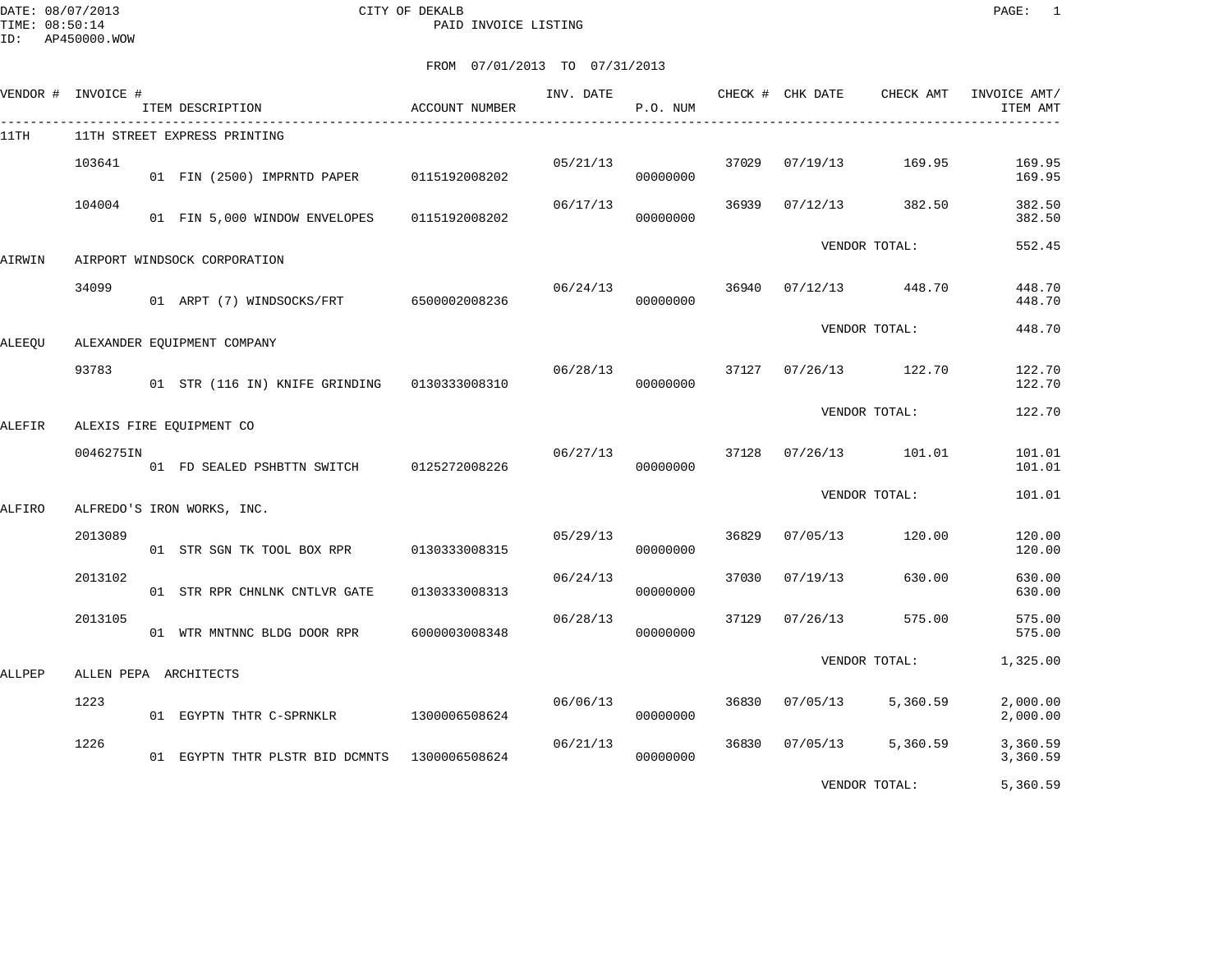DATE: 08/07/2013 CITY OF DEKALB
TIME: 08:50:14 PAID INVOICE LISTING
ID: AP450000.WOW

FROM 07/01/2013 TO 07/31/2013

| VENDOR # | INVOICE # | ITEM DESCRIPTION | ACCOUNT NUMBER | INV. DATE | P.O. NUM | CHECK # | CHK DATE | CHECK AMT | INVOICE AMT/ ITEM AMT |
|---|---|---|---|---|---|---|---|---|---|
| 11TH | 11TH STREET EXPRESS PRINTING | | | | | | | | |
| | 103641 | | | 05/21/13 | | 37029 | 07/19/13 | 169.95 | 169.95 |
| | | 01 FIN (2500) IMPRNTD PAPER | 0115192008202 | | 00000000 | | | | 169.95 |
| | 104004 | | | 06/17/13 | | 36939 | 07/12/13 | 382.50 | 382.50 |
| | | 01 FIN 5,000 WINDOW ENVELOPES | 0115192008202 | | 00000000 | | | | 382.50 |
| | | | | | | | VENDOR TOTAL: | | 552.45 |
| AIRWIN | AIRPORT WINDSOCK CORPORATION | | | | | | | | |
| | 34099 | | | 06/24/13 | | 36940 | 07/12/13 | 448.70 | 448.70 |
| | | 01 ARPT (7) WINDSOCKS/FRT | 6500002008236 | | 00000000 | | | | 448.70 |
| | | | | | | | VENDOR TOTAL: | | 448.70 |
| ALEEQU | ALEXANDER EQUIPMENT COMPANY | | | | | | | | |
| | 93783 | | | 06/28/13 | | 37127 | 07/26/13 | 122.70 | 122.70 |
| | | 01 STR (116 IN) KNIFE GRINDING | 0130333008310 | | 00000000 | | | | 122.70 |
| | | | | | | | VENDOR TOTAL: | | 122.70 |
| ALEFIR | ALEXIS FIRE EQUIPMENT CO | | | | | | | | |
| | 0046275IN | | | 06/27/13 | | 37128 | 07/26/13 | 101.01 | 101.01 |
| | | 01 FD SEALED PSHBTTN SWITCH | 0125272008226 | | 00000000 | | | | 101.01 |
| | | | | | | | VENDOR TOTAL: | | 101.01 |
| ALFIRO | ALFREDO'S IRON WORKS, INC. | | | | | | | | |
| | 2013089 | | | 05/29/13 | | 36829 | 07/05/13 | 120.00 | 120.00 |
| | | 01 STR SGN TK TOOL BOX RPR | 0130333008315 | | 00000000 | | | | 120.00 |
| | 2013102 | | | 06/24/13 | | 37030 | 07/19/13 | 630.00 | 630.00 |
| | | 01 STR RPR CHNLNK CNTLVR GATE | 0130333008313 | | 00000000 | | | | 630.00 |
| | 2013105 | | | 06/28/13 | | 37129 | 07/26/13 | 575.00 | 575.00 |
| | | 01 WTR MNTNNC BLDG DOOR RPR | 6000003008348 | | 00000000 | | | | 575.00 |
| | | | | | | | VENDOR TOTAL: | | 1,325.00 |
| ALLPEP | ALLEN PEPA ARCHITECTS | | | | | | | | |
| | 1223 | | | 06/06/13 | | 36830 | 07/05/13 | 5,360.59 | 2,000.00 |
| | | 01 EGYPTN THTR C-SPRNKLR | 1300006508624 | | 00000000 | | | | 2,000.00 |
| | 1226 | | | 06/21/13 | | 36830 | 07/05/13 | 5,360.59 | 3,360.59 |
| | | 01 EGYPTN THTR PLSTR BID DCMNTS | 1300006508624 | | 00000000 | | | | 3,360.59 |
| | | | | | | | VENDOR TOTAL: | | 5,360.59 |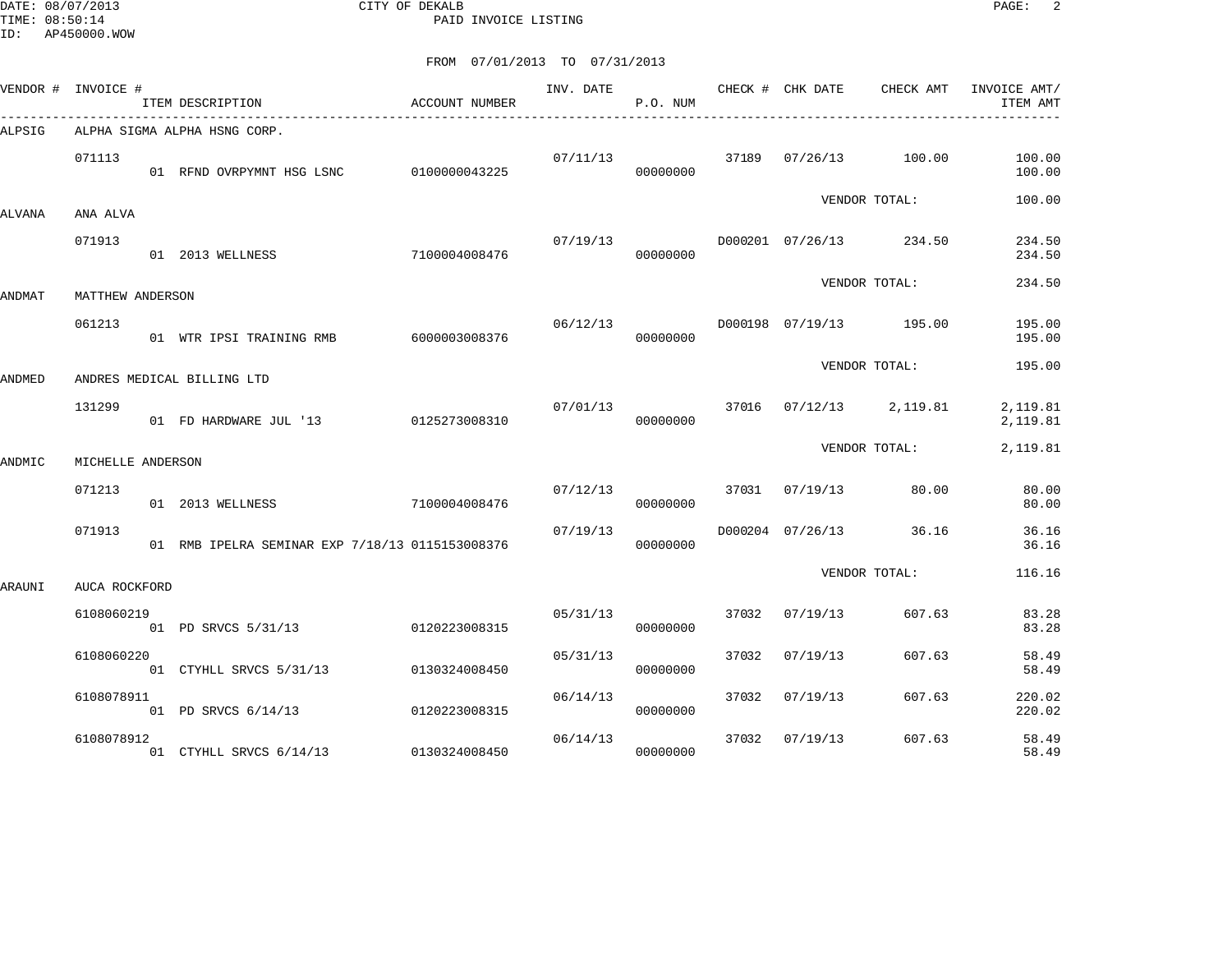CITY OF DEKALB

PAID INVOICE LISTING

DATE: 08/07/2013
TIME: 08:50:14
ID: AP450000.WOW

FROM 07/01/2013 TO 07/31/2013

| VENDOR # | INVOICE # | ITEM DESCRIPTION | ACCOUNT NUMBER | INV. DATE | P.O. NUM | CHECK # | CHK DATE | CHECK AMT | INVOICE AMT/ ITEM AMT |
|---|---|---|---|---|---|---|---|---|---|
| ALPSIG | ALPHA SIGMA ALPHA HSNG CORP. | | | | | | | | |
| | 071113 | | | 07/11/13 | | 37189 | 07/26/13 | 100.00 | 100.00 |
| | | 01 RFND OVRPYMNT HSG LSNC | 0100000043225 | | 00000000 | | | | 100.00 |
| | | | | | | | VENDOR TOTAL: | | 100.00 |
| ALVANA | ANA ALVA | | | | | | | | |
| | 071913 | | | 07/19/13 | | D000201 | 07/26/13 | 234.50 | 234.50 |
| | | 01 2013 WELLNESS | 7100004008476 | | 00000000 | | | | 234.50 |
| | | | | | | | VENDOR TOTAL: | | 234.50 |
| ANDMAT | MATTHEW ANDERSON | | | | | | | | |
| | 061213 | | | 06/12/13 | | D000198 | 07/19/13 | 195.00 | 195.00 |
| | | 01 WTR IPSI TRAINING RMB | 6000003008376 | | 00000000 | | | | 195.00 |
| | | | | | | | VENDOR TOTAL: | | 195.00 |
| ANDMED | ANDRES MEDICAL BILLING LTD | | | | | | | | |
| | 131299 | | | 07/01/13 | | 37016 | 07/12/13 | 2,119.81 | 2,119.81 |
| | | 01 FD HARDWARE JUL '13 | 0125273008310 | | 00000000 | | | | 2,119.81 |
| | | | | | | | VENDOR TOTAL: | | 2,119.81 |
| ANDMIC | MICHELLE ANDERSON | | | | | | | | |
| | 071213 | | | 07/12/13 | | 37031 | 07/19/13 | 80.00 | 80.00 |
| | | 01 2013 WELLNESS | 7100004008476 | | 00000000 | | | | 80.00 |
| | 071913 | | | 07/19/13 | | D000204 | 07/26/13 | 36.16 | 36.16 |
| | | 01 RMB IPELRA SEMINAR EXP 7/18/13 | 0115153008376 | | 00000000 | | | | 36.16 |
| | | | | | | | VENDOR TOTAL: | | 116.16 |
| ARAUNI | AUCA ROCKFORD | | | | | | | | |
| | 6108060219 | | | 05/31/13 | | 37032 | 07/19/13 | 607.63 | 83.28 |
| | | 01 PD SRVCS 5/31/13 | 0120223008315 | | 00000000 | | | | 83.28 |
| | 6108060220 | | | 05/31/13 | | 37032 | 07/19/13 | 607.63 | 58.49 |
| | | 01 CTYHLL SRVCS 5/31/13 | 0130324008450 | | 00000000 | | | | 58.49 |
| | 6108078911 | | | 06/14/13 | | 37032 | 07/19/13 | 607.63 | 220.02 |
| | | 01 PD SRVCS 6/14/13 | 0120223008315 | | 00000000 | | | | 220.02 |
| | 6108078912 | | | 06/14/13 | | 37032 | 07/19/13 | 607.63 | 58.49 |
| | | 01 CTYHLL SRVCS 6/14/13 | 0130324008450 | | 00000000 | | | | 58.49 |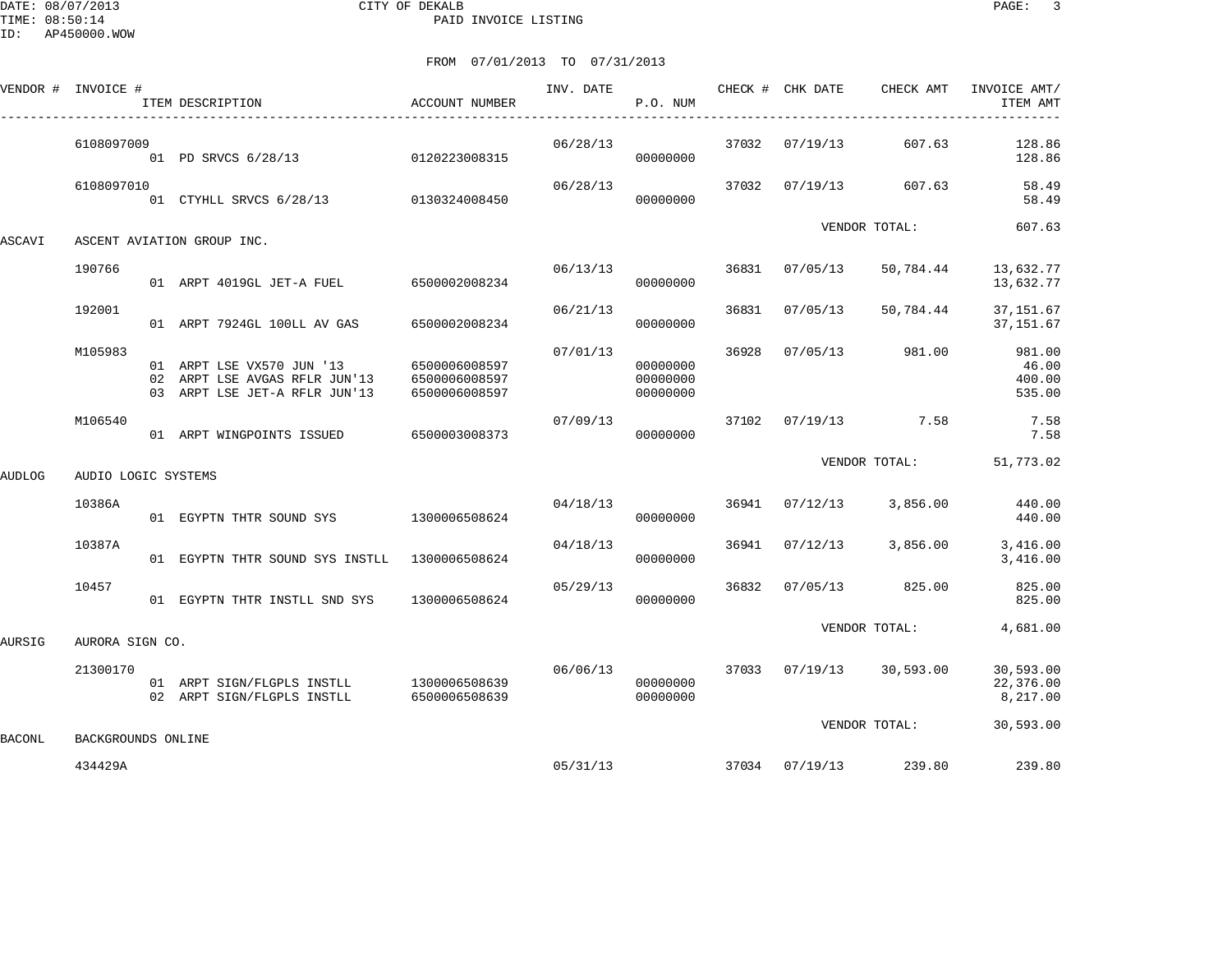CITY OF DEKALB

PAID INVOICE LISTING

DATE: 08/07/2013
TIME: 08:50:14
ID: AP450000.WOW

FROM 07/01/2013 TO 07/31/2013

| VENDOR # | INVOICE # | ITEM DESCRIPTION | ACCOUNT NUMBER | INV. DATE | P.O. NUM | CHECK # | CHK DATE | CHECK AMT | INVOICE AMT/ ITEM AMT |
|---|---|---|---|---|---|---|---|---|---|
| | 6108097009 | | | 06/28/13 | | 37032 | 07/19/13 | 607.63 | 128.86 |
| | | 01 PD SRVCS 6/28/13 | 0120223008315 | | 00000000 | | | | 128.86 |
| | 6108097010 | | | 06/28/13 | | 37032 | 07/19/13 | 607.63 | 58.49 |
| | | 01 CTYHLL SRVCS 6/28/13 | 0130324008450 | | 00000000 | | | | 58.49 |
| | | | | | | | VENDOR TOTAL: | | 607.63 |
| ASCAVI | ASCENT AVIATION GROUP INC. | | | | | | | | |
| | 190766 | | | 06/13/13 | | 36831 | 07/05/13 | 50,784.44 | 13,632.77 |
| | | 01 ARPT 4019GL JET-A FUEL | 6500002008234 | | 00000000 | | | | 13,632.77 |
| | 192001 | | | 06/21/13 | | 36831 | 07/05/13 | 50,784.44 | 37,151.67 |
| | | 01 ARPT 7924GL 100LL AV GAS | 6500002008234 | | 00000000 | | | | 37,151.67 |
| | M105983 | | | 07/01/13 | | 36928 | 07/05/13 | 981.00 | 981.00 |
| | | 01 ARPT LSE VX570 JUN '13 | 6500006008597 | | 00000000 | | | | 46.00 |
| | | 02 ARPT LSE AVGAS RFLR JUN'13 | 6500006008597 | | 00000000 | | | | 400.00 |
| | | 03 ARPT LSE JET-A RFLR JUN'13 | 6500006008597 | | 00000000 | | | | 535.00 |
| | M106540 | | | 07/09/13 | | 37102 | 07/19/13 | 7.58 | 7.58 |
| | | 01 ARPT WINGPOINTS ISSUED | 6500003008373 | | 00000000 | | | | 7.58 |
| | | | | | | | VENDOR TOTAL: | | 51,773.02 |
| AUDLOG | AUDIO LOGIC SYSTEMS | | | | | | | | |
| | 10386A | | | 04/18/13 | | 36941 | 07/12/13 | 3,856.00 | 440.00 |
| | | 01 EGYPTN THTR SOUND SYS | 1300006508624 | | 00000000 | | | | 440.00 |
| | 10387A | | | 04/18/13 | | 36941 | 07/12/13 | 3,856.00 | 3,416.00 |
| | | 01 EGYPTN THTR SOUND SYS INSTLL | 1300006508624 | | 00000000 | | | | 3,416.00 |
| | 10457 | | | 05/29/13 | | 36832 | 07/05/13 | 825.00 | 825.00 |
| | | 01 EGYPTN THTR INSTLL SND SYS | 1300006508624 | | 00000000 | | | | 825.00 |
| | | | | | | | VENDOR TOTAL: | | 4,681.00 |
| AURSIG | AURORA SIGN CO. | | | | | | | | |
| | 21300170 | | | 06/06/13 | | 37033 | 07/19/13 | 30,593.00 | 30,593.00 |
| | | 01 ARPT SIGN/FLGPLS INSTLL | 1300006508639 | | 00000000 | | | | 22,376.00 |
| | | 02 ARPT SIGN/FLGPLS INSTLL | 6500006508639 | | 00000000 | | | | 8,217.00 |
| | | | | | | | VENDOR TOTAL: | | 30,593.00 |
| BACONL | BACKGROUNDS ONLINE | | | | | | | | |
| | 434429A | | | 05/31/13 | | 37034 | 07/19/13 | 239.80 | 239.80 |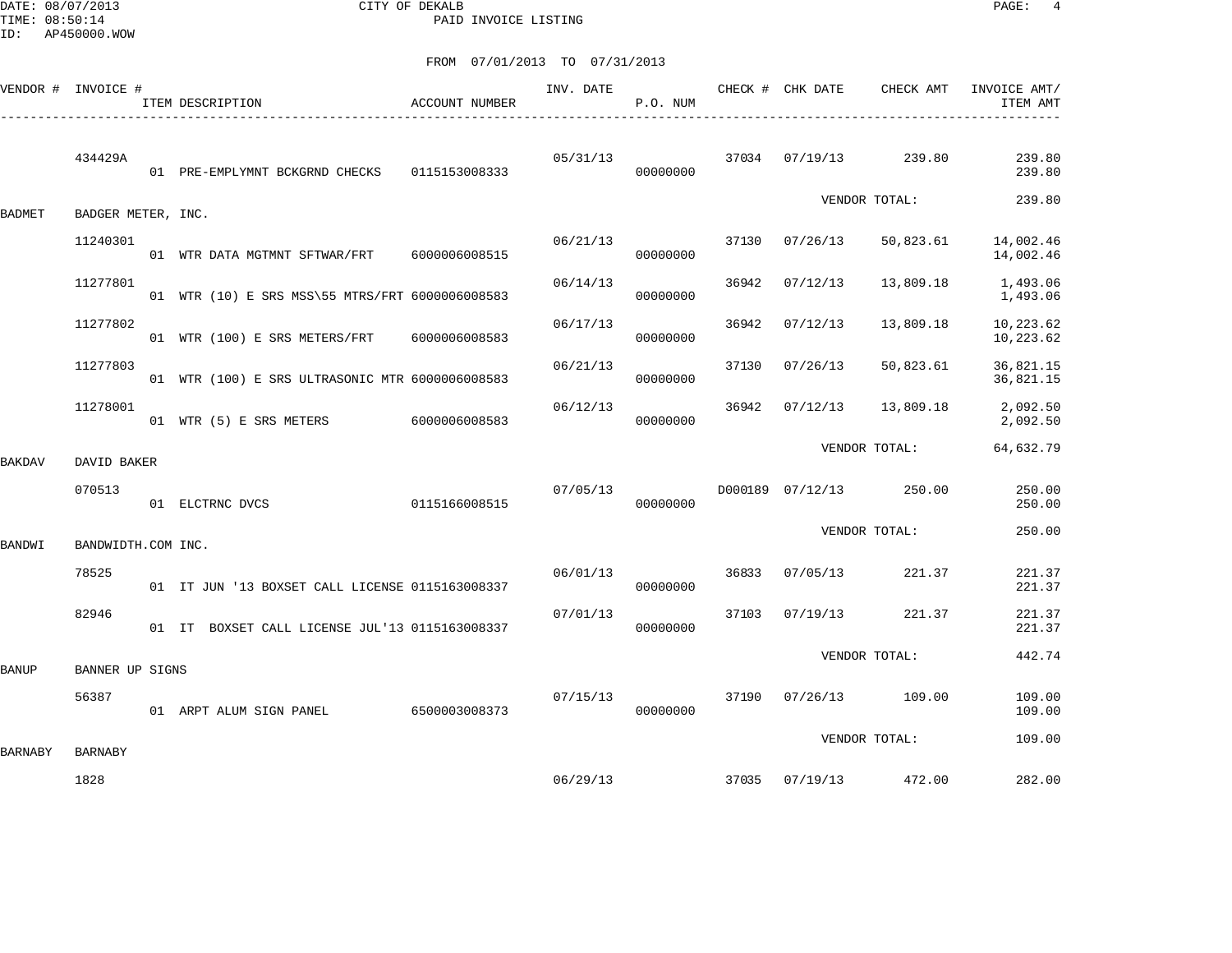CITY OF DEKALB

PAID INVOICE LISTING

DATE: 08/07/2013
TIME: 08:50:14
ID: AP450000.WOW

FROM 07/01/2013 TO 07/31/2013

| VENDOR # | INVOICE # | ITEM DESCRIPTION | ACCOUNT NUMBER | INV. DATE | P.O. NUM | CHECK # | CHK DATE | CHECK AMT | INVOICE AMT/ ITEM AMT |
|---|---|---|---|---|---|---|---|---|---|
| | 434429A | | | 05/31/13 | | 37034 | 07/19/13 | 239.80 | 239.80 |
| | | 01 PRE-EMPLYMNT BCKGRND CHECKS | 0115153008333 | | 00000000 | | | | 239.80 |
| | | | | | | | VENDOR TOTAL: | | 239.80 |
| BADMET | BADGER METER, INC. | | | | | | | | |
| | 11240301 | | | 06/21/13 | | 37130 | 07/26/13 | 50,823.61 | 14,002.46 |
| | | 01 WTR DATA MGTMNT SFTWAR/FRT | 6000006008515 | | 00000000 | | | | 14,002.46 |
| | 11277801 | | | 06/14/13 | | 36942 | 07/12/13 | 13,809.18 | 1,493.06 |
| | | 01 WTR (10) E SRS MSS\55 MTRS/FRT | 6000006008583 | | 00000000 | | | | 1,493.06 |
| | 11277802 | | | 06/17/13 | | 36942 | 07/12/13 | 13,809.18 | 10,223.62 |
| | | 01 WTR (100) E SRS METERS/FRT | 6000006008583 | | 00000000 | | | | 10,223.62 |
| | 11277803 | | | 06/21/13 | | 37130 | 07/26/13 | 50,823.61 | 36,821.15 |
| | | 01 WTR (100) E SRS ULTRASONIC MTR | 6000006008583 | | 00000000 | | | | 36,821.15 |
| | 11278001 | | | 06/12/13 | | 36942 | 07/12/13 | 13,809.18 | 2,092.50 |
| | | 01 WTR (5) E SRS METERS | 6000006008583 | | 00000000 | | | | 2,092.50 |
| | | | | | | | VENDOR TOTAL: | | 64,632.79 |
| BAKDAV | DAVID BAKER | | | | | | | | |
| | 070513 | | | 07/05/13 | | D000189 | 07/12/13 | 250.00 | 250.00 |
| | | 01 ELCTRNC DVCS | 0115166008515 | | 00000000 | | | | 250.00 |
| | | | | | | | VENDOR TOTAL: | | 250.00 |
| BANDWI | BANDWIDTH.COM INC. | | | | | | | | |
| | 78525 | | | 06/01/13 | | 36833 | 07/05/13 | 221.37 | 221.37 |
| | | 01 IT JUN '13 BOXSET CALL LICENSE | 0115163008337 | | 00000000 | | | | 221.37 |
| | 82946 | | | 07/01/13 | | 37103 | 07/19/13 | 221.37 | 221.37 |
| | | 01 IT BOXSET CALL LICENSE JUL'13 | 0115163008337 | | 00000000 | | | | 221.37 |
| | | | | | | | VENDOR TOTAL: | | 442.74 |
| BANUP | BANNER UP SIGNS | | | | | | | | |
| | 56387 | | | 07/15/13 | | 37190 | 07/26/13 | 109.00 | 109.00 |
| | | 01 ARPT ALUM SIGN PANEL | 6500003008373 | | 00000000 | | | | 109.00 |
| | | | | | | | VENDOR TOTAL: | | 109.00 |
| BARNABY | BARNABY | | | | | | | | |
| | 1828 | | | 06/29/13 | | 37035 | 07/19/13 | 472.00 | 282.00 |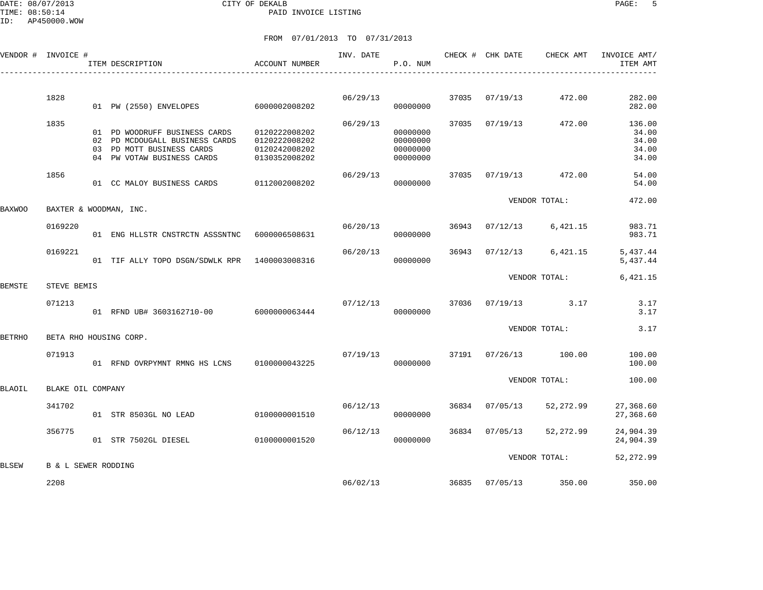CITY OF DEKALB
PAID INVOICE LISTING

DATE: 08/07/2013
TIME: 08:50:14
ID: AP450000.WOW

FROM 07/01/2013 TO 07/31/2013

| VENDOR # | INVOICE # | ITEM DESCRIPTION | ACCOUNT NUMBER | INV. DATE | P.O. NUM | CHECK # | CHK DATE | CHECK AMT | INVOICE AMT/ ITEM AMT |
|---|---|---|---|---|---|---|---|---|---|
| | 1828 | | | 06/29/13 | | 37035 | 07/19/13 | 472.00 | 282.00 |
| | | 01 PW (2550) ENVELOPES | 6000002008202 | | 00000000 | | | | 282.00 |
| | 1835 | | | 06/29/13 | | 37035 | 07/19/13 | 472.00 | 136.00 |
| | | 01 PD WOODRUFF BUSINESS CARDS | 0120222008202 | | 00000000 | | | | 34.00 |
| | | 02 PD MCDOUGALL BUSINESS CARDS | 0120222008202 | | 00000000 | | | | 34.00 |
| | | 03 PD MOTT BUSINESS CARDS | 0120242008202 | | 00000000 | | | | 34.00 |
| | | 04 PW VOTAW BUSINESS CARDS | 0130352008202 | | 00000000 | | | | 34.00 |
| | 1856 | | | 06/29/13 | | 37035 | 07/19/13 | 472.00 | 54.00 |
| | | 01 CC MALOY BUSINESS CARDS | 0112002008202 | | 00000000 | | | | 54.00 |
| | | | | | | | VENDOR TOTAL: | | 472.00 |
| BAXWOO | BAXTER & WOODMAN, INC. | | | | | | | | |
| | 0169220 | | | 06/20/13 | | 36943 | 07/12/13 | 6,421.15 | 983.71 |
| | | 01 ENG HLLSTR CNSTRCTN ASSSNTNC | 6000006508631 | | 00000000 | | | | 983.71 |
| | 0169221 | | | 06/20/13 | | 36943 | 07/12/13 | 6,421.15 | 5,437.44 |
| | | 01 TIF ALLY TOPO DSGN/SDWLK RPR | 1400003008316 | | 00000000 | | | | 5,437.44 |
| | | | | | | | VENDOR TOTAL: | | 6,421.15 |
| BEMSTE | STEVE BEMIS | | | | | | | | |
| | 071213 | | | 07/12/13 | | 37036 | 07/19/13 | 3.17 | 3.17 |
| | | 01 RFND UB# 3603162710-00 | 6000000063444 | | 00000000 | | | | 3.17 |
| | | | | | | | VENDOR TOTAL: | | 3.17 |
| BETRHO | BETA RHO HOUSING CORP. | | | | | | | | |
| | 071913 | | | 07/19/13 | | 37191 | 07/26/13 | 100.00 | 100.00 |
| | | 01 RFND OVRPYMNT RMNG HS LCNS | 0100000043225 | | 00000000 | | | | 100.00 |
| | | | | | | | VENDOR TOTAL: | | 100.00 |
| BLAOIL | BLAKE OIL COMPANY | | | | | | | | |
| | 341702 | | | 06/12/13 | | 36834 | 07/05/13 | 52,272.99 | 27,368.60 |
| | | 01 STR 8503GL NO LEAD | 0100000001510 | | 00000000 | | | | 27,368.60 |
| | 356775 | | | 06/12/13 | | 36834 | 07/05/13 | 52,272.99 | 24,904.39 |
| | | 01 STR 7502GL DIESEL | 0100000001520 | | 00000000 | | | | 24,904.39 |
| | | | | | | | VENDOR TOTAL: | | 52,272.99 |
| BLSEW | B & L SEWER RODDING | | | | | | | | |
| | 2208 | | | 06/02/13 | | 36835 | 07/05/13 | 350.00 | 350.00 |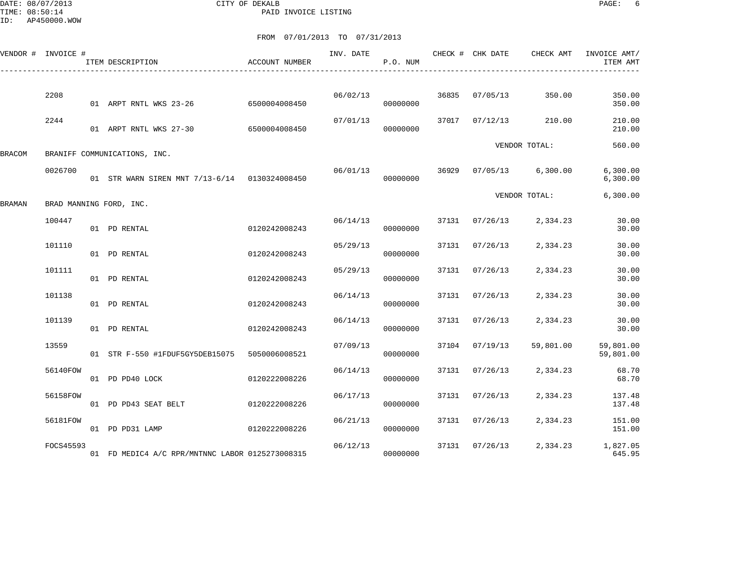CITY OF DEKALB

PAID INVOICE LISTING

FROM 07/01/2013 TO 07/31/2013

| VENDOR # | INVOICE # | ITEM DESCRIPTION | ACCOUNT NUMBER | INV. DATE | P.O. NUM | CHECK # | CHK DATE | CHECK AMT | INVOICE AMT/ ITEM AMT |
|---|---|---|---|---|---|---|---|---|---|
| | 2208 | | | 06/02/13 | | 36835 | 07/05/13 | 350.00 | 350.00 |
| | | 01 ARPT RNTL WKS 23-26 | 6500004008450 | | 00000000 | | | | 350.00 |
| | 2244 | | | 07/01/13 | | 37017 | 07/12/13 | 210.00 | 210.00 |
| | | 01 ARPT RNTL WKS 27-30 | 6500004008450 | | 00000000 | | | | 210.00 |
| | | | | | | | VENDOR TOTAL: | | 560.00 |
| BRACOM | BRANIFF COMMUNICATIONS, INC. | | | | | | | | |
| | 0026700 | | | 06/01/13 | | 36929 | 07/05/13 | 6,300.00 | 6,300.00 |
| | | 01 STR WARN SIREN MNT 7/13-6/14 | 0130324008450 | | 00000000 | | | | 6,300.00 |
| | | | | | | | VENDOR TOTAL: | | 6,300.00 |
| BRAMAN | BRAD MANNING FORD, INC. | | | | | | | | |
| | 100447 | | | 06/14/13 | | 37131 | 07/26/13 | 2,334.23 | 30.00 |
| | | 01 PD RENTAL | 0120242008243 | | 00000000 | | | | 30.00 |
| | 101110 | | | 05/29/13 | | 37131 | 07/26/13 | 2,334.23 | 30.00 |
| | | 01 PD RENTAL | 0120242008243 | | 00000000 | | | | 30.00 |
| | 101111 | | | 05/29/13 | | 37131 | 07/26/13 | 2,334.23 | 30.00 |
| | | 01 PD RENTAL | 0120242008243 | | 00000000 | | | | 30.00 |
| | 101138 | | | 06/14/13 | | 37131 | 07/26/13 | 2,334.23 | 30.00 |
| | | 01 PD RENTAL | 0120242008243 | | 00000000 | | | | 30.00 |
| | 101139 | | | 06/14/13 | | 37131 | 07/26/13 | 2,334.23 | 30.00 |
| | | 01 PD RENTAL | 0120242008243 | | 00000000 | | | | 30.00 |
| | 13559 | | | 07/09/13 | | 37104 | 07/19/13 | 59,801.00 | 59,801.00 |
| | | 01 STR F-550 #1FDUF5GY5DEB15075 | 5050006008521 | | 00000000 | | | | 59,801.00 |
| | 56140FOW | | | 06/14/13 | | 37131 | 07/26/13 | 2,334.23 | 68.70 |
| | | 01 PD PD40 LOCK | 0120222008226 | | 00000000 | | | | 68.70 |
| | 56158FOW | | | 06/17/13 | | 37131 | 07/26/13 | 2,334.23 | 137.48 |
| | | 01 PD PD43 SEAT BELT | 0120222008226 | | 00000000 | | | | 137.48 |
| | 56181FOW | | | 06/21/13 | | 37131 | 07/26/13 | 2,334.23 | 151.00 |
| | | 01 PD PD31 LAMP | 0120222008226 | | 00000000 | | | | 151.00 |
| | FOCS45593 | | | 06/12/13 | | 37131 | 07/26/13 | 2,334.23 | 1,827.05 |
| | | 01 FD MEDIC4 A/C RPR/MNTNNC LABOR | 0125273008315 | | 00000000 | | | | 645.95 |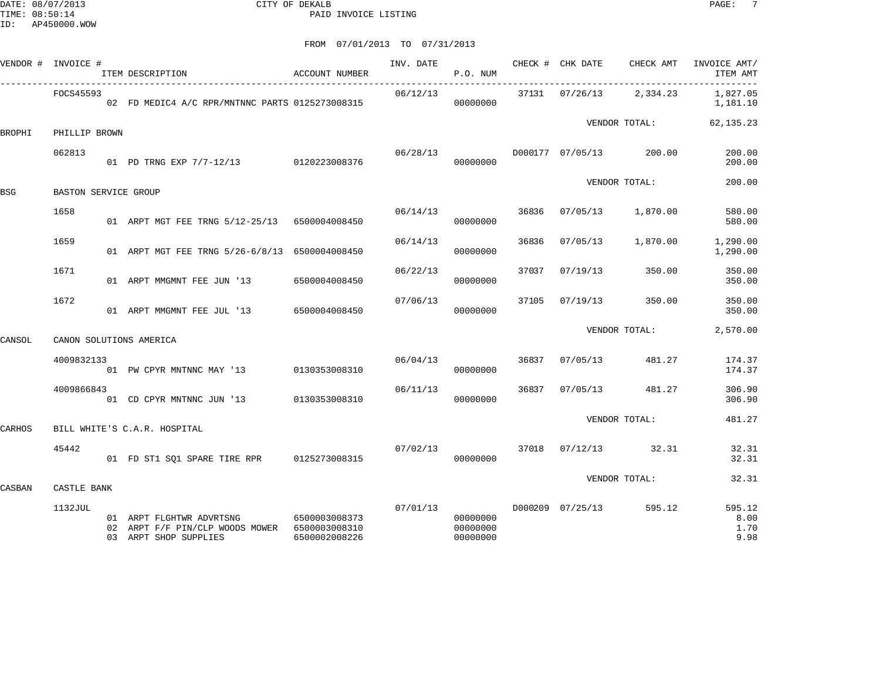CITY OF DEKALB

PAID INVOICE LISTING

DATE: 08/07/2013
TIME: 08:50:14
ID: AP450000.WOW

FROM 07/01/2013 TO 07/31/2013

| VENDOR # | INVOICE # | ITEM DESCRIPTION | ACCOUNT NUMBER | INV. DATE | P.O. NUM | CHECK # | CHK DATE | CHECK AMT | INVOICE AMT/ ITEM AMT |
|---|---|---|---|---|---|---|---|---|---|
| | FOCS45593 | | | 06/12/13 | | 37131 | 07/26/13 | 2,334.23 | 1,827.05 |
| | | 02 FD MEDIC4 A/C RPR/MNTNNC PARTS | 0125273008315 | | 00000000 | | | | 1,181.10 |
| | | | | | | | | VENDOR TOTAL: | 62,135.23 |
| BROPHI | PHILLIP BROWN | | | | | | | | |
| | 062813 | | | 06/28/13 | | D000177 | 07/05/13 | 200.00 | 200.00 |
| | | 01 PD TRNG EXP 7/7-12/13 | 0120223008376 | | 00000000 | | | | 200.00 |
| | | | | | | | | VENDOR TOTAL: | 200.00 |
| BSG | BASTON SERVICE GROUP | | | | | | | | |
| | 1658 | | | 06/14/13 | | 36836 | 07/05/13 | 1,870.00 | 580.00 |
| | | 01 ARPT MGT FEE TRNG 5/12-25/13 | 6500004008450 | | 00000000 | | | | 580.00 |
| | 1659 | | | 06/14/13 | | 36836 | 07/05/13 | 1,870.00 | 1,290.00 |
| | | 01 ARPT MGT FEE TRNG 5/26-6/8/13 | 6500004008450 | | 00000000 | | | | 1,290.00 |
| | 1671 | | | 06/22/13 | | 37037 | 07/19/13 | 350.00 | 350.00 |
| | | 01 ARPT MMGMNT FEE JUN '13 | 6500004008450 | | 00000000 | | | | 350.00 |
| | 1672 | | | 07/06/13 | | 37105 | 07/19/13 | 350.00 | 350.00 |
| | | 01 ARPT MMGMNT FEE JUL '13 | 6500004008450 | | 00000000 | | | | 350.00 |
| | | | | | | | | VENDOR TOTAL: | 2,570.00 |
| CANSOL | CANON SOLUTIONS AMERICA | | | | | | | | |
| | 4009832133 | | | 06/04/13 | | 36837 | 07/05/13 | 481.27 | 174.37 |
| | | 01 PW CPYR MNTNNC MAY '13 | 0130353008310 | | 00000000 | | | | 174.37 |
| | 4009866843 | | | 06/11/13 | | 36837 | 07/05/13 | 481.27 | 306.90 |
| | | 01 CD CPYR MNTNNC JUN '13 | 0130353008310 | | 00000000 | | | | 306.90 |
| | | | | | | | | VENDOR TOTAL: | 481.27 |
| CARHOS | BILL WHITE'S C.A.R. HOSPITAL | | | | | | | | |
| | 45442 | | | 07/02/13 | | 37018 | 07/12/13 | 32.31 | 32.31 |
| | | 01 FD ST1 SQ1 SPARE TIRE RPR | 0125273008315 | | 00000000 | | | | 32.31 |
| | | | | | | | | VENDOR TOTAL: | 32.31 |
| CASBAN | CASTLE BANK | | | | | | | | |
| | 1132JUL | | | 07/01/13 | | D000209 | 07/25/13 | 595.12 | 595.12 |
| | | 01 ARPT FLGHTWR ADVRTSNG | 6500003008373 | | 00000000 | | | | 8.00 |
| | | 02 ARPT F/F PIN/CLP WOODS MOWER | 6500003008310 | | 00000000 | | | | 1.70 |
| | | 03 ARPT SHOP SUPPLIES | 6500002008226 | | 00000000 | | | | 9.98 |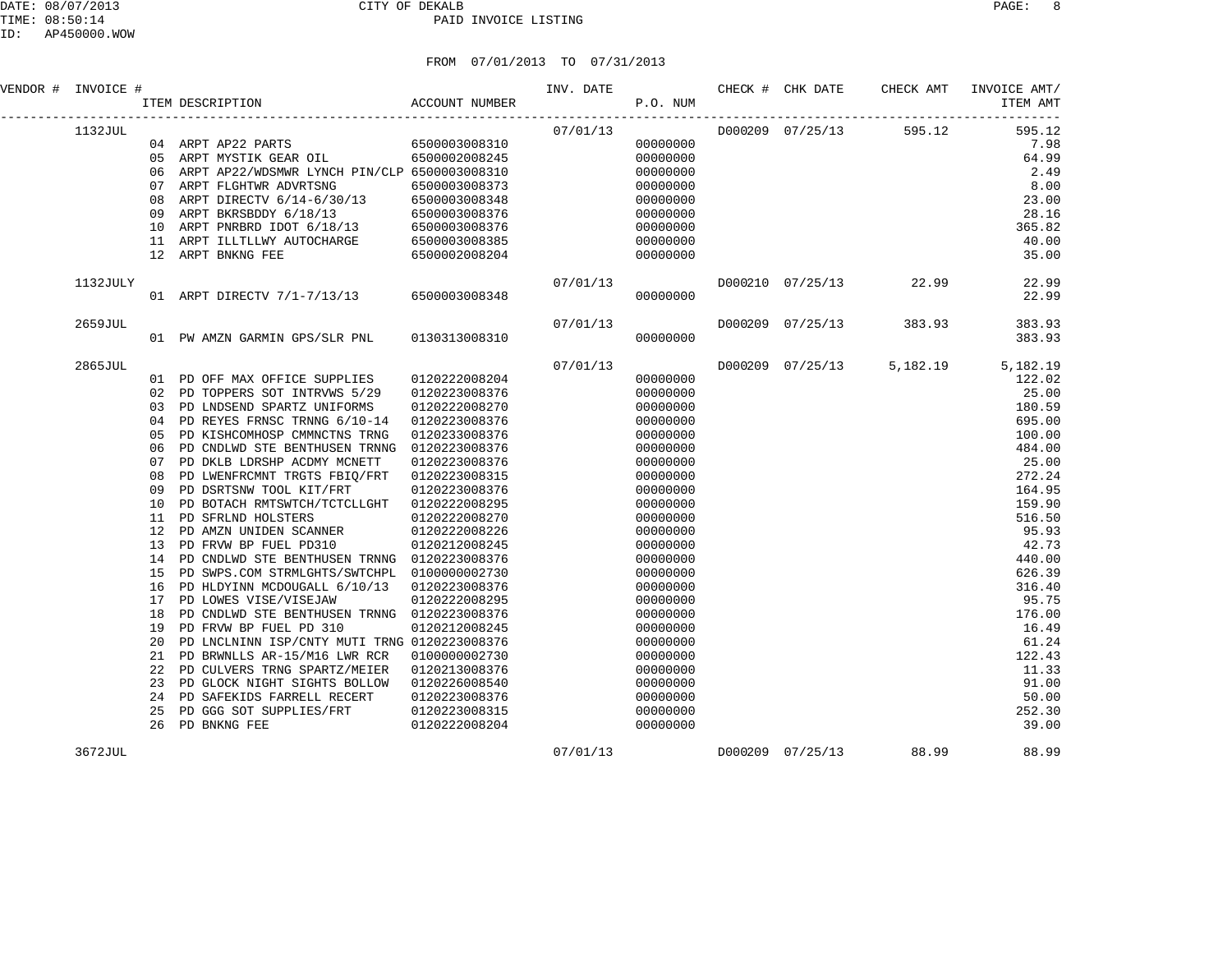CITY OF DEKALB
PAID INVOICE LISTING

FROM 07/01/2013 TO 07/31/2013

| VENDOR # | INVOICE # | ITEM DESCRIPTION | ACCOUNT NUMBER | INV. DATE | P.O. NUM | CHECK # | CHK DATE | CHECK AMT | INVOICE AMT/ ITEM AMT |
|---|---|---|---|---|---|---|---|---|---|
| | 1132JUL | | | 07/01/13 | | D000209 | 07/25/13 | 595.12 | 595.12 |
| | | 04 ARPT AP22 PARTS | 6500003008310 | | 00000000 | | | | 7.98 |
| | | 05 ARPT MYSTIK GEAR OIL | 6500002008245 | | 00000000 | | | | 64.99 |
| | | 06 ARPT AP22/WDSMWR LYNCH PIN/CLP | 6500003008310 | | 00000000 | | | | 2.49 |
| | | 07 ARPT FLGHTWR ADVRTSNG | 6500003008373 | | 00000000 | | | | 8.00 |
| | | 08 ARPT DIRECTV 6/14-6/30/13 | 6500003008348 | | 00000000 | | | | 23.00 |
| | | 09 ARPT BKRSBDDY 6/18/13 | 6500003008376 | | 00000000 | | | | 28.16 |
| | | 10 ARPT PNRBRD IDOT 6/18/13 | 6500003008376 | | 00000000 | | | | 365.82 |
| | | 11 ARPT ILLTLLWY AUTOCHARGE | 6500003008385 | | 00000000 | | | | 40.00 |
| | | 12 ARPT BNKNG FEE | 6500002008204 | | 00000000 | | | | 35.00 |
| | 1132JULY | | | 07/01/13 | | D000210 | 07/25/13 | 22.99 | 22.99 |
| | | 01 ARPT DIRECTV 7/1-7/13/13 | 6500003008348 | | 00000000 | | | | 22.99 |
| | 2659JUL | | | 07/01/13 | | D000209 | 07/25/13 | 383.93 | 383.93 |
| | | 01 PW AMZN GARMIN GPS/SLR PNL | 0130313008310 | | 00000000 | | | | 383.93 |
| | 2865JUL | | | 07/01/13 | | D000209 | 07/25/13 | 5,182.19 | 5,182.19 |
| | | 01 PD OFF MAX OFFICE SUPPLIES | 0120222008204 | | 00000000 | | | | 122.02 |
| | | 02 PD TOPPERS SOT INTRVWS 5/29 | 0120223008376 | | 00000000 | | | | 25.00 |
| | | 03 PD LNDSEND SPARTZ UNIFORMS | 0120222008270 | | 00000000 | | | | 180.59 |
| | | 04 PD REYES FRNSC TRNNG 6/10-14 | 0120223008376 | | 00000000 | | | | 695.00 |
| | | 05 PD KISHCOMHOSP CMMNCTNS TRNG | 0120233008376 | | 00000000 | | | | 100.00 |
| | | 06 PD CNDLWD STE BENTHUSEN TRNNG | 0120223008376 | | 00000000 | | | | 484.00 |
| | | 07 PD DKLB LDRSHP ACDMY MCNETT | 0120223008376 | | 00000000 | | | | 25.00 |
| | | 08 PD LWENFRCMNT TRGTS FBIQ/FRT | 0120223008315 | | 00000000 | | | | 272.24 |
| | | 09 PD DSRTSNW TOOL KIT/FRT | 0120223008376 | | 00000000 | | | | 164.95 |
| | | 10 PD BOTACH RMTSWTCH/TCTCLLGHT | 0120222008295 | | 00000000 | | | | 159.90 |
| | | 11 PD SFRLND HOLSTERS | 0120222008270 | | 00000000 | | | | 516.50 |
| | | 12 PD AMZN UNIDEN SCANNER | 0120222008226 | | 00000000 | | | | 95.93 |
| | | 13 PD FRVW BP FUEL PD310 | 0120212008245 | | 00000000 | | | | 42.73 |
| | | 14 PD CNDLWD STE BENTHUSEN TRNNG | 0120223008376 | | 00000000 | | | | 440.00 |
| | | 15 PD SWPS.COM STRMLGHTS/SWTCHPL | 0100000002730 | | 00000000 | | | | 626.39 |
| | | 16 PD HLDYINN MCDOUGALL 6/10/13 | 0120223008376 | | 00000000 | | | | 316.40 |
| | | 17 PD LOWES VISE/VISEJAW | 0120222008295 | | 00000000 | | | | 95.75 |
| | | 18 PD CNDLWD STE BENTHUSEN TRNNG | 0120223008376 | | 00000000 | | | | 176.00 |
| | | 19 PD FRVW BP FUEL PD 310 | 0120212008245 | | 00000000 | | | | 16.49 |
| | | 20 PD LNCLNINN ISP/CNTY MUTI TRNG | 0120223008376 | | 00000000 | | | | 61.24 |
| | | 21 PD BRWNLLS AR-15/M16 LWR RCR | 0100000002730 | | 00000000 | | | | 122.43 |
| | | 22 PD CULVERS TRNG SPARTZ/MEIER | 0120213008376 | | 00000000 | | | | 11.33 |
| | | 23 PD GLOCK NIGHT SIGHTS BOLLOW | 0120226008540 | | 00000000 | | | | 91.00 |
| | | 24 PD SAFEKIDS FARRELL RECERT | 0120223008376 | | 00000000 | | | | 50.00 |
| | | 25 PD GGG SOT SUPPLIES/FRT | 0120223008315 | | 00000000 | | | | 252.30 |
| | | 26 PD BNKNG FEE | 0120222008204 | | 00000000 | | | | 39.00 |
| | 3672JUL | | | 07/01/13 | | D000209 | 07/25/13 | 88.99 | 88.99 |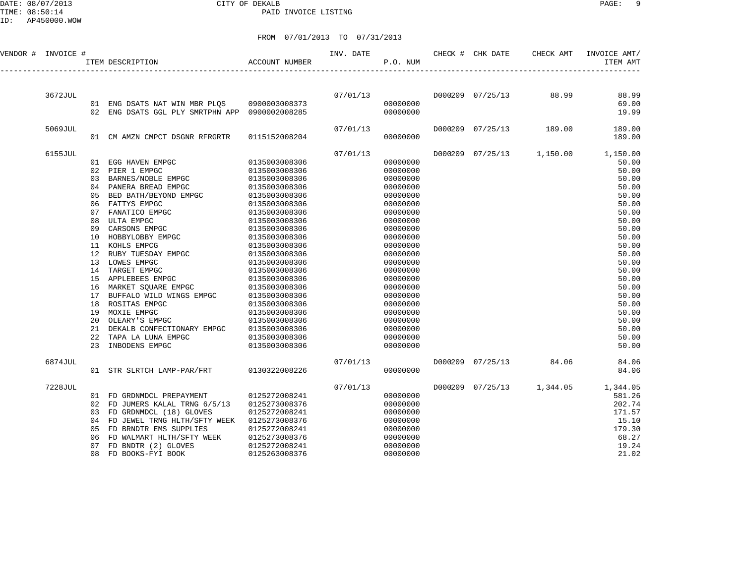CITY OF DEKALB

PAID INVOICE LISTING

FROM 07/01/2013 TO 07/31/2013

| VENDOR # | INVOICE # | ITEM DESCRIPTION | ACCOUNT NUMBER | INV. DATE | P.O. NUM | CHECK # | CHK DATE | CHECK AMT | INVOICE AMT/ ITEM AMT |
|---|---|---|---|---|---|---|---|---|---|
| | 3672JUL | | | 07/01/13 | | D000209 | 07/25/13 | 88.99 | 88.99 |
| | | 01 ENG DSATS NAT WIN MBR PLQS | 0900003008373 | | 00000000 | | | | 69.00 |
| | | 02 ENG DSATS GGL PLY SMRTPHN APP | 0900002008285 | | 00000000 | | | | 19.99 |
| | 5069JUL | | | 07/01/13 | | D000209 | 07/25/13 | 189.00 | 189.00 |
| | | 01 CM AMZN CMPCT DSGNR RFRGRTR | 0115152008204 | | 00000000 | | | | 189.00 |
| | 6155JUL | | | 07/01/13 | | D000209 | 07/25/13 | 1,150.00 | 1,150.00 |
| | | 01 EGG HAVEN EMPGC | 0135003008306 | | 00000000 | | | | 50.00 |
| | | 02 PIER 1 EMPGC | 0135003008306 | | 00000000 | | | | 50.00 |
| | | 03 BARNES/NOBLE EMPGC | 0135003008306 | | 00000000 | | | | 50.00 |
| | | 04 PANERA BREAD EMPGC | 0135003008306 | | 00000000 | | | | 50.00 |
| | | 05 BED BATH/BEYOND EMPGC | 0135003008306 | | 00000000 | | | | 50.00 |
| | | 06 FATTYS EMPGC | 0135003008306 | | 00000000 | | | | 50.00 |
| | | 07 FANATICO EMPGC | 0135003008306 | | 00000000 | | | | 50.00 |
| | | 08 ULTA EMPGC | 0135003008306 | | 00000000 | | | | 50.00 |
| | | 09 CARSONS EMPGC | 0135003008306 | | 00000000 | | | | 50.00 |
| | | 10 HOBBYLOBBY EMPGC | 0135003008306 | | 00000000 | | | | 50.00 |
| | | 11 KOHLS EMPCG | 0135003008306 | | 00000000 | | | | 50.00 |
| | | 12 RUBY TUESDAY EMPGC | 0135003008306 | | 00000000 | | | | 50.00 |
| | | 13 LOWES EMPGC | 0135003008306 | | 00000000 | | | | 50.00 |
| | | 14 TARGET EMPGC | 0135003008306 | | 00000000 | | | | 50.00 |
| | | 15 APPLEBEES EMPGC | 0135003008306 | | 00000000 | | | | 50.00 |
| | | 16 MARKET SQUARE EMPGC | 0135003008306 | | 00000000 | | | | 50.00 |
| | | 17 BUFFALO WILD WINGS EMPGC | 0135003008306 | | 00000000 | | | | 50.00 |
| | | 18 ROSITAS EMPGC | 0135003008306 | | 00000000 | | | | 50.00 |
| | | 19 MOXIE EMPGC | 0135003008306 | | 00000000 | | | | 50.00 |
| | | 20 OLEARY'S EMPGC | 0135003008306 | | 00000000 | | | | 50.00 |
| | | 21 DEKALB CONFECTIONARY EMPGC | 0135003008306 | | 00000000 | | | | 50.00 |
| | | 22 TAPA LA LUNA EMPGC | 0135003008306 | | 00000000 | | | | 50.00 |
| | | 23 INBODENS EMPGC | 0135003008306 | | 00000000 | | | | 50.00 |
| | 6874JUL | | | 07/01/13 | | D000209 | 07/25/13 | 84.06 | 84.06 |
| | | 01 STR SLRTCH LAMP-PAR/FRT | 0130322008226 | | 00000000 | | | | 84.06 |
| | 7228JUL | | | 07/01/13 | | D000209 | 07/25/13 | 1,344.05 | 1,344.05 |
| | | 01 FD GRDNMDCL PREPAYMENT | 0125272008241 | | 00000000 | | | | 581.26 |
| | | 02 FD JUMERS KALAL TRNG 6/5/13 | 0125273008376 | | 00000000 | | | | 202.74 |
| | | 03 FD GRDNMDCL (18) GLOVES | 0125272008241 | | 00000000 | | | | 171.57 |
| | | 04 FD JEWEL TRNG HLTH/SFTY WEEK | 0125273008376 | | 00000000 | | | | 15.10 |
| | | 05 FD BRNDTR EMS SUPPLIES | 0125272008241 | | 00000000 | | | | 179.30 |
| | | 06 FD WALMART HLTH/SFTY WEEK | 0125273008376 | | 00000000 | | | | 68.27 |
| | | 07 FD BNDTR (2) GLOVES | 0125272008241 | | 00000000 | | | | 19.24 |
| | | 08 FD BOOKS-FYI BOOK | 0125263008376 | | 00000000 | | | | 21.02 |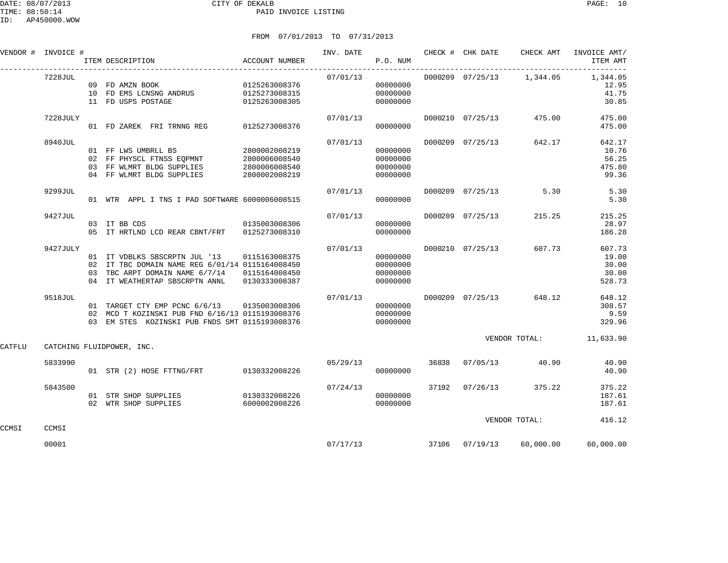CITY OF DEKALB

PAID INVOICE LISTING

DATE: 08/07/2013
TIME: 08:50:14
ID: AP450000.WOW

FROM 07/01/2013 TO 07/31/2013

| VENDOR # | INVOICE # | ITEM DESCRIPTION | ACCOUNT NUMBER | INV. DATE | P.O. NUM | CHECK # | CHK DATE | CHECK AMT | INVOICE AMT/ ITEM AMT |
|---|---|---|---|---|---|---|---|---|---|
| | 7228JUL | | | 07/01/13 | | D000209 | 07/25/13 | 1,344.05 | 1,344.05 |
| | | 09 FD AMZN BOOK | 0125263008376 | | 00000000 | | | | 12.95 |
| | | 10 FD EMS LCNSNG ANDRUS | 0125273008315 | | 00000000 | | | | 41.75 |
| | | 11 FD USPS POSTAGE | 0125263008305 | | 00000000 | | | | 30.85 |
| | 7228JULY | | | 07/01/13 | | D000210 | 07/25/13 | 475.00 | 475.00 |
| | | 01 FD ZAREK FRI TRNNG REG | 0125273008376 | | 00000000 | | | | 475.00 |
| | 8940JUL | | | 07/01/13 | | D000209 | 07/25/13 | 642.17 | 642.17 |
| | | 01 FF LWS UMBRLL BS | 2800002008219 | | 00000000 | | | | 10.76 |
| | | 02 FF PHYSCL FTNSS EQPMNT | 2800006008540 | | 00000000 | | | | 56.25 |
| | | 03 FF WLMRT BLDG SUPPLIES | 2800006008540 | | 00000000 | | | | 475.80 |
| | | 04 FF WLMRT BLDG SUPPLIES | 2800002008219 | | 00000000 | | | | 99.36 |
| | 9299JUL | | | 07/01/13 | | D000209 | 07/25/13 | 5.30 | 5.30 |
| | | 01 WTR APPL I TNS I PAD SOFTWARE | 6000006008515 | | 00000000 | | | | 5.30 |
| | 9427JUL | | | 07/01/13 | | D000209 | 07/25/13 | 215.25 | 215.25 |
| | | 03 IT BB CDS | 0135003008306 | | 00000000 | | | | 28.97 |
| | | 05 IT HRTLND LCD REAR CBNT/FRT | 0125273008310 | | 00000000 | | | | 186.28 |
| | 9427JULY | | | 07/01/13 | | D000210 | 07/25/13 | 607.73 | 607.73 |
| | | 01 IT VDBLKS SBSCRPTN JUL '13 | 0115163008375 | | 00000000 | | | | 19.00 |
| | | 02 IT TBC DOMAIN NAME REG 6/01/14 | 0115164008450 | | 00000000 | | | | 30.00 |
| | | 03 TBC ARPT DOMAIN NAME 6/7/14 | 0115164008450 | | 00000000 | | | | 30.00 |
| | | 04 IT WEATHERTAP SBSCRPTN ANNL | 0130333008387 | | 00000000 | | | | 528.73 |
| | 9518JUL | | | 07/01/13 | | D000209 | 07/25/13 | 648.12 | 648.12 |
| | | 01 TARGET CTY EMP PCNC 6/6/13 | 0135003008306 | | 00000000 | | | | 308.57 |
| | | 02 MCD T KOZINSKI PUB FND 6/16/13 | 0115193008376 | | 00000000 | | | | 9.59 |
| | | 03 EM STES KOZINSKI PUB FNDS SMT | 0115193008376 | | 00000000 | | | | 329.96 |
| | | | | | | | | VENDOR TOTAL: | 11,633.90 |
| CATFLU | CATCHING FLUIDPOWER, INC. | | | | | | | | |
| | 5833990 | | | 05/29/13 | | 36838 | 07/05/13 | 40.90 | 40.90 |
| | | 01 STR (2) HOSE FTTNG/FRT | 0130332008226 | | 00000000 | | | | 40.90 |
| | 5843500 | | | 07/24/13 | | 37192 | 07/26/13 | 375.22 | 375.22 |
| | | 01 STR SHOP SUPPLIES | 0130332008226 | | 00000000 | | | | 187.61 |
| | | 02 WTR SHOP SUPPLIES | 6000002008226 | | 00000000 | | | | 187.61 |
| | | | | | | | | VENDOR TOTAL: | 416.12 |
| CCMSI | CCMSI | | | | | | | | |
| | 00001 | | | 07/17/13 | | 37106 | 07/19/13 | 60,000.00 | 60,000.00 |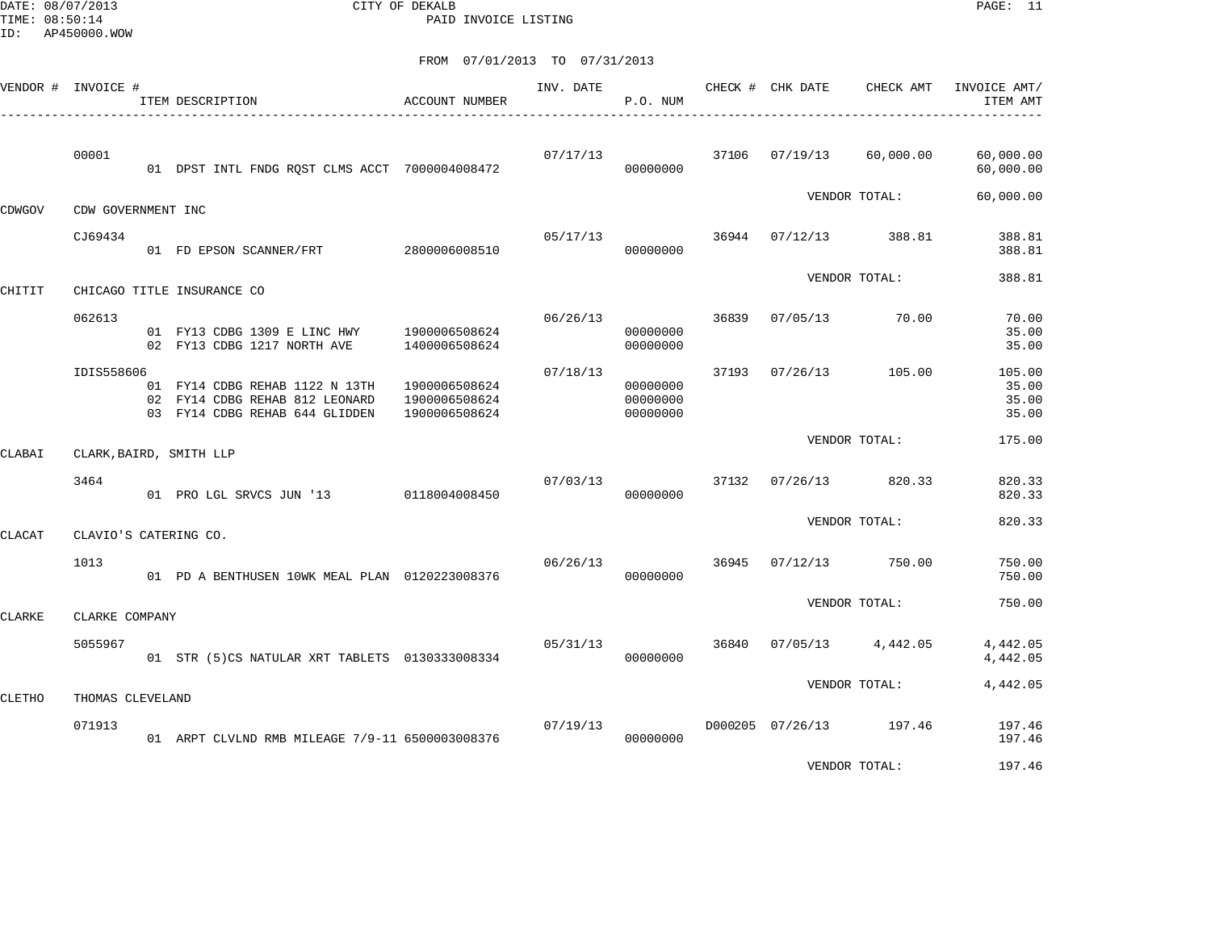CITY OF DEKALB
PAID INVOICE LISTING

FROM 07/01/2013 TO 07/31/2013

| VENDOR # | INVOICE # / ITEM DESCRIPTION | ACCOUNT NUMBER | INV. DATE | P.O. NUM | CHECK # | CHK DATE | CHECK AMT | INVOICE AMT/ ITEM AMT |
|---|---|---|---|---|---|---|---|---|
| | 00001 | | 07/17/13 | | 37106 | 07/19/13 | 60,000.00 | 60,000.00 |
| | 01 DPST INTL FNDG RQST CLMS ACCT | 7000004008472 | | 00000000 | | | | 60,000.00 |
| | | | | | | VENDOR TOTAL: | | 60,000.00 |
| CDWGOV | CDW GOVERNMENT INC | | | | | | | |
| | CJ69434 | | 05/17/13 | | 36944 | 07/12/13 | 388.81 | 388.81 |
| | 01 FD EPSON SCANNER/FRT | 2800006008510 | | 00000000 | | | | 388.81 |
| | | | | | | VENDOR TOTAL: | | 388.81 |
| CHITIT | CHICAGO TITLE INSURANCE CO | | | | | | | |
| | 062613 | | 06/26/13 | | 36839 | 07/05/13 | 70.00 | 70.00 |
| | 01 FY13 CDBG 1309 E LINC HWY | 1900006508624 | | 00000000 | | | | 35.00 |
| | 02 FY13 CDBG 1217 NORTH AVE | 1400006508624 | | 00000000 | | | | 35.00 |
| | IDIS558606 | | 07/18/13 | | 37193 | 07/26/13 | 105.00 | 105.00 |
| | 01 FY14 CDBG REHAB 1122 N 13TH | 1900006508624 | | 00000000 | | | | 35.00 |
| | 02 FY14 CDBG REHAB 812 LEONARD | 1900006508624 | | 00000000 | | | | 35.00 |
| | 03 FY14 CDBG REHAB 644 GLIDDEN | 1900006508624 | | 00000000 | | | | 35.00 |
| | | | | | | VENDOR TOTAL: | | 175.00 |
| CLABAI | CLARK,BAIRD, SMITH LLP | | | | | | | |
| | 3464 | | 07/03/13 | | 37132 | 07/26/13 | 820.33 | 820.33 |
| | 01 PRO LGL SRVCS JUN '13 | 0118004008450 | | 00000000 | | | | 820.33 |
| | | | | | | VENDOR TOTAL: | | 820.33 |
| CLACAT | CLAVIO'S CATERING CO. | | | | | | | |
| | 1013 | | 06/26/13 | | 36945 | 07/12/13 | 750.00 | 750.00 |
| | 01 PD A BENTHUSEN 10WK MEAL PLAN | 0120223008376 | | 00000000 | | | | 750.00 |
| | | | | | | VENDOR TOTAL: | | 750.00 |
| CLARKE | CLARKE COMPANY | | | | | | | |
| | 5055967 | | 05/31/13 | | 36840 | 07/05/13 | 4,442.05 | 4,442.05 |
| | 01 STR (5)CS NATULAR XRT TABLETS | 0130333008334 | | 00000000 | | | | 4,442.05 |
| | | | | | | VENDOR TOTAL: | | 4,442.05 |
| CLETHO | THOMAS CLEVELAND | | | | | | | |
| | 071913 | | 07/19/13 | | D000205 | 07/26/13 | 197.46 | 197.46 |
| | 01 ARPT CLVLND RMB MILEAGE 7/9-11 | 6500003008376 | | 00000000 | | | | 197.46 |
| | | | | | | VENDOR TOTAL: | | 197.46 |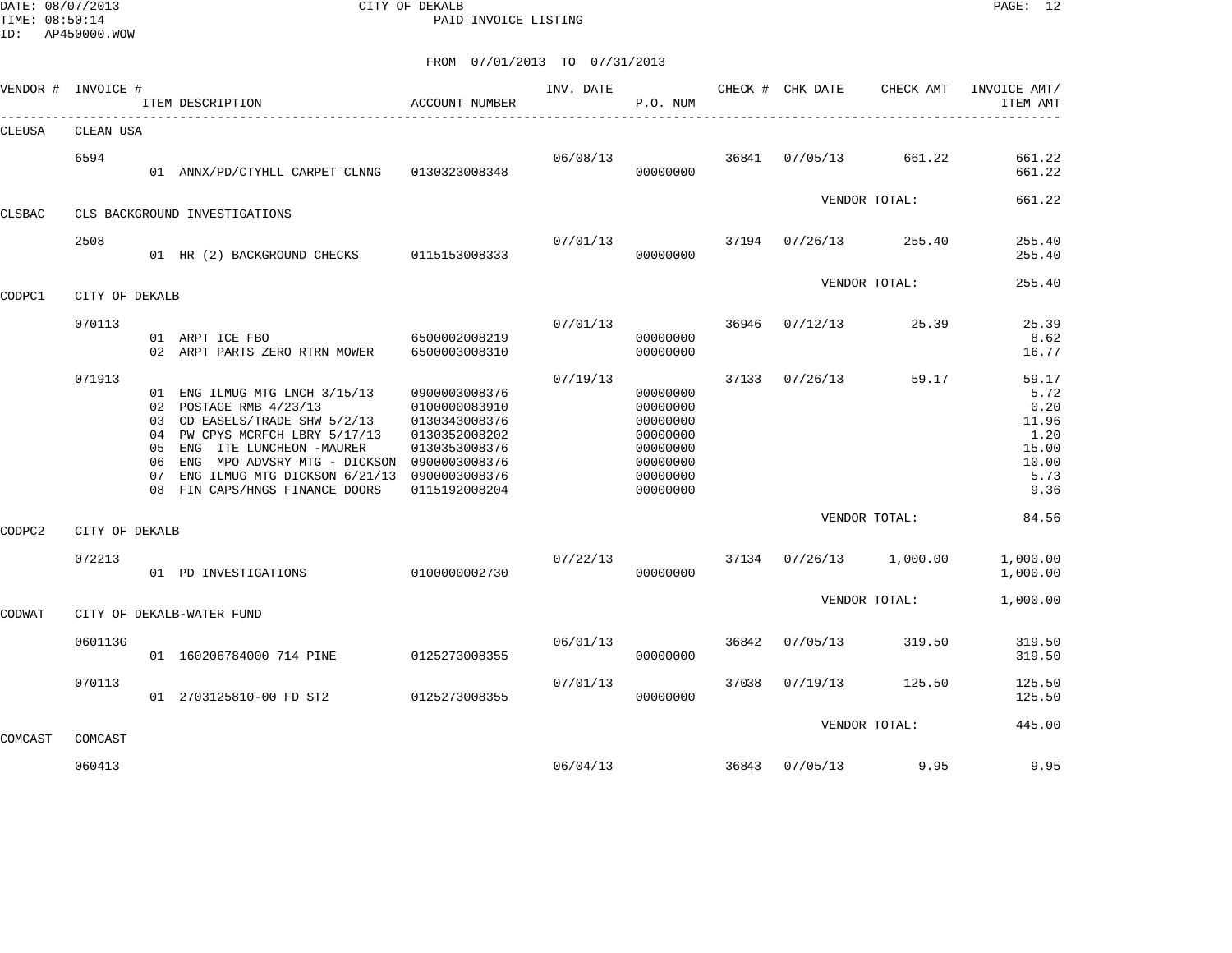DATE: 08/07/2013 CITY OF DEKALB
TIME: 08:50:14 PAID INVOICE LISTING
ID: AP450000.WOW

FROM 07/01/2013 TO 07/31/2013

| VENDOR # | INVOICE # | ITEM DESCRIPTION | ACCOUNT NUMBER | INV. DATE | P.O. NUM | CHECK # | CHK DATE | CHECK AMT | INVOICE AMT/ ITEM AMT |
|---|---|---|---|---|---|---|---|---|---|
| CLEUSA | CLEAN USA | | | | | | | | |
| | 6594 | | | 06/08/13 | | 36841 | 07/05/13 | 661.22 | 661.22 |
| | | 01 ANNX/PD/CTYHLL CARPET CLNNG | 0130323008348 | | 00000000 | | | | 661.22 |
| | | | | | | | VENDOR TOTAL: | | 661.22 |
| CLSBAC | CLS BACKGROUND INVESTIGATIONS | | | | | | | | |
| | 2508 | | | 07/01/13 | | 37194 | 07/26/13 | 255.40 | 255.40 |
| | | 01 HR (2) BACKGROUND CHECKS | 0115153008333 | | 00000000 | | | | 255.40 |
| | | | | | | | VENDOR TOTAL: | | 255.40 |
| CODPC1 | CITY OF DEKALB | | | | | | | | |
| | 070113 | | | 07/01/13 | | 36946 | 07/12/13 | 25.39 | 25.39 |
| | | 01 ARPT ICE FBO | 6500002008219 | | 00000000 | | | | 8.62 |
| | | 02 ARPT PARTS ZERO RTRN MOWER | 6500003008310 | | 00000000 | | | | 16.77 |
| | 071913 | | | 07/19/13 | | 37133 | 07/26/13 | 59.17 | 59.17 |
| | | 01 ENG ILMUG MTG LNCH 3/15/13 | 0900003008376 | | 00000000 | | | | 5.72 |
| | | 02 POSTAGE RMB 4/23/13 | 0100000083910 | | 00000000 | | | | 0.20 |
| | | 03 CD EASELS/TRADE SHW 5/2/13 | 0130343008376 | | 00000000 | | | | 11.96 |
| | | 04 PW CPYS MCRFCH LBRY 5/17/13 | 0130352008202 | | 00000000 | | | | 1.20 |
| | | 05 ENG ITE LUNCHEON -MAURER | 0130353008376 | | 00000000 | | | | 15.00 |
| | | 06 ENG MPO ADVSRY MTG - DICKSON | 0900003008376 | | 00000000 | | | | 10.00 |
| | | 07 ENG ILMUG MTG DICKSON 6/21/13 | 0900003008376 | | 00000000 | | | | 5.73 |
| | | 08 FIN CAPS/HNGS FINANCE DOORS | 0115192008204 | | 00000000 | | | | 9.36 |
| | | | | | | | VENDOR TOTAL: | | 84.56 |
| CODPC2 | CITY OF DEKALB | | | | | | | | |
| | 072213 | | | 07/22/13 | | 37134 | 07/26/13 | 1,000.00 | 1,000.00 |
| | | 01 PD INVESTIGATIONS | 0100000002730 | | 00000000 | | | | 1,000.00 |
| | | | | | | | VENDOR TOTAL: | | 1,000.00 |
| CODWAT | CITY OF DEKALB-WATER FUND | | | | | | | | |
| | 060113G | | | 06/01/13 | | 36842 | 07/05/13 | 319.50 | 319.50 |
| | | 01 160206784000 714 PINE | 0125273008355 | | 00000000 | | | | 319.50 |
| | 070113 | | | 07/01/13 | | 37038 | 07/19/13 | 125.50 | 125.50 |
| | | 01 2703125810-00 FD ST2 | 0125273008355 | | 00000000 | | | | 125.50 |
| | | | | | | | VENDOR TOTAL: | | 445.00 |
| COMCAST | COMCAST | | | | | | | | |
| | 060413 | | | 06/04/13 | | 36843 | 07/05/13 | 9.95 | 9.95 |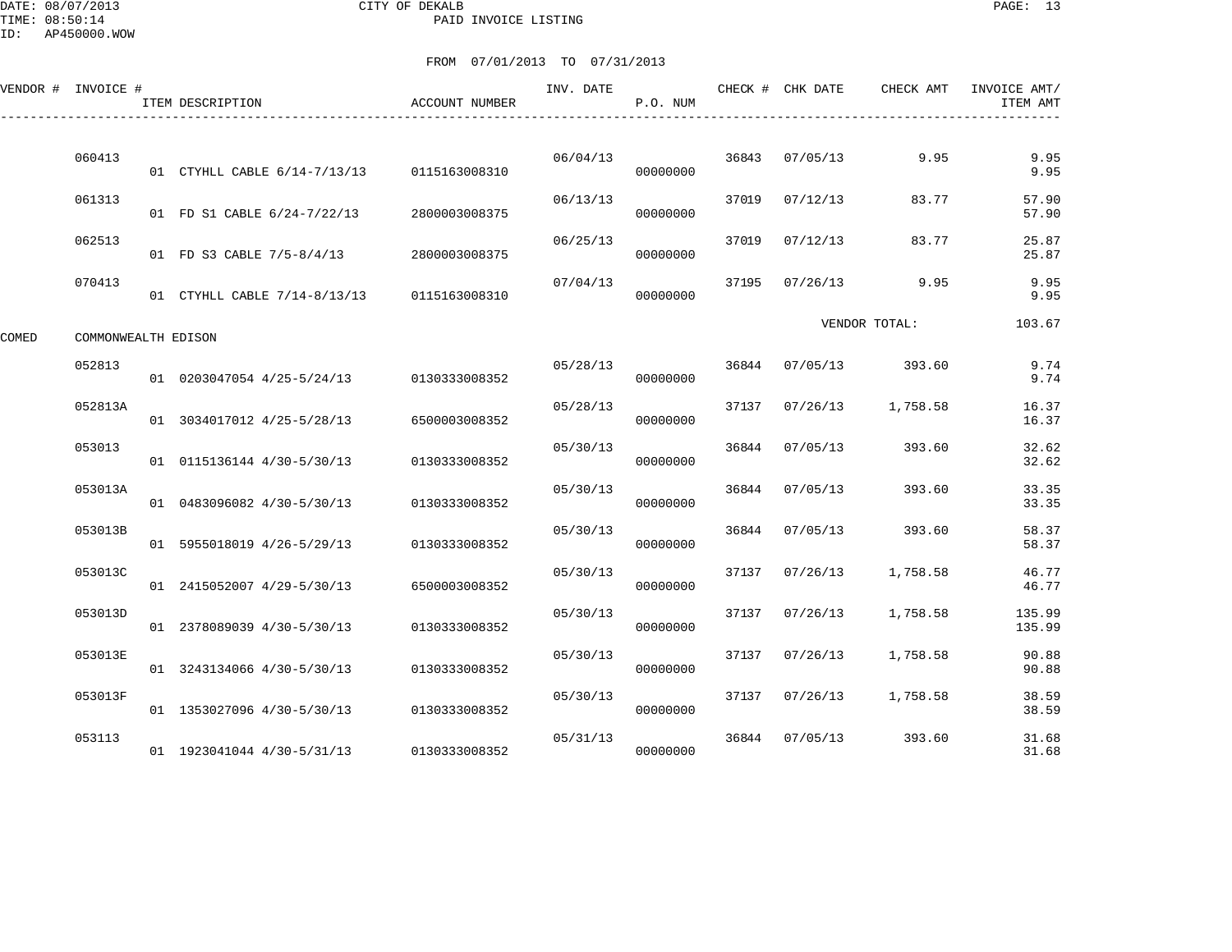DATE: 08/07/2013 CITY OF DEKALB
TIME: 08:50:14 PAID INVOICE LISTING
ID: AP450000.WOW

FROM 07/01/2013 TO 07/31/2013

| VENDOR # | INVOICE # | ITEM DESCRIPTION | ACCOUNT NUMBER | INV. DATE | P.O. NUM | CHECK # | CHK DATE | CHECK AMT | INVOICE AMT/ ITEM AMT |
|---|---|---|---|---|---|---|---|---|---|
| | 060413 | | | 06/04/13 | | 36843 | 07/05/13 | 9.95 | 9.95 |
| | | 01 CTYHLL CABLE 6/14-7/13/13 | 0115163008310 | | 00000000 | | | | 9.95 |
| | 061313 | | | 06/13/13 | | 37019 | 07/12/13 | 83.77 | 57.90 |
| | | 01 FD S1 CABLE 6/24-7/22/13 | 2800003008375 | | 00000000 | | | | 57.90 |
| | 062513 | | | 06/25/13 | | 37019 | 07/12/13 | 83.77 | 25.87 |
| | | 01 FD S3 CABLE 7/5-8/4/13 | 2800003008375 | | 00000000 | | | | 25.87 |
| | 070413 | | | 07/04/13 | | 37195 | 07/26/13 | 9.95 | 9.95 |
| | | 01 CTYHLL CABLE 7/14-8/13/13 | 0115163008310 | | 00000000 | | | | 9.95 |
| | | | | | | | | VENDOR TOTAL: | 103.67 |
| COMED | COMMONWEALTH EDISON | | | | | | | | |
| | 052813 | | | 05/28/13 | | 36844 | 07/05/13 | 393.60 | 9.74 |
| | | 01 0203047054 4/25-5/24/13 | 0130333008352 | | 00000000 | | | | 9.74 |
| | 052813A | | | 05/28/13 | | 37137 | 07/26/13 | 1,758.58 | 16.37 |
| | | 01 3034017012 4/25-5/28/13 | 6500003008352 | | 00000000 | | | | 16.37 |
| | 053013 | | | 05/30/13 | | 36844 | 07/05/13 | 393.60 | 32.62 |
| | | 01 0115136144 4/30-5/30/13 | 0130333008352 | | 00000000 | | | | 32.62 |
| | 053013A | | | 05/30/13 | | 36844 | 07/05/13 | 393.60 | 33.35 |
| | | 01 0483096082 4/30-5/30/13 | 0130333008352 | | 00000000 | | | | 33.35 |
| | 053013B | | | 05/30/13 | | 36844 | 07/05/13 | 393.60 | 58.37 |
| | | 01 5955018019 4/26-5/29/13 | 0130333008352 | | 00000000 | | | | 58.37 |
| | 053013C | | | 05/30/13 | | 37137 | 07/26/13 | 1,758.58 | 46.77 |
| | | 01 2415052007 4/29-5/30/13 | 6500003008352 | | 00000000 | | | | 46.77 |
| | 053013D | | | 05/30/13 | | 37137 | 07/26/13 | 1,758.58 | 135.99 |
| | | 01 2378089039 4/30-5/30/13 | 0130333008352 | | 00000000 | | | | 135.99 |
| | 053013E | | | 05/30/13 | | 37137 | 07/26/13 | 1,758.58 | 90.88 |
| | | 01 3243134066 4/30-5/30/13 | 0130333008352 | | 00000000 | | | | 90.88 |
| | 053013F | | | 05/30/13 | | 37137 | 07/26/13 | 1,758.58 | 38.59 |
| | | 01 1353027096 4/30-5/30/13 | 0130333008352 | | 00000000 | | | | 38.59 |
| | 053113 | | | 05/31/13 | | 36844 | 07/05/13 | 393.60 | 31.68 |
| | | 01 1923041044 4/30-5/31/13 | 0130333008352 | | 00000000 | | | | 31.68 |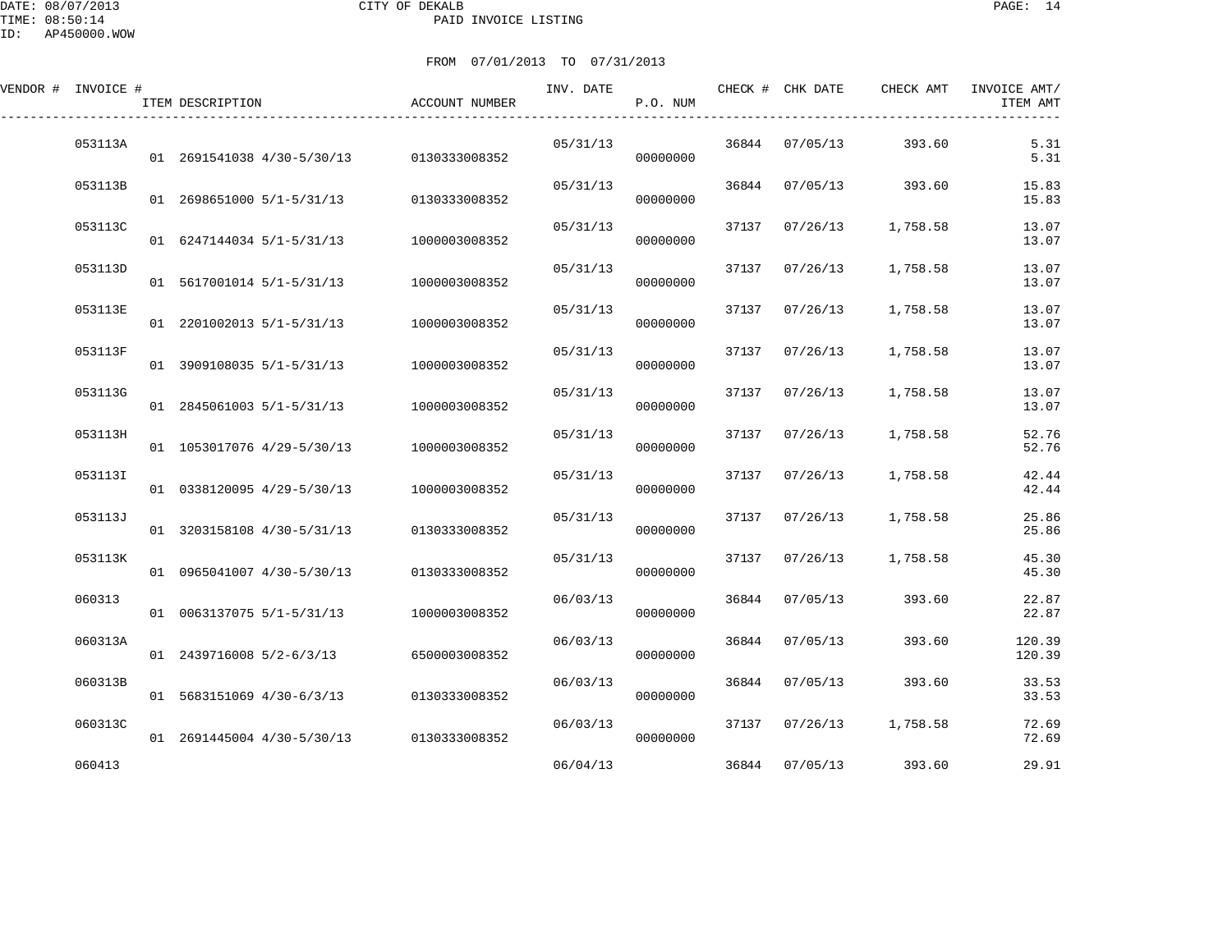CITY OF DEKALB
PAID INVOICE LISTING

DATE: 08/07/2013
TIME: 08:50:14
ID: AP450000.WOW

FROM 07/01/2013 TO 07/31/2013

| VENDOR # | INVOICE # | ITEM DESCRIPTION | ACCOUNT NUMBER | INV. DATE | P.O. NUM | CHECK # | CHK DATE | CHECK AMT | INVOICE AMT/ ITEM AMT |
|---|---|---|---|---|---|---|---|---|---|
| | 053113A | | | 05/31/13 | | 36844 | 07/05/13 | 393.60 | 5.31 |
| | | 01 2691541038 4/30-5/30/13 | 0130333008352 | | 00000000 | | | | 5.31 |
| | 053113B | | | 05/31/13 | | 36844 | 07/05/13 | 393.60 | 15.83 |
| | | 01 2698651000 5/1-5/31/13 | 0130333008352 | | 00000000 | | | | 15.83 |
| | 053113C | | | 05/31/13 | | 37137 | 07/26/13 | 1,758.58 | 13.07 |
| | | 01 6247144034 5/1-5/31/13 | 1000003008352 | | 00000000 | | | | 13.07 |
| | 053113D | | | 05/31/13 | | 37137 | 07/26/13 | 1,758.58 | 13.07 |
| | | 01 5617001014 5/1-5/31/13 | 1000003008352 | | 00000000 | | | | 13.07 |
| | 053113E | | | 05/31/13 | | 37137 | 07/26/13 | 1,758.58 | 13.07 |
| | | 01 2201002013 5/1-5/31/13 | 1000003008352 | | 00000000 | | | | 13.07 |
| | 053113F | | | 05/31/13 | | 37137 | 07/26/13 | 1,758.58 | 13.07 |
| | | 01 3909108035 5/1-5/31/13 | 1000003008352 | | 00000000 | | | | 13.07 |
| | 053113G | | | 05/31/13 | | 37137 | 07/26/13 | 1,758.58 | 13.07 |
| | | 01 2845061003 5/1-5/31/13 | 1000003008352 | | 00000000 | | | | 13.07 |
| | 053113H | | | 05/31/13 | | 37137 | 07/26/13 | 1,758.58 | 52.76 |
| | | 01 1053017076 4/29-5/30/13 | 1000003008352 | | 00000000 | | | | 52.76 |
| | 053113I | | | 05/31/13 | | 37137 | 07/26/13 | 1,758.58 | 42.44 |
| | | 01 0338120095 4/29-5/30/13 | 1000003008352 | | 00000000 | | | | 42.44 |
| | 053113J | | | 05/31/13 | | 37137 | 07/26/13 | 1,758.58 | 25.86 |
| | | 01 3203158108 4/30-5/31/13 | 0130333008352 | | 00000000 | | | | 25.86 |
| | 053113K | | | 05/31/13 | | 37137 | 07/26/13 | 1,758.58 | 45.30 |
| | | 01 0965041007 4/30-5/30/13 | 0130333008352 | | 00000000 | | | | 45.30 |
| | 060313 | | | 06/03/13 | | 36844 | 07/05/13 | 393.60 | 22.87 |
| | | 01 0063137075 5/1-5/31/13 | 1000003008352 | | 00000000 | | | | 22.87 |
| | 060313A | | | 06/03/13 | | 36844 | 07/05/13 | 393.60 | 120.39 |
| | | 01 2439716008 5/2-6/3/13 | 6500003008352 | | 00000000 | | | | 120.39 |
| | 060313B | | | 06/03/13 | | 36844 | 07/05/13 | 393.60 | 33.53 |
| | | 01 5683151069 4/30-6/3/13 | 0130333008352 | | 00000000 | | | | 33.53 |
| | 060313C | | | 06/03/13 | | 37137 | 07/26/13 | 1,758.58 | 72.69 |
| | | 01 2691445004 4/30-5/30/13 | 0130333008352 | | 00000000 | | | | 72.69 |
| | 060413 | | | 06/04/13 | | 36844 | 07/05/13 | 393.60 | 29.91 |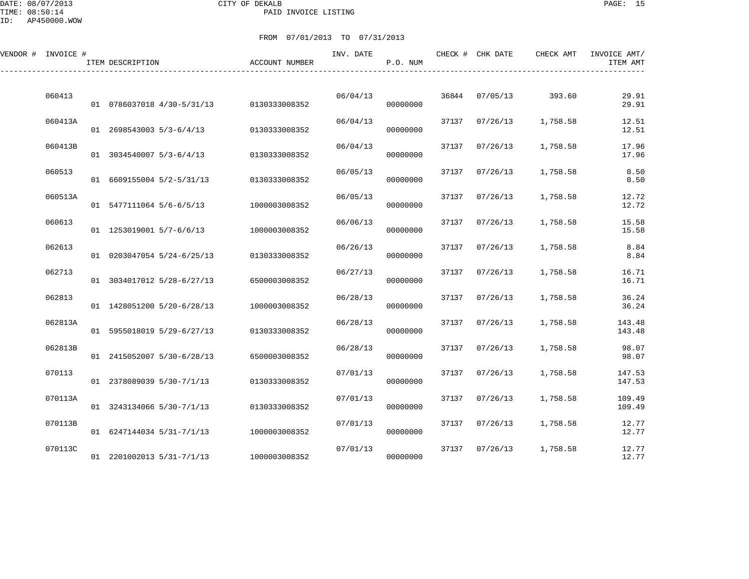CITY OF DEKALB
PAID INVOICE LISTING

DATE: 08/07/2013
TIME: 08:50:14
ID: AP450000.WOW

FROM 07/01/2013 TO 07/31/2013

| VENDOR # | INVOICE # | ITEM DESCRIPTION | ACCOUNT NUMBER | INV. DATE | P.O. NUM | CHECK # | CHK DATE | CHECK AMT | INVOICE AMT/ ITEM AMT |
|---|---|---|---|---|---|---|---|---|---|
| | 060413 | | | 06/04/13 | | 36844 | 07/05/13 | 393.60 | 29.91 |
| | | 01 0786037018 4/30-5/31/13 | 0130333008352 | | 00000000 | | | | 29.91 |
| | 060413A | | | 06/04/13 | | 37137 | 07/26/13 | 1,758.58 | 12.51 |
| | | 01 2698543003 5/3-6/4/13 | 0130333008352 | | 00000000 | | | | 12.51 |
| | 060413B | | | 06/04/13 | | 37137 | 07/26/13 | 1,758.58 | 17.96 |
| | | 01 3034540007 5/3-6/4/13 | 0130333008352 | | 00000000 | | | | 17.96 |
| | 060513 | | | 06/05/13 | | 37137 | 07/26/13 | 1,758.58 | 0.50 |
| | | 01 6609155004 5/2-5/31/13 | 0130333008352 | | 00000000 | | | | 0.50 |
| | 060513A | | | 06/05/13 | | 37137 | 07/26/13 | 1,758.58 | 12.72 |
| | | 01 5477111064 5/6-6/5/13 | 1000003008352 | | 00000000 | | | | 12.72 |
| | 060613 | | | 06/06/13 | | 37137 | 07/26/13 | 1,758.58 | 15.58 |
| | | 01 1253019001 5/7-6/6/13 | 1000003008352 | | 00000000 | | | | 15.58 |
| | 062613 | | | 06/26/13 | | 37137 | 07/26/13 | 1,758.58 | 8.84 |
| | | 01 0203047054 5/24-6/25/13 | 0130333008352 | | 00000000 | | | | 8.84 |
| | 062713 | | | 06/27/13 | | 37137 | 07/26/13 | 1,758.58 | 16.71 |
| | | 01 3034017012 5/28-6/27/13 | 6500003008352 | | 00000000 | | | | 16.71 |
| | 062813 | | | 06/28/13 | | 37137 | 07/26/13 | 1,758.58 | 36.24 |
| | | 01 1428051200 5/20-6/28/13 | 1000003008352 | | 00000000 | | | | 36.24 |
| | 062813A | | | 06/28/13 | | 37137 | 07/26/13 | 1,758.58 | 143.48 |
| | | 01 5955018019 5/29-6/27/13 | 0130333008352 | | 00000000 | | | | 143.48 |
| | 062813B | | | 06/28/13 | | 37137 | 07/26/13 | 1,758.58 | 98.07 |
| | | 01 2415052007 5/30-6/28/13 | 6500003008352 | | 00000000 | | | | 98.07 |
| | 070113 | | | 07/01/13 | | 37137 | 07/26/13 | 1,758.58 | 147.53 |
| | | 01 2378089039 5/30-7/1/13 | 0130333008352 | | 00000000 | | | | 147.53 |
| | 070113A | | | 07/01/13 | | 37137 | 07/26/13 | 1,758.58 | 109.49 |
| | | 01 3243134066 5/30-7/1/13 | 0130333008352 | | 00000000 | | | | 109.49 |
| | 070113B | | | 07/01/13 | | 37137 | 07/26/13 | 1,758.58 | 12.77 |
| | | 01 6247144034 5/31-7/1/13 | 1000003008352 | | 00000000 | | | | 12.77 |
| | 070113C | | | 07/01/13 | | 37137 | 07/26/13 | 1,758.58 | 12.77 |
| | | 01 2201002013 5/31-7/1/13 | 1000003008352 | | 00000000 | | | | 12.77 |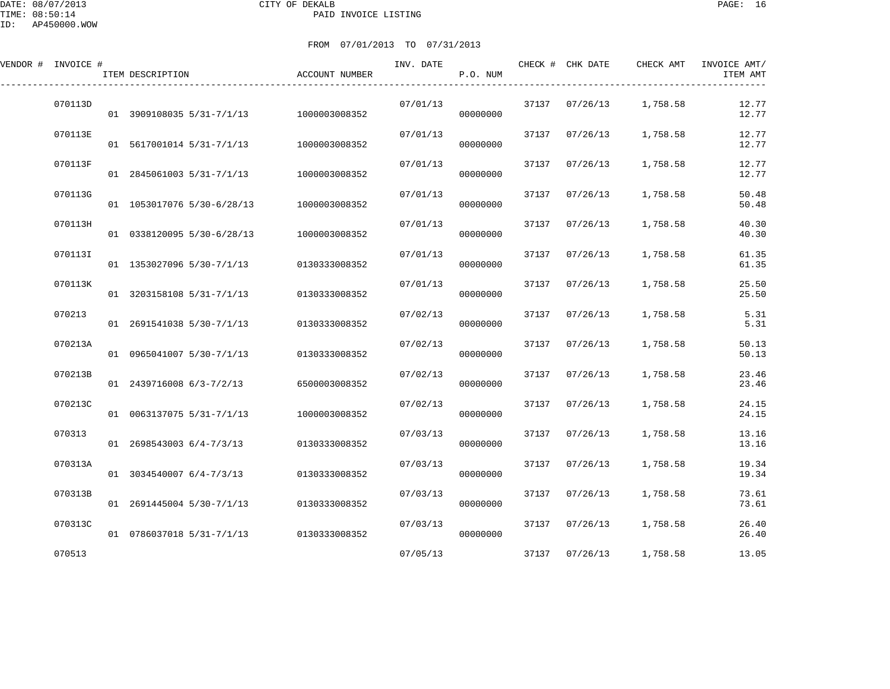CITY OF DEKALB
PAID INVOICE LISTING

DATE: 08/07/2013
TIME: 08:50:14
ID: AP450000.WOW

FROM 07/01/2013 TO 07/31/2013

| VENDOR # | INVOICE # | ITEM DESCRIPTION | ACCOUNT NUMBER | INV. DATE | P.O. NUM | CHECK # | CHK DATE | CHECK AMT | INVOICE AMT/ ITEM AMT |
|---|---|---|---|---|---|---|---|---|---|
| | 070113D | | | 07/01/13 | | 37137 | 07/26/13 | 1,758.58 | 12.77 |
| | | 01 3909108035 5/31-7/1/13 | 1000003008352 | | 00000000 | | | | 12.77 |
| | 070113E | | | 07/01/13 | | 37137 | 07/26/13 | 1,758.58 | 12.77 |
| | | 01 5617001014 5/31-7/1/13 | 1000003008352 | | 00000000 | | | | 12.77 |
| | 070113F | | | 07/01/13 | | 37137 | 07/26/13 | 1,758.58 | 12.77 |
| | | 01 2845061003 5/31-7/1/13 | 1000003008352 | | 00000000 | | | | 12.77 |
| | 070113G | | | 07/01/13 | | 37137 | 07/26/13 | 1,758.58 | 50.48 |
| | | 01 1053017076 5/30-6/28/13 | 1000003008352 | | 00000000 | | | | 50.48 |
| | 070113H | | | 07/01/13 | | 37137 | 07/26/13 | 1,758.58 | 40.30 |
| | | 01 0338120095 5/30-6/28/13 | 1000003008352 | | 00000000 | | | | 40.30 |
| | 070113I | | | 07/01/13 | | 37137 | 07/26/13 | 1,758.58 | 61.35 |
| | | 01 1353027096 5/30-7/1/13 | 0130333008352 | | 00000000 | | | | 61.35 |
| | 070113K | | | 07/01/13 | | 37137 | 07/26/13 | 1,758.58 | 25.50 |
| | | 01 3203158108 5/31-7/1/13 | 0130333008352 | | 00000000 | | | | 25.50 |
| | 070213 | | | 07/02/13 | | 37137 | 07/26/13 | 1,758.58 | 5.31 |
| | | 01 2691541038 5/30-7/1/13 | 0130333008352 | | 00000000 | | | | 5.31 |
| | 070213A | | | 07/02/13 | | 37137 | 07/26/13 | 1,758.58 | 50.13 |
| | | 01 0965041007 5/30-7/1/13 | 0130333008352 | | 00000000 | | | | 50.13 |
| | 070213B | | | 07/02/13 | | 37137 | 07/26/13 | 1,758.58 | 23.46 |
| | | 01 2439716008 6/3-7/2/13 | 6500003008352 | | 00000000 | | | | 23.46 |
| | 070213C | | | 07/02/13 | | 37137 | 07/26/13 | 1,758.58 | 24.15 |
| | | 01 0063137075 5/31-7/1/13 | 1000003008352 | | 00000000 | | | | 24.15 |
| | 070313 | | | 07/03/13 | | 37137 | 07/26/13 | 1,758.58 | 13.16 |
| | | 01 2698543003 6/4-7/3/13 | 0130333008352 | | 00000000 | | | | 13.16 |
| | 070313A | | | 07/03/13 | | 37137 | 07/26/13 | 1,758.58 | 19.34 |
| | | 01 3034540007 6/4-7/3/13 | 0130333008352 | | 00000000 | | | | 19.34 |
| | 070313B | | | 07/03/13 | | 37137 | 07/26/13 | 1,758.58 | 73.61 |
| | | 01 2691445004 5/30-7/1/13 | 0130333008352 | | 00000000 | | | | 73.61 |
| | 070313C | | | 07/03/13 | | 37137 | 07/26/13 | 1,758.58 | 26.40 |
| | | 01 0786037018 5/31-7/1/13 | 0130333008352 | | 00000000 | | | | 26.40 |
| | 070513 | | | 07/05/13 | | 37137 | 07/26/13 | 1,758.58 | 13.05 |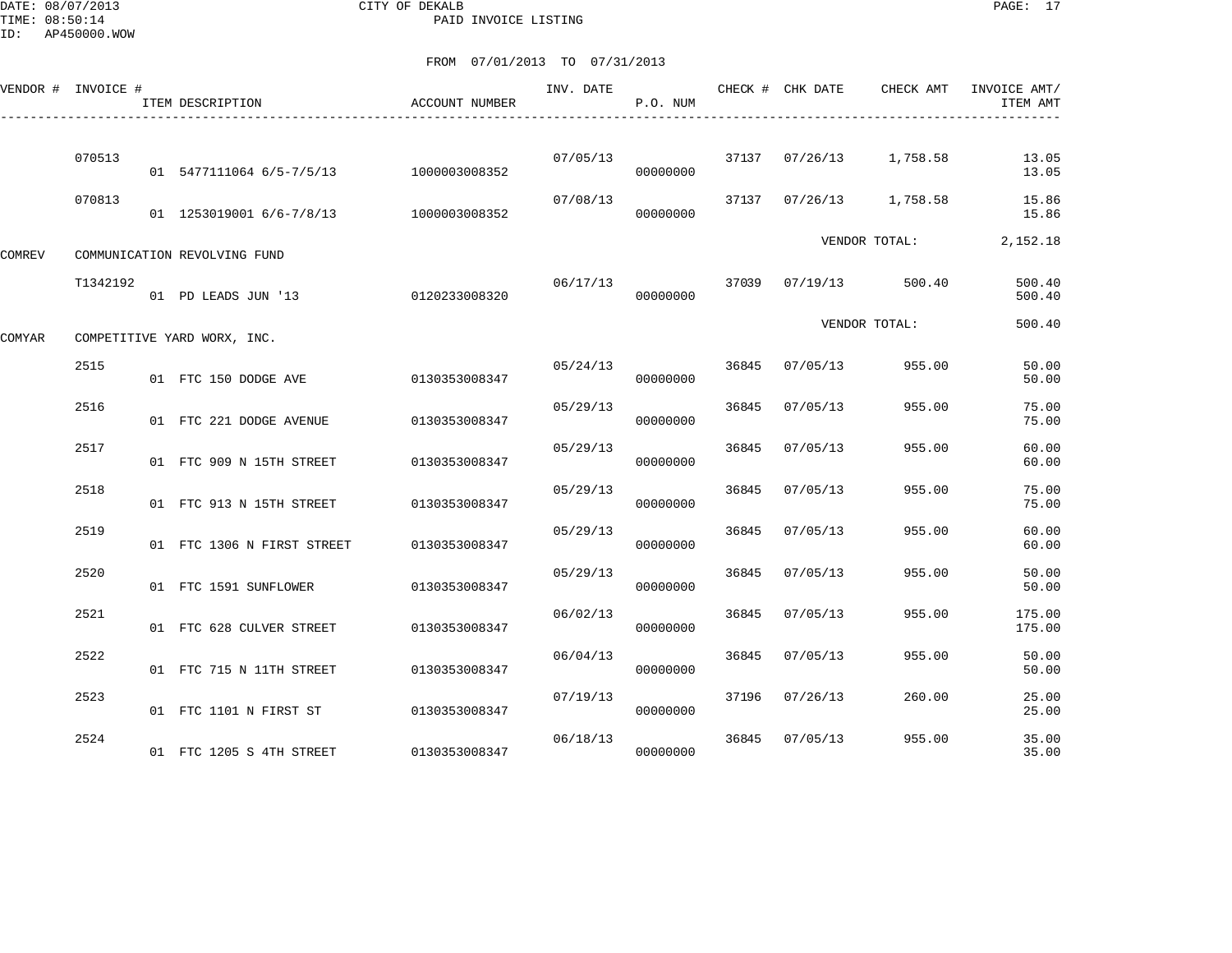CITY OF DEKALB
PAID INVOICE LISTING

DATE: 08/07/2013
TIME: 08:50:14
ID: AP450000.WOW

FROM 07/01/2013 TO 07/31/2013

| VENDOR # | INVOICE # | ITEM DESCRIPTION | ACCOUNT NUMBER | INV. DATE | P.O. NUM | CHECK # | CHK DATE | CHECK AMT | INVOICE AMT/ ITEM AMT |
|---|---|---|---|---|---|---|---|---|---|
| | 070513 | | | 07/05/13 | | 37137 | 07/26/13 | 1,758.58 | 13.05 |
| | | 01 5477111064 6/5-7/5/13 | 1000003008352 | | 00000000 | | | | 13.05 |
| | 070813 | | | 07/08/13 | | 37137 | 07/26/13 | 1,758.58 | 15.86 |
| | | 01 1253019001 6/6-7/8/13 | 1000003008352 | | 00000000 | | | | 15.86 |
| | | | | | | | VENDOR TOTAL: | | 2,152.18 |
| COMREV | COMMUNICATION REVOLVING FUND | | | | | | | | |
| | T1342192 | | | 06/17/13 | | 37039 | 07/19/13 | 500.40 | 500.40 |
| | | 01 PD LEADS JUN '13 | 0120233008320 | | 00000000 | | | | 500.40 |
| | | | | | | | VENDOR TOTAL: | | 500.40 |
| COMYAR | COMPETITIVE YARD WORX, INC. | | | | | | | | |
| | 2515 | | | 05/24/13 | | 36845 | 07/05/13 | 955.00 | 50.00 |
| | | 01 FTC 150 DODGE AVE | 0130353008347 | | 00000000 | | | | 50.00 |
| | 2516 | | | 05/29/13 | | 36845 | 07/05/13 | 955.00 | 75.00 |
| | | 01 FTC 221 DODGE AVENUE | 0130353008347 | | 00000000 | | | | 75.00 |
| | 2517 | | | 05/29/13 | | 36845 | 07/05/13 | 955.00 | 60.00 |
| | | 01 FTC 909 N 15TH STREET | 0130353008347 | | 00000000 | | | | 60.00 |
| | 2518 | | | 05/29/13 | | 36845 | 07/05/13 | 955.00 | 75.00 |
| | | 01 FTC 913 N 15TH STREET | 0130353008347 | | 00000000 | | | | 75.00 |
| | 2519 | | | 05/29/13 | | 36845 | 07/05/13 | 955.00 | 60.00 |
| | | 01 FTC 1306 N FIRST STREET | 0130353008347 | | 00000000 | | | | 60.00 |
| | 2520 | | | 05/29/13 | | 36845 | 07/05/13 | 955.00 | 50.00 |
| | | 01 FTC 1591 SUNFLOWER | 0130353008347 | | 00000000 | | | | 50.00 |
| | 2521 | | | 06/02/13 | | 36845 | 07/05/13 | 955.00 | 175.00 |
| | | 01 FTC 628 CULVER STREET | 0130353008347 | | 00000000 | | | | 175.00 |
| | 2522 | | | 06/04/13 | | 36845 | 07/05/13 | 955.00 | 50.00 |
| | | 01 FTC 715 N 11TH STREET | 0130353008347 | | 00000000 | | | | 50.00 |
| | 2523 | | | 07/19/13 | | 37196 | 07/26/13 | 260.00 | 25.00 |
| | | 01 FTC 1101 N FIRST ST | 0130353008347 | | 00000000 | | | | 25.00 |
| | 2524 | | | 06/18/13 | | 36845 | 07/05/13 | 955.00 | 35.00 |
| | | 01 FTC 1205 S 4TH STREET | 0130353008347 | | 00000000 | | | | 35.00 |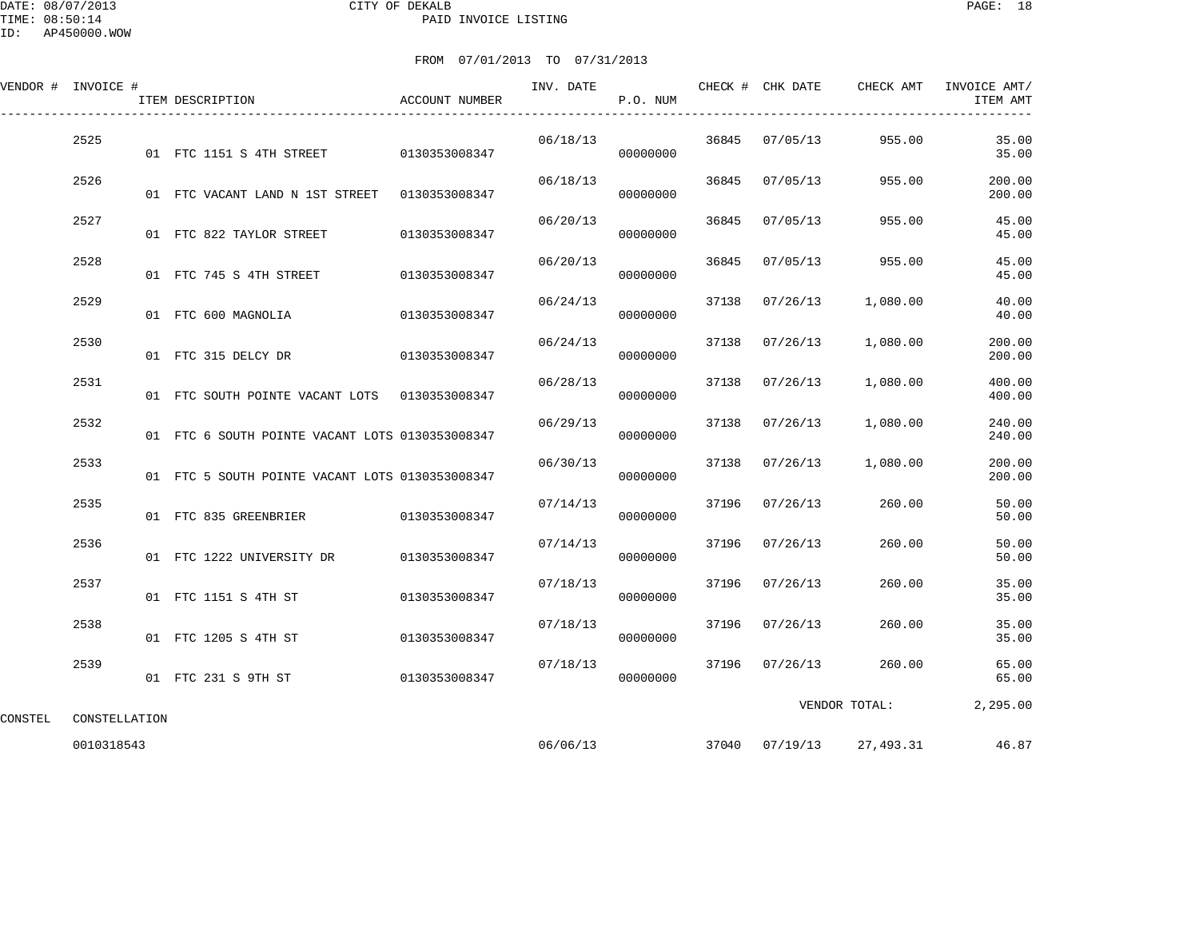DATE: 08/07/2013 CITY OF DEKALB
TIME: 08:50:14 PAID INVOICE LISTING
ID: AP450000.WOW

FROM 07/01/2013 TO 07/31/2013

| VENDOR # | INVOICE # | ITEM DESCRIPTION | ACCOUNT NUMBER | INV. DATE | P.O. NUM | CHECK # | CHK DATE | CHECK AMT | INVOICE AMT/ ITEM AMT |
|---|---|---|---|---|---|---|---|---|---|
| | 2525 | | | 06/18/13 | | 36845 | 07/05/13 | 955.00 | 35.00 |
| | | 01 FTC 1151 S 4TH STREET | 0130353008347 | | 00000000 | | | | 35.00 |
| | 2526 | | | 06/18/13 | | 36845 | 07/05/13 | 955.00 | 200.00 |
| | | 01 FTC VACANT LAND N 1ST STREET | 0130353008347 | | 00000000 | | | | 200.00 |
| | 2527 | | | 06/20/13 | | 36845 | 07/05/13 | 955.00 | 45.00 |
| | | 01 FTC 822 TAYLOR STREET | 0130353008347 | | 00000000 | | | | 45.00 |
| | 2528 | | | 06/20/13 | | 36845 | 07/05/13 | 955.00 | 45.00 |
| | | 01 FTC 745 S 4TH STREET | 0130353008347 | | 00000000 | | | | 45.00 |
| | 2529 | | | 06/24/13 | | 37138 | 07/26/13 | 1,080.00 | 40.00 |
| | | 01 FTC 600 MAGNOLIA | 0130353008347 | | 00000000 | | | | 40.00 |
| | 2530 | | | 06/24/13 | | 37138 | 07/26/13 | 1,080.00 | 200.00 |
| | | 01 FTC 315 DELCY DR | 0130353008347 | | 00000000 | | | | 200.00 |
| | 2531 | | | 06/28/13 | | 37138 | 07/26/13 | 1,080.00 | 400.00 |
| | | 01 FTC SOUTH POINTE VACANT LOTS | 0130353008347 | | 00000000 | | | | 400.00 |
| | 2532 | | | 06/29/13 | | 37138 | 07/26/13 | 1,080.00 | 240.00 |
| | | 01 FTC 6 SOUTH POINTE VACANT LOTS | 0130353008347 | | 00000000 | | | | 240.00 |
| | 2533 | | | 06/30/13 | | 37138 | 07/26/13 | 1,080.00 | 200.00 |
| | | 01 FTC 5 SOUTH POINTE VACANT LOTS | 0130353008347 | | 00000000 | | | | 200.00 |
| | 2535 | | | 07/14/13 | | 37196 | 07/26/13 | 260.00 | 50.00 |
| | | 01 FTC 835 GREENBRIER | 0130353008347 | | 00000000 | | | | 50.00 |
| | 2536 | | | 07/14/13 | | 37196 | 07/26/13 | 260.00 | 50.00 |
| | | 01 FTC 1222 UNIVERSITY DR | 0130353008347 | | 00000000 | | | | 50.00 |
| | 2537 | | | 07/18/13 | | 37196 | 07/26/13 | 260.00 | 35.00 |
| | | 01 FTC 1151 S 4TH ST | 0130353008347 | | 00000000 | | | | 35.00 |
| | 2538 | | | 07/18/13 | | 37196 | 07/26/13 | 260.00 | 35.00 |
| | | 01 FTC 1205 S 4TH ST | 0130353008347 | | 00000000 | | | | 35.00 |
| | 2539 | | | 07/18/13 | | 37196 | 07/26/13 | 260.00 | 65.00 |
| | | 01 FTC 231 S 9TH ST | 0130353008347 | | 00000000 | | | | 65.00 |
| | | | | | | | | VENDOR TOTAL: | 2,295.00 |
| CONSTEL | CONSTELLATION | | | | | | | | |
| | 0010318543 | | | 06/06/13 | | 37040 | 07/19/13 | 27,493.31 | 46.87 |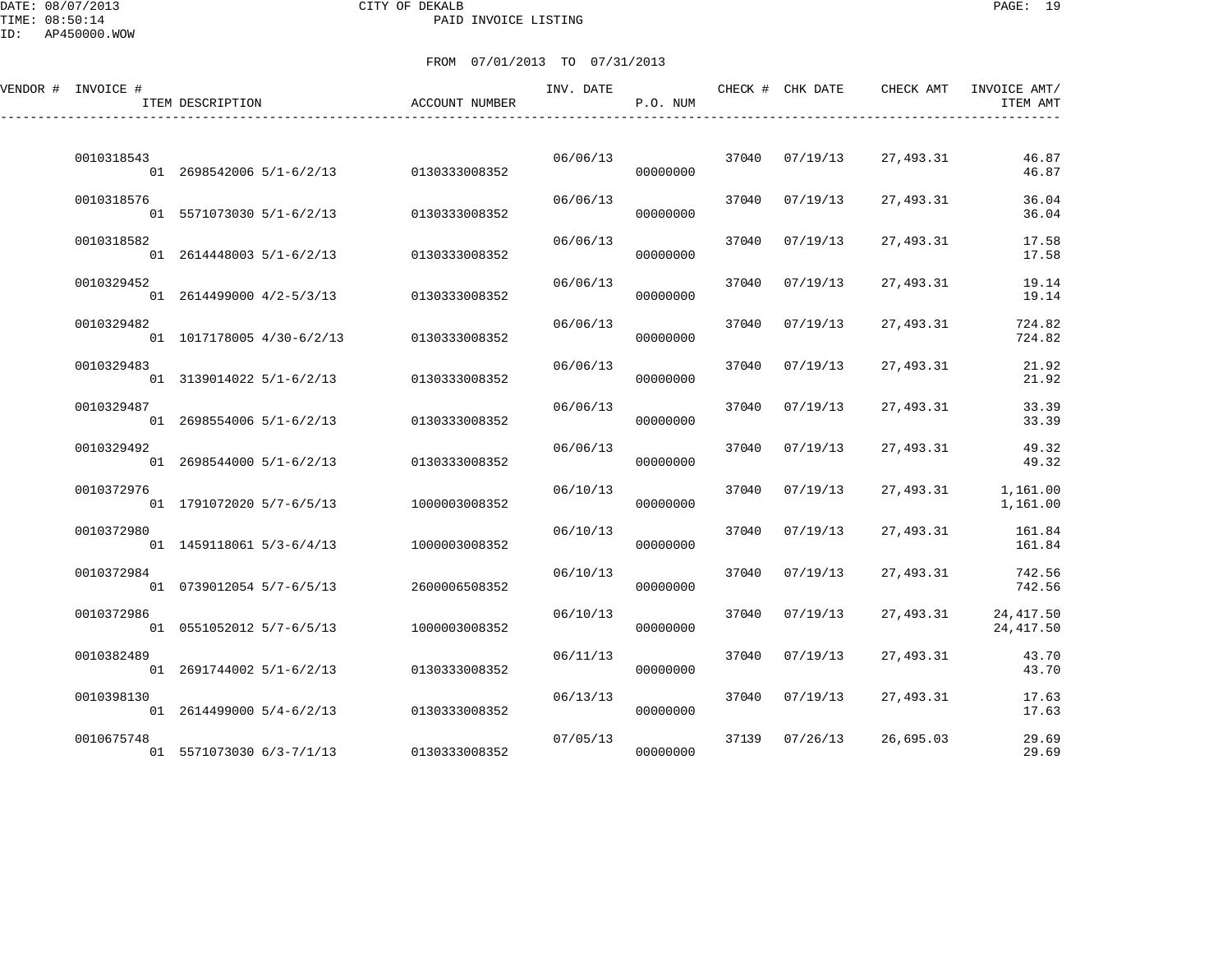DATE: 08/07/2013
TIME: 08:50:14
ID: AP450000.WOW

CITY OF DEKALB
PAID INVOICE LISTING

FROM 07/01/2013 TO 07/31/2013

| VENDOR # | INVOICE # / ITEM DESCRIPTION | ACCOUNT NUMBER | INV. DATE | P.O. NUM | CHECK # | CHK DATE | CHECK AMT | INVOICE AMT/ ITEM AMT |
|---|---|---|---|---|---|---|---|---|
| | 0010318543 | | 06/06/13 | | 37040 | 07/19/13 | 27,493.31 | 46.87 |
| | 01 2698542006 5/1-6/2/13 | 0130333008352 | | 00000000 | | | | 46.87 |
| | 0010318576 | | 06/06/13 | | 37040 | 07/19/13 | 27,493.31 | 36.04 |
| | 01 5571073030 5/1-6/2/13 | 0130333008352 | | 00000000 | | | | 36.04 |
| | 0010318582 | | 06/06/13 | | 37040 | 07/19/13 | 27,493.31 | 17.58 |
| | 01 2614448003 5/1-6/2/13 | 0130333008352 | | 00000000 | | | | 17.58 |
| | 0010329452 | | 06/06/13 | | 37040 | 07/19/13 | 27,493.31 | 19.14 |
| | 01 2614499000 4/2-5/3/13 | 0130333008352 | | 00000000 | | | | 19.14 |
| | 0010329482 | | 06/06/13 | | 37040 | 07/19/13 | 27,493.31 | 724.82 |
| | 01 1017178005 4/30-6/2/13 | 0130333008352 | | 00000000 | | | | 724.82 |
| | 0010329483 | | 06/06/13 | | 37040 | 07/19/13 | 27,493.31 | 21.92 |
| | 01 3139014022 5/1-6/2/13 | 0130333008352 | | 00000000 | | | | 21.92 |
| | 0010329487 | | 06/06/13 | | 37040 | 07/19/13 | 27,493.31 | 33.39 |
| | 01 2698554006 5/1-6/2/13 | 0130333008352 | | 00000000 | | | | 33.39 |
| | 0010329492 | | 06/06/13 | | 37040 | 07/19/13 | 27,493.31 | 49.32 |
| | 01 2698544000 5/1-6/2/13 | 0130333008352 | | 00000000 | | | | 49.32 |
| | 0010372976 | | 06/10/13 | | 37040 | 07/19/13 | 27,493.31 | 1,161.00 |
| | 01 1791072020 5/7-6/5/13 | 1000003008352 | | 00000000 | | | | 1,161.00 |
| | 0010372980 | | 06/10/13 | | 37040 | 07/19/13 | 27,493.31 | 161.84 |
| | 01 1459118061 5/3-6/4/13 | 1000003008352 | | 00000000 | | | | 161.84 |
| | 0010372984 | | 06/10/13 | | 37040 | 07/19/13 | 27,493.31 | 742.56 |
| | 01 0739012054 5/7-6/5/13 | 2600006508352 | | 00000000 | | | | 742.56 |
| | 0010372986 | | 06/10/13 | | 37040 | 07/19/13 | 27,493.31 | 24,417.50 |
| | 01 0551052012 5/7-6/5/13 | 1000003008352 | | 00000000 | | | | 24,417.50 |
| | 0010382489 | | 06/11/13 | | 37040 | 07/19/13 | 27,493.31 | 43.70 |
| | 01 2691744002 5/1-6/2/13 | 0130333008352 | | 00000000 | | | | 43.70 |
| | 0010398130 | | 06/13/13 | | 37040 | 07/19/13 | 27,493.31 | 17.63 |
| | 01 2614499000 5/4-6/2/13 | 0130333008352 | | 00000000 | | | | 17.63 |
| | 0010675748 | | 07/05/13 | | 37139 | 07/26/13 | 26,695.03 | 29.69 |
| | 01 5571073030 6/3-7/1/13 | 0130333008352 | | 00000000 | | | | 29.69 |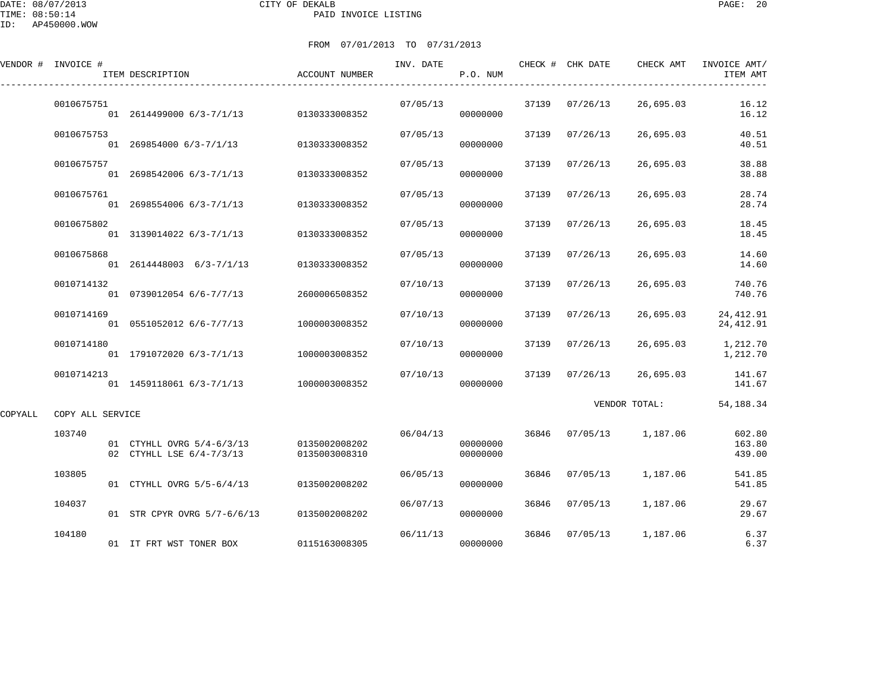DATE: 08/07/2013
TIME: 08:50:14
ID: AP450000.WOW

CITY OF DEKALB
PAID INVOICE LISTING

FROM 07/01/2013 TO 07/31/2013

| VENDOR # | INVOICE # | ITEM DESCRIPTION | ACCOUNT NUMBER | INV. DATE | P.O. NUM | CHECK # | CHK DATE | CHECK AMT | INVOICE AMT/ ITEM AMT |
|---|---|---|---|---|---|---|---|---|---|
| | 0010675751 | | | 07/05/13 | | 37139 | 07/26/13 | 26,695.03 | 16.12 |
| | | 01 2614499000 6/3-7/1/13 | 0130333008352 | | 00000000 | | | | 16.12 |
| | 0010675753 | | | 07/05/13 | | 37139 | 07/26/13 | 26,695.03 | 40.51 |
| | | 01 269854000 6/3-7/1/13 | 0130333008352 | | 00000000 | | | | 40.51 |
| | 0010675757 | | | 07/05/13 | | 37139 | 07/26/13 | 26,695.03 | 38.88 |
| | | 01 2698542006 6/3-7/1/13 | 0130333008352 | | 00000000 | | | | 38.88 |
| | 0010675761 | | | 07/05/13 | | 37139 | 07/26/13 | 26,695.03 | 28.74 |
| | | 01 2698554006 6/3-7/1/13 | 0130333008352 | | 00000000 | | | | 28.74 |
| | 0010675802 | | | 07/05/13 | | 37139 | 07/26/13 | 26,695.03 | 18.45 |
| | | 01 3139014022 6/3-7/1/13 | 0130333008352 | | 00000000 | | | | 18.45 |
| | 0010675868 | | | 07/05/13 | | 37139 | 07/26/13 | 26,695.03 | 14.60 |
| | | 01 2614448003 6/3-7/1/13 | 0130333008352 | | 00000000 | | | | 14.60 |
| | 0010714132 | | | 07/10/13 | | 37139 | 07/26/13 | 26,695.03 | 740.76 |
| | | 01 0739012054 6/6-7/7/13 | 2600006508352 | | 00000000 | | | | 740.76 |
| | 0010714169 | | | 07/10/13 | | 37139 | 07/26/13 | 26,695.03 | 24,412.91 |
| | | 01 0551052012 6/6-7/7/13 | 1000003008352 | | 00000000 | | | | 24,412.91 |
| | 0010714180 | | | 07/10/13 | | 37139 | 07/26/13 | 26,695.03 | 1,212.70 |
| | | 01 1791072020 6/3-7/1/13 | 1000003008352 | | 00000000 | | | | 1,212.70 |
| | 0010714213 | | | 07/10/13 | | 37139 | 07/26/13 | 26,695.03 | 141.67 |
| | | 01 1459118061 6/3-7/1/13 | 1000003008352 | | 00000000 | | | | 141.67 |
| | | | | | | | VENDOR TOTAL: | | 54,188.34 |
| COPYALL | COPY ALL SERVICE | | | | | | | | |
| | 103740 | | | 06/04/13 | | 36846 | 07/05/13 | 1,187.06 | 602.80 |
| | | 01 CTYHLL OVRG 5/4-6/3/13 | 0135002008202 | | 00000000 | | | | 163.80 |
| | | 02 CTYHLL LSE 6/4-7/3/13 | 0135003008310 | | 00000000 | | | | 439.00 |
| | 103805 | | | 06/05/13 | | 36846 | 07/05/13 | 1,187.06 | 541.85 |
| | | 01 CTYHLL OVRG 5/5-6/4/13 | 0135002008202 | | 00000000 | | | | 541.85 |
| | 104037 | | | 06/07/13 | | 36846 | 07/05/13 | 1,187.06 | 29.67 |
| | | 01 STR CPYR OVRG 5/7-6/6/13 | 0135002008202 | | 00000000 | | | | 29.67 |
| | 104180 | | | 06/11/13 | | 36846 | 07/05/13 | 1,187.06 | 6.37 |
| | | 01 IT FRT WST TONER BOX | 0115163008305 | | 00000000 | | | | 6.37 |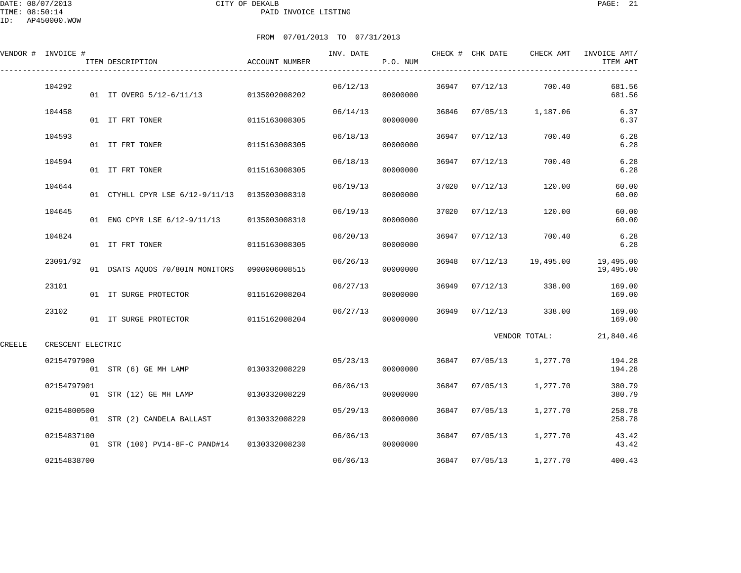DATE: 08/07/2013 CITY OF DEKALB
TIME: 08:50:14 PAID INVOICE LISTING
ID: AP450000.WOW

FROM 07/01/2013 TO 07/31/2013

| VENDOR # | INVOICE # | ITEM DESCRIPTION | ACCOUNT NUMBER | INV. DATE | P.O. NUM | CHECK # | CHK DATE | CHECK AMT | INVOICE AMT/ ITEM AMT |
|---|---|---|---|---|---|---|---|---|---|
| | 104292 | | | 06/12/13 | | 36947 | 07/12/13 | 700.40 | 681.56 |
| | | 01 IT OVERG 5/12-6/11/13 | 0135002008202 | | 00000000 | | | | 681.56 |
| | 104458 | | | 06/14/13 | | 36846 | 07/05/13 | 1,187.06 | 6.37 |
| | | 01 IT FRT TONER | 0115163008305 | | 00000000 | | | | 6.37 |
| | 104593 | | | 06/18/13 | | 36947 | 07/12/13 | 700.40 | 6.28 |
| | | 01 IT FRT TONER | 0115163008305 | | 00000000 | | | | 6.28 |
| | 104594 | | | 06/18/13 | | 36947 | 07/12/13 | 700.40 | 6.28 |
| | | 01 IT FRT TONER | 0115163008305 | | 00000000 | | | | 6.28 |
| | 104644 | | | 06/19/13 | | 37020 | 07/12/13 | 120.00 | 60.00 |
| | | 01 CTYHLL CPYR LSE 6/12-9/11/13 | 0135003008310 | | 00000000 | | | | 60.00 |
| | 104645 | | | 06/19/13 | | 37020 | 07/12/13 | 120.00 | 60.00 |
| | | 01 ENG CPYR LSE 6/12-9/11/13 | 0135003008310 | | 00000000 | | | | 60.00 |
| | 104824 | | | 06/20/13 | | 36947 | 07/12/13 | 700.40 | 6.28 |
| | | 01 IT FRT TONER | 0115163008305 | | 00000000 | | | | 6.28 |
| | 23091/92 | | | 06/26/13 | | 36948 | 07/12/13 | 19,495.00 | 19,495.00 |
| | | 01 DSATS AQUOS 70/80IN MONITORS | 0900006008515 | | 00000000 | | | | 19,495.00 |
| | 23101 | | | 06/27/13 | | 36949 | 07/12/13 | 338.00 | 169.00 |
| | | 01 IT SURGE PROTECTOR | 0115162008204 | | 00000000 | | | | 169.00 |
| | 23102 | | | 06/27/13 | | 36949 | 07/12/13 | 338.00 | 169.00 |
| | | 01 IT SURGE PROTECTOR | 0115162008204 | | 00000000 | | | | 169.00 |
| | | | | | | | | VENDOR TOTAL: | 21,840.46 |
| CREELE | CRESCENT ELECTRIC | | | | | | | | |
| | 02154797900 | | | 05/23/13 | | 36847 | 07/05/13 | 1,277.70 | 194.28 |
| | | 01 STR (6) GE MH LAMP | 0130332008229 | | 00000000 | | | | 194.28 |
| | 02154797901 | | | 06/06/13 | | 36847 | 07/05/13 | 1,277.70 | 380.79 |
| | | 01 STR (12) GE MH LAMP | 0130332008229 | | 00000000 | | | | 380.79 |
| | 02154800500 | | | 05/29/13 | | 36847 | 07/05/13 | 1,277.70 | 258.78 |
| | | 01 STR (2) CANDELA BALLAST | 0130332008229 | | 00000000 | | | | 258.78 |
| | 02154837100 | | | 06/06/13 | | 36847 | 07/05/13 | 1,277.70 | 43.42 |
| | | 01 STR (100) PV14-8F-C PAND#14 | 0130332008230 | | 00000000 | | | | 43.42 |
| | 02154838700 | | | 06/06/13 | | 36847 | 07/05/13 | 1,277.70 | 400.43 |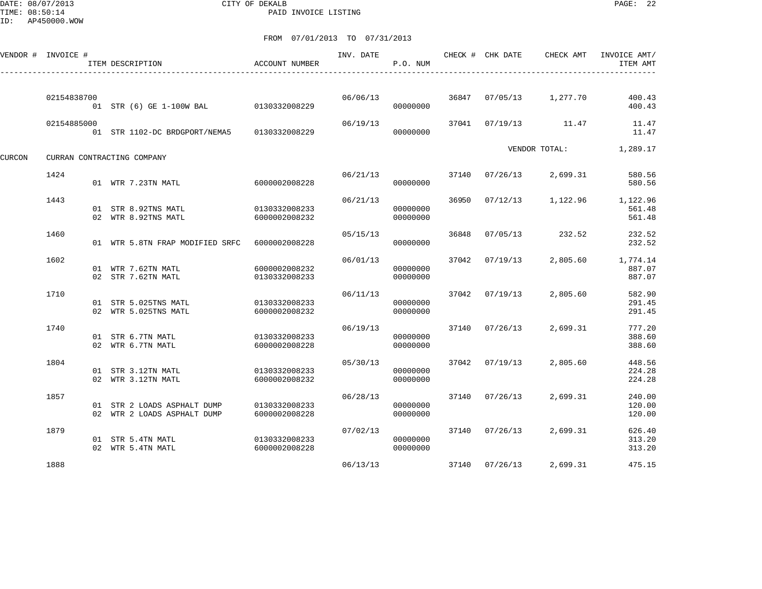CITY OF DEKALB

PAID INVOICE LISTING

DATE: 08/07/2013
TIME: 08:50:14
ID: AP450000.WOW

FROM 07/01/2013 TO 07/31/2013

| VENDOR # | INVOICE # | ITEM DESCRIPTION | ACCOUNT NUMBER | INV. DATE | P.O. NUM | CHECK # | CHK DATE | CHECK AMT | INVOICE AMT/ ITEM AMT |
|---|---|---|---|---|---|---|---|---|---|
| | 02154838700 | | | 06/06/13 | | 36847 | 07/05/13 | 1,277.70 | 400.43 |
| | | 01 STR (6) GE 1-100W BAL | 0130332008229 | | 00000000 | | | | 400.43 |
| | 02154885000 | | | 06/19/13 | | 37041 | 07/19/13 | 11.47 | 11.47 |
| | | 01 STR 1102-DC BRDGPORT/NEMA5 | 0130332008229 | | 00000000 | | | | 11.47 |
| | | | | | | | | VENDOR TOTAL: | 1,289.17 |
| CURCON | CURRAN CONTRACTING COMPANY | | | | | | | | |
| | 1424 | | | 06/21/13 | | 37140 | 07/26/13 | 2,699.31 | 580.56 |
| | | 01 WTR 7.23TN MATL | 6000002008228 | | 00000000 | | | | 580.56 |
| | 1443 | | | 06/21/13 | | 36950 | 07/12/13 | 1,122.96 | 1,122.96 |
| | | 01 STR 8.92TNS MATL | 0130332008233 | | 00000000 | | | | 561.48 |
| | | 02 WTR 8.92TNS MATL | 6000002008232 | | 00000000 | | | | 561.48 |
| | 1460 | | | 05/15/13 | | 36848 | 07/05/13 | 232.52 | 232.52 |
| | | 01 WTR 5.8TN FRAP MODIFIED SRFC | 6000002008228 | | 00000000 | | | | 232.52 |
| | 1602 | | | 06/01/13 | | 37042 | 07/19/13 | 2,805.60 | 1,774.14 |
| | | 01 WTR 7.62TN MATL | 6000002008232 | | 00000000 | | | | 887.07 |
| | | 02 STR 7.62TN MATL | 0130332008233 | | 00000000 | | | | 887.07 |
| | 1710 | | | 06/11/13 | | 37042 | 07/19/13 | 2,805.60 | 582.90 |
| | | 01 STR 5.025TNS MATL | 0130332008233 | | 00000000 | | | | 291.45 |
| | | 02 WTR 5.025TNS MATL | 6000002008232 | | 00000000 | | | | 291.45 |
| | 1740 | | | 06/19/13 | | 37140 | 07/26/13 | 2,699.31 | 777.20 |
| | | 01 STR 6.7TN MATL | 0130332008233 | | 00000000 | | | | 388.60 |
| | | 02 WTR 6.7TN MATL | 6000002008228 | | 00000000 | | | | 388.60 |
| | 1804 | | | 05/30/13 | | 37042 | 07/19/13 | 2,805.60 | 448.56 |
| | | 01 STR 3.12TN MATL | 0130332008233 | | 00000000 | | | | 224.28 |
| | | 02 WTR 3.12TN MATL | 6000002008232 | | 00000000 | | | | 224.28 |
| | 1857 | | | 06/28/13 | | 37140 | 07/26/13 | 2,699.31 | 240.00 |
| | | 01 STR 2 LOADS ASPHALT DUMP | 0130332008233 | | 00000000 | | | | 120.00 |
| | | 02 WTR 2 LOADS ASPHALT DUMP | 6000002008228 | | 00000000 | | | | 120.00 |
| | 1879 | | | 07/02/13 | | 37140 | 07/26/13 | 2,699.31 | 626.40 |
| | | 01 STR 5.4TN MATL | 0130332008233 | | 00000000 | | | | 313.20 |
| | | 02 WTR 5.4TN MATL | 6000002008228 | | 00000000 | | | | 313.20 |
| | 1888 | | | 06/13/13 | | 37140 | 07/26/13 | 2,699.31 | 475.15 |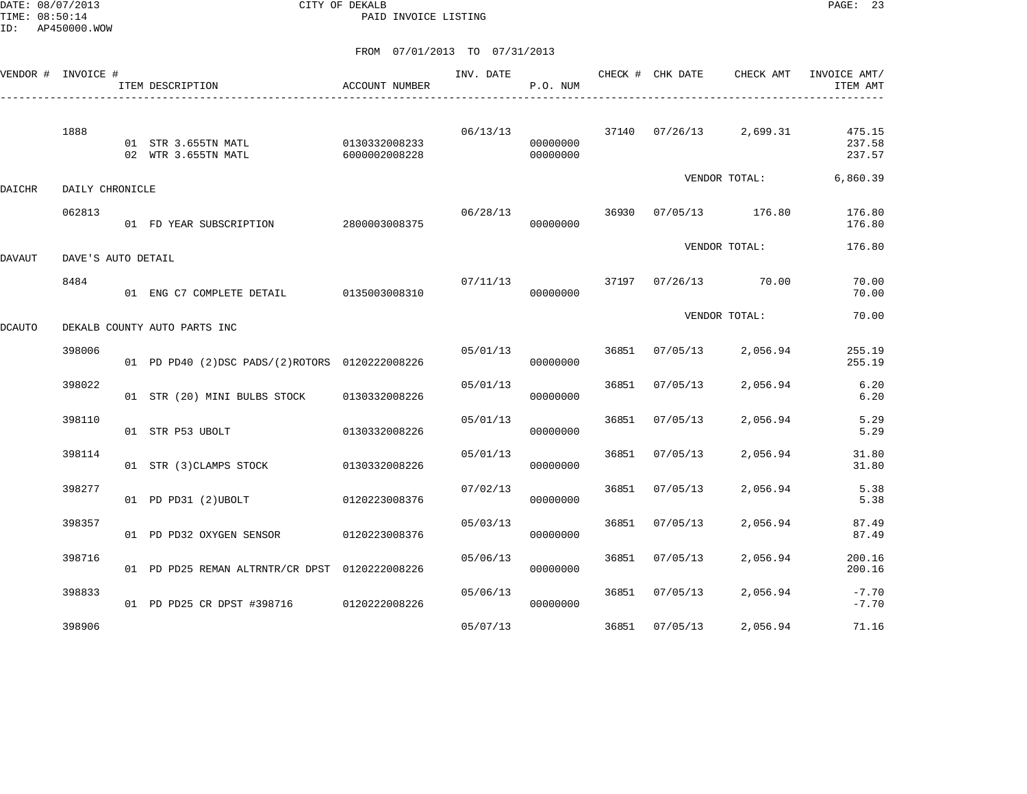CITY OF DEKALB
PAID INVOICE LISTING

DATE: 08/07/2013
TIME: 08:50:14
ID: AP450000.WOW

FROM 07/01/2013 TO 07/31/2013

| VENDOR # | INVOICE # | ITEM DESCRIPTION | ACCOUNT NUMBER | INV. DATE | P.O. NUM | CHECK # | CHK DATE | CHECK AMT | INVOICE AMT/ ITEM AMT |
|---|---|---|---|---|---|---|---|---|---|
| | 1888 | | | 06/13/13 | | 37140 | 07/26/13 | 2,699.31 | 475.15 |
| | | 01 STR 3.655TN MATL | 0130332008233 | | 00000000 | | | | 237.58 |
| | | 02 WTR 3.655TN MATL | 6000002008228 | | 00000000 | | | | 237.57 |
| | | | | | | | VENDOR TOTAL: | | 6,860.39 |
| DAICHR | DAILY CHRONICLE | | | | | | | | |
| | 062813 | | | 06/28/13 | | 36930 | 07/05/13 | 176.80 | 176.80 |
| | | 01 FD YEAR SUBSCRIPTION | 2800003008375 | | 00000000 | | | | 176.80 |
| | | | | | | | VENDOR TOTAL: | | 176.80 |
| DAVAUT | DAVE'S AUTO DETAIL | | | | | | | | |
| | 8484 | | | 07/11/13 | | 37197 | 07/26/13 | 70.00 | 70.00 |
| | | 01 ENG C7 COMPLETE DETAIL | 0135003008310 | | 00000000 | | | | 70.00 |
| | | | | | | | VENDOR TOTAL: | | 70.00 |
| DCAUTO | DEKALB COUNTY AUTO PARTS INC | | | | | | | | |
| | 398006 | | | 05/01/13 | | 36851 | 07/05/13 | 2,056.94 | 255.19 |
| | | 01 PD PD40 (2)DSC PADS/(2)ROTORS | 0120222008226 | | 00000000 | | | | 255.19 |
| | 398022 | | | 05/01/13 | | 36851 | 07/05/13 | 2,056.94 | 6.20 |
| | | 01 STR (20) MINI BULBS STOCK | 0130332008226 | | 00000000 | | | | 6.20 |
| | 398110 | | | 05/01/13 | | 36851 | 07/05/13 | 2,056.94 | 5.29 |
| | | 01 STR P53 UBOLT | 0130332008226 | | 00000000 | | | | 5.29 |
| | 398114 | | | 05/01/13 | | 36851 | 07/05/13 | 2,056.94 | 31.80 |
| | | 01 STR (3)CLAMPS STOCK | 0130332008226 | | 00000000 | | | | 31.80 |
| | 398277 | | | 07/02/13 | | 36851 | 07/05/13 | 2,056.94 | 5.38 |
| | | 01 PD PD31 (2)UBOLT | 0120223008376 | | 00000000 | | | | 5.38 |
| | 398357 | | | 05/03/13 | | 36851 | 07/05/13 | 2,056.94 | 87.49 |
| | | 01 PD PD32 OXYGEN SENSOR | 0120223008376 | | 00000000 | | | | 87.49 |
| | 398716 | | | 05/06/13 | | 36851 | 07/05/13 | 2,056.94 | 200.16 |
| | | 01 PD PD25 REMAN ALTRNTR/CR DPST | 0120222008226 | | 00000000 | | | | 200.16 |
| | 398833 | | | 05/06/13 | | 36851 | 07/05/13 | 2,056.94 | -7.70 |
| | | 01 PD PD25 CR DPST #398716 | 0120222008226 | | 00000000 | | | | -7.70 |
| | 398906 | | | 05/07/13 | | 36851 | 07/05/13 | 2,056.94 | 71.16 |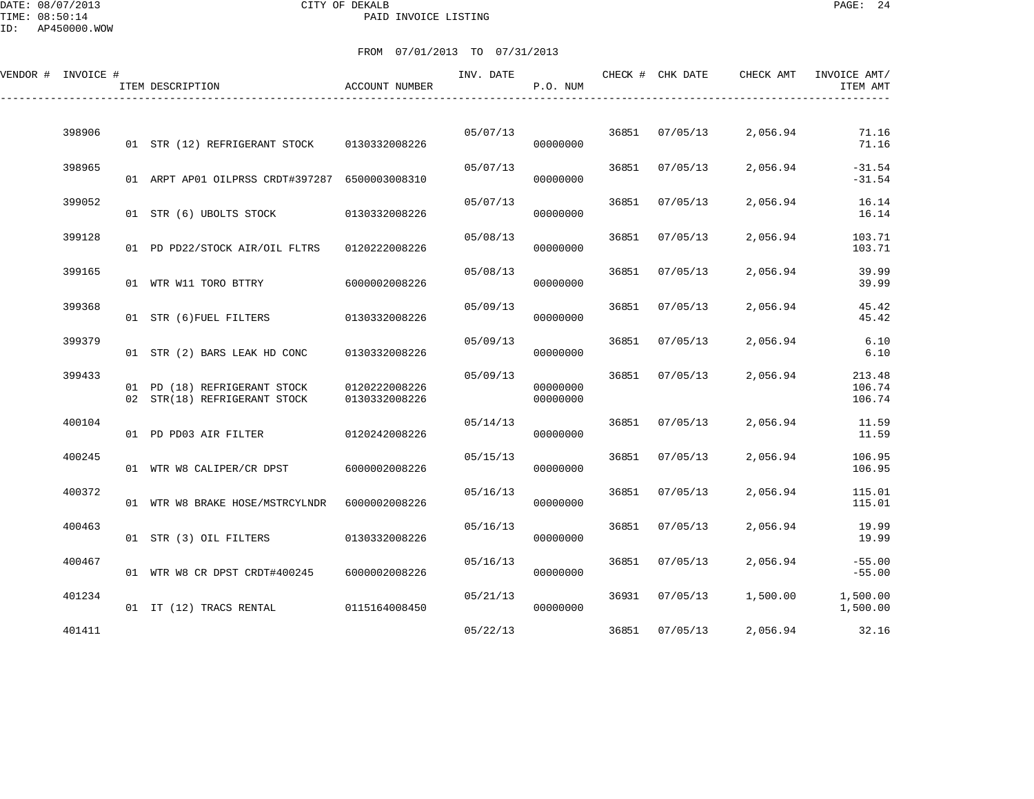CITY OF DEKALB
PAID INVOICE LISTING

DATE: 08/07/2013
TIME: 08:50:14
ID: AP450000.WOW

FROM 07/01/2013 TO 07/31/2013

| VENDOR # | INVOICE # | ITEM DESCRIPTION | ACCOUNT NUMBER | INV. DATE | P.O. NUM | CHECK # | CHK DATE | CHECK AMT | INVOICE AMT/ ITEM AMT |
|---|---|---|---|---|---|---|---|---|---|
| | 398906 | | | 05/07/13 | | 36851 | 07/05/13 | 2,056.94 | 71.16 |
| | | 01 STR (12) REFRIGERANT STOCK | 0130332008226 | | 00000000 | | | | 71.16 |
| | 398965 | | | 05/07/13 | | 36851 | 07/05/13 | 2,056.94 | -31.54 |
| | | 01 ARPT AP01 OILPRSS CRDT#397287 | 6500003008310 | | 00000000 | | | | -31.54 |
| | 399052 | | | 05/07/13 | | 36851 | 07/05/13 | 2,056.94 | 16.14 |
| | | 01 STR (6) UBOLTS STOCK | 0130332008226 | | 00000000 | | | | 16.14 |
| | 399128 | | | 05/08/13 | | 36851 | 07/05/13 | 2,056.94 | 103.71 |
| | | 01 PD PD22/STOCK AIR/OIL FLTRS | 0120222008226 | | 00000000 | | | | 103.71 |
| | 399165 | | | 05/08/13 | | 36851 | 07/05/13 | 2,056.94 | 39.99 |
| | | 01 WTR W11 TORO BTTRY | 6000002008226 | | 00000000 | | | | 39.99 |
| | 399368 | | | 05/09/13 | | 36851 | 07/05/13 | 2,056.94 | 45.42 |
| | | 01 STR (6)FUEL FILTERS | 0130332008226 | | 00000000 | | | | 45.42 |
| | 399379 | | | 05/09/13 | | 36851 | 07/05/13 | 2,056.94 | 6.10 |
| | | 01 STR (2) BARS LEAK HD CONC | 0130332008226 | | 00000000 | | | | 6.10 |
| | 399433 | | | 05/09/13 | | 36851 | 07/05/13 | 2,056.94 | 213.48 |
| | | 01 PD (18) REFRIGERANT STOCK | 0120222008226 | | 00000000 | | | | 106.74 |
| | | 02 STR(18) REFRIGERANT STOCK | 0130332008226 | | 00000000 | | | | 106.74 |
| | 400104 | | | 05/14/13 | | 36851 | 07/05/13 | 2,056.94 | 11.59 |
| | | 01 PD PD03 AIR FILTER | 0120242008226 | | 00000000 | | | | 11.59 |
| | 400245 | | | 05/15/13 | | 36851 | 07/05/13 | 2,056.94 | 106.95 |
| | | 01 WTR W8 CALIPER/CR DPST | 6000002008226 | | 00000000 | | | | 106.95 |
| | 400372 | | | 05/16/13 | | 36851 | 07/05/13 | 2,056.94 | 115.01 |
| | | 01 WTR W8 BRAKE HOSE/MSTRCYLNDR | 6000002008226 | | 00000000 | | | | 115.01 |
| | 400463 | | | 05/16/13 | | 36851 | 07/05/13 | 2,056.94 | 19.99 |
| | | 01 STR (3) OIL FILTERS | 0130332008226 | | 00000000 | | | | 19.99 |
| | 400467 | | | 05/16/13 | | 36851 | 07/05/13 | 2,056.94 | -55.00 |
| | | 01 WTR W8 CR DPST CRDT#400245 | 6000002008226 | | 00000000 | | | | -55.00 |
| | 401234 | | | 05/21/13 | | 36931 | 07/05/13 | 1,500.00 | 1,500.00 |
| | | 01 IT (12) TRACS RENTAL | 0115164008450 | | 00000000 | | | | 1,500.00 |
| | 401411 | | | 05/22/13 | | 36851 | 07/05/13 | 2,056.94 | 32.16 |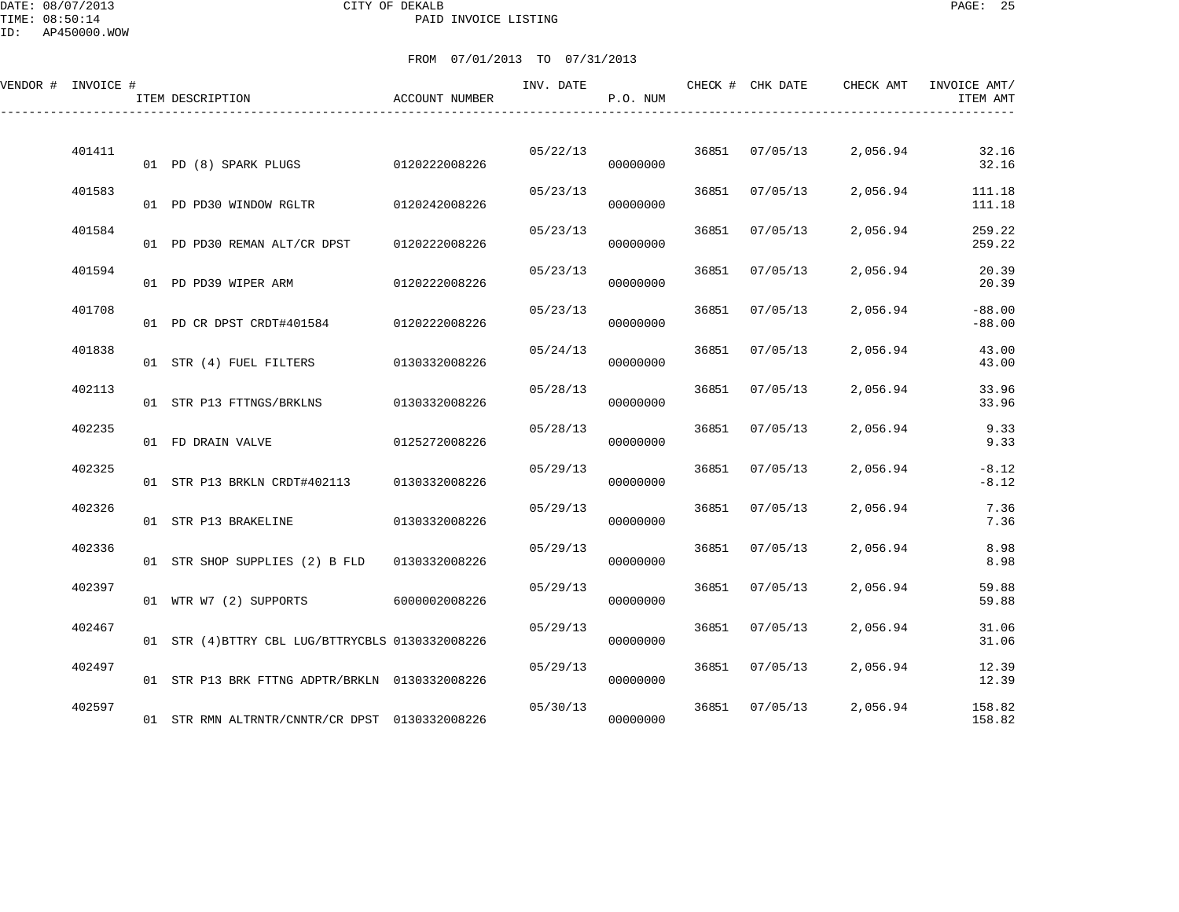CITY OF DEKALB

PAID INVOICE LISTING

DATE: 08/07/2013
TIME: 08:50:14
ID: AP450000.WOW

FROM 07/01/2013 TO 07/31/2013

| VENDOR # | INVOICE # | ITEM DESCRIPTION | ACCOUNT NUMBER | INV. DATE | P.O. NUM | CHECK # | CHK DATE | CHECK AMT | INVOICE AMT/ ITEM AMT |
|---|---|---|---|---|---|---|---|---|---|
| | 401411 | | | 05/22/13 | | 36851 | 07/05/13 | 2,056.94 | 32.16 |
| | | 01 PD (8) SPARK PLUGS | 0120222008226 | | 00000000 | | | | 32.16 |
| | 401583 | | | 05/23/13 | | 36851 | 07/05/13 | 2,056.94 | 111.18 |
| | | 01 PD PD30 WINDOW RGLTR | 0120242008226 | | 00000000 | | | | 111.18 |
| | 401584 | | | 05/23/13 | | 36851 | 07/05/13 | 2,056.94 | 259.22 |
| | | 01 PD PD30 REMAN ALT/CR DPST | 0120222008226 | | 00000000 | | | | 259.22 |
| | 401594 | | | 05/23/13 | | 36851 | 07/05/13 | 2,056.94 | 20.39 |
| | | 01 PD PD39 WIPER ARM | 0120222008226 | | 00000000 | | | | 20.39 |
| | 401708 | | | 05/23/13 | | 36851 | 07/05/13 | 2,056.94 | -88.00 |
| | | 01 PD CR DPST CRDT#401584 | 0120222008226 | | 00000000 | | | | -88.00 |
| | 401838 | | | 05/24/13 | | 36851 | 07/05/13 | 2,056.94 | 43.00 |
| | | 01 STR (4) FUEL FILTERS | 0130332008226 | | 00000000 | | | | 43.00 |
| | 402113 | | | 05/28/13 | | 36851 | 07/05/13 | 2,056.94 | 33.96 |
| | | 01 STR P13 FTTNGS/BRKLNS | 0130332008226 | | 00000000 | | | | 33.96 |
| | 402235 | | | 05/28/13 | | 36851 | 07/05/13 | 2,056.94 | 9.33 |
| | | 01 FD DRAIN VALVE | 0125272008226 | | 00000000 | | | | 9.33 |
| | 402325 | | | 05/29/13 | | 36851 | 07/05/13 | 2,056.94 | -8.12 |
| | | 01 STR P13 BRKLN CRDT#402113 | 0130332008226 | | 00000000 | | | | -8.12 |
| | 402326 | | | 05/29/13 | | 36851 | 07/05/13 | 2,056.94 | 7.36 |
| | | 01 STR P13 BRAKELINE | 0130332008226 | | 00000000 | | | | 7.36 |
| | 402336 | | | 05/29/13 | | 36851 | 07/05/13 | 2,056.94 | 8.98 |
| | | 01 STR SHOP SUPPLIES (2) B FLD | 0130332008226 | | 00000000 | | | | 8.98 |
| | 402397 | | | 05/29/13 | | 36851 | 07/05/13 | 2,056.94 | 59.88 |
| | | 01 WTR W7 (2) SUPPORTS | 6000002008226 | | 00000000 | | | | 59.88 |
| | 402467 | | | 05/29/13 | | 36851 | 07/05/13 | 2,056.94 | 31.06 |
| | | 01 STR (4)BTTRY CBL LUG/BTTRYCBLS | 0130332008226 | | 00000000 | | | | 31.06 |
| | 402497 | | | 05/29/13 | | 36851 | 07/05/13 | 2,056.94 | 12.39 |
| | | 01 STR P13 BRK FTTNG ADPTR/BRKLN | 0130332008226 | | 00000000 | | | | 12.39 |
| | 402597 | | | 05/30/13 | | 36851 | 07/05/13 | 2,056.94 | 158.82 |
| | | 01 STR RMN ALTRNTR/CNNTR/CR DPST | 0130332008226 | | 00000000 | | | | 158.82 |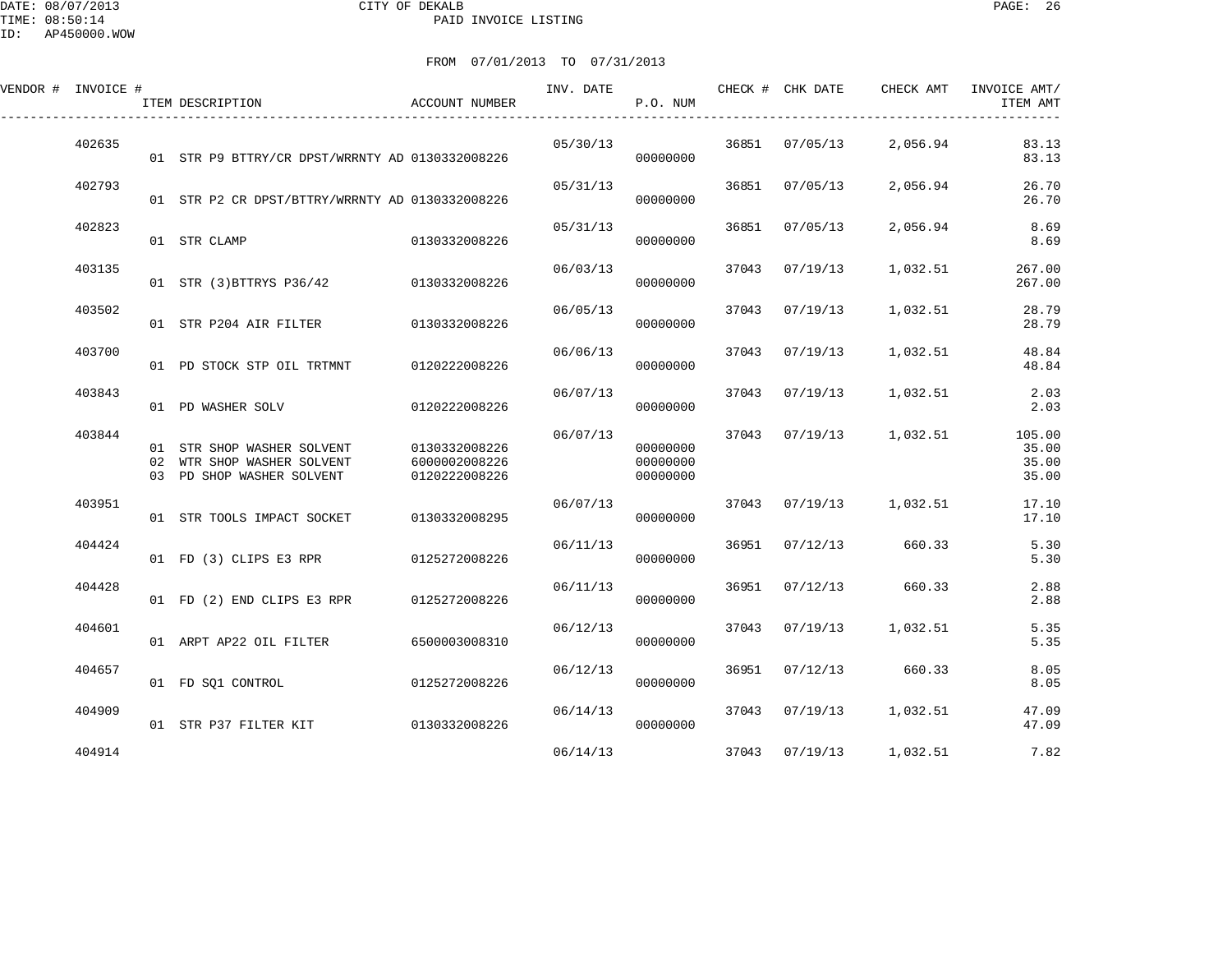CITY OF DEKALB
PAID INVOICE LISTING

DATE: 08/07/2013
TIME: 08:50:14
ID: AP450000.WOW

FROM 07/01/2013 TO 07/31/2013

| VENDOR # | INVOICE # | ITEM DESCRIPTION | ACCOUNT NUMBER | INV. DATE | P.O. NUM | CHECK # | CHK DATE | CHECK AMT | INVOICE AMT/ ITEM AMT |
|---|---|---|---|---|---|---|---|---|---|
| | 402635 | | | 05/30/13 | | 36851 | 07/05/13 | 2,056.94 | 83.13 |
| | | 01 STR P9 BTTRY/CR DPST/WRRNTY AD | 0130332008226 | | 00000000 | | | | 83.13 |
| | 402793 | | | 05/31/13 | | 36851 | 07/05/13 | 2,056.94 | 26.70 |
| | | 01 STR P2 CR DPST/BTTRY/WRRNTY AD | 0130332008226 | | 00000000 | | | | 26.70 |
| | 402823 | | | 05/31/13 | | 36851 | 07/05/13 | 2,056.94 | 8.69 |
| | | 01 STR CLAMP | 0130332008226 | | 00000000 | | | | 8.69 |
| | 403135 | | | 06/03/13 | | 37043 | 07/19/13 | 1,032.51 | 267.00 |
| | | 01 STR (3)BTTRYS P36/42 | 0130332008226 | | 00000000 | | | | 267.00 |
| | 403502 | | | 06/05/13 | | 37043 | 07/19/13 | 1,032.51 | 28.79 |
| | | 01 STR P204 AIR FILTER | 0130332008226 | | 00000000 | | | | 28.79 |
| | 403700 | | | 06/06/13 | | 37043 | 07/19/13 | 1,032.51 | 48.84 |
| | | 01 PD STOCK STP OIL TRTMNT | 0120222008226 | | 00000000 | | | | 48.84 |
| | 403843 | | | 06/07/13 | | 37043 | 07/19/13 | 1,032.51 | 2.03 |
| | | 01 PD WASHER SOLV | 0120222008226 | | 00000000 | | | | 2.03 |
| | 403844 | | | 06/07/13 | | 37043 | 07/19/13 | 1,032.51 | 105.00 |
| | | 01 STR SHOP WASHER SOLVENT | 0130332008226 | | 00000000 | | | | 35.00 |
| | | 02 WTR SHOP WASHER SOLVENT | 6000002008226 | | 00000000 | | | | 35.00 |
| | | 03 PD SHOP WASHER SOLVENT | 0120222008226 | | 00000000 | | | | 35.00 |
| | 403951 | | | 06/07/13 | | 37043 | 07/19/13 | 1,032.51 | 17.10 |
| | | 01 STR TOOLS IMPACT SOCKET | 0130332008295 | | 00000000 | | | | 17.10 |
| | 404424 | | | 06/11/13 | | 36951 | 07/12/13 | 660.33 | 5.30 |
| | | 01 FD (3) CLIPS E3 RPR | 0125272008226 | | 00000000 | | | | 5.30 |
| | 404428 | | | 06/11/13 | | 36951 | 07/12/13 | 660.33 | 2.88 |
| | | 01 FD (2) END CLIPS E3 RPR | 0125272008226 | | 00000000 | | | | 2.88 |
| | 404601 | | | 06/12/13 | | 37043 | 07/19/13 | 1,032.51 | 5.35 |
| | | 01 ARPT AP22 OIL FILTER | 6500003008310 | | 00000000 | | | | 5.35 |
| | 404657 | | | 06/12/13 | | 36951 | 07/12/13 | 660.33 | 8.05 |
| | | 01 FD SQ1 CONTROL | 0125272008226 | | 00000000 | | | | 8.05 |
| | 404909 | | | 06/14/13 | | 37043 | 07/19/13 | 1,032.51 | 47.09 |
| | | 01 STR P37 FILTER KIT | 0130332008226 | | 00000000 | | | | 47.09 |
| | 404914 | | | 06/14/13 | | 37043 | 07/19/13 | 1,032.51 | 7.82 |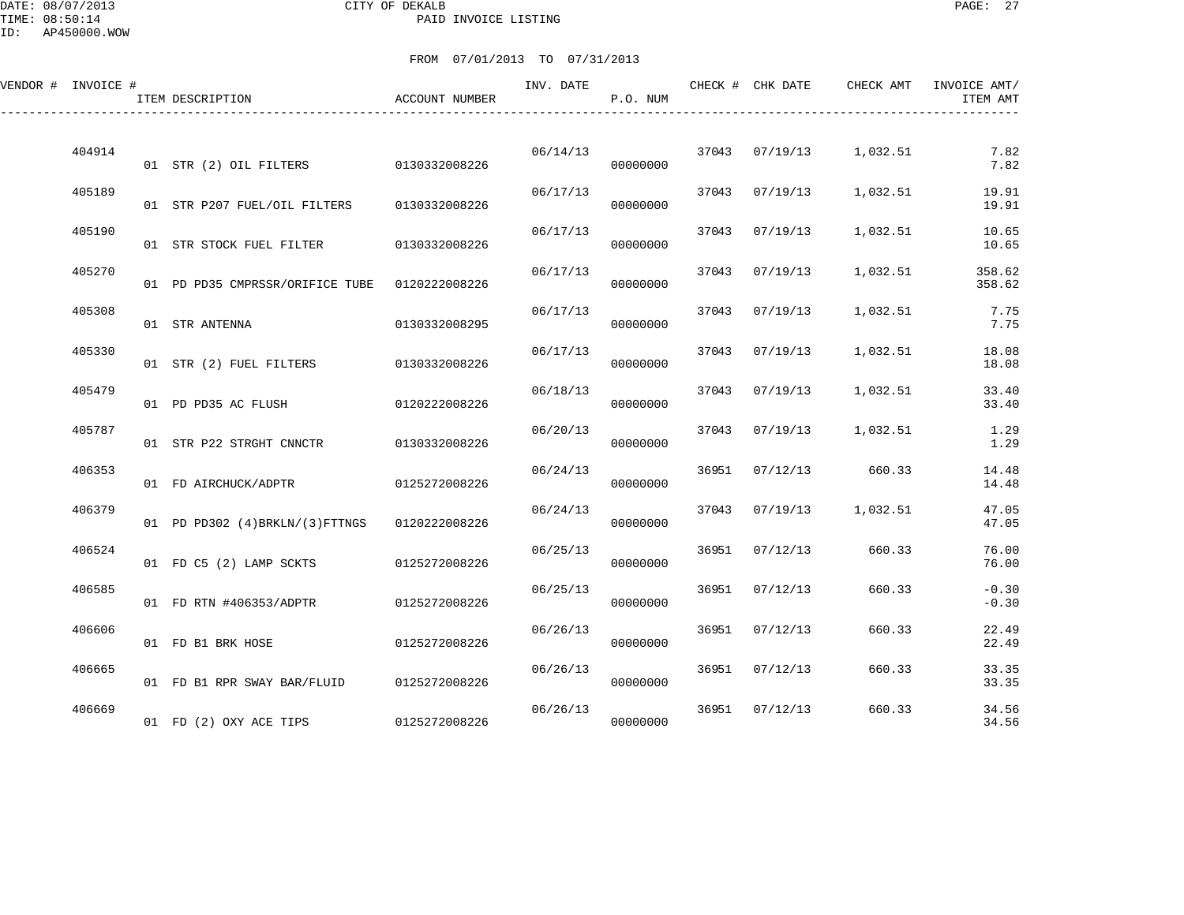CITY OF DEKALB
PAID INVOICE LISTING

DATE: 08/07/2013
TIME: 08:50:14
ID: AP450000.WOW

FROM 07/01/2013 TO 07/31/2013

| VENDOR # | INVOICE # | ITEM DESCRIPTION | ACCOUNT NUMBER | INV. DATE | P.O. NUM | CHECK # | CHK DATE | CHECK AMT | INVOICE AMT/ ITEM AMT |
|---|---|---|---|---|---|---|---|---|---|
| | 404914 | | | 06/14/13 | | 37043 | 07/19/13 | 1,032.51 | 7.82 |
| | | 01 STR (2) OIL FILTERS | 0130332008226 | | 00000000 | | | | 7.82 |
| | 405189 | | | 06/17/13 | | 37043 | 07/19/13 | 1,032.51 | 19.91 |
| | | 01 STR P207 FUEL/OIL FILTERS | 0130332008226 | | 00000000 | | | | 19.91 |
| | 405190 | | | 06/17/13 | | 37043 | 07/19/13 | 1,032.51 | 10.65 |
| | | 01 STR STOCK FUEL FILTER | 0130332008226 | | 00000000 | | | | 10.65 |
| | 405270 | | | 06/17/13 | | 37043 | 07/19/13 | 1,032.51 | 358.62 |
| | | 01 PD PD35 CMPRSSR/ORIFICE TUBE | 0120222008226 | | 00000000 | | | | 358.62 |
| | 405308 | | | 06/17/13 | | 37043 | 07/19/13 | 1,032.51 | 7.75 |
| | | 01 STR ANTENNA | 0130332008295 | | 00000000 | | | | 7.75 |
| | 405330 | | | 06/17/13 | | 37043 | 07/19/13 | 1,032.51 | 18.08 |
| | | 01 STR (2) FUEL FILTERS | 0130332008226 | | 00000000 | | | | 18.08 |
| | 405479 | | | 06/18/13 | | 37043 | 07/19/13 | 1,032.51 | 33.40 |
| | | 01 PD PD35 AC FLUSH | 0120222008226 | | 00000000 | | | | 33.40 |
| | 405787 | | | 06/20/13 | | 37043 | 07/19/13 | 1,032.51 | 1.29 |
| | | 01 STR P22 STRGHT CNNCTR | 0130332008226 | | 00000000 | | | | 1.29 |
| | 406353 | | | 06/24/13 | | 36951 | 07/12/13 | 660.33 | 14.48 |
| | | 01 FD AIRCHUCK/ADPTR | 0125272008226 | | 00000000 | | | | 14.48 |
| | 406379 | | | 06/24/13 | | 37043 | 07/19/13 | 1,032.51 | 47.05 |
| | | 01 PD PD302 (4)BRKLN/(3)FTTNGS | 0120222008226 | | 00000000 | | | | 47.05 |
| | 406524 | | | 06/25/13 | | 36951 | 07/12/13 | 660.33 | 76.00 |
| | | 01 FD C5 (2) LAMP SCKTS | 0125272008226 | | 00000000 | | | | 76.00 |
| | 406585 | | | 06/25/13 | | 36951 | 07/12/13 | 660.33 | -0.30 |
| | | 01 FD RTN #406353/ADPTR | 0125272008226 | | 00000000 | | | | -0.30 |
| | 406606 | | | 06/26/13 | | 36951 | 07/12/13 | 660.33 | 22.49 |
| | | 01 FD B1 BRK HOSE | 0125272008226 | | 00000000 | | | | 22.49 |
| | 406665 | | | 06/26/13 | | 36951 | 07/12/13 | 660.33 | 33.35 |
| | | 01 FD B1 RPR SWAY BAR/FLUID | 0125272008226 | | 00000000 | | | | 33.35 |
| | 406669 | | | 06/26/13 | | 36951 | 07/12/13 | 660.33 | 34.56 |
| | | 01 FD (2) OXY ACE TIPS | 0125272008226 | | 00000000 | | | | 34.56 |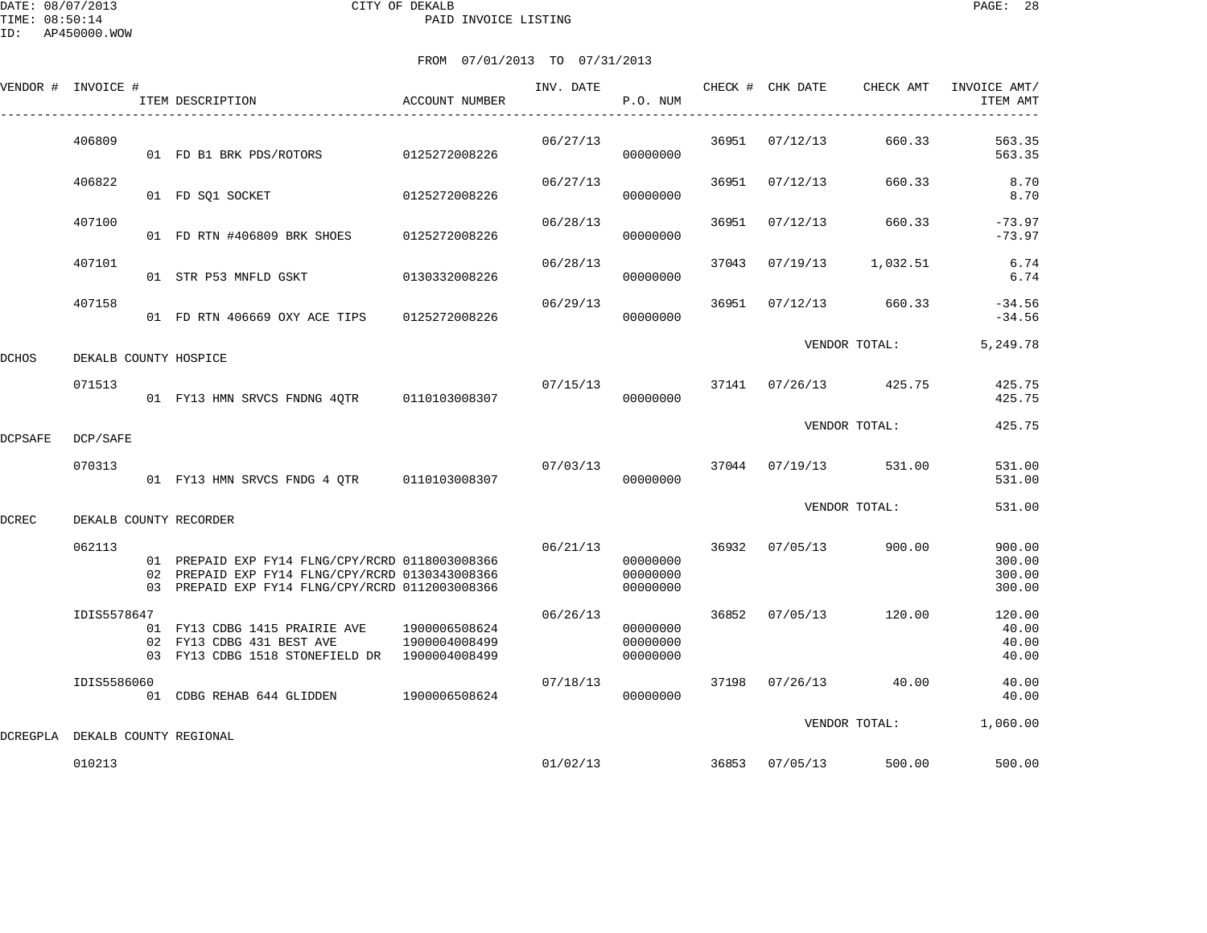CITY OF DEKALB
PAID INVOICE LISTING

DATE: 08/07/2013
TIME: 08:50:14
ID: AP450000.WOW

FROM 07/01/2013 TO 07/31/2013

| VENDOR # | INVOICE # | ITEM DESCRIPTION | ACCOUNT NUMBER | INV. DATE | P.O. NUM | CHECK # | CHK DATE | CHECK AMT | INVOICE AMT/ ITEM AMT |
|---|---|---|---|---|---|---|---|---|---|
| | 406809 | | | 06/27/13 | | 36951 | 07/12/13 | 660.33 | 563.35 |
| | | 01 FD B1 BRK PDS/ROTORS | 0125272008226 | | 00000000 | | | | 563.35 |
| | 406822 | | | 06/27/13 | | 36951 | 07/12/13 | 660.33 | 8.70 |
| | | 01 FD SQ1 SOCKET | 0125272008226 | | 00000000 | | | | 8.70 |
| | 407100 | | | 06/28/13 | | 36951 | 07/12/13 | 660.33 | -73.97 |
| | | 01 FD RTN #406809 BRK SHOES | 0125272008226 | | 00000000 | | | | -73.97 |
| | 407101 | | | 06/28/13 | | 37043 | 07/19/13 | 1,032.51 | 6.74 |
| | | 01 STR P53 MNFLD GSKT | 0130332008226 | | 00000000 | | | | 6.74 |
| | 407158 | | | 06/29/13 | | 36951 | 07/12/13 | 660.33 | -34.56 |
| | | 01 FD RTN 406669 OXY ACE TIPS | 0125272008226 | | 00000000 | | | | -34.56 |
| | | | | | | | VENDOR TOTAL: | | 5,249.78 |
| DCHOS | DEKALB COUNTY HOSPICE | | | | | | | | |
| | 071513 | | | 07/15/13 | | 37141 | 07/26/13 | 425.75 | 425.75 |
| | | 01 FY13 HMN SRVCS FNDNG 4QTR | 0110103008307 | | 00000000 | | | | 425.75 |
| | | | | | | | VENDOR TOTAL: | | 425.75 |
| DCPSAFE | DCP/SAFE | | | | | | | | |
| | 070313 | | | 07/03/13 | | 37044 | 07/19/13 | 531.00 | 531.00 |
| | | 01 FY13 HMN SRVCS FNDG 4 QTR | 0110103008307 | | 00000000 | | | | 531.00 |
| | | | | | | | VENDOR TOTAL: | | 531.00 |
| DCREC | DEKALB COUNTY RECORDER | | | | | | | | |
| | 062113 | | | 06/21/13 | | 36932 | 07/05/13 | 900.00 | 900.00 |
| | | 01 PREPAID EXP FY14 FLNG/CPY/RCRD | 0118003008366 | | 00000000 | | | | 300.00 |
| | | 02 PREPAID EXP FY14 FLNG/CPY/RCRD | 0130343008366 | | 00000000 | | | | 300.00 |
| | | 03 PREPAID EXP FY14 FLNG/CPY/RCRD | 0112003008366 | | 00000000 | | | | 300.00 |
| | IDIS5578647 | | | 06/26/13 | | 36852 | 07/05/13 | 120.00 | 120.00 |
| | | 01 FY13 CDBG 1415 PRAIRIE AVE | 1900006508624 | | 00000000 | | | | 40.00 |
| | | 02 FY13 CDBG 431 BEST AVE | 1900004008499 | | 00000000 | | | | 40.00 |
| | | 03 FY13 CDBG 1518 STONEFIELD DR | 1900004008499 | | 00000000 | | | | 40.00 |
| | IDIS5586060 | | | 07/18/13 | | 37198 | 07/26/13 | 40.00 | 40.00 |
| | | 01 CDBG REHAB 644 GLIDDEN | 1900006508624 | | 00000000 | | | | 40.00 |
| | | | | | | | VENDOR TOTAL: | | 1,060.00 |
| DCREGPLA | DEKALB COUNTY REGIONAL | | | | | | | | |
| | 010213 | | | 01/02/13 | | 36853 | 07/05/13 | 500.00 | 500.00 |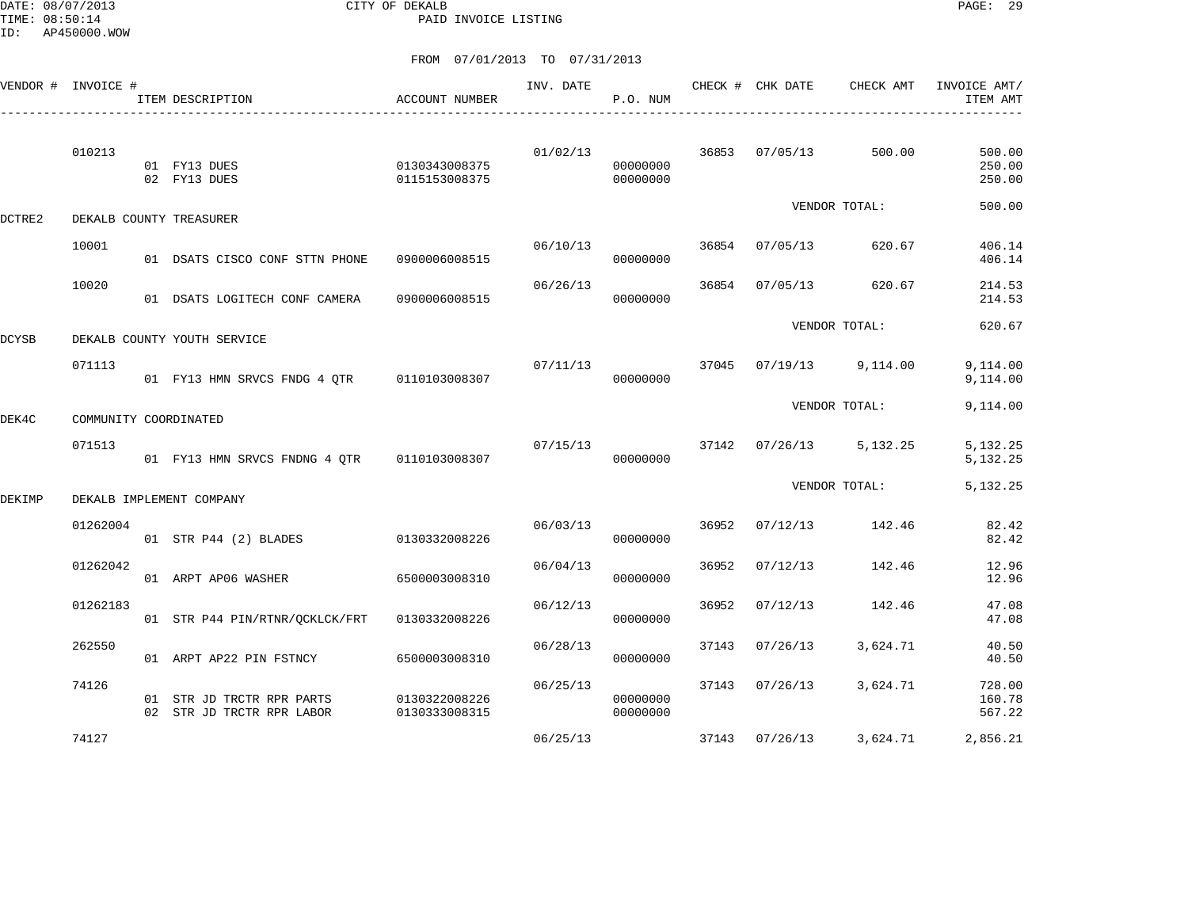DATE: 08/07/2013
TIME: 08:50:14
ID: AP450000.WOW

CITY OF DEKALB
PAID INVOICE LISTING

FROM 07/01/2013 TO 07/31/2013

| VENDOR # | INVOICE # | ITEM DESCRIPTION | ACCOUNT NUMBER | INV. DATE | P.O. NUM | CHECK # | CHK DATE | CHECK AMT | INVOICE AMT/ ITEM AMT |
|---|---|---|---|---|---|---|---|---|---|
| | 010213 | | | 01/02/13 | | 36853 | 07/05/13 | 500.00 | 500.00 |
| | | 01 FY13 DUES | 0130343008375 | | 00000000 | | | | 250.00 |
| | | 02 FY13 DUES | 0115153008375 | | 00000000 | | | | 250.00 |
| | | | | | | | VENDOR TOTAL: | | 500.00 |
| DCTRE2 | DEKALB COUNTY TREASURER | | | | | | | | |
| | 10001 | | | 06/10/13 | | 36854 | 07/05/13 | 620.67 | 406.14 |
| | | 01 DSATS CISCO CONF STTN PHONE | 0900006008515 | | 00000000 | | | | 406.14 |
| | 10020 | | | 06/26/13 | | 36854 | 07/05/13 | 620.67 | 214.53 |
| | | 01 DSATS LOGITECH CONF CAMERA | 0900006008515 | | 00000000 | | | | 214.53 |
| | | | | | | | VENDOR TOTAL: | | 620.67 |
| DCYSB | DEKALB COUNTY YOUTH SERVICE | | | | | | | | |
| | 071113 | | | 07/11/13 | | 37045 | 07/19/13 | 9,114.00 | 9,114.00 |
| | | 01 FY13 HMN SRVCS FNDG 4 QTR | 0110103008307 | | 00000000 | | | | 9,114.00 |
| | | | | | | | VENDOR TOTAL: | | 9,114.00 |
| DEK4C | COMMUNITY COORDINATED | | | | | | | | |
| | 071513 | | | 07/15/13 | | 37142 | 07/26/13 | 5,132.25 | 5,132.25 |
| | | 01 FY13 HMN SRVCS FNDNG 4 QTR | 0110103008307 | | 00000000 | | | | 5,132.25 |
| | | | | | | | VENDOR TOTAL: | | 5,132.25 |
| DEKIMP | DEKALB IMPLEMENT COMPANY | | | | | | | | |
| | 01262004 | | | 06/03/13 | | 36952 | 07/12/13 | 142.46 | 82.42 |
| | | 01 STR P44 (2) BLADES | 0130332008226 | | 00000000 | | | | 82.42 |
| | 01262042 | | | 06/04/13 | | 36952 | 07/12/13 | 142.46 | 12.96 |
| | | 01 ARPT AP06 WASHER | 6500003008310 | | 00000000 | | | | 12.96 |
| | 01262183 | | | 06/12/13 | | 36952 | 07/12/13 | 142.46 | 47.08 |
| | | 01 STR P44 PIN/RTNR/QCKLCK/FRT | 0130332008226 | | 00000000 | | | | 47.08 |
| | 262550 | | | 06/28/13 | | 37143 | 07/26/13 | 3,624.71 | 40.50 |
| | | 01 ARPT AP22 PIN FSTNCY | 6500003008310 | | 00000000 | | | | 40.50 |
| | 74126 | | | 06/25/13 | | 37143 | 07/26/13 | 3,624.71 | 728.00 |
| | | 01 STR JD TRCTR RPR PARTS | 0130322008226 | | 00000000 | | | | 160.78 |
| | | 02 STR JD TRCTR RPR LABOR | 0130333008315 | | 00000000 | | | | 567.22 |
| | 74127 | | | 06/25/13 | | 37143 | 07/26/13 | 3,624.71 | 2,856.21 |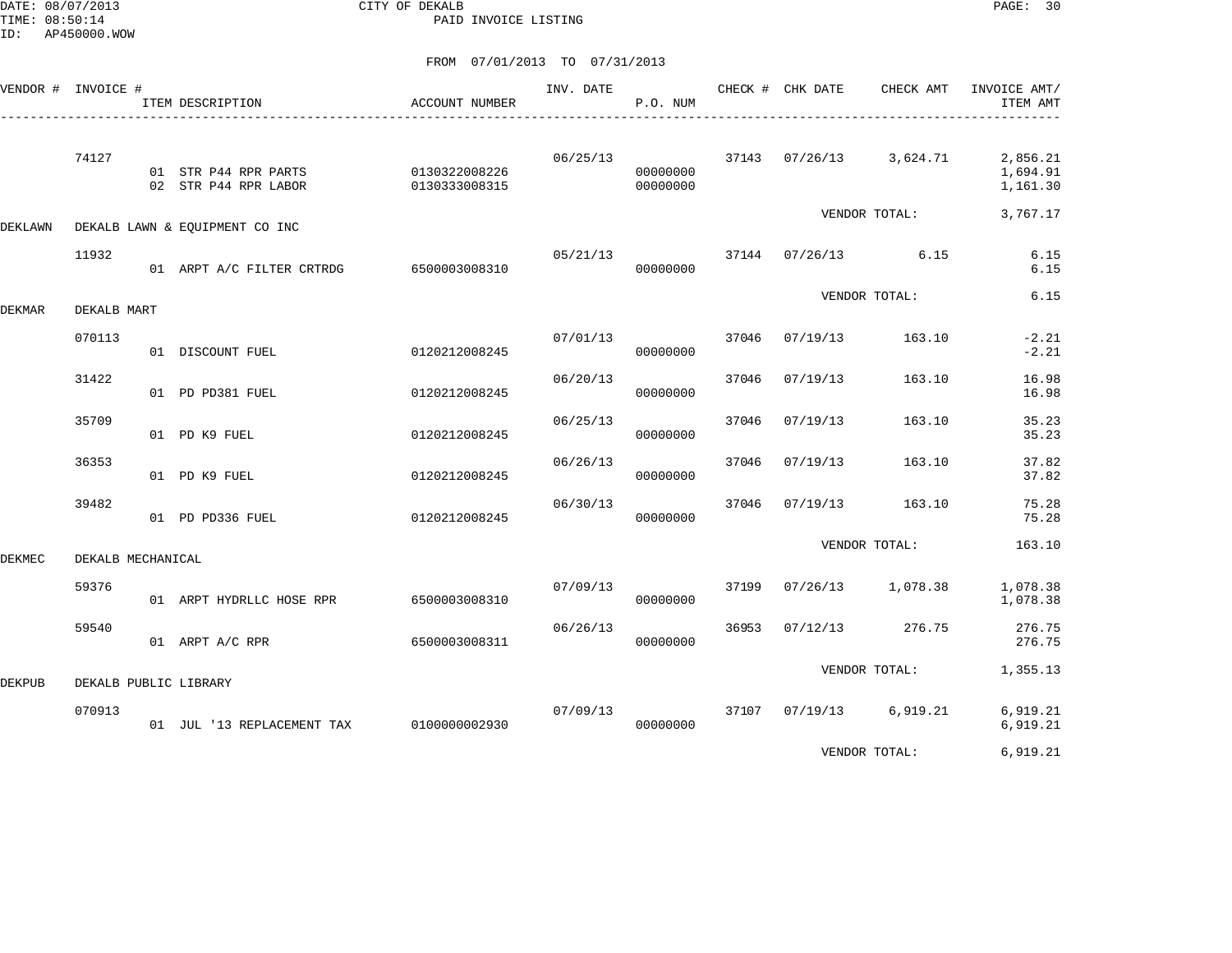CITY OF DEKALB
PAID INVOICE LISTING

DATE: 08/07/2013
TIME: 08:50:14
ID: AP450000.WOW

FROM 07/01/2013 TO 07/31/2013

| VENDOR # | INVOICE # | ITEM DESCRIPTION | ACCOUNT NUMBER | INV. DATE | P.O. NUM | CHECK # | CHK DATE | CHECK AMT | INVOICE AMT/ ITEM AMT |
|---|---|---|---|---|---|---|---|---|---|
| | 74127 | | | 06/25/13 | | 37143 | 07/26/13 | 3,624.71 | 2,856.21 |
| | | 01 STR P44 RPR PARTS | 0130322008226 | | 00000000 | | | | 1,694.91 |
| | | 02 STR P44 RPR LABOR | 0130333008315 | | 00000000 | | | | 1,161.30 |
| | | | | | | | VENDOR TOTAL: | | 3,767.17 |
| DEKLAWN | DEKALB LAWN & EQUIPMENT CO INC | | | | | | | | |
| | 11932 | | | 05/21/13 | | 37144 | 07/26/13 | 6.15 | 6.15 |
| | | 01 ARPT A/C FILTER CRTRDG | 6500003008310 | | 00000000 | | | | 6.15 |
| | | | | | | | VENDOR TOTAL: | | 6.15 |
| DEKMAR | DEKALB MART | | | | | | | | |
| | 070113 | | | 07/01/13 | | 37046 | 07/19/13 | 163.10 | -2.21 |
| | | 01 DISCOUNT FUEL | 0120212008245 | | 00000000 | | | | -2.21 |
| | 31422 | | | 06/20/13 | | 37046 | 07/19/13 | 163.10 | 16.98 |
| | | 01 PD PD381 FUEL | 0120212008245 | | 00000000 | | | | 16.98 |
| | 35709 | | | 06/25/13 | | 37046 | 07/19/13 | 163.10 | 35.23 |
| | | 01 PD K9 FUEL | 0120212008245 | | 00000000 | | | | 35.23 |
| | 36353 | | | 06/26/13 | | 37046 | 07/19/13 | 163.10 | 37.82 |
| | | 01 PD K9 FUEL | 0120212008245 | | 00000000 | | | | 37.82 |
| | 39482 | | | 06/30/13 | | 37046 | 07/19/13 | 163.10 | 75.28 |
| | | 01 PD PD336 FUEL | 0120212008245 | | 00000000 | | | | 75.28 |
| | | | | | | | VENDOR TOTAL: | | 163.10 |
| DEKMEC | DEKALB MECHANICAL | | | | | | | | |
| | 59376 | | | 07/09/13 | | 37199 | 07/26/13 | 1,078.38 | 1,078.38 |
| | | 01 ARPT HYDRLLC HOSE RPR | 6500003008310 | | 00000000 | | | | 1,078.38 |
| | 59540 | | | 06/26/13 | | 36953 | 07/12/13 | 276.75 | 276.75 |
| | | 01 ARPT A/C RPR | 6500003008311 | | 00000000 | | | | 276.75 |
| | | | | | | | VENDOR TOTAL: | | 1,355.13 |
| DEKPUB | DEKALB PUBLIC LIBRARY | | | | | | | | |
| | 070913 | | | 07/09/13 | | 37107 | 07/19/13 | 6,919.21 | 6,919.21 |
| | | 01 JUL '13 REPLACEMENT TAX | 0100000002930 | | 00000000 | | | | 6,919.21 |
| | | | | | | | VENDOR TOTAL: | | 6,919.21 |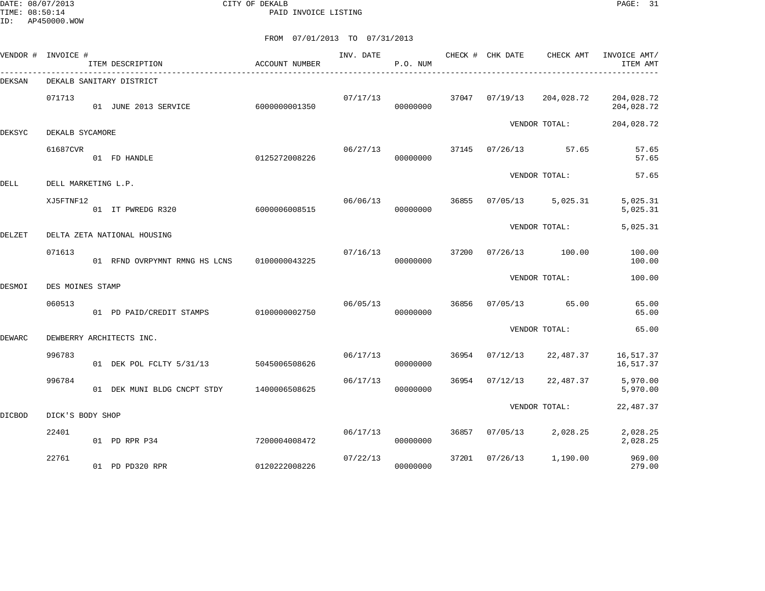CITY OF DEKALB
PAID INVOICE LISTING

FROM 07/01/2013 TO 07/31/2013

| VENDOR # | INVOICE # / ITEM DESCRIPTION | ACCOUNT NUMBER | INV. DATE | P.O. NUM | CHECK # | CHK DATE | CHECK AMT | INVOICE AMT/ ITEM AMT |
|---|---|---|---|---|---|---|---|---|
| DEKSAN | DEKALB SANITARY DISTRICT | | | | | | | |
| | 071713 | | 07/17/13 | | 37047 | 07/19/13 | 204,028.72 | 204,028.72 |
| | 01 JUNE 2013 SERVICE | 6000000001350 | | 00000000 | | | | 204,028.72 |
| | | | | | | | VENDOR TOTAL: | 204,028.72 |
| DEKSYC | DEKALB SYCAMORE | | | | | | | |
| | 61687CVR | | 06/27/13 | | 37145 | 07/26/13 | 57.65 | 57.65 |
| | 01 FD HANDLE | 0125272008226 | | 00000000 | | | | 57.65 |
| | | | | | | | VENDOR TOTAL: | 57.65 |
| DELL | DELL MARKETING L.P. | | | | | | | |
| | XJ5FTNF12 | | 06/06/13 | | 36855 | 07/05/13 | 5,025.31 | 5,025.31 |
| | 01 IT PWREDG R320 | 6000006008515 | | 00000000 | | | | 5,025.31 |
| | | | | | | | VENDOR TOTAL: | 5,025.31 |
| DELZET | DELTA ZETA NATIONAL HOUSING | | | | | | | |
| | 071613 | | 07/16/13 | | 37200 | 07/26/13 | 100.00 | 100.00 |
| | 01 RFND OVRPYMNT RMNG HS LCNS | 0100000043225 | | 00000000 | | | | 100.00 |
| | | | | | | | VENDOR TOTAL: | 100.00 |
| DESMOI | DES MOINES STAMP | | | | | | | |
| | 060513 | | 06/05/13 | | 36856 | 07/05/13 | 65.00 | 65.00 |
| | 01 PD PAID/CREDIT STAMPS | 0100000002750 | | 00000000 | | | | 65.00 |
| | | | | | | | VENDOR TOTAL: | 65.00 |
| DEWARC | DEWBERRY ARCHITECTS INC. | | | | | | | |
| | 996783 | | 06/17/13 | | 36954 | 07/12/13 | 22,487.37 | 16,517.37 |
| | 01 DEK POL FCLTY 5/31/13 | 5045006508626 | | 00000000 | | | | 16,517.37 |
| | 996784 | | 06/17/13 | | 36954 | 07/12/13 | 22,487.37 | 5,970.00 |
| | 01 DEK MUNI BLDG CNCPT STDY | 1400006508625 | | 00000000 | | | | 5,970.00 |
| | | | | | | | VENDOR TOTAL: | 22,487.37 |
| DICBOD | DICK'S BODY SHOP | | | | | | | |
| | 22401 | | 06/17/13 | | 36857 | 07/05/13 | 2,028.25 | 2,028.25 |
| | 01 PD RPR P34 | 7200004008472 | | 00000000 | | | | 2,028.25 |
| | 22761 | | 07/22/13 | | 37201 | 07/26/13 | 1,190.00 | 969.00 |
| | 01 PD PD320 RPR | 0120222008226 | | 00000000 | | | | 279.00 |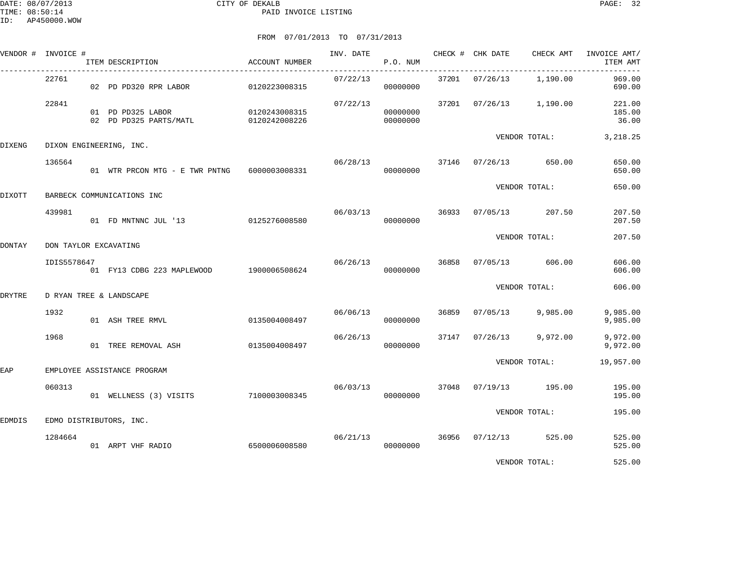DATE: 08/07/2013 CITY OF DEKALB
TIME: 08:50:14 PAID INVOICE LISTING
ID: AP450000.WOW

FROM 07/01/2013 TO 07/31/2013

| VENDOR # | INVOICE # | ITEM DESCRIPTION | ACCOUNT NUMBER | INV. DATE | P.O. NUM | CHECK # | CHK DATE | CHECK AMT | INVOICE AMT/ ITEM AMT |
|---|---|---|---|---|---|---|---|---|---|
| | 22761 | | | 07/22/13 | | 37201 | 07/26/13 | 1,190.00 | 969.00 |
| | | 02 PD PD320 RPR LABOR | 0120223008315 | | 00000000 | | | | 690.00 |
| | 22841 | | | 07/22/13 | | 37201 | 07/26/13 | 1,190.00 | 221.00 |
| | | 01 PD PD325 LABOR | 0120243008315 | | 00000000 | | | | 185.00 |
| | | 02 PD PD325 PARTS/MATL | 0120242008226 | | 00000000 | | | | 36.00 |
| | | | | | | | VENDOR TOTAL: | | 3,218.25 |
| DIXENG | DIXON ENGINEERING, INC. | | | | | | | | |
| | 136564 | | | 06/28/13 | | 37146 | 07/26/13 | 650.00 | 650.00 |
| | | 01 WTR PRCON MTG - E TWR PNTNG | 6000003008331 | | 00000000 | | | | 650.00 |
| | | | | | | | VENDOR TOTAL: | | 650.00 |
| DIXOTT | BARBECK COMMUNICATIONS INC | | | | | | | | |
| | 439981 | | | 06/03/13 | | 36933 | 07/05/13 | 207.50 | 207.50 |
| | | 01 FD MNTNNC JUL '13 | 0125276008580 | | 00000000 | | | | 207.50 |
| | | | | | | | VENDOR TOTAL: | | 207.50 |
| DONTAY | DON TAYLOR EXCAVATING | | | | | | | | |
| | IDIS5578647 | | | 06/26/13 | | 36858 | 07/05/13 | 606.00 | 606.00 |
| | | 01 FY13 CDBG 223 MAPLEWOOD | 1900006508624 | | 00000000 | | | | 606.00 |
| | | | | | | | VENDOR TOTAL: | | 606.00 |
| DRYTRE | D RYAN TREE & LANDSCAPE | | | | | | | | |
| | 1932 | | | 06/06/13 | | 36859 | 07/05/13 | 9,985.00 | 9,985.00 |
| | | 01 ASH TREE RMVL | 0135004008497 | | 00000000 | | | | 9,985.00 |
| | 1968 | | | 06/26/13 | | 37147 | 07/26/13 | 9,972.00 | 9,972.00 |
| | | 01 TREE REMOVAL ASH | 0135004008497 | | 00000000 | | | | 9,972.00 |
| | | | | | | | VENDOR TOTAL: | | 19,957.00 |
| EAP | EMPLOYEE ASSISTANCE PROGRAM | | | | | | | | |
| | 060313 | | | 06/03/13 | | 37048 | 07/19/13 | 195.00 | 195.00 |
| | | 01 WELLNESS (3) VISITS | 7100003008345 | | 00000000 | | | | 195.00 |
| | | | | | | | VENDOR TOTAL: | | 195.00 |
| EDMDIS | EDMO DISTRIBUTORS, INC. | | | | | | | | |
| | 1284664 | | | 06/21/13 | | 36956 | 07/12/13 | 525.00 | 525.00 |
| | | 01 ARPT VHF RADIO | 6500006008580 | | 00000000 | | | | 525.00 |
| | | | | | | | VENDOR TOTAL: | | 525.00 |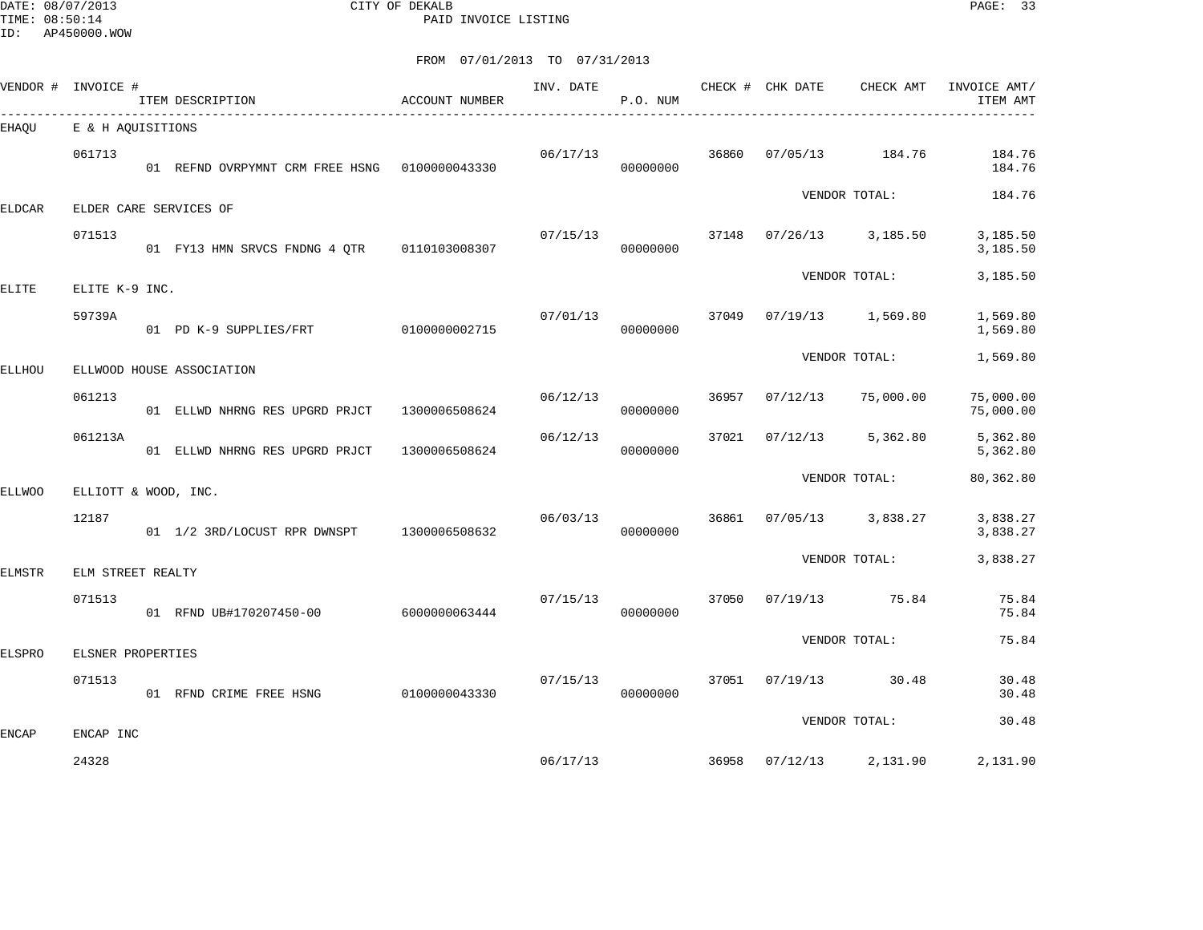DATE: 08/07/2013 CITY OF DEKALB
TIME: 08:50:14 PAID INVOICE LISTING
ID: AP450000.WOW

FROM 07/01/2013 TO 07/31/2013

| VENDOR # | INVOICE # | ITEM DESCRIPTION | ACCOUNT NUMBER | INV. DATE | P.O. NUM | CHECK # | CHK DATE | CHECK AMT | INVOICE AMT/ ITEM AMT |
|---|---|---|---|---|---|---|---|---|---|
| EHAQU | E & H AQUISITIONS | | | | | | | | |
| | 061713 | | | 06/17/13 | | 36860 | 07/05/13 | 184.76 | 184.76 |
| | | 01 REFND OVRPYMNT CRM FREE HSNG | 0100000043330 | | 00000000 | | | | 184.76 |
| | | | | | | | | VENDOR TOTAL: | 184.76 |
| ELDCAR | ELDER CARE SERVICES OF | | | | | | | | |
| | 071513 | | | 07/15/13 | | 37148 | 07/26/13 | 3,185.50 | 3,185.50 |
| | | 01 FY13 HMN SRVCS FNDNG 4 QTR | 0110103008307 | | 00000000 | | | | 3,185.50 |
| | | | | | | | | VENDOR TOTAL: | 3,185.50 |
| ELITE | ELITE K-9 INC. | | | | | | | | |
| | 59739A | | | 07/01/13 | | 37049 | 07/19/13 | 1,569.80 | 1,569.80 |
| | | 01 PD K-9 SUPPLIES/FRT | 0100000002715 | | 00000000 | | | | 1,569.80 |
| | | | | | | | | VENDOR TOTAL: | 1,569.80 |
| ELLHOU | ELLWOOD HOUSE ASSOCIATION | | | | | | | | |
| | 061213 | | | 06/12/13 | | 36957 | 07/12/13 | 75,000.00 | 75,000.00 |
| | | 01 ELLWD NHRNG RES UPGRD PRJCT | 1300006508624 | | 00000000 | | | | 75,000.00 |
| | 061213A | | | 06/12/13 | | 37021 | 07/12/13 | 5,362.80 | 5,362.80 |
| | | 01 ELLWD NHRNG RES UPGRD PRJCT | 1300006508624 | | 00000000 | | | | 5,362.80 |
| | | | | | | | | VENDOR TOTAL: | 80,362.80 |
| ELLWOO | ELLIOTT & WOOD, INC. | | | | | | | | |
| | 12187 | | | 06/03/13 | | 36861 | 07/05/13 | 3,838.27 | 3,838.27 |
| | | 01 1/2 3RD/LOCUST RPR DWNSPT | 1300006508632 | | 00000000 | | | | 3,838.27 |
| | | | | | | | | VENDOR TOTAL: | 3,838.27 |
| ELMSTR | ELM STREET REALTY | | | | | | | | |
| | 071513 | | | 07/15/13 | | 37050 | 07/19/13 | 75.84 | 75.84 |
| | | 01 RFND UB#170207450-00 | 6000000063444 | | 00000000 | | | | 75.84 |
| | | | | | | | | VENDOR TOTAL: | 75.84 |
| ELSPRO | ELSNER PROPERTIES | | | | | | | | |
| | 071513 | | | 07/15/13 | | 37051 | 07/19/13 | 30.48 | 30.48 |
| | | 01 RFND CRIME FREE HSNG | 0100000043330 | | 00000000 | | | | 30.48 |
| | | | | | | | | VENDOR TOTAL: | 30.48 |
| ENCAP | ENCAP INC | | | | | | | | |
| | 24328 | | | 06/17/13 | | 36958 | 07/12/13 | 2,131.90 | 2,131.90 |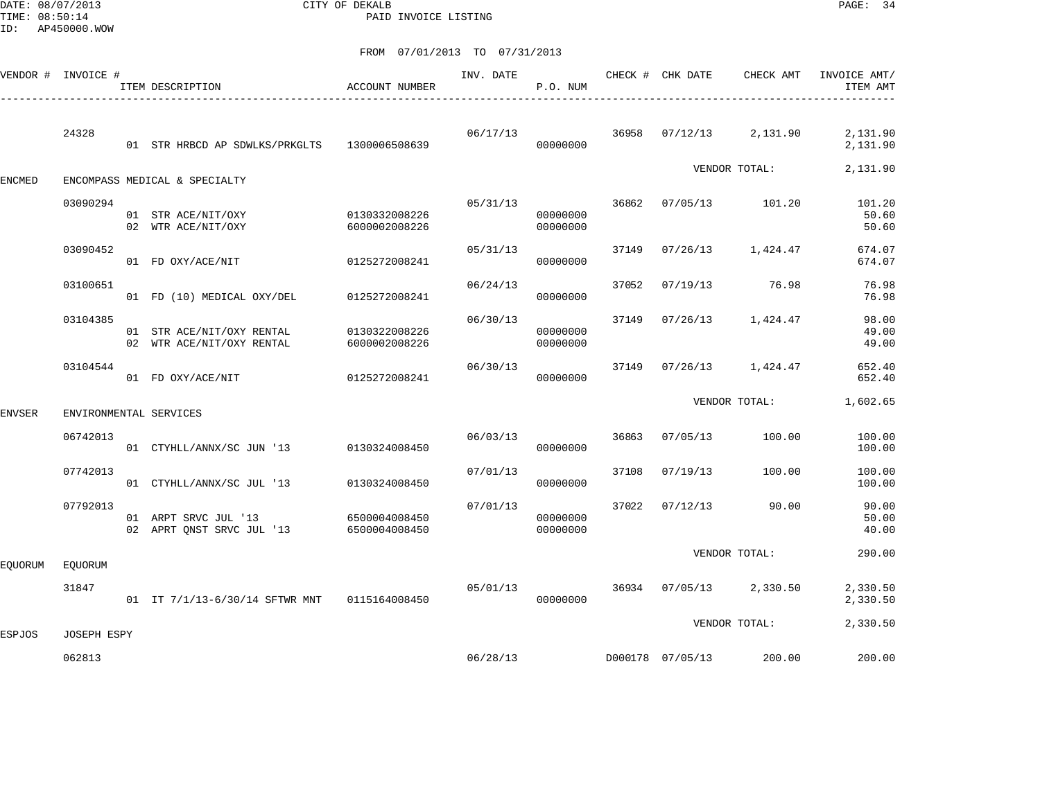DATE: 08/07/2013
TIME: 08:50:14
ID: AP450000.WOW

CITY OF DEKALB
PAID INVOICE LISTING

FROM 07/01/2013 TO 07/31/2013

| VENDOR # | INVOICE # | ITEM DESCRIPTION | ACCOUNT NUMBER | INV. DATE | P.O. NUM | CHECK # | CHK DATE | CHECK AMT | INVOICE AMT/ ITEM AMT |
|---|---|---|---|---|---|---|---|---|---|
| | 24328 | | | 06/17/13 | | 36958 | 07/12/13 | 2,131.90 | 2,131.90 |
| | | 01 STR HRBCD AP SDWLKS/PRKGLTS | 1300006508639 | | 00000000 | | | | 2,131.90 |
| | | | | | | | | VENDOR TOTAL: | 2,131.90 |
| ENCMED | ENCOMPASS MEDICAL & SPECIALTY | | | | | | | | |
| | 03090294 | | | 05/31/13 | | 36862 | 07/05/13 | 101.20 | 101.20 |
| | | 01 STR ACE/NIT/OXY | 0130332008226 | | 00000000 | | | | 50.60 |
| | | 02 WTR ACE/NIT/OXY | 6000002008226 | | 00000000 | | | | 50.60 |
| | 03090452 | | | 05/31/13 | | 37149 | 07/26/13 | 1,424.47 | 674.07 |
| | | 01 FD OXY/ACE/NIT | 0125272008241 | | 00000000 | | | | 674.07 |
| | 03100651 | | | 06/24/13 | | 37052 | 07/19/13 | 76.98 | 76.98 |
| | | 01 FD (10) MEDICAL OXY/DEL | 0125272008241 | | 00000000 | | | | 76.98 |
| | 03104385 | | | 06/30/13 | | 37149 | 07/26/13 | 1,424.47 | 98.00 |
| | | 01 STR ACE/NIT/OXY RENTAL | 0130322008226 | | 00000000 | | | | 49.00 |
| | | 02 WTR ACE/NIT/OXY RENTAL | 6000002008226 | | 00000000 | | | | 49.00 |
| | 03104544 | | | 06/30/13 | | 37149 | 07/26/13 | 1,424.47 | 652.40 |
| | | 01 FD OXY/ACE/NIT | 0125272008241 | | 00000000 | | | | 652.40 |
| | | | | | | | | VENDOR TOTAL: | 1,602.65 |
| ENVSER | ENVIRONMENTAL SERVICES | | | | | | | | |
| | 06742013 | | | 06/03/13 | | 36863 | 07/05/13 | 100.00 | 100.00 |
| | | 01 CTYHLL/ANNX/SC JUN '13 | 0130324008450 | | 00000000 | | | | 100.00 |
| | 07742013 | | | 07/01/13 | | 37108 | 07/19/13 | 100.00 | 100.00 |
| | | 01 CTYHLL/ANNX/SC JUL '13 | 0130324008450 | | 00000000 | | | | 100.00 |
| | 07792013 | | | 07/01/13 | | 37022 | 07/12/13 | 90.00 | 90.00 |
| | | 01 ARPT SRVC JUL '13 | 6500004008450 | | 00000000 | | | | 50.00 |
| | | 02 APRT QNST SRVC JUL '13 | 6500004008450 | | 00000000 | | | | 40.00 |
| | | | | | | | | VENDOR TOTAL: | 290.00 |
| EQUORUM | EQUORUM | | | | | | | | |
| | 31847 | | | 05/01/13 | | 36934 | 07/05/13 | 2,330.50 | 2,330.50 |
| | | 01 IT 7/1/13-6/30/14 SFTWR MNT | 0115164008450 | | 00000000 | | | | 2,330.50 |
| | | | | | | | | VENDOR TOTAL: | 2,330.50 |
| ESPJOS | JOSEPH ESPY | | | | | | | | |
| | 062813 | | | 06/28/13 | | D000178 | 07/05/13 | 200.00 | 200.00 |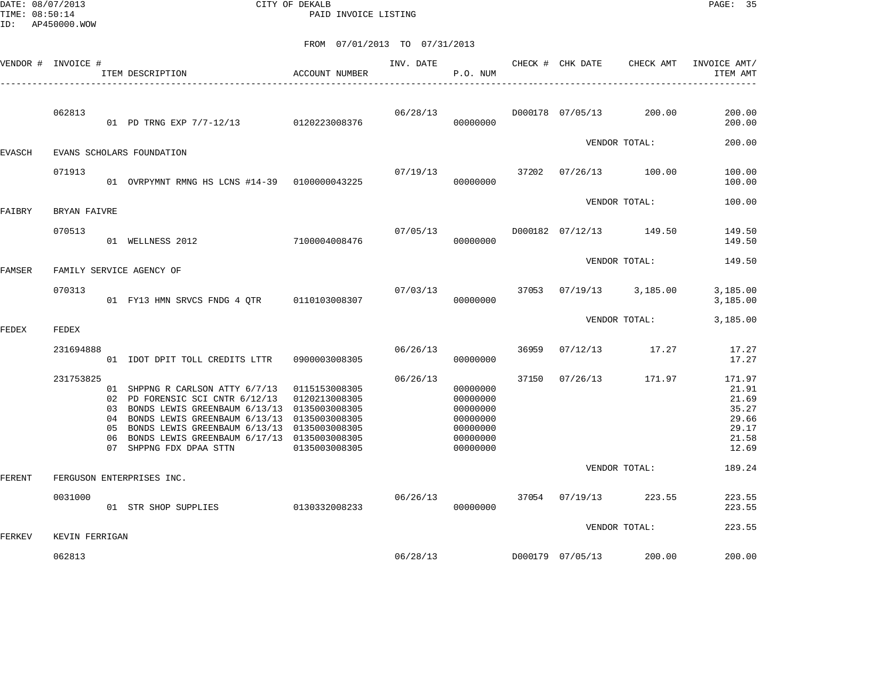CITY OF DEKALB
PAID INVOICE LISTING

DATE: 08/07/2013
TIME: 08:50:14
ID: AP450000.WOW

FROM 07/01/2013 TO 07/31/2013

| VENDOR # | INVOICE # | ITEM DESCRIPTION | ACCOUNT NUMBER | INV. DATE | P.O. NUM | CHECK # | CHK DATE | CHECK AMT | INVOICE AMT/ ITEM AMT |
|---|---|---|---|---|---|---|---|---|---|
| | 062813 | | | 06/28/13 | | D000178 | 07/05/13 | 200.00 | 200.00 |
| | | 01 PD TRNG EXP 7/7-12/13 | 0120223008376 | | 00000000 | | | | 200.00 |
| | | | | | | | VENDOR TOTAL: | | 200.00 |
| EVASCH | EVANS SCHOLARS FOUNDATION | | | | | | | | |
| | 071913 | | | 07/19/13 | | 37202 | 07/26/13 | 100.00 | 100.00 |
| | | 01 OVRPYMNT RMNG HS LCNS #14-39 | 0100000043225 | | 00000000 | | | | 100.00 |
| | | | | | | | VENDOR TOTAL: | | 100.00 |
| FAIBRY | BRYAN FAIVRE | | | | | | | | |
| | 070513 | | | 07/05/13 | | D000182 | 07/12/13 | 149.50 | 149.50 |
| | | 01 WELLNESS 2012 | 7100004008476 | | 00000000 | | | | 149.50 |
| | | | | | | | VENDOR TOTAL: | | 149.50 |
| FAMSER | FAMILY SERVICE AGENCY OF | | | | | | | | |
| | 070313 | | | 07/03/13 | | 37053 | 07/19/13 | 3,185.00 | 3,185.00 |
| | | 01 FY13 HMN SRVCS FNDG 4 QTR | 0110103008307 | | 00000000 | | | | 3,185.00 |
| | | | | | | | VENDOR TOTAL: | | 3,185.00 |
| FEDEX | FEDEX | | | | | | | | |
| | 231694888 | | | 06/26/13 | | 36959 | 07/12/13 | 17.27 | 17.27 |
| | | 01 IDOT DPIT TOLL CREDITS LTTR | 0900003008305 | | 00000000 | | | | 17.27 |
| | 231753825 | | | 06/26/13 | | 37150 | 07/26/13 | 171.97 | 171.97 |
| | | 01 SHPPNG R CARLSON ATTY 6/7/13 | 0115153008305 | | 00000000 | | | | 21.91 |
| | | 02 PD FORENSIC SCI CNTR 6/12/13 | 0120213008305 | | 00000000 | | | | 21.69 |
| | | 03 BONDS LEWIS GREENBAUM 6/13/13 | 0135003008305 | | 00000000 | | | | 35.27 |
| | | 04 BONDS LEWIS GREENBAUM 6/13/13 | 0135003008305 | | 00000000 | | | | 29.66 |
| | | 05 BONDS LEWIS GREENBAUM 6/13/13 | 0135003008305 | | 00000000 | | | | 29.17 |
| | | 06 BONDS LEWIS GREENBAUM 6/17/13 | 0135003008305 | | 00000000 | | | | 21.58 |
| | | 07 SHPPNG FDX DPAA STTN | 0135003008305 | | 00000000 | | | | 12.69 |
| | | | | | | | VENDOR TOTAL: | | 189.24 |
| FERENT | FERGUSON ENTERPRISES INC. | | | | | | | | |
| | 0031000 | | | 06/26/13 | | 37054 | 07/19/13 | 223.55 | 223.55 |
| | | 01 STR SHOP SUPPLIES | 0130332008233 | | 00000000 | | | | 223.55 |
| | | | | | | | VENDOR TOTAL: | | 223.55 |
| FERKEV | KEVIN FERRIGAN | | | | | | | | |
| | 062813 | | | 06/28/13 | | D000179 | 07/05/13 | 200.00 | 200.00 |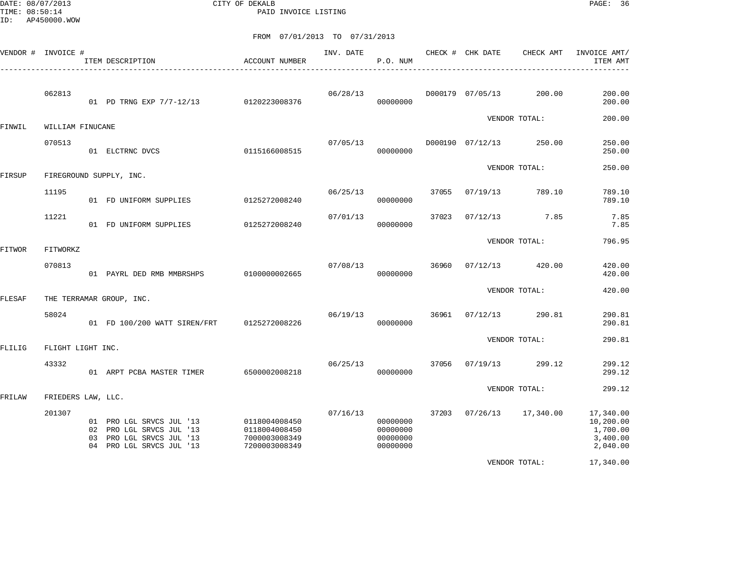DATE: 08/07/2013
TIME: 08:50:14
ID: AP450000.WOW

CITY OF DEKALB

PAID INVOICE LISTING

FROM 07/01/2013 TO 07/31/2013

| VENDOR # | INVOICE # / ITEM DESCRIPTION | ACCOUNT NUMBER | INV. DATE | P.O. NUM | CHECK # | CHK DATE | CHECK AMT | INVOICE AMT/ ITEM AMT |
|---|---|---|---|---|---|---|---|---|
| | 062813 | | 06/28/13 | | D000179 | 07/05/13 | 200.00 | 200.00 |
| | 01 PD TRNG EXP 7/7-12/13 | 0120223008376 | | 00000000 | | | | 200.00 |
| | | | | | | VENDOR TOTAL: | | 200.00 |
| FINWIL | WILLIAM FINUCANE | | | | | | | |
| | 070513 | | 07/05/13 | | D000190 | 07/12/13 | 250.00 | 250.00 |
| | 01 ELCTRNC DVCS | 0115166008515 | | 00000000 | | | | 250.00 |
| | | | | | | VENDOR TOTAL: | | 250.00 |
| FIRSUP | FIREGROUND SUPPLY, INC. | | | | | | | |
| | 11195 | | 06/25/13 | | 37055 | 07/19/13 | 789.10 | 789.10 |
| | 01 FD UNIFORM SUPPLIES | 0125272008240 | | 00000000 | | | | 789.10 |
| | 11221 | | 07/01/13 | | 37023 | 07/12/13 | 7.85 | 7.85 |
| | 01 FD UNIFORM SUPPLIES | 0125272008240 | | 00000000 | | | | 7.85 |
| | | | | | | VENDOR TOTAL: | | 796.95 |
| FITWOR | FITWORKZ | | | | | | | |
| | 070813 | | 07/08/13 | | 36960 | 07/12/13 | 420.00 | 420.00 |
| | 01 PAYRL DED RMB MMBRSHPS | 0100000002665 | | 00000000 | | | | 420.00 |
| | | | | | | VENDOR TOTAL: | | 420.00 |
| FLESAF | THE TERRAMAR GROUP, INC. | | | | | | | |
| | 58024 | | 06/19/13 | | 36961 | 07/12/13 | 290.81 | 290.81 |
| | 01 FD 100/200 WATT SIREN/FRT | 0125272008226 | | 00000000 | | | | 290.81 |
| | | | | | | VENDOR TOTAL: | | 290.81 |
| FLILIG | FLIGHT LIGHT INC. | | | | | | | |
| | 43332 | | 06/25/13 | | 37056 | 07/19/13 | 299.12 | 299.12 |
| | 01 ARPT PCBA MASTER TIMER | 6500002008218 | | 00000000 | | | | 299.12 |
| | | | | | | VENDOR TOTAL: | | 299.12 |
| FRILAW | FRIEDERS LAW, LLC. | | | | | | | |
| | 201307 | | 07/16/13 | | 37203 | 07/26/13 | 17,340.00 | 17,340.00 |
| | 01 PRO LGL SRVCS JUL '13 | 0118004008450 | | 00000000 | | | | 10,200.00 |
| | 02 PRO LGL SRVCS JUL '13 | 0118004008450 | | 00000000 | | | | 1,700.00 |
| | 03 PRO LGL SRVCS JUL '13 | 7000003008349 | | 00000000 | | | | 3,400.00 |
| | 04 PRO LGL SRVCS JUL '13 | 7200003008349 | | 00000000 | | | | 2,040.00 |
| | | | | | | VENDOR TOTAL: | | 17,340.00 |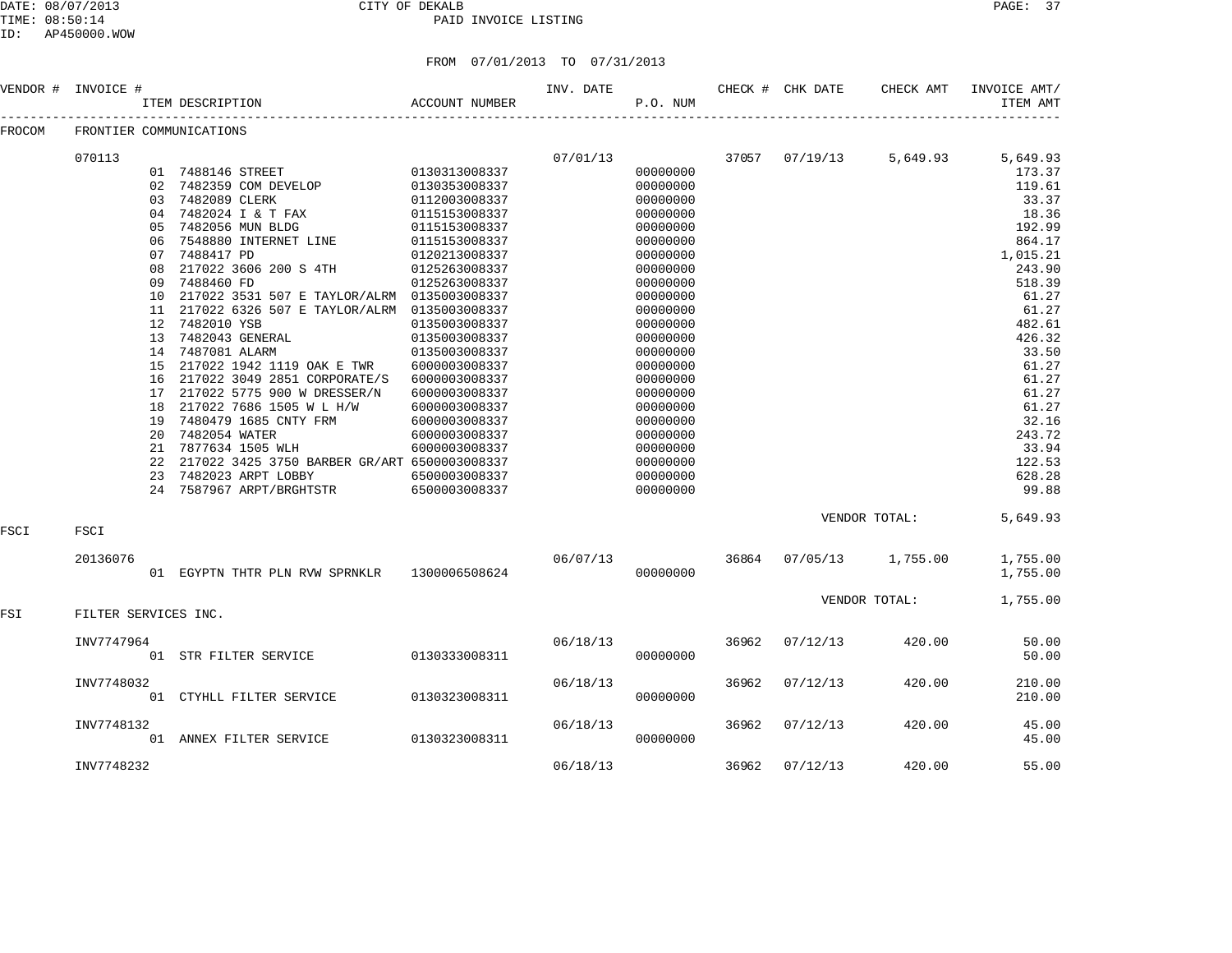CITY OF DEKALB
PAID INVOICE LISTING

FROM 07/01/2013 TO 07/31/2013

| VENDOR # | INVOICE # | ITEM DESCRIPTION | ACCOUNT NUMBER | INV. DATE | P.O. NUM | CHECK # | CHK DATE | CHECK AMT | INVOICE AMT/ ITEM AMT |
|---|---|---|---|---|---|---|---|---|---|
| FROCOM | FRONTIER COMMUNICATIONS | | | | | | | | |
| | 070113 | | | 07/01/13 | | 37057 | 07/19/13 | 5,649.93 | 5,649.93 |
| | | 01 7488146 STREET | 0130313008337 | | 00000000 | | | | 173.37 |
| | | 02 7482359 COM DEVELOP | 0130353008337 | | 00000000 | | | | 119.61 |
| | | 03 7482089 CLERK | 0112003008337 | | 00000000 | | | | 33.37 |
| | | 04 7482024 I & T FAX | 0115153008337 | | 00000000 | | | | 18.36 |
| | | 05 7482056 MUN BLDG | 0115153008337 | | 00000000 | | | | 192.99 |
| | | 06 7548880 INTERNET LINE | 0115153008337 | | 00000000 | | | | 864.17 |
| | | 07 7488417 PD | 0120213008337 | | 00000000 | | | | 1,015.21 |
| | | 08 217022 3606 200 S 4TH | 0125263008337 | | 00000000 | | | | 243.90 |
| | | 09 7488460 FD | 0125263008337 | | 00000000 | | | | 518.39 |
| | | 10 217022 3531 507 E TAYLOR/ALRM | 0135003008337 | | 00000000 | | | | 61.27 |
| | | 11 217022 6326 507 E TAYLOR/ALRM | 0135003008337 | | 00000000 | | | | 61.27 |
| | | 12 7482010 YSB | 0135003008337 | | 00000000 | | | | 482.61 |
| | | 13 7482043 GENERAL | 0135003008337 | | 00000000 | | | | 426.32 |
| | | 14 7487081 ALARM | 0135003008337 | | 00000000 | | | | 33.50 |
| | | 15 217022 1942 1119 OAK E TWR | 6000003008337 | | 00000000 | | | | 61.27 |
| | | 16 217022 3049 2851 CORPORATE/S | 6000003008337 | | 00000000 | | | | 61.27 |
| | | 17 217022 5775 900 W DRESSER/N | 6000003008337 | | 00000000 | | | | 61.27 |
| | | 18 217022 7686 1505 W L H/W | 6000003008337 | | 00000000 | | | | 61.27 |
| | | 19 7480479 1685 CNTY FRM | 6000003008337 | | 00000000 | | | | 32.16 |
| | | 20 7482054 WATER | 6000003008337 | | 00000000 | | | | 243.72 |
| | | 21 7877634 1505 WLH | 6000003008337 | | 00000000 | | | | 33.94 |
| | | 22 217022 3425 3750 BARBER GR/ART | 6500003008337 | | 00000000 | | | | 122.53 |
| | | 23 7482023 ARPT LOBBY | 6500003008337 | | 00000000 | | | | 628.28 |
| | | 24 7587967 ARPT/BRGHTSTR | 6500003008337 | | 00000000 | | | | 99.88 |
| | | | | | | | VENDOR TOTAL: | | 5,649.93 |
| FSCI | FSCI | | | | | | | | |
| | 20136076 | | | 06/07/13 | | 36864 | 07/05/13 | 1,755.00 | 1,755.00 |
| | | 01 EGYPTN THTR PLN RVW SPRNKLR | 1300006508624 | | 00000000 | | | | 1,755.00 |
| | | | | | | | VENDOR TOTAL: | | 1,755.00 |
| FSI | FILTER SERVICES INC. | | | | | | | | |
| | INV7747964 | | | 06/18/13 | | 36962 | 07/12/13 | 420.00 | 50.00 |
| | | 01 STR FILTER SERVICE | 0130333008311 | | 00000000 | | | | 50.00 |
| | INV7748032 | | | 06/18/13 | | 36962 | 07/12/13 | 420.00 | 210.00 |
| | | 01 CTYHLL FILTER SERVICE | 0130323008311 | | 00000000 | | | | 210.00 |
| | INV7748132 | | | 06/18/13 | | 36962 | 07/12/13 | 420.00 | 45.00 |
| | | 01 ANNEX FILTER SERVICE | 0130323008311 | | 00000000 | | | | 45.00 |
| | INV7748232 | | | 06/18/13 | | 36962 | 07/12/13 | 420.00 | 55.00 |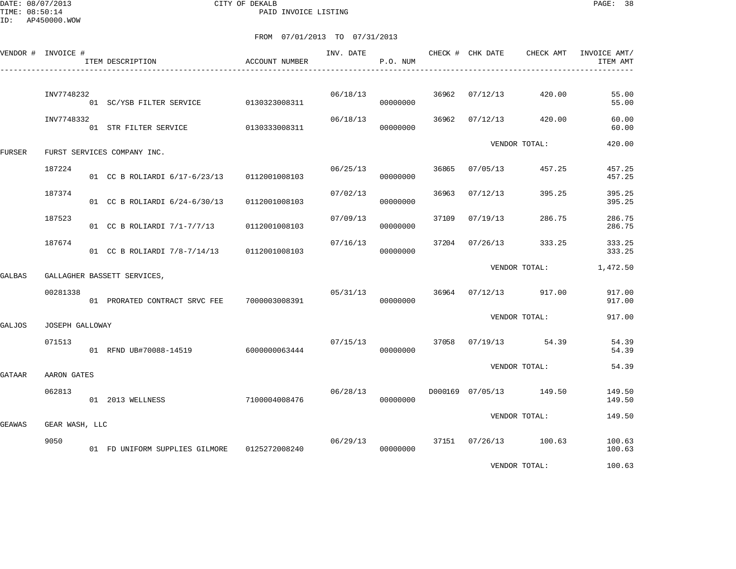CITY OF DEKALB
PAID INVOICE LISTING

DATE: 08/07/2013
TIME: 08:50:14
ID: AP450000.WOW

FROM 07/01/2013 TO 07/31/2013

| VENDOR # | INVOICE # | ITEM DESCRIPTION | ACCOUNT NUMBER | INV. DATE | P.O. NUM | CHECK # | CHK DATE | CHECK AMT | INVOICE AMT/ ITEM AMT |
|---|---|---|---|---|---|---|---|---|---|
| | INV7748232 | | | 06/18/13 | | 36962 | 07/12/13 | 420.00 | 55.00 |
| | | 01 SC/YSB FILTER SERVICE | 0130323008311 | | 00000000 | | | | 55.00 |
| | INV7748332 | | | 06/18/13 | | 36962 | 07/12/13 | 420.00 | 60.00 |
| | | 01 STR FILTER SERVICE | 0130333008311 | | 00000000 | | | | 60.00 |
| | | | | | | | VENDOR TOTAL: | | 420.00 |
| FURSER | FURST SERVICES COMPANY INC. | | | | | | | | |
| | 187224 | | | 06/25/13 | | 36865 | 07/05/13 | 457.25 | 457.25 |
| | | 01 CC B ROLIARDI 6/17-6/23/13 | 0112001008103 | | 00000000 | | | | 457.25 |
| | 187374 | | | 07/02/13 | | 36963 | 07/12/13 | 395.25 | 395.25 |
| | | 01 CC B ROLIARDI 6/24-6/30/13 | 0112001008103 | | 00000000 | | | | 395.25 |
| | 187523 | | | 07/09/13 | | 37109 | 07/19/13 | 286.75 | 286.75 |
| | | 01 CC B ROLIARDI 7/1-7/7/13 | 0112001008103 | | 00000000 | | | | 286.75 |
| | 187674 | | | 07/16/13 | | 37204 | 07/26/13 | 333.25 | 333.25 |
| | | 01 CC B ROLIARDI 7/8-7/14/13 | 0112001008103 | | 00000000 | | | | 333.25 |
| | | | | | | | VENDOR TOTAL: | | 1,472.50 |
| GALBAS | GALLAGHER BASSETT SERVICES, | | | | | | | | |
| | 00281338 | | | 05/31/13 | | 36964 | 07/12/13 | 917.00 | 917.00 |
| | | 01 PRORATED CONTRACT SRVC FEE | 7000003008391 | | 00000000 | | | | 917.00 |
| | | | | | | | VENDOR TOTAL: | | 917.00 |
| GALJOS | JOSEPH GALLOWAY | | | | | | | | |
| | 071513 | | | 07/15/13 | | 37058 | 07/19/13 | 54.39 | 54.39 |
| | | 01 RFND UB#70088-14519 | 6000000063444 | | 00000000 | | | | 54.39 |
| | | | | | | | VENDOR TOTAL: | | 54.39 |
| GATAAR | AARON GATES | | | | | | | | |
| | 062813 | | | 06/28/13 | | D000169 | 07/05/13 | 149.50 | 149.50 |
| | | 01 2013 WELLNESS | 7100004008476 | | 00000000 | | | | 149.50 |
| | | | | | | | VENDOR TOTAL: | | 149.50 |
| GEAWAS | GEAR WASH, LLC | | | | | | | | |
| | 9050 | | | 06/29/13 | | 37151 | 07/26/13 | 100.63 | 100.63 |
| | | 01 FD UNIFORM SUPPLIES GILMORE | 0125272008240 | | 00000000 | | | | 100.63 |
| | | | | | | | VENDOR TOTAL: | | 100.63 |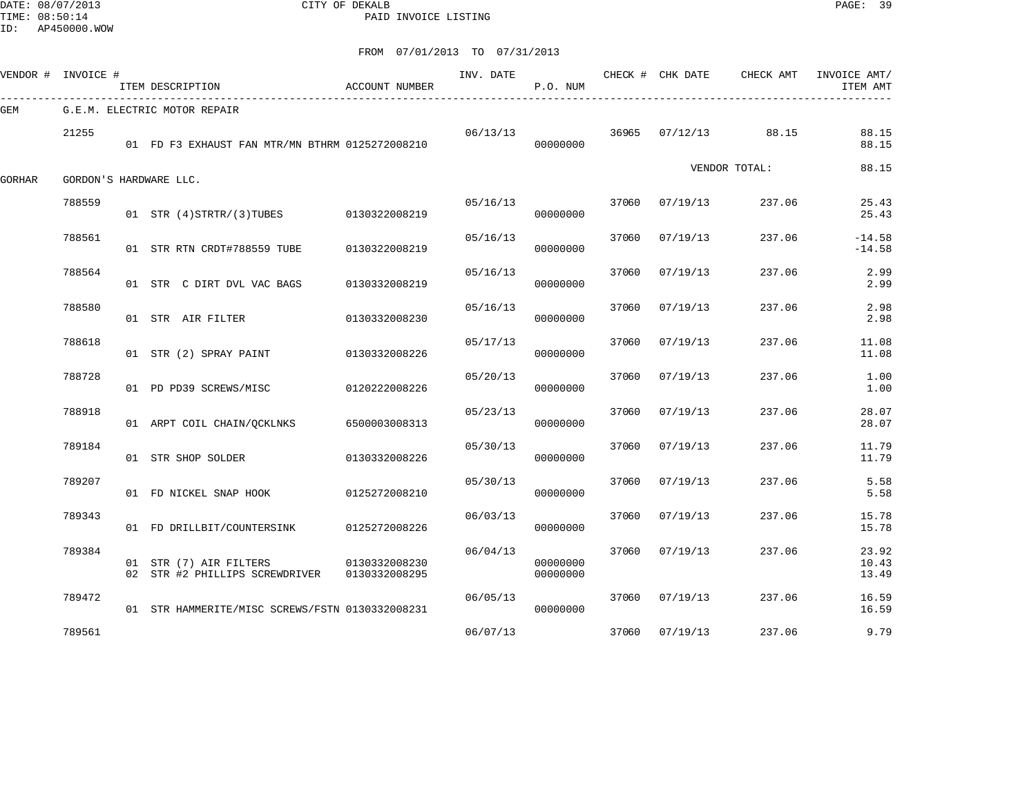CITY OF DEKALB
PAID INVOICE LISTING

DATE: 08/07/2013
TIME: 08:50:14
ID: AP450000.WOW

FROM 07/01/2013 TO 07/31/2013

| VENDOR # | INVOICE # | ITEM DESCRIPTION | ACCOUNT NUMBER | INV. DATE | P.O. NUM | CHECK # | CHK DATE | CHECK AMT | INVOICE AMT/ ITEM AMT |
|---|---|---|---|---|---|---|---|---|---|
| GEM | G.E.M. ELECTRIC MOTOR REPAIR | | | | | | | | |
| | 21255 | | | 06/13/13 | | 36965 | 07/12/13 | 88.15 | 88.15 |
| | | 01 FD F3 EXHAUST FAN MTR/MN BTHRM | 0125272008210 | | 00000000 | | | | 88.15 |
| | | | | | | | VENDOR TOTAL: | | 88.15 |
| GORHAR | GORDON'S HARDWARE LLC. | | | | | | | | |
| | 788559 | | | 05/16/13 | | 37060 | 07/19/13 | 237.06 | 25.43 |
| | | 01 STR (4)STRTR/(3)TUBES | 0130322008219 | | 00000000 | | | | 25.43 |
| | 788561 | | | 05/16/13 | | 37060 | 07/19/13 | 237.06 | -14.58 |
| | | 01 STR RTN CRDT#788559 TUBE | 0130322008219 | | 00000000 | | | | -14.58 |
| | 788564 | | | 05/16/13 | | 37060 | 07/19/13 | 237.06 | 2.99 |
| | | 01 STR C DIRT DVL VAC BAGS | 0130332008219 | | 00000000 | | | | 2.99 |
| | 788580 | | | 05/16/13 | | 37060 | 07/19/13 | 237.06 | 2.98 |
| | | 01 STR AIR FILTER | 0130332008230 | | 00000000 | | | | 2.98 |
| | 788618 | | | 05/17/13 | | 37060 | 07/19/13 | 237.06 | 11.08 |
| | | 01 STR (2) SPRAY PAINT | 0130332008226 | | 00000000 | | | | 11.08 |
| | 788728 | | | 05/20/13 | | 37060 | 07/19/13 | 237.06 | 1.00 |
| | | 01 PD PD39 SCREWS/MISC | 0120222008226 | | 00000000 | | | | 1.00 |
| | 788918 | | | 05/23/13 | | 37060 | 07/19/13 | 237.06 | 28.07 |
| | | 01 ARPT COIL CHAIN/QCKLNKS | 6500003008313 | | 00000000 | | | | 28.07 |
| | 789184 | | | 05/30/13 | | 37060 | 07/19/13 | 237.06 | 11.79 |
| | | 01 STR SHOP SOLDER | 0130332008226 | | 00000000 | | | | 11.79 |
| | 789207 | | | 05/30/13 | | 37060 | 07/19/13 | 237.06 | 5.58 |
| | | 01 FD NICKEL SNAP HOOK | 0125272008210 | | 00000000 | | | | 5.58 |
| | 789343 | | | 06/03/13 | | 37060 | 07/19/13 | 237.06 | 15.78 |
| | | 01 FD DRILLBIT/COUNTERSINK | 0125272008226 | | 00000000 | | | | 15.78 |
| | 789384 | | | 06/04/13 | | 37060 | 07/19/13 | 237.06 | 23.92 |
| | | 01 STR (7) AIR FILTERS | 0130332008230 | | 00000000 | | | | 10.43 |
| | | 02 STR #2 PHILLIPS SCREWDRIVER | 0130332008295 | | 00000000 | | | | 13.49 |
| | 789472 | | | 06/05/13 | | 37060 | 07/19/13 | 237.06 | 16.59 |
| | | 01 STR HAMMERITE/MISC SCREWS/FSTN | 0130332008231 | | 00000000 | | | | 16.59 |
| | 789561 | | | 06/07/13 | | 37060 | 07/19/13 | 237.06 | 9.79 |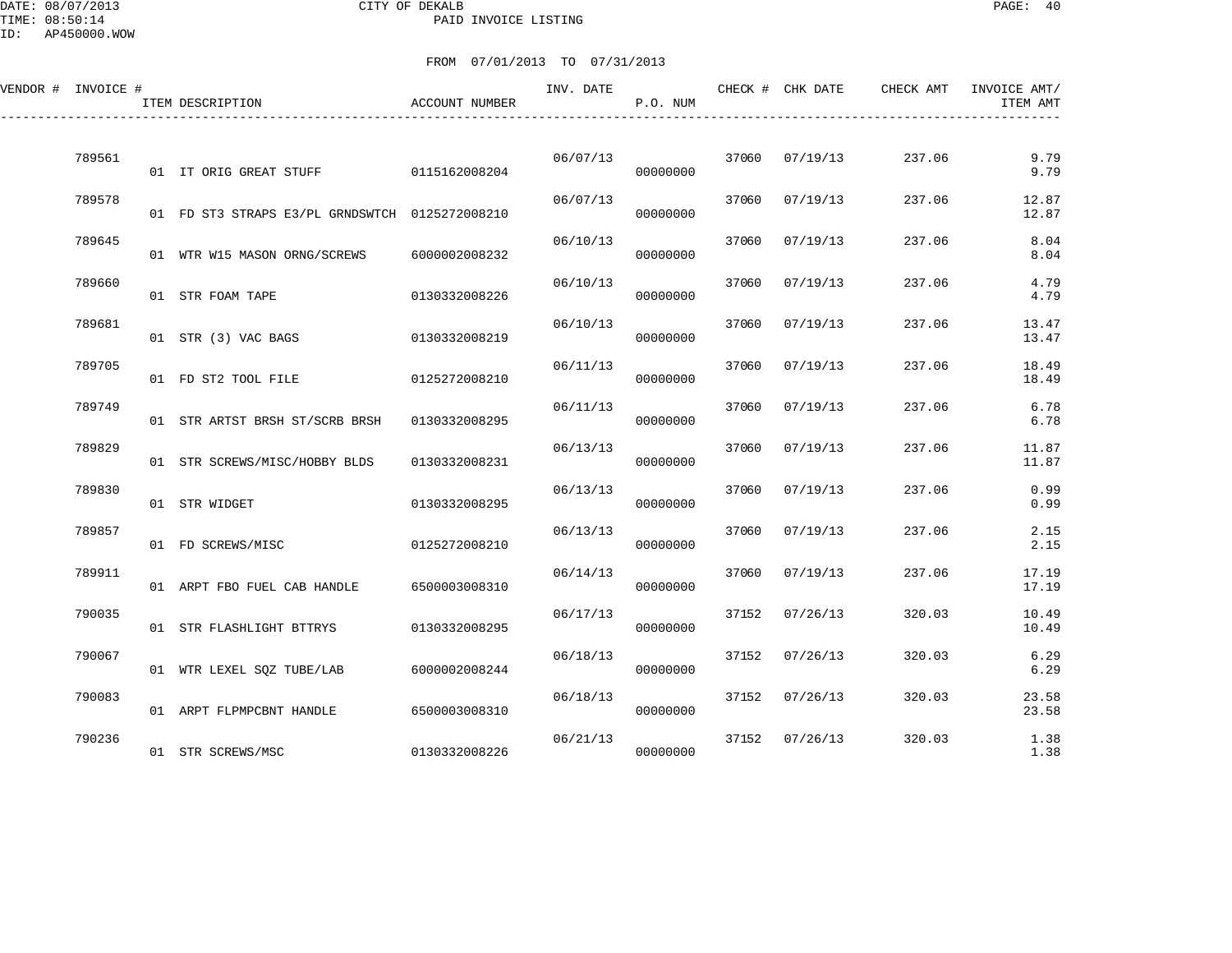CITY OF DEKALB

PAID INVOICE LISTING

FROM 07/01/2013 TO 07/31/2013

| VENDOR # | INVOICE # | ITEM DESCRIPTION | ACCOUNT NUMBER | INV. DATE | P.O. NUM | CHECK # | CHK DATE | CHECK AMT | INVOICE AMT/ ITEM AMT |
|---|---|---|---|---|---|---|---|---|---|
| | 789561 | | | 06/07/13 | | 37060 | 07/19/13 | 237.06 | 9.79 |
| | | 01 IT ORIG GREAT STUFF | 0115162008204 | | 00000000 | | | | 9.79 |
| | 789578 | | | 06/07/13 | | 37060 | 07/19/13 | 237.06 | 12.87 |
| | | 01 FD ST3 STRAPS E3/PL GRNDSWTCH | 0125272008210 | | 00000000 | | | | 12.87 |
| | 789645 | | | 06/10/13 | | 37060 | 07/19/13 | 237.06 | 8.04 |
| | | 01 WTR W15 MASON ORNG/SCREWS | 6000002008232 | | 00000000 | | | | 8.04 |
| | 789660 | | | 06/10/13 | | 37060 | 07/19/13 | 237.06 | 4.79 |
| | | 01 STR FOAM TAPE | 0130332008226 | | 00000000 | | | | 4.79 |
| | 789681 | | | 06/10/13 | | 37060 | 07/19/13 | 237.06 | 13.47 |
| | | 01 STR (3) VAC BAGS | 0130332008219 | | 00000000 | | | | 13.47 |
| | 789705 | | | 06/11/13 | | 37060 | 07/19/13 | 237.06 | 18.49 |
| | | 01 FD ST2 TOOL FILE | 0125272008210 | | 00000000 | | | | 18.49 |
| | 789749 | | | 06/11/13 | | 37060 | 07/19/13 | 237.06 | 6.78 |
| | | 01 STR ARTST BRSH ST/SCRB BRSH | 0130332008295 | | 00000000 | | | | 6.78 |
| | 789829 | | | 06/13/13 | | 37060 | 07/19/13 | 237.06 | 11.87 |
| | | 01 STR SCREWS/MISC/HOBBY BLDS | 0130332008231 | | 00000000 | | | | 11.87 |
| | 789830 | | | 06/13/13 | | 37060 | 07/19/13 | 237.06 | 0.99 |
| | | 01 STR WIDGET | 0130332008295 | | 00000000 | | | | 0.99 |
| | 789857 | | | 06/13/13 | | 37060 | 07/19/13 | 237.06 | 2.15 |
| | | 01 FD SCREWS/MISC | 0125272008210 | | 00000000 | | | | 2.15 |
| | 789911 | | | 06/14/13 | | 37060 | 07/19/13 | 237.06 | 17.19 |
| | | 01 ARPT FBO FUEL CAB HANDLE | 6500003008310 | | 00000000 | | | | 17.19 |
| | 790035 | | | 06/17/13 | | 37152 | 07/26/13 | 320.03 | 10.49 |
| | | 01 STR FLASHLIGHT BTTRYS | 0130332008295 | | 00000000 | | | | 10.49 |
| | 790067 | | | 06/18/13 | | 37152 | 07/26/13 | 320.03 | 6.29 |
| | | 01 WTR LEXEL SQZ TUBE/LAB | 6000002008244 | | 00000000 | | | | 6.29 |
| | 790083 | | | 06/18/13 | | 37152 | 07/26/13 | 320.03 | 23.58 |
| | | 01 ARPT FLPMPCBNT HANDLE | 6500003008310 | | 00000000 | | | | 23.58 |
| | 790236 | | | 06/21/13 | | 37152 | 07/26/13 | 320.03 | 1.38 |
| | | 01 STR SCREWS/MSC | 0130332008226 | | 00000000 | | | | 1.38 |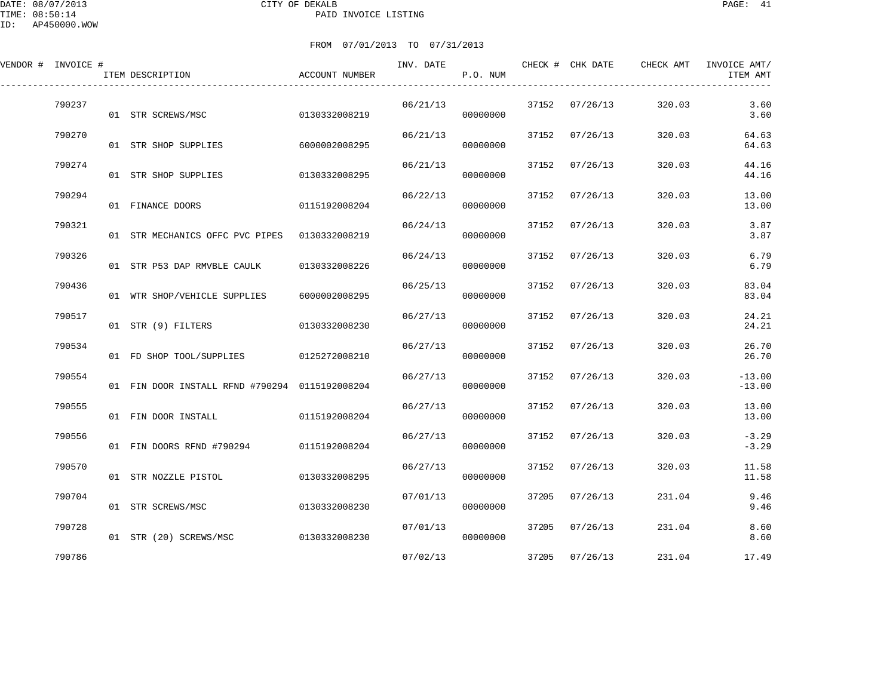DATE: 08/07/2013
TIME: 08:50:14
ID: AP450000.WOW

CITY OF DEKALB
PAID INVOICE LISTING

FROM 07/01/2013 TO 07/31/2013

| VENDOR # | INVOICE # | ITEM DESCRIPTION | ACCOUNT NUMBER | INV. DATE | P.O. NUM | CHECK # | CHK DATE | CHECK AMT | INVOICE AMT/ ITEM AMT |
|---|---|---|---|---|---|---|---|---|---|
| | 790237 | | | 06/21/13 | | 37152 | 07/26/13 | 320.03 | 3.60 |
| | | 01 STR SCREWS/MSC | 0130332008219 | | 00000000 | | | | 3.60 |
| | 790270 | | | 06/21/13 | | 37152 | 07/26/13 | 320.03 | 64.63 |
| | | 01 STR SHOP SUPPLIES | 6000002008295 | | 00000000 | | | | 64.63 |
| | 790274 | | | 06/21/13 | | 37152 | 07/26/13 | 320.03 | 44.16 |
| | | 01 STR SHOP SUPPLIES | 0130332008295 | | 00000000 | | | | 44.16 |
| | 790294 | | | 06/22/13 | | 37152 | 07/26/13 | 320.03 | 13.00 |
| | | 01 FINANCE DOORS | 0115192008204 | | 00000000 | | | | 13.00 |
| | 790321 | | | 06/24/13 | | 37152 | 07/26/13 | 320.03 | 3.87 |
| | | 01 STR MECHANICS OFFC PVC PIPES | 0130332008219 | | 00000000 | | | | 3.87 |
| | 790326 | | | 06/24/13 | | 37152 | 07/26/13 | 320.03 | 6.79 |
| | | 01 STR P53 DAP RMVBLE CAULK | 0130332008226 | | 00000000 | | | | 6.79 |
| | 790436 | | | 06/25/13 | | 37152 | 07/26/13 | 320.03 | 83.04 |
| | | 01 WTR SHOP/VEHICLE SUPPLIES | 6000002008295 | | 00000000 | | | | 83.04 |
| | 790517 | | | 06/27/13 | | 37152 | 07/26/13 | 320.03 | 24.21 |
| | | 01 STR (9) FILTERS | 0130332008230 | | 00000000 | | | | 24.21 |
| | 790534 | | | 06/27/13 | | 37152 | 07/26/13 | 320.03 | 26.70 |
| | | 01 FD SHOP TOOL/SUPPLIES | 0125272008210 | | 00000000 | | | | 26.70 |
| | 790554 | | | 06/27/13 | | 37152 | 07/26/13 | 320.03 | -13.00 |
| | | 01 FIN DOOR INSTALL RFND #790294 | 0115192008204 | | 00000000 | | | | -13.00 |
| | 790555 | | | 06/27/13 | | 37152 | 07/26/13 | 320.03 | 13.00 |
| | | 01 FIN DOOR INSTALL | 0115192008204 | | 00000000 | | | | 13.00 |
| | 790556 | | | 06/27/13 | | 37152 | 07/26/13 | 320.03 | -3.29 |
| | | 01 FIN DOORS RFND #790294 | 0115192008204 | | 00000000 | | | | -3.29 |
| | 790570 | | | 06/27/13 | | 37152 | 07/26/13 | 320.03 | 11.58 |
| | | 01 STR NOZZLE PISTOL | 0130332008295 | | 00000000 | | | | 11.58 |
| | 790704 | | | 07/01/13 | | 37205 | 07/26/13 | 231.04 | 9.46 |
| | | 01 STR SCREWS/MSC | 0130332008230 | | 00000000 | | | | 9.46 |
| | 790728 | | | 07/01/13 | | 37205 | 07/26/13 | 231.04 | 8.60 |
| | | 01 STR (20) SCREWS/MSC | 0130332008230 | | 00000000 | | | | 8.60 |
| | 790786 | | | 07/02/13 | | 37205 | 07/26/13 | 231.04 | 17.49 |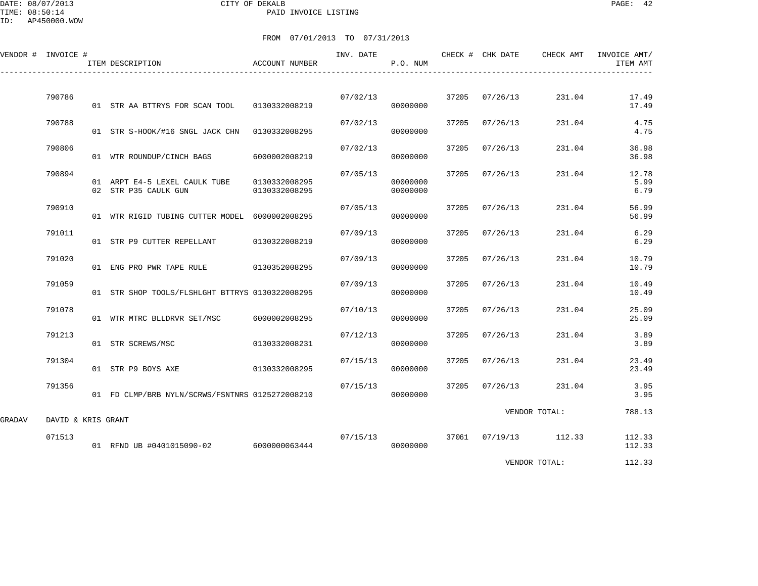CITY OF DEKALB

PAID INVOICE LISTING

FROM 07/01/2013 TO 07/31/2013

| VENDOR # | INVOICE # | ITEM DESCRIPTION | ACCOUNT NUMBER | INV. DATE | P.O. NUM | CHECK # | CHK DATE | CHECK AMT | INVOICE AMT/ ITEM AMT |
|---|---|---|---|---|---|---|---|---|---|
| | 790786 | | | 07/02/13 | | 37205 | 07/26/13 | 231.04 | 17.49 |
| | | 01 STR AA BTTRYS FOR SCAN TOOL | 0130332008219 | | 00000000 | | | | 17.49 |
| | 790788 | | | 07/02/13 | | 37205 | 07/26/13 | 231.04 | 4.75 |
| | | 01 STR S-HOOK/#16 SNGL JACK CHN | 0130332008295 | | 00000000 | | | | 4.75 |
| | 790806 | | | 07/02/13 | | 37205 | 07/26/13 | 231.04 | 36.98 |
| | | 01 WTR ROUNDUP/CINCH BAGS | 6000002008219 | | 00000000 | | | | 36.98 |
| | 790894 | | | 07/05/13 | | 37205 | 07/26/13 | 231.04 | 12.78 |
| | | 01 ARPT E4-5 LEXEL CAULK TUBE | 0130332008295 | | 00000000 | | | | 5.99 |
| | | 02 STR P35 CAULK GUN | 0130332008295 | | 00000000 | | | | 6.79 |
| | 790910 | | | 07/05/13 | | 37205 | 07/26/13 | 231.04 | 56.99 |
| | | 01 WTR RIGID TUBING CUTTER MODEL | 6000002008295 | | 00000000 | | | | 56.99 |
| | 791011 | | | 07/09/13 | | 37205 | 07/26/13 | 231.04 | 6.29 |
| | | 01 STR P9 CUTTER REPELLANT | 0130322008219 | | 00000000 | | | | 6.29 |
| | 791020 | | | 07/09/13 | | 37205 | 07/26/13 | 231.04 | 10.79 |
| | | 01 ENG PRO PWR TAPE RULE | 0130352008295 | | 00000000 | | | | 10.79 |
| | 791059 | | | 07/09/13 | | 37205 | 07/26/13 | 231.04 | 10.49 |
| | | 01 STR SHOP TOOLS/FLSHLGHT BTTRYS | 0130322008295 | | 00000000 | | | | 10.49 |
| | 791078 | | | 07/10/13 | | 37205 | 07/26/13 | 231.04 | 25.09 |
| | | 01 WTR MTRC BLLDRVR SET/MSC | 6000002008295 | | 00000000 | | | | 25.09 |
| | 791213 | | | 07/12/13 | | 37205 | 07/26/13 | 231.04 | 3.89 |
| | | 01 STR SCREWS/MSC | 0130332008231 | | 00000000 | | | | 3.89 |
| | 791304 | | | 07/15/13 | | 37205 | 07/26/13 | 231.04 | 23.49 |
| | | 01 STR P9 BOYS AXE | 0130332008295 | | 00000000 | | | | 23.49 |
| | 791356 | | | 07/15/13 | | 37205 | 07/26/13 | 231.04 | 3.95 |
| | | 01 FD CLMP/BRB NYLN/SCRWS/FSNTNRS | 0125272008210 | | 00000000 | | | | 3.95 |
| | | | | | | | VENDOR TOTAL: | | 788.13 |
| GRADAV | DAVID & KRIS GRANT | | | | | | | | |
| | 071513 | | | 07/15/13 | | 37061 | 07/19/13 | 112.33 | 112.33 |
| | | 01 RFND UB #0401015090-02 | 6000000063444 | | 00000000 | | | | 112.33 |
| | | | | | | | VENDOR TOTAL: | | 112.33 |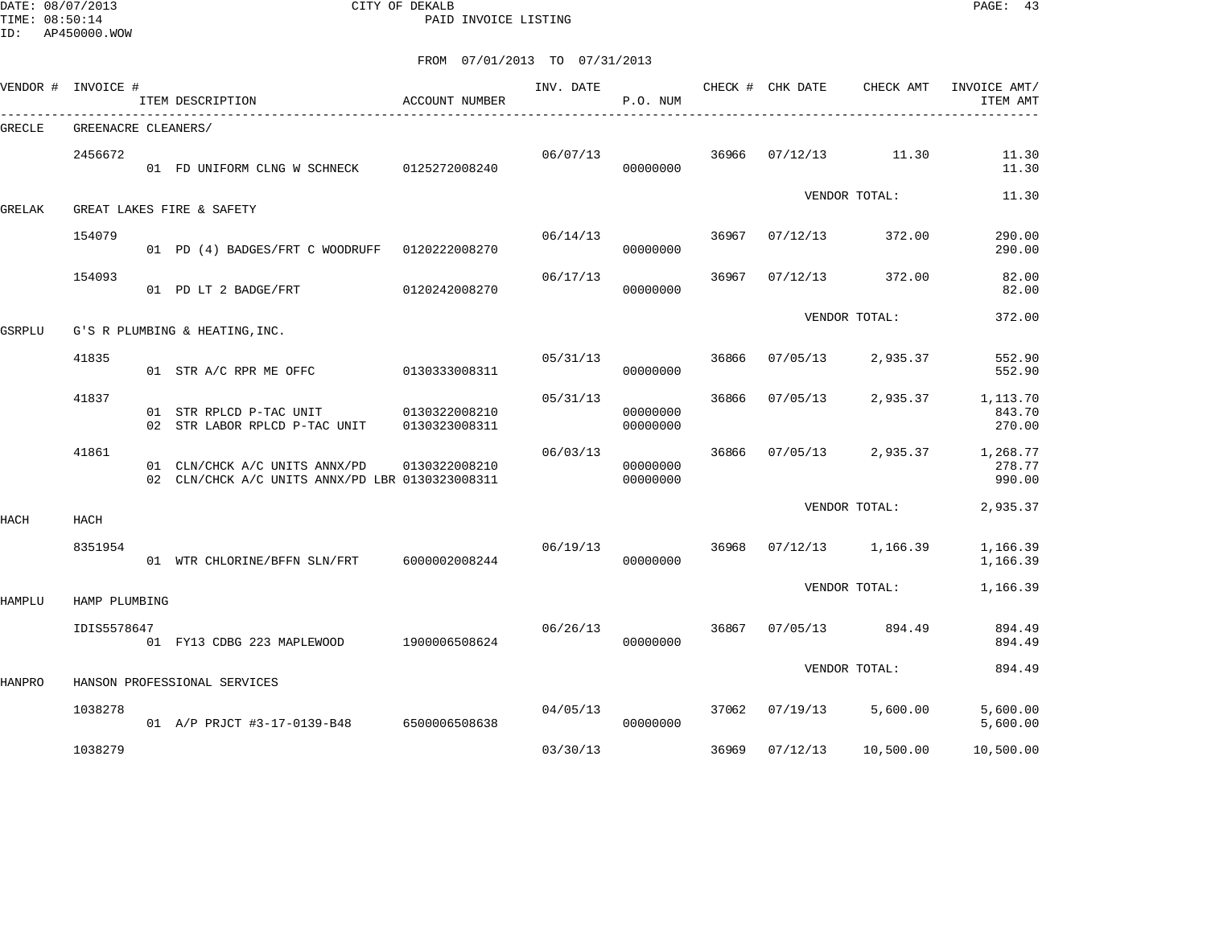CITY OF DEKALB

PAID INVOICE LISTING

FROM 07/01/2013 TO 07/31/2013

| VENDOR # | INVOICE # | ITEM DESCRIPTION | ACCOUNT NUMBER | INV. DATE | P.O. NUM | CHECK # | CHK DATE | CHECK AMT | INVOICE AMT/ ITEM AMT |
|---|---|---|---|---|---|---|---|---|---|
| GRECLE | GREENACRE CLEANERS/ | | | | | | | | |
| | 2456672 | | | 06/07/13 | | 36966 | 07/12/13 | 11.30 | 11.30 |
| | | 01 FD UNIFORM CLNG W SCHNECK | 0125272008240 | | 00000000 | | | | 11.30 |
| | | | | | | | VENDOR TOTAL: | | 11.30 |
| GRELAK | GREAT LAKES FIRE & SAFETY | | | | | | | | |
| | 154079 | | | 06/14/13 | | 36967 | 07/12/13 | 372.00 | 290.00 |
| | | 01 PD (4) BADGES/FRT C WOODRUFF | 0120222008270 | | 00000000 | | | | 290.00 |
| | 154093 | | | 06/17/13 | | 36967 | 07/12/13 | 372.00 | 82.00 |
| | | 01 PD LT 2 BADGE/FRT | 0120242008270 | | 00000000 | | | | 82.00 |
| | | | | | | | VENDOR TOTAL: | | 372.00 |
| GSRPLU | G'S R PLUMBING & HEATING,INC. | | | | | | | | |
| | 41835 | | | 05/31/13 | | 36866 | 07/05/13 | 2,935.37 | 552.90 |
| | | 01 STR A/C RPR ME OFFC | 0130333008311 | | 00000000 | | | | 552.90 |
| | 41837 | | | 05/31/13 | | 36866 | 07/05/13 | 2,935.37 | 1,113.70 |
| | | 01 STR RPLCD P-TAC UNIT | 0130322008210 | | 00000000 | | | | 843.70 |
| | | 02 STR LABOR RPLCD P-TAC UNIT | 0130323008311 | | 00000000 | | | | 270.00 |
| | 41861 | | | 06/03/13 | | 36866 | 07/05/13 | 2,935.37 | 1,268.77 |
| | | 01 CLN/CHCK A/C UNITS ANNX/PD | 0130322008210 | | 00000000 | | | | 278.77 |
| | | 02 CLN/CHCK A/C UNITS ANNX/PD LBR | 0130323008311 | | 00000000 | | | | 990.00 |
| | | | | | | | VENDOR TOTAL: | | 2,935.37 |
| HACH | HACH | | | | | | | | |
| | 8351954 | | | 06/19/13 | | 36968 | 07/12/13 | 1,166.39 | 1,166.39 |
| | | 01 WTR CHLORINE/BFFN SLN/FRT | 6000002008244 | | 00000000 | | | | 1,166.39 |
| | | | | | | | VENDOR TOTAL: | | 1,166.39 |
| HAMPLU | HAMP PLUMBING | | | | | | | | |
| | IDIS5578647 | | | 06/26/13 | | 36867 | 07/05/13 | 894.49 | 894.49 |
| | | 01 FY13 CDBG 223 MAPLEWOOD | 1900006508624 | | 00000000 | | | | 894.49 |
| | | | | | | | VENDOR TOTAL: | | 894.49 |
| HANPRO | HANSON PROFESSIONAL SERVICES | | | | | | | | |
| | 1038278 | | | 04/05/13 | | 37062 | 07/19/13 | 5,600.00 | 5,600.00 |
| | | 01 A/P PRJCT #3-17-0139-B48 | 6500006508638 | | 00000000 | | | | 5,600.00 |
| | 1038279 | | | 03/30/13 | | 36969 | 07/12/13 | 10,500.00 | 10,500.00 |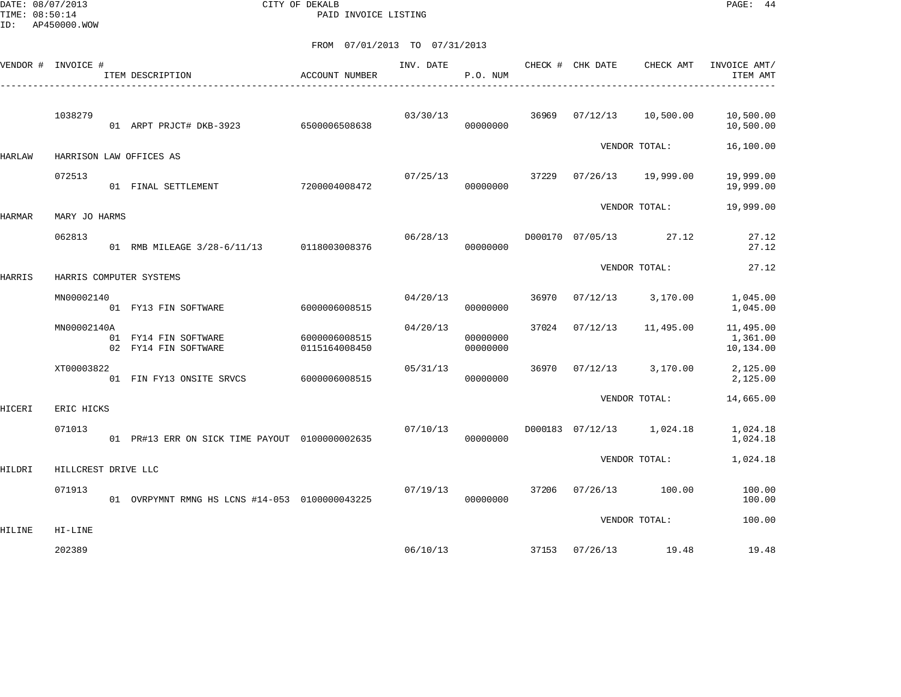CITY OF DEKALB
PAID INVOICE LISTING

FROM 07/01/2013 TO 07/31/2013

| VENDOR # | INVOICE # | ITEM DESCRIPTION | ACCOUNT NUMBER | INV. DATE | P.O. NUM | CHECK # | CHK DATE | CHECK AMT | INVOICE AMT/ ITEM AMT |
|---|---|---|---|---|---|---|---|---|---|
| | 1038279 | | | 03/30/13 | | 36969 | 07/12/13 | 10,500.00 | 10,500.00 |
| | | 01 ARPT PRJCT# DKB-3923 | 6500006508638 | | 00000000 | | | | 10,500.00 |
| | | | | | | | | VENDOR TOTAL: | 16,100.00 |
| HARLAW | HARRISON LAW OFFICES AS | | | | | | | | |
| | 072513 | | | 07/25/13 | | 37229 | 07/26/13 | 19,999.00 | 19,999.00 |
| | | 01 FINAL SETTLEMENT | 7200004008472 | | 00000000 | | | | 19,999.00 |
| | | | | | | | | VENDOR TOTAL: | 19,999.00 |
| HARMAR | MARY JO HARMS | | | | | | | | |
| | 062813 | | | 06/28/13 | | D000170 | 07/05/13 | 27.12 | 27.12 |
| | | 01 RMB MILEAGE 3/28-6/11/13 | 0118003008376 | | 00000000 | | | | 27.12 |
| | | | | | | | | VENDOR TOTAL: | 27.12 |
| HARRIS | HARRIS COMPUTER SYSTEMS | | | | | | | | |
| | MN00002140 | | | 04/20/13 | | 36970 | 07/12/13 | 3,170.00 | 1,045.00 |
| | | 01 FY13 FIN SOFTWARE | 6000006008515 | | 00000000 | | | | 1,045.00 |
| | MN00002140A | | | 04/20/13 | | 37024 | 07/12/13 | 11,495.00 | 11,495.00 |
| | | 01 FY14 FIN SOFTWARE | 6000006008515 | | 00000000 | | | | 1,361.00 |
| | | 02 FY14 FIN SOFTWARE | 0115164008450 | | 00000000 | | | | 10,134.00 |
| | XT00003822 | | | 05/31/13 | | 36970 | 07/12/13 | 3,170.00 | 2,125.00 |
| | | 01 FIN FY13 ONSITE SRVCS | 6000006008515 | | 00000000 | | | | 2,125.00 |
| | | | | | | | | VENDOR TOTAL: | 14,665.00 |
| HICERI | ERIC HICKS | | | | | | | | |
| | 071013 | | | 07/10/13 | | D000183 | 07/12/13 | 1,024.18 | 1,024.18 |
| | | 01 PR#13 ERR ON SICK TIME PAYOUT | 0100000002635 | | 00000000 | | | | 1,024.18 |
| | | | | | | | | VENDOR TOTAL: | 1,024.18 |
| HILDRI | HILLCREST DRIVE LLC | | | | | | | | |
| | 071913 | | | 07/19/13 | | 37206 | 07/26/13 | 100.00 | 100.00 |
| | | 01 OVRPYMNT RMNG HS LCNS #14-053 | 0100000043225 | | 00000000 | | | | 100.00 |
| | | | | | | | | VENDOR TOTAL: | 100.00 |
| HILINE | HI-LINE | | | | | | | | |
| | 202389 | | | 06/10/13 | | 37153 | 07/26/13 | 19.48 | 19.48 |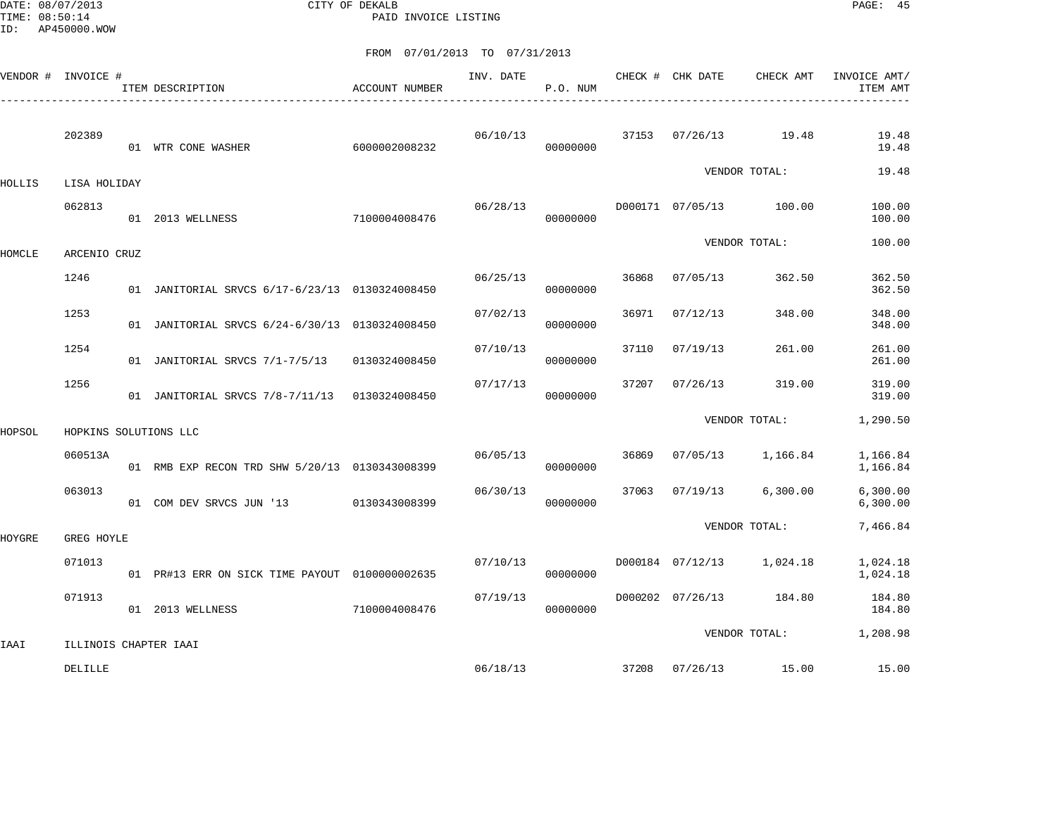CITY OF DEKALB
PAID INVOICE LISTING

FROM 07/01/2013 TO 07/31/2013

| VENDOR # | INVOICE # | ITEM DESCRIPTION | ACCOUNT NUMBER | INV. DATE | P.O. NUM | CHECK # | CHK DATE | CHECK AMT | INVOICE AMT/ ITEM AMT |
|---|---|---|---|---|---|---|---|---|---|
| | 202389 | | | 06/10/13 | | 37153 | 07/26/13 | 19.48 | 19.48 |
| | | 01 WTR CONE WASHER | 6000002008232 | | 00000000 | | | | 19.48 |
| | | | | | | | VENDOR TOTAL: | | 19.48 |
| HOLLIS | LISA HOLIDAY | | | | | | | | |
| | 062813 | | | 06/28/13 | | D000171 | 07/05/13 | 100.00 | 100.00 |
| | | 01 2013 WELLNESS | 7100004008476 | | 00000000 | | | | 100.00 |
| | | | | | | | VENDOR TOTAL: | | 100.00 |
| HOMCLE | ARCENIO CRUZ | | | | | | | | |
| | 1246 | | | 06/25/13 | | 36868 | 07/05/13 | 362.50 | 362.50 |
| | | 01 JANITORIAL SRVCS 6/17-6/23/13 | 0130324008450 | | 00000000 | | | | 362.50 |
| | 1253 | | | 07/02/13 | | 36971 | 07/12/13 | 348.00 | 348.00 |
| | | 01 JANITORIAL SRVCS 6/24-6/30/13 | 0130324008450 | | 00000000 | | | | 348.00 |
| | 1254 | | | 07/10/13 | | 37110 | 07/19/13 | 261.00 | 261.00 |
| | | 01 JANITORIAL SRVCS 7/1-7/5/13 | 0130324008450 | | 00000000 | | | | 261.00 |
| | 1256 | | | 07/17/13 | | 37207 | 07/26/13 | 319.00 | 319.00 |
| | | 01 JANITORIAL SRVCS 7/8-7/11/13 | 0130324008450 | | 00000000 | | | | 319.00 |
| | | | | | | | VENDOR TOTAL: | | 1,290.50 |
| HOPSOL | HOPKINS SOLUTIONS LLC | | | | | | | | |
| | 060513A | | | 06/05/13 | | 36869 | 07/05/13 | 1,166.84 | 1,166.84 |
| | | 01 RMB EXP RECON TRD SHW 5/20/13 | 0130343008399 | | 00000000 | | | | 1,166.84 |
| | 063013 | | | 06/30/13 | | 37063 | 07/19/13 | 6,300.00 | 6,300.00 |
| | | 01 COM DEV SRVCS JUN '13 | 0130343008399 | | 00000000 | | | | 6,300.00 |
| | | | | | | | VENDOR TOTAL: | | 7,466.84 |
| HOYGRE | GREG HOYLE | | | | | | | | |
| | 071013 | | | 07/10/13 | | D000184 | 07/12/13 | 1,024.18 | 1,024.18 |
| | | 01 PR#13 ERR ON SICK TIME PAYOUT | 0100000002635 | | 00000000 | | | | 1,024.18 |
| | 071913 | | | 07/19/13 | | D000202 | 07/26/13 | 184.80 | 184.80 |
| | | 01 2013 WELLNESS | 7100004008476 | | 00000000 | | | | 184.80 |
| | | | | | | | VENDOR TOTAL: | | 1,208.98 |
| IAAI | ILLINOIS CHAPTER IAAI | | | | | | | | |
| | DELILLE | | | 06/18/13 | | 37208 | 07/26/13 | 15.00 | 15.00 |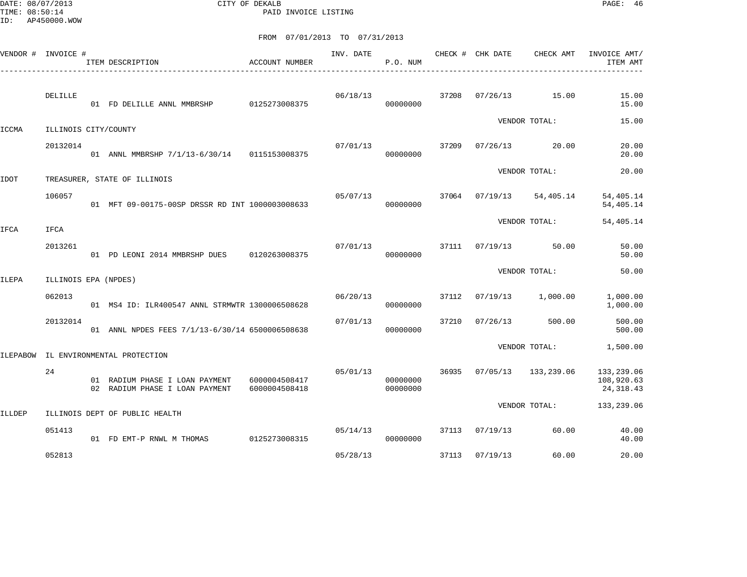CITY OF DEKALB

PAID INVOICE LISTING

DATE: 08/07/2013
TIME: 08:50:14
ID: AP450000.WOW

FROM 07/01/2013 TO 07/31/2013

| VENDOR # | INVOICE # | ITEM DESCRIPTION | ACCOUNT NUMBER | INV. DATE | P.O. NUM | CHECK # | CHK DATE | CHECK AMT | INVOICE AMT/ ITEM AMT |
|---|---|---|---|---|---|---|---|---|---|
| | DELILLE | | | 06/18/13 | | 37208 | 07/26/13 | 15.00 | 15.00 |
| | | 01 FD DELILLE ANNL MMBRSHP | 0125273008375 | | 00000000 | | | | 15.00 |
| | | | | | | | VENDOR TOTAL: | | 15.00 |
| ICCMA | ILLINOIS CITY/COUNTY | | | | | | | | |
| | 20132014 | | | 07/01/13 | | 37209 | 07/26/13 | 20.00 | 20.00 |
| | | 01 ANNL MMBRSHP 7/1/13-6/30/14 | 0115153008375 | | 00000000 | | | | 20.00 |
| | | | | | | | VENDOR TOTAL: | | 20.00 |
| IDOT | TREASURER, STATE OF ILLINOIS | | | | | | | | |
| | 106057 | | | 05/07/13 | | 37064 | 07/19/13 | 54,405.14 | 54,405.14 |
| | | 01 MFT 09-00175-00SP DRSSR RD INT | 1000003008633 | | 00000000 | | | | 54,405.14 |
| | | | | | | | VENDOR TOTAL: | | 54,405.14 |
| IFCA | IFCA | | | | | | | | |
| | 2013261 | | | 07/01/13 | | 37111 | 07/19/13 | 50.00 | 50.00 |
| | | 01 PD LEONI 2014 MMBRSHP DUES | 0120263008375 | | 00000000 | | | | 50.00 |
| | | | | | | | VENDOR TOTAL: | | 50.00 |
| ILEPA | ILLINOIS EPA (NPDES) | | | | | | | | |
| | 062013 | | | 06/20/13 | | 37112 | 07/19/13 | 1,000.00 | 1,000.00 |
| | | 01 MS4 ID: ILR400547 ANNL STRMWTR | 1300006508628 | | 00000000 | | | | 1,000.00 |
| | 20132014 | | | 07/01/13 | | 37210 | 07/26/13 | 500.00 | 500.00 |
| | | 01 ANNL NPDES FEES 7/1/13-6/30/14 | 6500006508638 | | 00000000 | | | | 500.00 |
| | | | | | | | VENDOR TOTAL: | | 1,500.00 |
| ILEPABOW | IL ENVIRONMENTAL PROTECTION | | | | | | | | |
| | 24 | | | 05/01/13 | | 36935 | 07/05/13 | 133,239.06 | 133,239.06 |
| | | 01 RADIUM PHASE I LOAN PAYMENT | 6000004508417 | | 00000000 | | | | 108,920.63 |
| | | 02 RADIUM PHASE I LOAN PAYMENT | 6000004508418 | | 00000000 | | | | 24,318.43 |
| | | | | | | | VENDOR TOTAL: | | 133,239.06 |
| ILLDEP | ILLINOIS DEPT OF PUBLIC HEALTH | | | | | | | | |
| | 051413 | | | 05/14/13 | | 37113 | 07/19/13 | 60.00 | 40.00 |
| | | 01 FD EMT-P RNWL M THOMAS | 0125273008315 | | 00000000 | | | | 40.00 |
| | 052813 | | | 05/28/13 | | 37113 | 07/19/13 | 60.00 | 20.00 |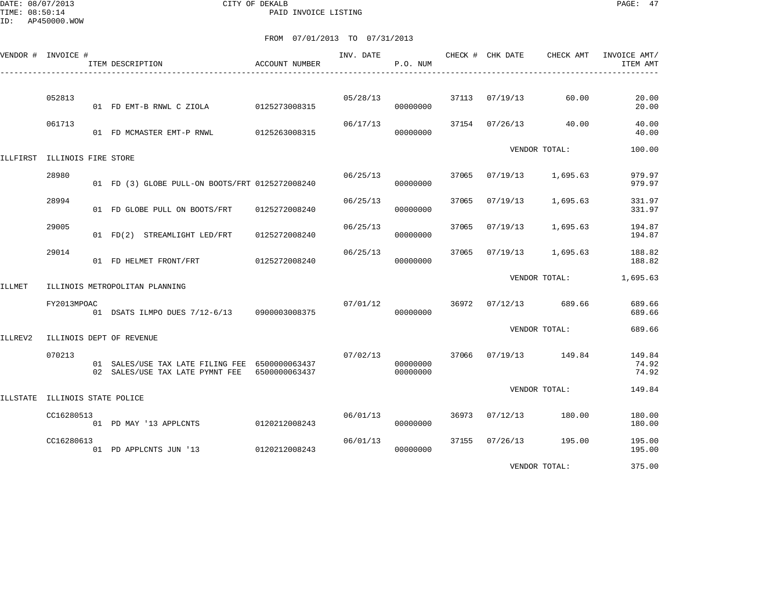CITY OF DEKALB
PAID INVOICE LISTING

DATE: 08/07/2013
TIME: 08:50:14
ID: AP450000.WOW

FROM 07/01/2013 TO 07/31/2013

| VENDOR # | INVOICE # | ITEM DESCRIPTION | ACCOUNT NUMBER | INV. DATE | P.O. NUM | CHECK # | CHK DATE | CHECK AMT | INVOICE AMT/ ITEM AMT |
|---|---|---|---|---|---|---|---|---|---|
| | 052813 | | | 05/28/13 | | 37113 | 07/19/13 | 60.00 | 20.00 |
| | | 01 FD EMT-B RNWL C ZIOLA | 0125273008315 | | 00000000 | | | | 20.00 |
| | 061713 | | | 06/17/13 | | 37154 | 07/26/13 | 40.00 | 40.00 |
| | | 01 FD MCMASTER EMT-P RNWL | 0125263008315 | | 00000000 | | | | 40.00 |
| | | | | | | | VENDOR TOTAL: | | 100.00 |
| ILLFIRST | ILLINOIS FIRE STORE | | | | | | | | |
| | 28980 | | | 06/25/13 | | 37065 | 07/19/13 | 1,695.63 | 979.97 |
| | | 01 FD (3) GLOBE PULL-ON BOOTS/FRT | 0125272008240 | | 00000000 | | | | 979.97 |
| | 28994 | | | 06/25/13 | | 37065 | 07/19/13 | 1,695.63 | 331.97 |
| | | 01 FD GLOBE PULL ON BOOTS/FRT | 0125272008240 | | 00000000 | | | | 331.97 |
| | 29005 | | | 06/25/13 | | 37065 | 07/19/13 | 1,695.63 | 194.87 |
| | | 01 FD(2) STREAMLIGHT LED/FRT | 0125272008240 | | 00000000 | | | | 194.87 |
| | 29014 | | | 06/25/13 | | 37065 | 07/19/13 | 1,695.63 | 188.82 |
| | | 01 FD HELMET FRONT/FRT | 0125272008240 | | 00000000 | | | | 188.82 |
| | | | | | | | VENDOR TOTAL: | | 1,695.63 |
| ILLMET | ILLINOIS METROPOLITAN PLANNING | | | | | | | | |
| | FY2013MPOAC | | | 07/01/12 | | 36972 | 07/12/13 | 689.66 | 689.66 |
| | | 01 DSATS ILMPO DUES 7/12-6/13 | 0900003008375 | | 00000000 | | | | 689.66 |
| | | | | | | | VENDOR TOTAL: | | 689.66 |
| ILLREV2 | ILLINOIS DEPT OF REVENUE | | | | | | | | |
| | 070213 | | | 07/02/13 | | 37066 | 07/19/13 | 149.84 | 149.84 |
| | | 01 SALES/USE TAX LATE FILING FEE | 6500000063437 | | 00000000 | | | | 74.92 |
| | | 02 SALES/USE TAX LATE PYMNT FEE | 6500000063437 | | 00000000 | | | | 74.92 |
| | | | | | | | VENDOR TOTAL: | | 149.84 |
| ILLSTATE | ILLINOIS STATE POLICE | | | | | | | | |
| | CC16280513 | | | 06/01/13 | | 36973 | 07/12/13 | 180.00 | 180.00 |
| | | 01 PD MAY '13 APPLCNTS | 0120212008243 | | 00000000 | | | | 180.00 |
| | CC16280613 | | | 06/01/13 | | 37155 | 07/26/13 | 195.00 | 195.00 |
| | | 01 PD APPLCNTS JUN '13 | 0120212008243 | | 00000000 | | | | 195.00 |
| | | | | | | | VENDOR TOTAL: | | 375.00 |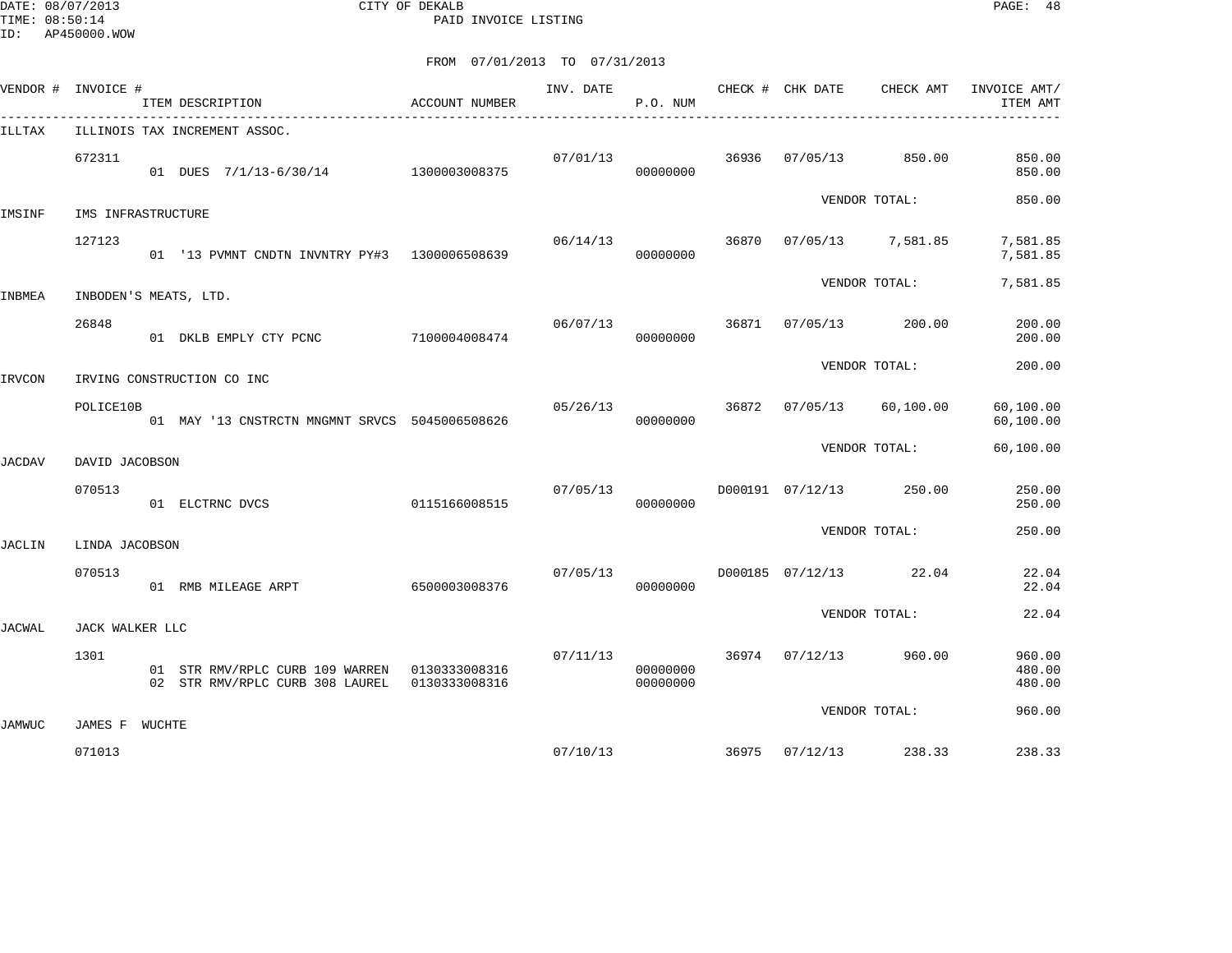FROM 07/01/2013 TO 07/31/2013

| VENDOR # | INVOICE # | ITEM DESCRIPTION | ACCOUNT NUMBER | INV. DATE | P.O. NUM | CHECK # | CHK DATE | CHECK AMT | INVOICE AMT/ ITEM AMT |
|---|---|---|---|---|---|---|---|---|---|
| ILLTAX | ILLINOIS TAX INCREMENT ASSOC. | | | | | | | | |
| | 672311 | | | 07/01/13 | | 36936 | 07/05/13 | 850.00 | 850.00 |
| | | 01 DUES 7/1/13-6/30/14 | 1300003008375 | | 00000000 | | | | 850.00 |
| | | | | | | | | VENDOR TOTAL: | 850.00 |
| IMSINF | IMS INFRASTRUCTURE | | | | | | | | |
| | 127123 | | | 06/14/13 | | 36870 | 07/05/13 | 7,581.85 | 7,581.85 |
| | | 01 '13 PVMNT CNDTN INVNTRY PY#3 | 1300006508639 | | 00000000 | | | | 7,581.85 |
| | | | | | | | | VENDOR TOTAL: | 7,581.85 |
| INBMEA | INBODEN'S MEATS, LTD. | | | | | | | | |
| | 26848 | | | 06/07/13 | | 36871 | 07/05/13 | 200.00 | 200.00 |
| | | 01 DKLB EMPLY CTY PCNC | 7100004008474 | | 00000000 | | | | 200.00 |
| | | | | | | | | VENDOR TOTAL: | 200.00 |
| IRVCON | IRVING CONSTRUCTION CO INC | | | | | | | | |
| | POLICE10B | | | 05/26/13 | | 36872 | 07/05/13 | 60,100.00 | 60,100.00 |
| | | 01 MAY '13 CNSTRCTN MNGMNT SRVCS | 5045006508626 | | 00000000 | | | | 60,100.00 |
| | | | | | | | | VENDOR TOTAL: | 60,100.00 |
| JACDAV | DAVID JACOBSON | | | | | | | | |
| | 070513 | | | 07/05/13 | | D000191 | 07/12/13 | 250.00 | 250.00 |
| | | 01 ELCTRNC DVCS | 0115166008515 | | 00000000 | | | | 250.00 |
| | | | | | | | | VENDOR TOTAL: | 250.00 |
| JACLIN | LINDA JACOBSON | | | | | | | | |
| | 070513 | | | 07/05/13 | | D000185 | 07/12/13 | 22.04 | 22.04 |
| | | 01 RMB MILEAGE ARPT | 6500003008376 | | 00000000 | | | | 22.04 |
| | | | | | | | | VENDOR TOTAL: | 22.04 |
| JACWAL | JACK WALKER LLC | | | | | | | | |
| | 1301 | | | 07/11/13 | | 36974 | 07/12/13 | 960.00 | 960.00 |
| | | 01 STR RMV/RPLC CURB 109 WARREN | 0130333008316 | | 00000000 | | | | 480.00 |
| | | 02 STR RMV/RPLC CURB 308 LAUREL | 0130333008316 | | 00000000 | | | | 480.00 |
| | | | | | | | | VENDOR TOTAL: | 960.00 |
| JAMWUC | JAMES F WUCHTE | | | | | | | | |
| | 071013 | | | 07/10/13 | | 36975 | 07/12/13 | 238.33 | 238.33 |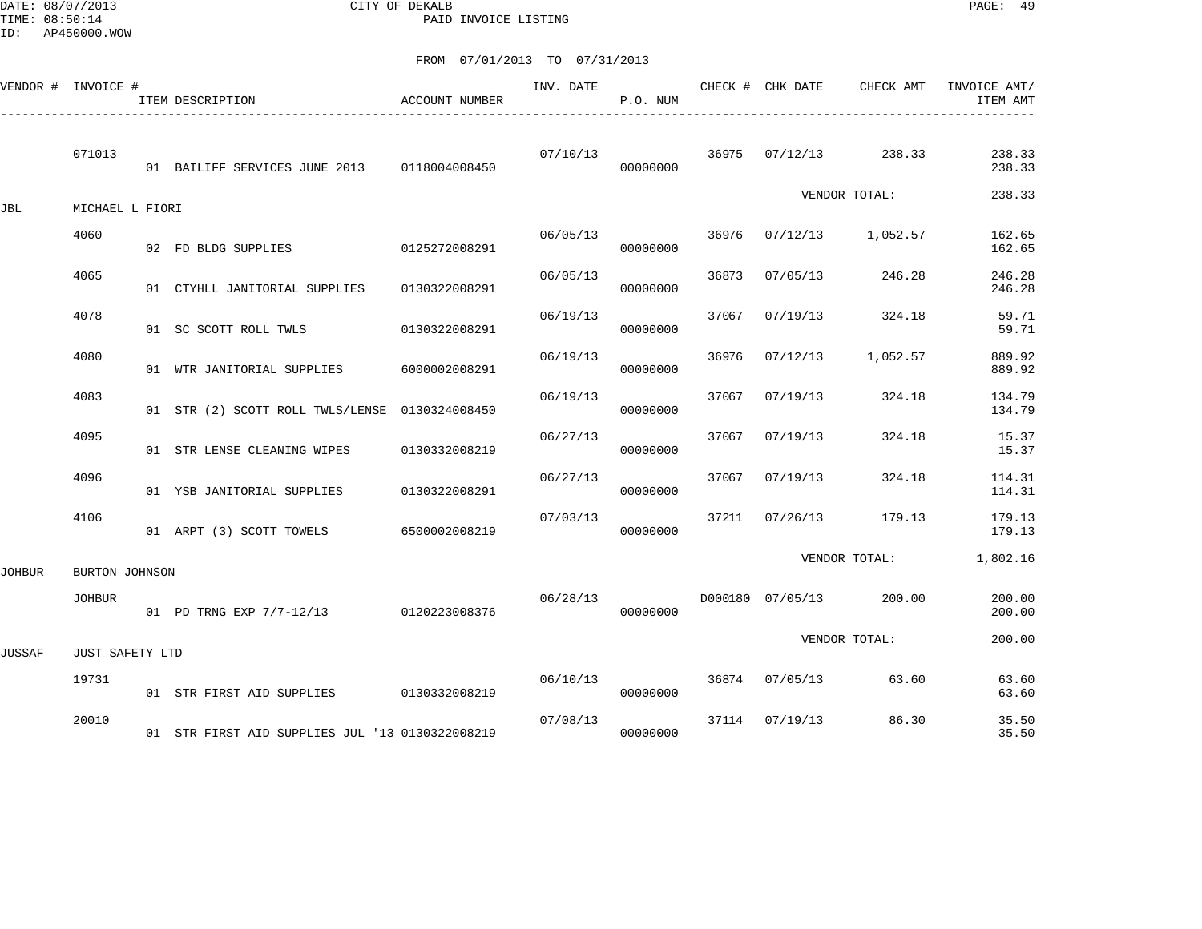CITY OF DEKALB
PAID INVOICE LISTING

DATE: 08/07/2013
TIME: 08:50:14
ID: AP450000.WOW

FROM 07/01/2013 TO 07/31/2013

| VENDOR # | INVOICE # | ITEM DESCRIPTION | ACCOUNT NUMBER | INV. DATE | P.O. NUM | CHECK # | CHK DATE | CHECK AMT | INVOICE AMT/ ITEM AMT |
|---|---|---|---|---|---|---|---|---|---|
| | 071013 | | | 07/10/13 | | 36975 | 07/12/13 | 238.33 | 238.33 |
| | | 01 BAILIFF SERVICES JUNE 2013 | 0118004008450 | | 00000000 | | | | 238.33 |
| | | | | | | | | VENDOR TOTAL: | 238.33 |
| JBL | MICHAEL L FIORI | | | | | | | | |
| | 4060 | | | 06/05/13 | | 36976 | 07/12/13 | 1,052.57 | 162.65 |
| | | 02 FD BLDG SUPPLIES | 0125272008291 | | 00000000 | | | | 162.65 |
| | 4065 | | | 06/05/13 | | 36873 | 07/05/13 | 246.28 | 246.28 |
| | | 01 CTYHLL JANITORIAL SUPPLIES | 0130322008291 | | 00000000 | | | | 246.28 |
| | 4078 | | | 06/19/13 | | 37067 | 07/19/13 | 324.18 | 59.71 |
| | | 01 SC SCOTT ROLL TWLS | 0130322008291 | | 00000000 | | | | 59.71 |
| | 4080 | | | 06/19/13 | | 36976 | 07/12/13 | 1,052.57 | 889.92 |
| | | 01 WTR JANITORIAL SUPPLIES | 6000002008291 | | 00000000 | | | | 889.92 |
| | 4083 | | | 06/19/13 | | 37067 | 07/19/13 | 324.18 | 134.79 |
| | | 01 STR (2) SCOTT ROLL TWLS/LENSE | 0130324008450 | | 00000000 | | | | 134.79 |
| | 4095 | | | 06/27/13 | | 37067 | 07/19/13 | 324.18 | 15.37 |
| | | 01 STR LENSE CLEANING WIPES | 0130332008219 | | 00000000 | | | | 15.37 |
| | 4096 | | | 06/27/13 | | 37067 | 07/19/13 | 324.18 | 114.31 |
| | | 01 YSB JANITORIAL SUPPLIES | 0130322008291 | | 00000000 | | | | 114.31 |
| | 4106 | | | 07/03/13 | | 37211 | 07/26/13 | 179.13 | 179.13 |
| | | 01 ARPT (3) SCOTT TOWELS | 6500002008219 | | 00000000 | | | | 179.13 |
| | | | | | | | | VENDOR TOTAL: | 1,802.16 |
| JOHBUR | BURTON JOHNSON | | | | | | | | |
| | JOHBUR | | | 06/28/13 | | D000180 | 07/05/13 | 200.00 | 200.00 |
| | | 01 PD TRNG EXP 7/7-12/13 | 0120223008376 | | 00000000 | | | | 200.00 |
| | | | | | | | | VENDOR TOTAL: | 200.00 |
| JUSSAF | JUST SAFETY LTD | | | | | | | | |
| | 19731 | | | 06/10/13 | | 36874 | 07/05/13 | 63.60 | 63.60 |
| | | 01 STR FIRST AID SUPPLIES | 0130332008219 | | 00000000 | | | | 63.60 |
| | 20010 | | | 07/08/13 | | 37114 | 07/19/13 | 86.30 | 35.50 |
| | | 01 STR FIRST AID SUPPLIES JUL '13 | 0130322008219 | | 00000000 | | | | 35.50 |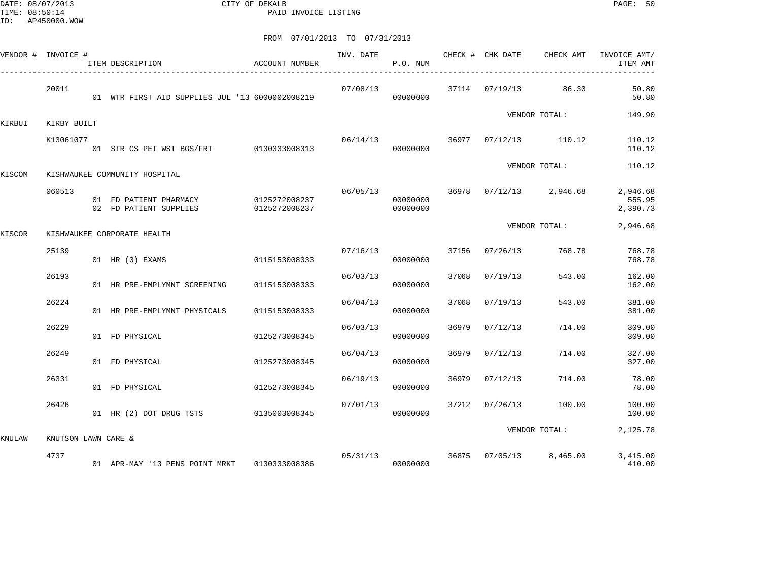CITY OF DEKALB
PAID INVOICE LISTING

FROM 07/01/2013 TO 07/31/2013

| VENDOR # | INVOICE # | ITEM DESCRIPTION | ACCOUNT NUMBER | INV. DATE | P.O. NUM | CHECK # | CHK DATE | CHECK AMT | INVOICE AMT/ ITEM AMT |
|---|---|---|---|---|---|---|---|---|---|
| | 20011 | | | 07/08/13 | | 37114 | 07/19/13 | 86.30 | 50.80 |
| | | 01 WTR FIRST AID SUPPLIES JUL '13 | 6000002008219 | | 00000000 | | | | 50.80 |
| | | | | | | | VENDOR TOTAL: | | 149.90 |
| KIRBUI | KIRBY BUILT | | | | | | | | |
| | K13061077 | | | 06/14/13 | | 36977 | 07/12/13 | 110.12 | 110.12 |
| | | 01 STR CS PET WST BGS/FRT | 0130333008313 | | 00000000 | | | | 110.12 |
| | | | | | | | VENDOR TOTAL: | | 110.12 |
| KISCOM | KISHWAUKEE COMMUNITY HOSPITAL | | | | | | | | |
| | 060513 | | | 06/05/13 | | 36978 | 07/12/13 | 2,946.68 | 2,946.68 |
| | | 01 FD PATIENT PHARMACY | 0125272008237 | | 00000000 | | | | 555.95 |
| | | 02 FD PATIENT SUPPLIES | 0125272008237 | | 00000000 | | | | 2,390.73 |
| | | | | | | | VENDOR TOTAL: | | 2,946.68 |
| KISCOR | KISHWAUKEE CORPORATE HEALTH | | | | | | | | |
| | 25139 | | | 07/16/13 | | 37156 | 07/26/13 | 768.78 | 768.78 |
| | | 01 HR (3) EXAMS | 0115153008333 | | 00000000 | | | | 768.78 |
| | 26193 | | | 06/03/13 | | 37068 | 07/19/13 | 543.00 | 162.00 |
| | | 01 HR PRE-EMPLYMNT SCREENING | 0115153008333 | | 00000000 | | | | 162.00 |
| | 26224 | | | 06/04/13 | | 37068 | 07/19/13 | 543.00 | 381.00 |
| | | 01 HR PRE-EMPLYMNT PHYSICALS | 0115153008333 | | 00000000 | | | | 381.00 |
| | 26229 | | | 06/03/13 | | 36979 | 07/12/13 | 714.00 | 309.00 |
| | | 01 FD PHYSICAL | 0125273008345 | | 00000000 | | | | 309.00 |
| | 26249 | | | 06/04/13 | | 36979 | 07/12/13 | 714.00 | 327.00 |
| | | 01 FD PHYSICAL | 0125273008345 | | 00000000 | | | | 327.00 |
| | 26331 | | | 06/19/13 | | 36979 | 07/12/13 | 714.00 | 78.00 |
| | | 01 FD PHYSICAL | 0125273008345 | | 00000000 | | | | 78.00 |
| | 26426 | | | 07/01/13 | | 37212 | 07/26/13 | 100.00 | 100.00 |
| | | 01 HR (2) DOT DRUG TSTS | 0135003008345 | | 00000000 | | | | 100.00 |
| | | | | | | | VENDOR TOTAL: | | 2,125.78 |
| KNULAW | KNUTSON LAWN CARE & | | | | | | | | |
| | 4737 | | | 05/31/13 | | 36875 | 07/05/13 | 8,465.00 | 3,415.00 |
| | | 01 APR-MAY '13 PENS POINT MRKT | 0130333008386 | | 00000000 | | | | 410.00 |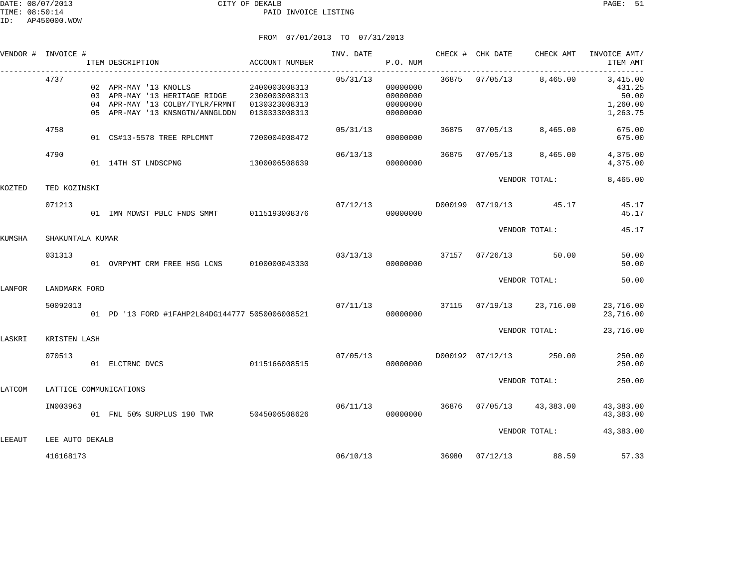FROM 07/01/2013 TO 07/31/2013

| VENDOR # | INVOICE # | ITEM DESCRIPTION | ACCOUNT NUMBER | INV. DATE | P.O. NUM | CHECK # | CHK DATE | CHECK AMT | INVOICE AMT/ ITEM AMT |
|---|---|---|---|---|---|---|---|---|---|
| | 4737 | | | 05/31/13 | | 36875 | 07/05/13 | 8,465.00 | 3,415.00 |
| | | 02 APR-MAY '13 KNOLLS | 2400003008313 | | 00000000 | | | | 431.25 |
| | | 03 APR-MAY '13 HERITAGE RIDGE | 2300003008313 | | 00000000 | | | | 50.00 |
| | | 04 APR-MAY '13 COLBY/TYLR/FRMNT | 0130323008313 | | 00000000 | | | | 1,260.00 |
| | | 05 APR-MAY '13 KNSNGTN/ANNGLDDN | 0130333008313 | | 00000000 | | | | 1,263.75 |
| | 4758 | | | 05/31/13 | | 36875 | 07/05/13 | 8,465.00 | 675.00 |
| | | 01 CS#13-5578 TREE RPLCMNT | 7200004008472 | | 00000000 | | | | 675.00 |
| | 4790 | | | 06/13/13 | | 36875 | 07/05/13 | 8,465.00 | 4,375.00 |
| | | 01 14TH ST LNDSCPNG | 1300006508639 | | 00000000 | | | | 4,375.00 |
| | | | | | | | VENDOR TOTAL: | | 8,465.00 |
| KOZTED | TED KOZINSKI | | | | | | | | |
| | 071213 | | | 07/12/13 | | D000199 | 07/19/13 | 45.17 | 45.17 |
| | | 01 IMN MDWST PBLC FNDS SMMT | 0115193008376 | | 00000000 | | | | 45.17 |
| | | | | | | | VENDOR TOTAL: | | 45.17 |
| KUMSHA | SHAKUNTALA KUMAR | | | | | | | | |
| | 031313 | | | 03/13/13 | | 37157 | 07/26/13 | 50.00 | 50.00 |
| | | 01 OVRPYMT CRM FREE HSG LCNS | 0100000043330 | | 00000000 | | | | 50.00 |
| | | | | | | | VENDOR TOTAL: | | 50.00 |
| LANFOR | LANDMARK FORD | | | | | | | | |
| | 50092013 | | | 07/11/13 | | 37115 | 07/19/13 | 23,716.00 | 23,716.00 |
| | | 01 PD '13 FORD #1FAHP2L84DG144777 | 5050006008521 | | 00000000 | | | | 23,716.00 |
| | | | | | | | VENDOR TOTAL: | | 23,716.00 |
| LASKRI | KRISTEN LASH | | | | | | | | |
| | 070513 | | | 07/05/13 | | D000192 | 07/12/13 | 250.00 | 250.00 |
| | | 01 ELCTRNC DVCS | 0115166008515 | | 00000000 | | | | 250.00 |
| | | | | | | | VENDOR TOTAL: | | 250.00 |
| LATCOM | LATTICE COMMUNICATIONS | | | | | | | | |
| | IN003963 | | | 06/11/13 | | 36876 | 07/05/13 | 43,383.00 | 43,383.00 |
| | | 01 FNL 50% SURPLUS 190 TWR | 5045006508626 | | 00000000 | | | | 43,383.00 |
| | | | | | | | VENDOR TOTAL: | | 43,383.00 |
| LEEAUT | LEE AUTO DEKALB | | | | | | | | |
| | 416168173 | | | 06/10/13 | | 36980 | 07/12/13 | 88.59 | 57.33 |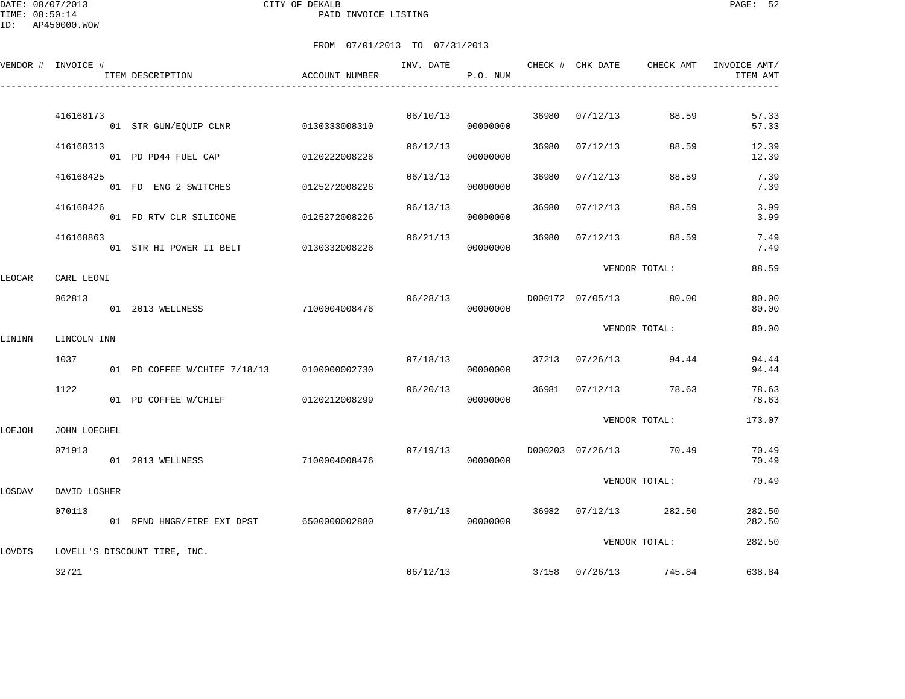FROM 07/01/2013 TO 07/31/2013

| VENDOR # | INVOICE # | ITEM DESCRIPTION | ACCOUNT NUMBER | INV. DATE | P.O. NUM | CHECK # | CHK DATE | CHECK AMT | INVOICE AMT/ ITEM AMT |
|---|---|---|---|---|---|---|---|---|---|
| | 416168173 | | | 06/10/13 | | 36980 | 07/12/13 | 88.59 | 57.33 |
| | | 01 STR GUN/EQUIP CLNR | 0130333008310 | | 00000000 | | | | 57.33 |
| | 416168313 | | | 06/12/13 | | 36980 | 07/12/13 | 88.59 | 12.39 |
| | | 01 PD PD44 FUEL CAP | 0120222008226 | | 00000000 | | | | 12.39 |
| | 416168425 | | | 06/13/13 | | 36980 | 07/12/13 | 88.59 | 7.39 |
| | | 01 FD ENG 2 SWITCHES | 0125272008226 | | 00000000 | | | | 7.39 |
| | 416168426 | | | 06/13/13 | | 36980 | 07/12/13 | 88.59 | 3.99 |
| | | 01 FD RTV CLR SILICONE | 0125272008226 | | 00000000 | | | | 3.99 |
| | 416168863 | | | 06/21/13 | | 36980 | 07/12/13 | 88.59 | 7.49 |
| | | 01 STR HI POWER II BELT | 0130332008226 | | 00000000 | | | | 7.49 |
| | | | | | | | VENDOR TOTAL: | | 88.59 |
| LEOCAR | CARL LEONI | | | | | | | | |
| | 062813 | | | 06/28/13 | | D000172 | 07/05/13 | 80.00 | 80.00 |
| | | 01 2013 WELLNESS | 7100004008476 | | 00000000 | | | | 80.00 |
| | | | | | | | VENDOR TOTAL: | | 80.00 |
| LININN | LINCOLN INN | | | | | | | | |
| | 1037 | | | 07/18/13 | | 37213 | 07/26/13 | 94.44 | 94.44 |
| | | 01 PD COFFEE W/CHIEF 7/18/13 | 0100000002730 | | 00000000 | | | | 94.44 |
| | 1122 | | | 06/20/13 | | 36981 | 07/12/13 | 78.63 | 78.63 |
| | | 01 PD COFFEE W/CHIEF | 0120212008299 | | 00000000 | | | | 78.63 |
| | | | | | | | VENDOR TOTAL: | | 173.07 |
| LOEJOH | JOHN LOECHEL | | | | | | | | |
| | 071913 | | | 07/19/13 | | D000203 | 07/26/13 | 70.49 | 70.49 |
| | | 01 2013 WELLNESS | 7100004008476 | | 00000000 | | | | 70.49 |
| | | | | | | | VENDOR TOTAL: | | 70.49 |
| LOSDAV | DAVID LOSHER | | | | | | | | |
| | 070113 | | | 07/01/13 | | 36982 | 07/12/13 | 282.50 | 282.50 |
| | | 01 RFND HNGR/FIRE EXT DPST | 6500000002880 | | 00000000 | | | | 282.50 |
| | | | | | | | VENDOR TOTAL: | | 282.50 |
| LOVDIS | LOVELL'S DISCOUNT TIRE, INC. | | | | | | | | |
| | 32721 | | | 06/12/13 | | 37158 | 07/26/13 | 745.84 | 638.84 |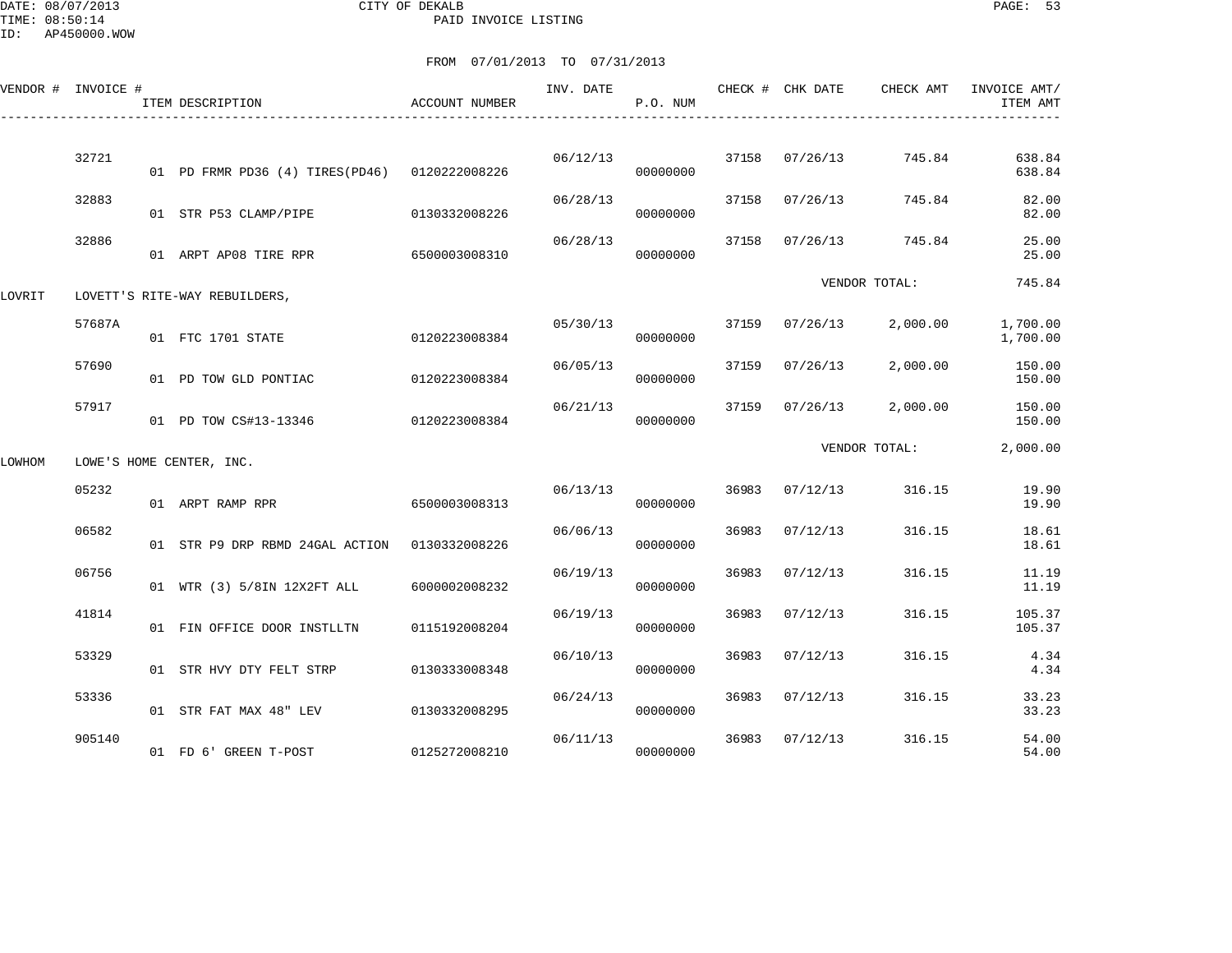DATE: 08/07/2013 CITY OF DEKALB
TIME: 08:50:14 PAID INVOICE LISTING
ID: AP450000.WOW

FROM 07/01/2013 TO 07/31/2013

| VENDOR # | INVOICE # | ITEM DESCRIPTION | ACCOUNT NUMBER | INV. DATE | P.O. NUM | CHECK # | CHK DATE | CHECK AMT | INVOICE AMT/ ITEM AMT |
|---|---|---|---|---|---|---|---|---|---|
| | 32721 | | | 06/12/13 | | 37158 | 07/26/13 | 745.84 | 638.84 |
| | | 01 PD FRMR PD36 (4) TIRES(PD46) | 0120222008226 | | 00000000 | | | | 638.84 |
| | 32883 | | | 06/28/13 | | 37158 | 07/26/13 | 745.84 | 82.00 |
| | | 01 STR P53 CLAMP/PIPE | 0130332008226 | | 00000000 | | | | 82.00 |
| | 32886 | | | 06/28/13 | | 37158 | 07/26/13 | 745.84 | 25.00 |
| | | 01 ARPT AP08 TIRE RPR | 6500003008310 | | 00000000 | | | | 25.00 |
| | | | | | | | VENDOR TOTAL: | | 745.84 |
| LOVRIT | LOVETT'S RITE-WAY REBUILDERS, | | | | | | | | |
| | 57687A | | | 05/30/13 | | 37159 | 07/26/13 | 2,000.00 | 1,700.00 |
| | | 01 FTC 1701 STATE | 0120223008384 | | 00000000 | | | | 1,700.00 |
| | 57690 | | | 06/05/13 | | 37159 | 07/26/13 | 2,000.00 | 150.00 |
| | | 01 PD TOW GLD PONTIAC | 0120223008384 | | 00000000 | | | | 150.00 |
| | 57917 | | | 06/21/13 | | 37159 | 07/26/13 | 2,000.00 | 150.00 |
| | | 01 PD TOW CS#13-13346 | 0120223008384 | | 00000000 | | | | 150.00 |
| | | | | | | | VENDOR TOTAL: | | 2,000.00 |
| LOWHOM | LOWE'S HOME CENTER, INC. | | | | | | | | |
| | 05232 | | | 06/13/13 | | 36983 | 07/12/13 | 316.15 | 19.90 |
| | | 01 ARPT RAMP RPR | 6500003008313 | | 00000000 | | | | 19.90 |
| | 06582 | | | 06/06/13 | | 36983 | 07/12/13 | 316.15 | 18.61 |
| | | 01 STR P9 DRP RBMD 24GAL ACTION | 0130332008226 | | 00000000 | | | | 18.61 |
| | 06756 | | | 06/19/13 | | 36983 | 07/12/13 | 316.15 | 11.19 |
| | | 01 WTR (3) 5/8IN 12X2FT ALL | 6000002008232 | | 00000000 | | | | 11.19 |
| | 41814 | | | 06/19/13 | | 36983 | 07/12/13 | 316.15 | 105.37 |
| | | 01 FIN OFFICE DOOR INSTLLTN | 0115192008204 | | 00000000 | | | | 105.37 |
| | 53329 | | | 06/10/13 | | 36983 | 07/12/13 | 316.15 | 4.34 |
| | | 01 STR HVY DTY FELT STRP | 0130333008348 | | 00000000 | | | | 4.34 |
| | 53336 | | | 06/24/13 | | 36983 | 07/12/13 | 316.15 | 33.23 |
| | | 01 STR FAT MAX 48" LEV | 0130332008295 | | 00000000 | | | | 33.23 |
| | 905140 | | | 06/11/13 | | 36983 | 07/12/13 | 316.15 | 54.00 |
| | | 01 FD 6' GREEN T-POST | 0125272008210 | | 00000000 | | | | 54.00 |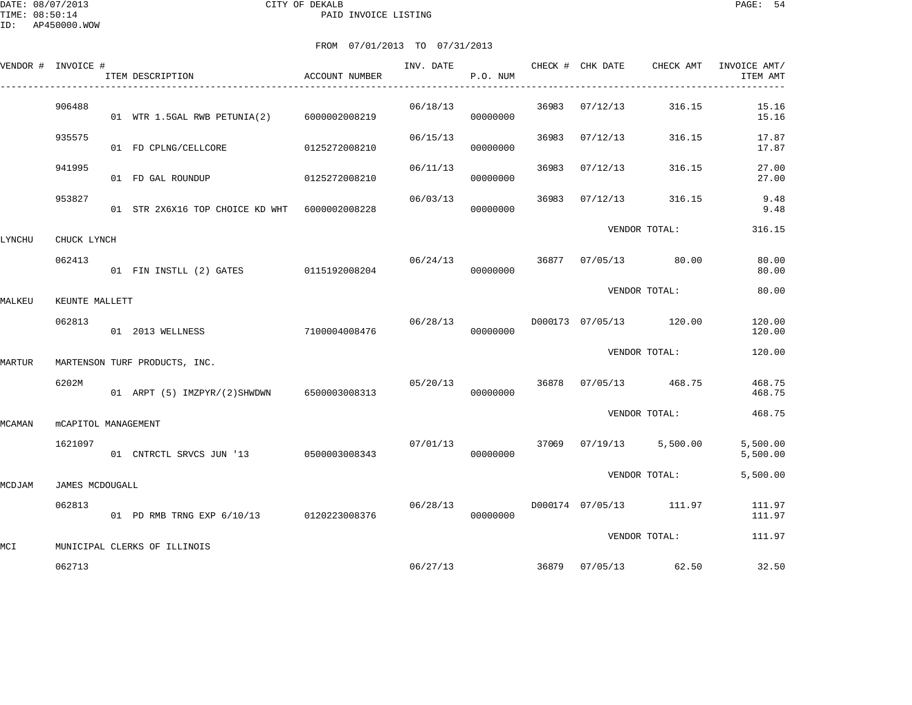FROM 07/01/2013 TO 07/31/2013

| VENDOR # | INVOICE # | ITEM DESCRIPTION | ACCOUNT NUMBER | INV. DATE | P.O. NUM | CHECK # | CHK DATE | CHECK AMT | INVOICE AMT/ ITEM AMT |
|---|---|---|---|---|---|---|---|---|---|
| | 906488 | | | 06/18/13 | | 36983 | 07/12/13 | 316.15 | 15.16 |
| | | 01 WTR 1.5GAL RWB PETUNIA(2) | 6000002008219 | | 00000000 | | | | 15.16 |
| | 935575 | | | 06/15/13 | | 36983 | 07/12/13 | 316.15 | 17.87 |
| | | 01 FD CPLNG/CELLCORE | 0125272008210 | | 00000000 | | | | 17.87 |
| | 941995 | | | 06/11/13 | | 36983 | 07/12/13 | 316.15 | 27.00 |
| | | 01 FD GAL ROUNDUP | 0125272008210 | | 00000000 | | | | 27.00 |
| | 953827 | | | 06/03/13 | | 36983 | 07/12/13 | 316.15 | 9.48 |
| | | 01 STR 2X6X16 TOP CHOICE KD WHT | 6000002008228 | | 00000000 | | | | 9.48 |
| | | | | | | | VENDOR TOTAL: | | 316.15 |
| LYNCHU | CHUCK LYNCH | | | | | | | | |
| | 062413 | | | 06/24/13 | | 36877 | 07/05/13 | 80.00 | 80.00 |
| | | 01 FIN INSTLL (2) GATES | 0115192008204 | | 00000000 | | | | 80.00 |
| | | | | | | | VENDOR TOTAL: | | 80.00 |
| MALKEU | KEUNTE MALLETT | | | | | | | | |
| | 062813 | | | 06/28/13 | | D000173 | 07/05/13 | 120.00 | 120.00 |
| | | 01 2013 WELLNESS | 7100004008476 | | 00000000 | | | | 120.00 |
| | | | | | | | VENDOR TOTAL: | | 120.00 |
| MARTUR | MARTENSON TURF PRODUCTS, INC. | | | | | | | | |
| | 6202M | | | 05/20/13 | | 36878 | 07/05/13 | 468.75 | 468.75 |
| | | 01 ARPT (5) IMZPYR/(2)SHWDWN | 6500003008313 | | 00000000 | | | | 468.75 |
| | | | | | | | VENDOR TOTAL: | | 468.75 |
| MCAMAN | mCAPITOL MANAGEMENT | | | | | | | | |
| | 1621097 | | | 07/01/13 | | 37069 | 07/19/13 | 5,500.00 | 5,500.00 |
| | | 01 CNTRCTL SRVCS JUN '13 | 0500003008343 | | 00000000 | | | | 5,500.00 |
| | | | | | | | VENDOR TOTAL: | | 5,500.00 |
| MCDJAM | JAMES MCDOUGALL | | | | | | | | |
| | 062813 | | | 06/28/13 | | D000174 | 07/05/13 | 111.97 | 111.97 |
| | | 01 PD RMB TRNG EXP 6/10/13 | 0120223008376 | | 00000000 | | | | 111.97 |
| | | | | | | | VENDOR TOTAL: | | 111.97 |
| MCI | MUNICIPAL CLERKS OF ILLINOIS | | | | | | | | |
| | 062713 | | | 06/27/13 | | 36879 | 07/05/13 | 62.50 | 32.50 |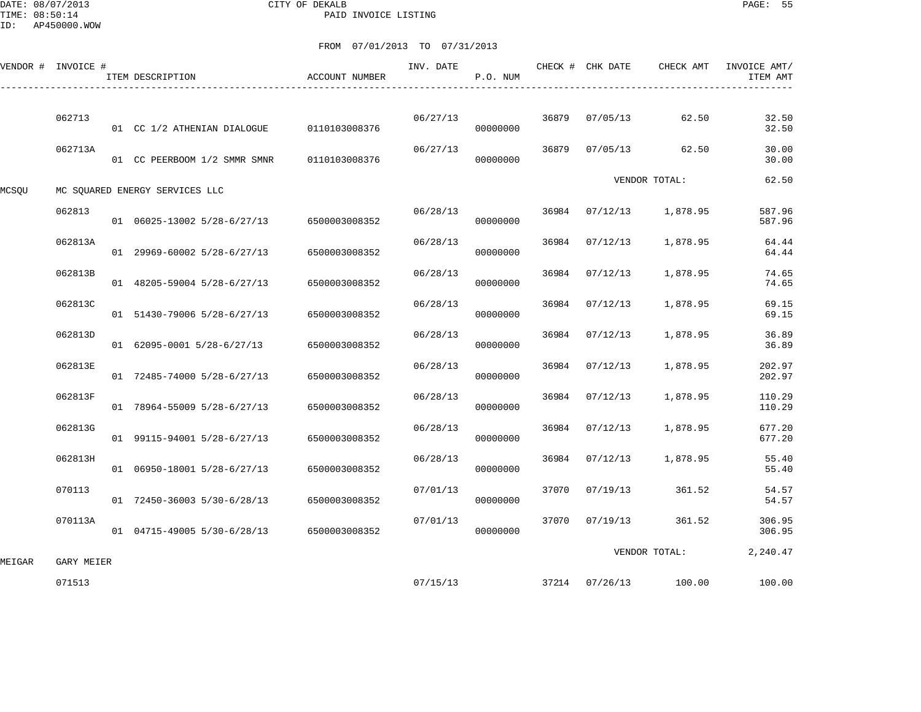CITY OF DEKALB
PAID INVOICE LISTING

DATE: 08/07/2013
TIME: 08:50:14
ID: AP450000.WOW

FROM 07/01/2013 TO 07/31/2013

| VENDOR # | INVOICE # | ITEM DESCRIPTION | ACCOUNT NUMBER | INV. DATE | P.O. NUM | CHECK # | CHK DATE | CHECK AMT | INVOICE AMT/ ITEM AMT |
|---|---|---|---|---|---|---|---|---|---|
| | 062713 | | | 06/27/13 | | 36879 | 07/05/13 | 62.50 | 32.50 |
| | | 01 CC 1/2 ATHENIAN DIALOGUE | 0110103008376 | | 00000000 | | | | 32.50 |
| | 062713A | | | 06/27/13 | | 36879 | 07/05/13 | 62.50 | 30.00 |
| | | 01 CC PEERBOOM 1/2 SMMR SMNR | 0110103008376 | | 00000000 | | | | 30.00 |
| | | | | | | | VENDOR TOTAL: | | 62.50 |
| MCSQU | MC SQUARED ENERGY SERVICES LLC | | | | | | | | |
| | 062813 | | | 06/28/13 | | 36984 | 07/12/13 | 1,878.95 | 587.96 |
| | | 01 06025-13002 5/28-6/27/13 | 6500003008352 | | 00000000 | | | | 587.96 |
| | 062813A | | | 06/28/13 | | 36984 | 07/12/13 | 1,878.95 | 64.44 |
| | | 01 29969-60002 5/28-6/27/13 | 6500003008352 | | 00000000 | | | | 64.44 |
| | 062813B | | | 06/28/13 | | 36984 | 07/12/13 | 1,878.95 | 74.65 |
| | | 01 48205-59004 5/28-6/27/13 | 6500003008352 | | 00000000 | | | | 74.65 |
| | 062813C | | | 06/28/13 | | 36984 | 07/12/13 | 1,878.95 | 69.15 |
| | | 01 51430-79006 5/28-6/27/13 | 6500003008352 | | 00000000 | | | | 69.15 |
| | 062813D | | | 06/28/13 | | 36984 | 07/12/13 | 1,878.95 | 36.89 |
| | | 01 62095-0001 5/28-6/27/13 | 6500003008352 | | 00000000 | | | | 36.89 |
| | 062813E | | | 06/28/13 | | 36984 | 07/12/13 | 1,878.95 | 202.97 |
| | | 01 72485-74000 5/28-6/27/13 | 6500003008352 | | 00000000 | | | | 202.97 |
| | 062813F | | | 06/28/13 | | 36984 | 07/12/13 | 1,878.95 | 110.29 |
| | | 01 78964-55009 5/28-6/27/13 | 6500003008352 | | 00000000 | | | | 110.29 |
| | 062813G | | | 06/28/13 | | 36984 | 07/12/13 | 1,878.95 | 677.20 |
| | | 01 99115-94001 5/28-6/27/13 | 6500003008352 | | 00000000 | | | | 677.20 |
| | 062813H | | | 06/28/13 | | 36984 | 07/12/13 | 1,878.95 | 55.40 |
| | | 01 06950-18001 5/28-6/27/13 | 6500003008352 | | 00000000 | | | | 55.40 |
| | 070113 | | | 07/01/13 | | 37070 | 07/19/13 | 361.52 | 54.57 |
| | | 01 72450-36003 5/30-6/28/13 | 6500003008352 | | 00000000 | | | | 54.57 |
| | 070113A | | | 07/01/13 | | 37070 | 07/19/13 | 361.52 | 306.95 |
| | | 01 04715-49005 5/30-6/28/13 | 6500003008352 | | 00000000 | | | | 306.95 |
| | | | | | | | VENDOR TOTAL: | | 2,240.47 |
| MEIGAR | GARY MEIER | | | | | | | | |
| | 071513 | | | 07/15/13 | | 37214 | 07/26/13 | 100.00 | 100.00 |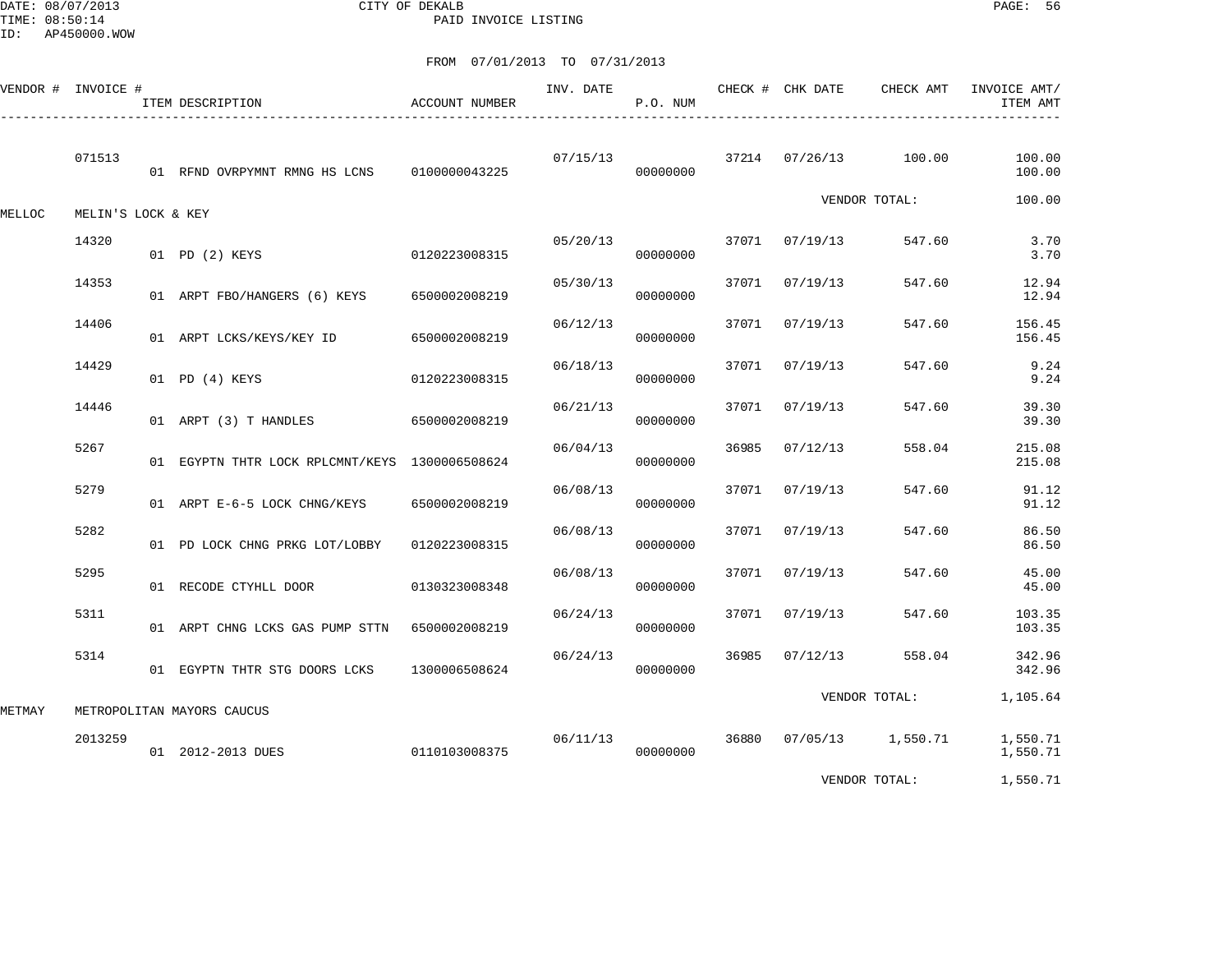CITY OF DEKALB
PAID INVOICE LISTING

DATE: 08/07/2013
TIME: 08:50:14
ID: AP450000.WOW

FROM 07/01/2013 TO 07/31/2013

| VENDOR # | INVOICE # | ITEM DESCRIPTION | ACCOUNT NUMBER | INV. DATE | P.O. NUM | CHECK # | CHK DATE | CHECK AMT | INVOICE AMT/ ITEM AMT |
|---|---|---|---|---|---|---|---|---|---|
| | 071513 | | | 07/15/13 | | 37214 | 07/26/13 | 100.00 | 100.00 |
| | | 01 RFND OVRPYMNT RMNG HS LCNS | 0100000043225 | | 00000000 | | | | 100.00 |
| | | | | | | | | VENDOR TOTAL: | 100.00 |
| MELLOC | MELIN'S LOCK & KEY | | | | | | | | |
| | 14320 | | | 05/20/13 | | 37071 | 07/19/13 | 547.60 | 3.70 |
| | | 01 PD (2) KEYS | 0120223008315 | | 00000000 | | | | 3.70 |
| | 14353 | | | 05/30/13 | | 37071 | 07/19/13 | 547.60 | 12.94 |
| | | 01 ARPT FBO/HANGERS (6) KEYS | 6500002008219 | | 00000000 | | | | 12.94 |
| | 14406 | | | 06/12/13 | | 37071 | 07/19/13 | 547.60 | 156.45 |
| | | 01 ARPT LCKS/KEYS/KEY ID | 6500002008219 | | 00000000 | | | | 156.45 |
| | 14429 | | | 06/18/13 | | 37071 | 07/19/13 | 547.60 | 9.24 |
| | | 01 PD (4) KEYS | 0120223008315 | | 00000000 | | | | 9.24 |
| | 14446 | | | 06/21/13 | | 37071 | 07/19/13 | 547.60 | 39.30 |
| | | 01 ARPT (3) T HANDLES | 6500002008219 | | 00000000 | | | | 39.30 |
| | 5267 | | | 06/04/13 | | 36985 | 07/12/13 | 558.04 | 215.08 |
| | | 01 EGYPTN THTR LOCK RPLCMNT/KEYS | 1300006508624 | | 00000000 | | | | 215.08 |
| | 5279 | | | 06/08/13 | | 37071 | 07/19/13 | 547.60 | 91.12 |
| | | 01 ARPT E-6-5 LOCK CHNG/KEYS | 6500002008219 | | 00000000 | | | | 91.12 |
| | 5282 | | | 06/08/13 | | 37071 | 07/19/13 | 547.60 | 86.50 |
| | | 01 PD LOCK CHNG PRKG LOT/LOBBY | 0120223008315 | | 00000000 | | | | 86.50 |
| | 5295 | | | 06/08/13 | | 37071 | 07/19/13 | 547.60 | 45.00 |
| | | 01 RECODE CTYHLL DOOR | 0130323008348 | | 00000000 | | | | 45.00 |
| | 5311 | | | 06/24/13 | | 37071 | 07/19/13 | 547.60 | 103.35 |
| | | 01 ARPT CHNG LCKS GAS PUMP STTN | 6500002008219 | | 00000000 | | | | 103.35 |
| | 5314 | | | 06/24/13 | | 36985 | 07/12/13 | 558.04 | 342.96 |
| | | 01 EGYPTN THTR STG DOORS LCKS | 1300006508624 | | 00000000 | | | | 342.96 |
| | | | | | | | | VENDOR TOTAL: | 1,105.64 |
| METMAY | METROPOLITAN MAYORS CAUCUS | | | | | | | | |
| | 2013259 | | | 06/11/13 | | 36880 | 07/05/13 | 1,550.71 | 1,550.71 |
| | | 01 2012-2013 DUES | 0110103008375 | | 00000000 | | | | 1,550.71 |
| | | | | | | | | VENDOR TOTAL: | 1,550.71 |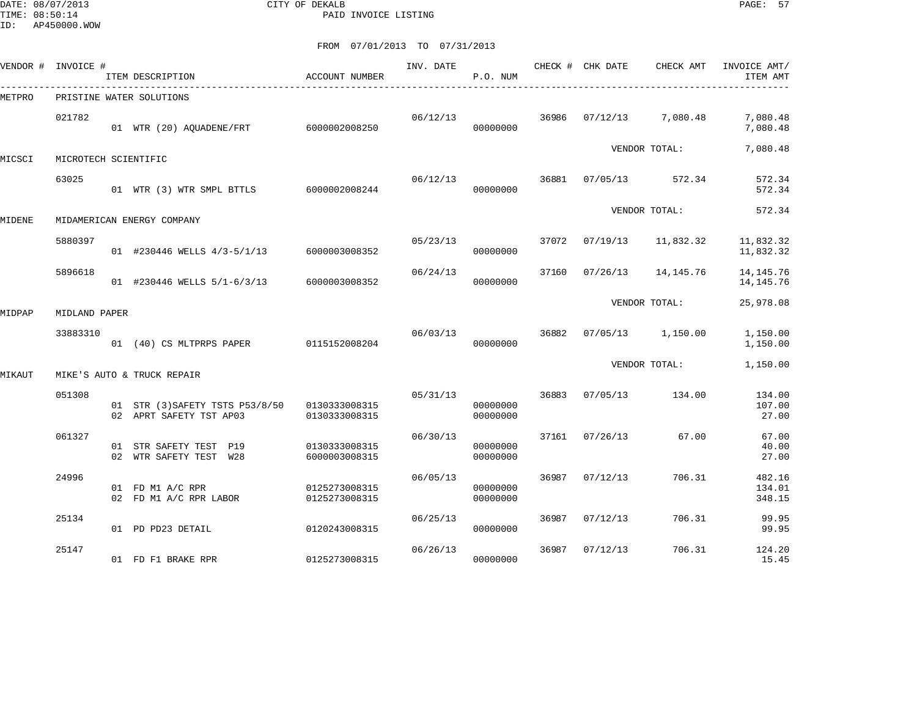CITY OF DEKALB
PAID INVOICE LISTING

DATE: 08/07/2013
TIME: 08:50:14
ID: AP450000.WOW

FROM 07/01/2013 TO 07/31/2013

| VENDOR # | INVOICE # | ITEM DESCRIPTION | ACCOUNT NUMBER | INV. DATE | P.O. NUM | CHECK # | CHK DATE | CHECK AMT | INVOICE AMT/ ITEM AMT |
|---|---|---|---|---|---|---|---|---|---|
| METPRO | PRISTINE WATER SOLUTIONS | | | | | | | | |
| | 021782 | | | 06/12/13 | | 36986 | 07/12/13 | 7,080.48 | 7,080.48 |
| | | 01 WTR (20) AQUADENE/FRT | 6000002008250 | | 00000000 | | | | 7,080.48 |
| | | | | | | | | VENDOR TOTAL: | 7,080.48 |
| MICSCI | MICROTECH SCIENTIFIC | | | | | | | | |
| | 63025 | | | 06/12/13 | | 36881 | 07/05/13 | 572.34 | 572.34 |
| | | 01 WTR (3) WTR SMPL BTTLS | 6000002008244 | | 00000000 | | | | 572.34 |
| | | | | | | | | VENDOR TOTAL: | 572.34 |
| MIDENE | MIDAMERICAN ENERGY COMPANY | | | | | | | | |
| | 5880397 | | | 05/23/13 | | 37072 | 07/19/13 | 11,832.32 | 11,832.32 |
| | | 01 #230446 WELLS 4/3-5/1/13 | 6000003008352 | | 00000000 | | | | 11,832.32 |
| | 5896618 | | | 06/24/13 | | 37160 | 07/26/13 | 14,145.76 | 14,145.76 |
| | | 01 #230446 WELLS 5/1-6/3/13 | 6000003008352 | | 00000000 | | | | 14,145.76 |
| | | | | | | | | VENDOR TOTAL: | 25,978.08 |
| MIDPAP | MIDLAND PAPER | | | | | | | | |
| | 33883310 | | | 06/03/13 | | 36882 | 07/05/13 | 1,150.00 | 1,150.00 |
| | | 01 (40) CS MLTPRPS PAPER | 0115152008204 | | 00000000 | | | | 1,150.00 |
| | | | | | | | | VENDOR TOTAL: | 1,150.00 |
| MIKAUT | MIKE'S AUTO & TRUCK REPAIR | | | | | | | | |
| | 051308 | | | 05/31/13 | | 36883 | 07/05/13 | 134.00 | 134.00 |
| | | 01 STR (3)SAFETY TSTS P53/8/50 | 0130333008315 | | 00000000 | | | | 107.00 |
| | | 02 APRT SAFETY TST AP03 | 0130333008315 | | 00000000 | | | | 27.00 |
| | 061327 | | | 06/30/13 | | 37161 | 07/26/13 | 67.00 | 67.00 |
| | | 01 STR SAFETY TEST P19 | 0130333008315 | | 00000000 | | | | 40.00 |
| | | 02 WTR SAFETY TEST W28 | 6000003008315 | | 00000000 | | | | 27.00 |
| | 24996 | | | 06/05/13 | | 36987 | 07/12/13 | 706.31 | 482.16 |
| | | 01 FD M1 A/C RPR | 0125273008315 | | 00000000 | | | | 134.01 |
| | | 02 FD M1 A/C RPR LABOR | 0125273008315 | | 00000000 | | | | 348.15 |
| | 25134 | | | 06/25/13 | | 36987 | 07/12/13 | 706.31 | 99.95 |
| | | 01 PD PD23 DETAIL | 0120243008315 | | 00000000 | | | | 99.95 |
| | 25147 | | | 06/26/13 | | 36987 | 07/12/13 | 706.31 | 124.20 |
| | | 01 FD F1 BRAKE RPR | 0125273008315 | | 00000000 | | | | 15.45 |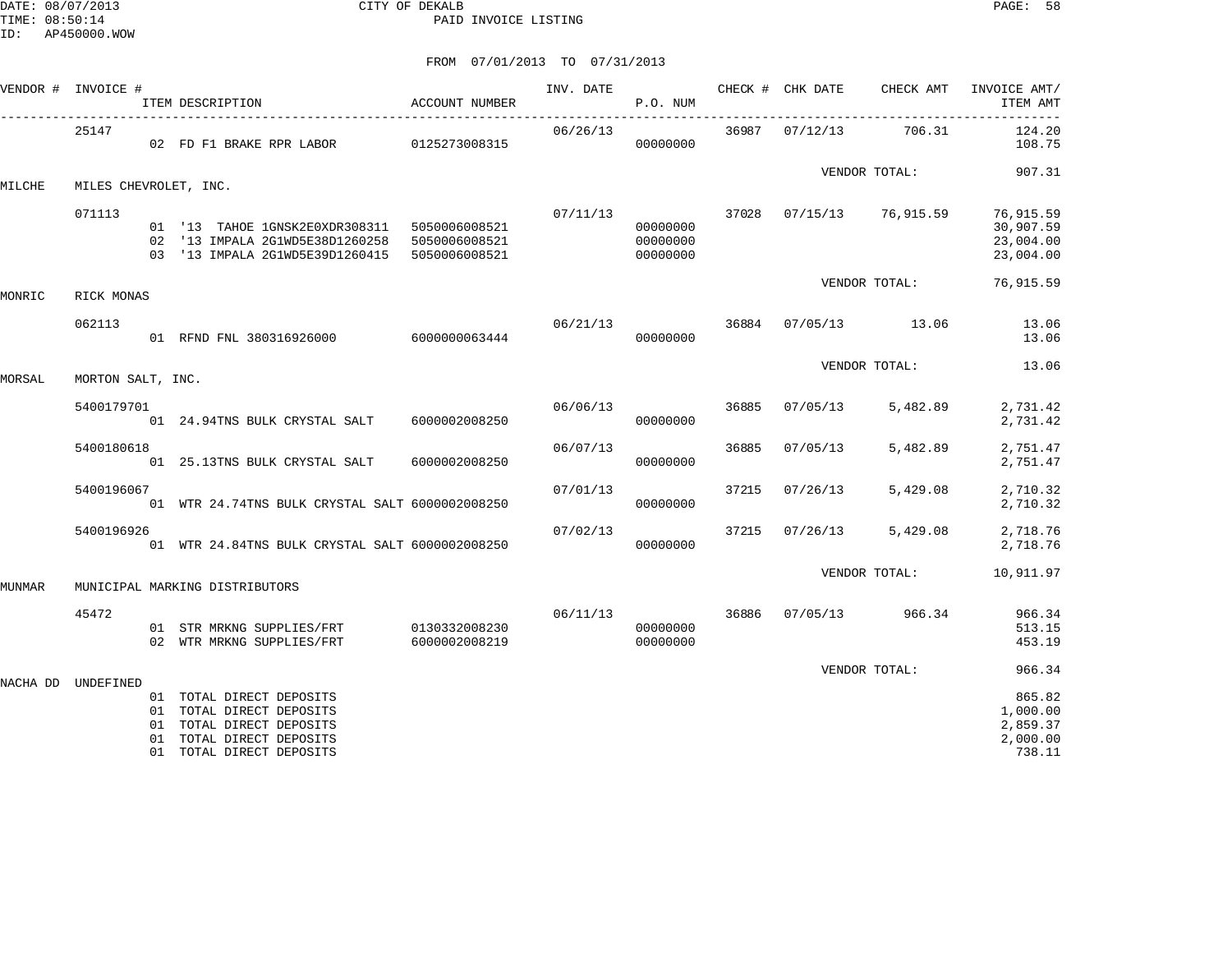CITY OF DEKALB
PAID INVOICE LISTING

FROM 07/01/2013 TO 07/31/2013

| VENDOR # | INVOICE # | ITEM DESCRIPTION | ACCOUNT NUMBER | INV. DATE | P.O. NUM | CHECK # | CHK DATE | CHECK AMT | INVOICE AMT/ ITEM AMT |
|---|---|---|---|---|---|---|---|---|---|
| | 25147 | | | 06/26/13 | | 36987 | 07/12/13 | 706.31 | 124.20 |
| | | 02 FD F1 BRAKE RPR LABOR | 0125273008315 | | 00000000 | | | | 108.75 |
| | | | | | | | VENDOR TOTAL: | | 907.31 |
| MILCHE | MILES CHEVROLET, INC. | | | | | | | | |
| | 071113 | | | 07/11/13 | | 37028 | 07/15/13 | 76,915.59 | 76,915.59 |
| | | 01 '13 TAHOE 1GNSK2E0XDR308311 | 5050006008521 | | 00000000 | | | | 30,907.59 |
| | | 02 '13 IMPALA 2G1WD5E38D1260258 | 5050006008521 | | 00000000 | | | | 23,004.00 |
| | | 03 '13 IMPALA 2G1WD5E39D1260415 | 5050006008521 | | 00000000 | | | | 23,004.00 |
| | | | | | | | VENDOR TOTAL: | | 76,915.59 |
| MONRIC | RICK MONAS | | | | | | | | |
| | 062113 | | | 06/21/13 | | 36884 | 07/05/13 | 13.06 | 13.06 |
| | | 01 RFND FNL 380316926000 | 6000000063444 | | 00000000 | | | | 13.06 |
| | | | | | | | VENDOR TOTAL: | | 13.06 |
| MORSAL | MORTON SALT, INC. | | | | | | | | |
| | 5400179701 | | | 06/06/13 | | 36885 | 07/05/13 | 5,482.89 | 2,731.42 |
| | | 01 24.94TNS BULK CRYSTAL SALT | 6000002008250 | | 00000000 | | | | 2,731.42 |
| | 5400180618 | | | 06/07/13 | | 36885 | 07/05/13 | 5,482.89 | 2,751.47 |
| | | 01 25.13TNS BULK CRYSTAL SALT | 6000002008250 | | 00000000 | | | | 2,751.47 |
| | 5400196067 | | | 07/01/13 | | 37215 | 07/26/13 | 5,429.08 | 2,710.32 |
| | | 01 WTR 24.74TNS BULK CRYSTAL SALT | 6000002008250 | | 00000000 | | | | 2,710.32 |
| | 5400196926 | | | 07/02/13 | | 37215 | 07/26/13 | 5,429.08 | 2,718.76 |
| | | 01 WTR 24.84TNS BULK CRYSTAL SALT | 6000002008250 | | 00000000 | | | | 2,718.76 |
| | | | | | | | VENDOR TOTAL: | | 10,911.97 |
| MUNMAR | MUNICIPAL MARKING DISTRIBUTORS | | | | | | | | |
| | 45472 | | | 06/11/13 | | 36886 | 07/05/13 | 966.34 | 966.34 |
| | | 01 STR MRKNG SUPPLIES/FRT | 0130332008230 | | 00000000 | | | | 513.15 |
| | | 02 WTR MRKNG SUPPLIES/FRT | 6000002008219 | | 00000000 | | | | 453.19 |
| | | | | | | | VENDOR TOTAL: | | 966.34 |
| NACHA DD | UNDEFINED | | | | | | | | |
| | | 01 TOTAL DIRECT DEPOSITS | | | | | | | 865.82 |
| | | 01 TOTAL DIRECT DEPOSITS | | | | | | | 1,000.00 |
| | | 01 TOTAL DIRECT DEPOSITS | | | | | | | 2,859.37 |
| | | 01 TOTAL DIRECT DEPOSITS | | | | | | | 2,000.00 |
| | | 01 TOTAL DIRECT DEPOSITS | | | | | | | 738.11 |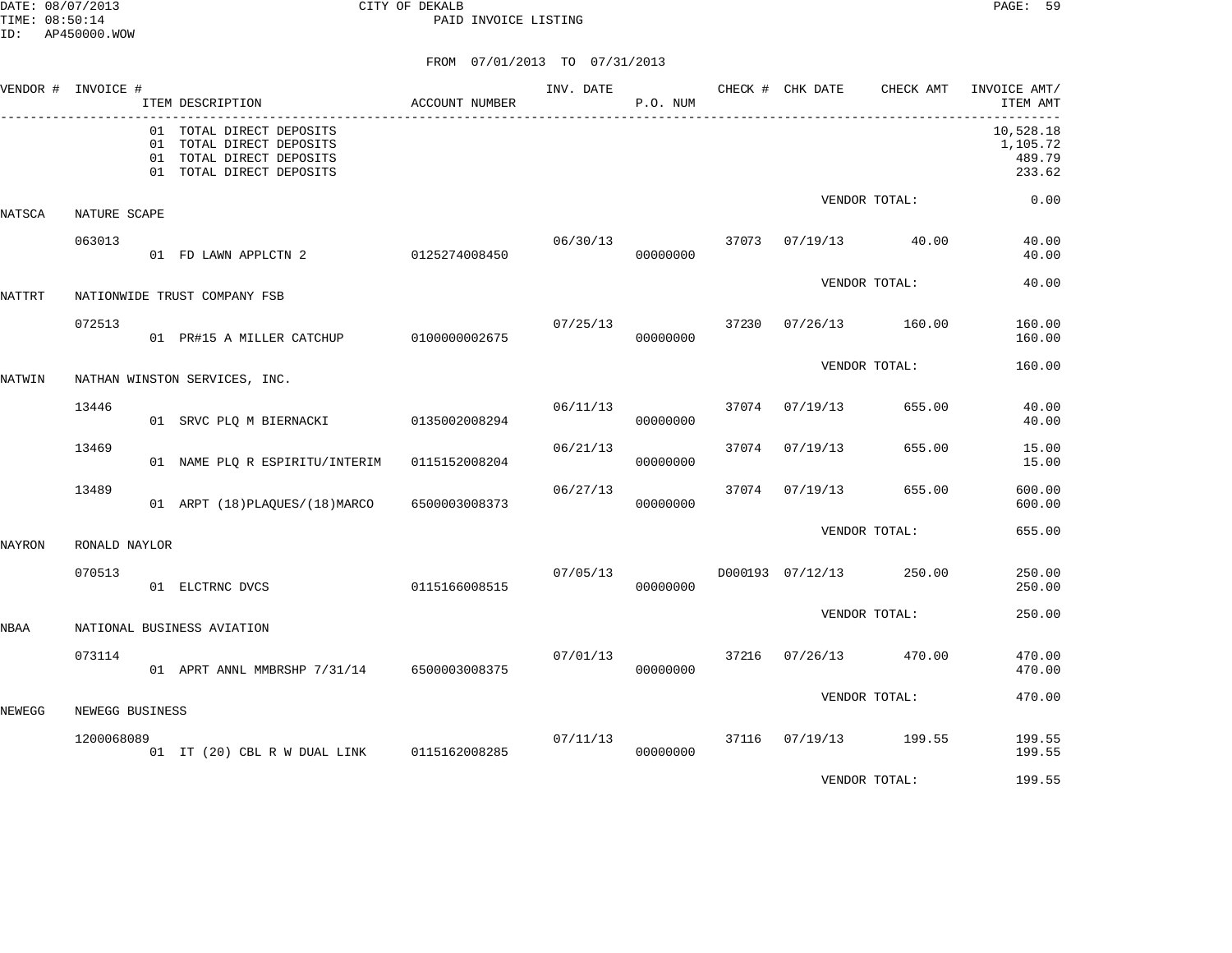CITY OF DEKALB

PAID INVOICE LISTING

DATE: 08/07/2013
TIME: 08:50:14
ID: AP450000.WOW

FROM 07/01/2013 TO 07/31/2013

| VENDOR # | INVOICE # | ITEM DESCRIPTION | ACCOUNT NUMBER | INV. DATE | P.O. NUM | CHECK # | CHK DATE | CHECK AMT | INVOICE AMT/ ITEM AMT |
|---|---|---|---|---|---|---|---|---|---|
| | | 01 TOTAL DIRECT DEPOSITS | | | | | | | 10,528.18 |
| | | 01 TOTAL DIRECT DEPOSITS | | | | | | | 1,105.72 |
| | | 01 TOTAL DIRECT DEPOSITS | | | | | | | 489.79 |
| | | 01 TOTAL DIRECT DEPOSITS | | | | | | | 233.62 |
| | | | | | | | VENDOR TOTAL: | | 0.00 |
| NATSCA | NATURE SCAPE | | | | | | | | |
| | 063013 | | | 06/30/13 | | 37073 | 07/19/13 | 40.00 | 40.00 |
| | | 01 FD LAWN APPLCTN 2 | 0125274008450 | | 00000000 | | | | 40.00 |
| | | | | | | | VENDOR TOTAL: | | 40.00 |
| NATTRT | NATIONWIDE TRUST COMPANY FSB | | | | | | | | |
| | 072513 | | | 07/25/13 | | 37230 | 07/26/13 | 160.00 | 160.00 |
| | | 01 PR#15 A MILLER CATCHUP | 0100000002675 | | 00000000 | | | | 160.00 |
| | | | | | | | VENDOR TOTAL: | | 160.00 |
| NATWIN | NATHAN WINSTON SERVICES, INC. | | | | | | | | |
| | 13446 | | | 06/11/13 | | 37074 | 07/19/13 | 655.00 | 40.00 |
| | | 01 SRVC PLQ M BIERNACKI | 0135002008294 | | 00000000 | | | | 40.00 |
| | 13469 | | | 06/21/13 | | 37074 | 07/19/13 | 655.00 | 15.00 |
| | | 01 NAME PLQ R ESPIRITU/INTERIM | 0115152008204 | | 00000000 | | | | 15.00 |
| | 13489 | | | 06/27/13 | | 37074 | 07/19/13 | 655.00 | 600.00 |
| | | 01 ARPT (18)PLAQUES/(18)MARCO | 6500003008373 | | 00000000 | | | | 600.00 |
| | | | | | | | VENDOR TOTAL: | | 655.00 |
| NAYRON | RONALD NAYLOR | | | | | | | | |
| | 070513 | | | 07/05/13 | | D000193 | 07/12/13 | 250.00 | 250.00 |
| | | 01 ELCTRNC DVCS | 0115166008515 | | 00000000 | | | | 250.00 |
| | | | | | | | VENDOR TOTAL: | | 250.00 |
| NBAA | NATIONAL BUSINESS AVIATION | | | | | | | | |
| | 073114 | | | 07/01/13 | | 37216 | 07/26/13 | 470.00 | 470.00 |
| | | 01 APRT ANNL MMBRSHP 7/31/14 | 6500003008375 | | 00000000 | | | | 470.00 |
| | | | | | | | VENDOR TOTAL: | | 470.00 |
| NEWEGG | NEWEGG BUSINESS | | | | | | | | |
| | 1200068089 | | | 07/11/13 | | 37116 | 07/19/13 | 199.55 | 199.55 |
| | | 01 IT (20) CBL R W DUAL LINK | 0115162008285 | | 00000000 | | | | 199.55 |
| | | | | | | | VENDOR TOTAL: | | 199.55 |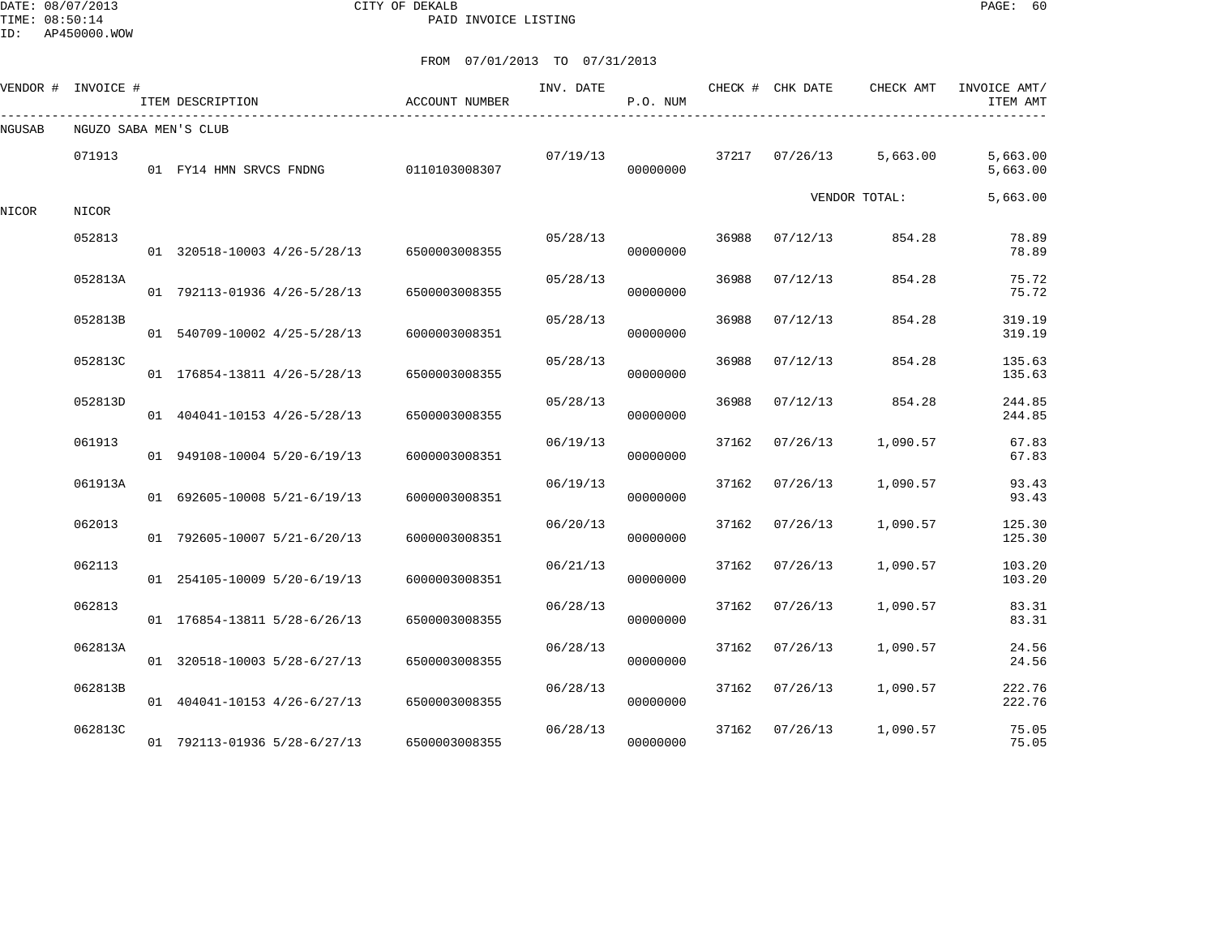CITY OF DEKALB

PAID INVOICE LISTING

DATE: 08/07/2013
TIME: 08:50:14
ID: AP450000.WOW

FROM 07/01/2013 TO 07/31/2013

| VENDOR # | INVOICE # | ITEM DESCRIPTION | ACCOUNT NUMBER | INV. DATE | P.O. NUM | CHECK # | CHK DATE | CHECK AMT | INVOICE AMT/ ITEM AMT |
|---|---|---|---|---|---|---|---|---|---|
| NGUSAB | NGUZO SABA MEN'S CLUB | | | | | | | | |
| | 071913 | | | 07/19/13 | | 37217 | 07/26/13 | 5,663.00 | 5,663.00 |
| | | 01 FY14 HMN SRVCS FNDNG | 0110103008307 | | 00000000 | | | | 5,663.00 |
| | | | | | | | | VENDOR TOTAL: | 5,663.00 |
| NICOR | NICOR | | | | | | | | |
| | 052813 | | | 05/28/13 | | 36988 | 07/12/13 | 854.28 | 78.89 |
| | | 01 320518-10003 4/26-5/28/13 | 6500003008355 | | 00000000 | | | | 78.89 |
| | 052813A | | | 05/28/13 | | 36988 | 07/12/13 | 854.28 | 75.72 |
| | | 01 792113-01936 4/26-5/28/13 | 6500003008355 | | 00000000 | | | | 75.72 |
| | 052813B | | | 05/28/13 | | 36988 | 07/12/13 | 854.28 | 319.19 |
| | | 01 540709-10002 4/25-5/28/13 | 6000003008351 | | 00000000 | | | | 319.19 |
| | 052813C | | | 05/28/13 | | 36988 | 07/12/13 | 854.28 | 135.63 |
| | | 01 176854-13811 4/26-5/28/13 | 6500003008355 | | 00000000 | | | | 135.63 |
| | 052813D | | | 05/28/13 | | 36988 | 07/12/13 | 854.28 | 244.85 |
| | | 01 404041-10153 4/26-5/28/13 | 6500003008355 | | 00000000 | | | | 244.85 |
| | 061913 | | | 06/19/13 | | 37162 | 07/26/13 | 1,090.57 | 67.83 |
| | | 01 949108-10004 5/20-6/19/13 | 6000003008351 | | 00000000 | | | | 67.83 |
| | 061913A | | | 06/19/13 | | 37162 | 07/26/13 | 1,090.57 | 93.43 |
| | | 01 692605-10008 5/21-6/19/13 | 6000003008351 | | 00000000 | | | | 93.43 |
| | 062013 | | | 06/20/13 | | 37162 | 07/26/13 | 1,090.57 | 125.30 |
| | | 01 792605-10007 5/21-6/20/13 | 6000003008351 | | 00000000 | | | | 125.30 |
| | 062113 | | | 06/21/13 | | 37162 | 07/26/13 | 1,090.57 | 103.20 |
| | | 01 254105-10009 5/20-6/19/13 | 6000003008351 | | 00000000 | | | | 103.20 |
| | 062813 | | | 06/28/13 | | 37162 | 07/26/13 | 1,090.57 | 83.31 |
| | | 01 176854-13811 5/28-6/26/13 | 6500003008355 | | 00000000 | | | | 83.31 |
| | 062813A | | | 06/28/13 | | 37162 | 07/26/13 | 1,090.57 | 24.56 |
| | | 01 320518-10003 5/28-6/27/13 | 6500003008355 | | 00000000 | | | | 24.56 |
| | 062813B | | | 06/28/13 | | 37162 | 07/26/13 | 1,090.57 | 222.76 |
| | | 01 404041-10153 4/26-6/27/13 | 6500003008355 | | 00000000 | | | | 222.76 |
| | 062813C | | | 06/28/13 | | 37162 | 07/26/13 | 1,090.57 | 75.05 |
| | | 01 792113-01936 5/28-6/27/13 | 6500003008355 | | 00000000 | | | | 75.05 |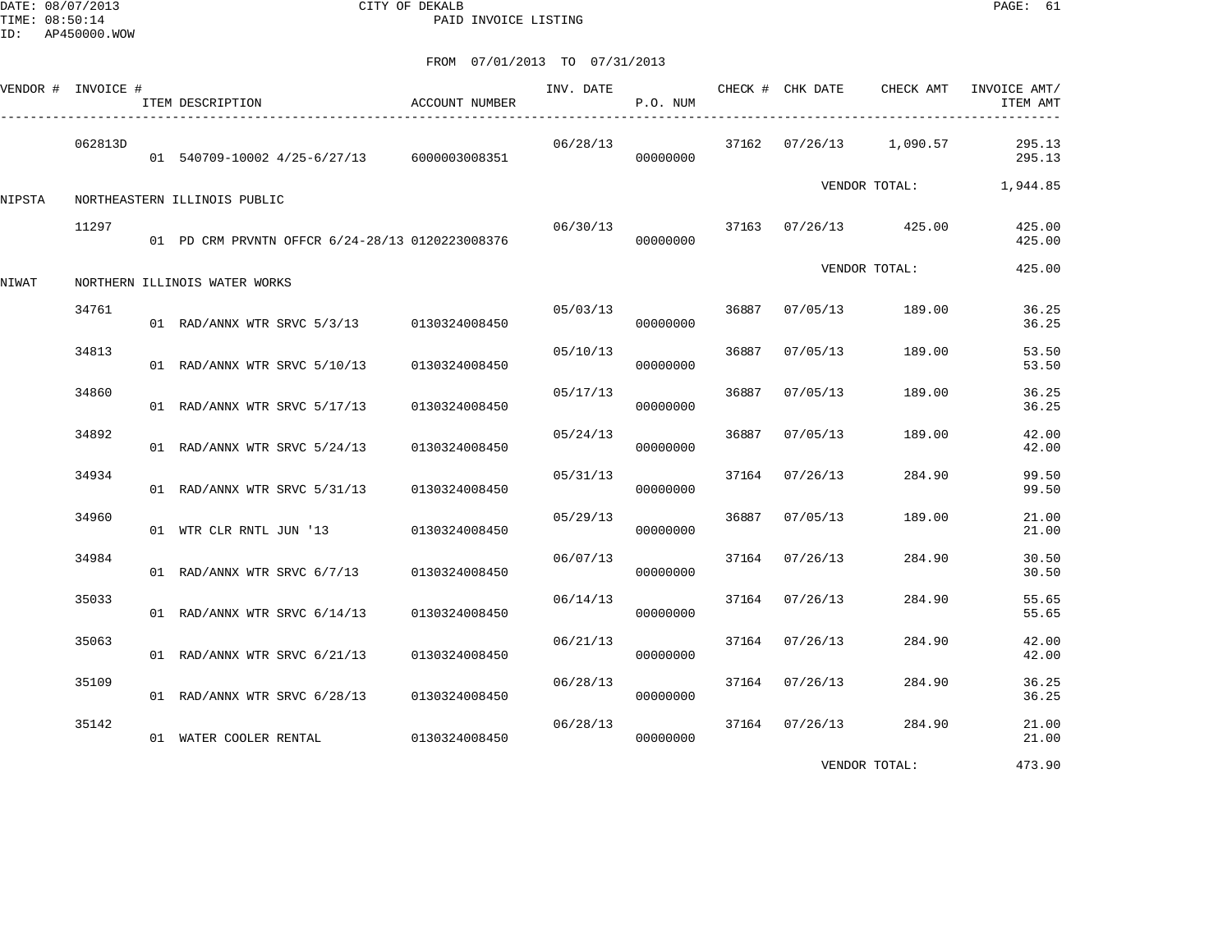CITY OF DEKALB
PAID INVOICE LISTING

DATE: 08/07/2013
TIME: 08:50:14
ID: AP450000.WOW

FROM 07/01/2013 TO 07/31/2013

| VENDOR # | INVOICE # | ITEM DESCRIPTION | ACCOUNT NUMBER | INV. DATE | P.O. NUM | CHECK # | CHK DATE | CHECK AMT | INVOICE AMT/ ITEM AMT |
|---|---|---|---|---|---|---|---|---|---|
| | 062813D | | | 06/28/13 | | 37162 | 07/26/13 | 1,090.57 | 295.13 |
| | | 01 540709-10002 4/25-6/27/13 | 6000003008351 | | 00000000 | | | | 295.13 |
| | | | | | | | | VENDOR TOTAL: | 1,944.85 |
| NIPSTA | NORTHEASTERN ILLINOIS PUBLIC | | | | | | | | |
| | 11297 | | | 06/30/13 | | 37163 | 07/26/13 | 425.00 | 425.00 |
| | | 01 PD CRM PRVNTN OFFCR 6/24-28/13 | 0120223008376 | | 00000000 | | | | 425.00 |
| | | | | | | | | VENDOR TOTAL: | 425.00 |
| NIWAT | NORTHERN ILLINOIS WATER WORKS | | | | | | | | |
| | 34761 | | | 05/03/13 | | 36887 | 07/05/13 | 189.00 | 36.25 |
| | | 01 RAD/ANNX WTR SRVC 5/3/13 | 0130324008450 | | 00000000 | | | | 36.25 |
| | 34813 | | | 05/10/13 | | 36887 | 07/05/13 | 189.00 | 53.50 |
| | | 01 RAD/ANNX WTR SRVC 5/10/13 | 0130324008450 | | 00000000 | | | | 53.50 |
| | 34860 | | | 05/17/13 | | 36887 | 07/05/13 | 189.00 | 36.25 |
| | | 01 RAD/ANNX WTR SRVC 5/17/13 | 0130324008450 | | 00000000 | | | | 36.25 |
| | 34892 | | | 05/24/13 | | 36887 | 07/05/13 | 189.00 | 42.00 |
| | | 01 RAD/ANNX WTR SRVC 5/24/13 | 0130324008450 | | 00000000 | | | | 42.00 |
| | 34934 | | | 05/31/13 | | 37164 | 07/26/13 | 284.90 | 99.50 |
| | | 01 RAD/ANNX WTR SRVC 5/31/13 | 0130324008450 | | 00000000 | | | | 99.50 |
| | 34960 | | | 05/29/13 | | 36887 | 07/05/13 | 189.00 | 21.00 |
| | | 01 WTR CLR RNTL JUN '13 | 0130324008450 | | 00000000 | | | | 21.00 |
| | 34984 | | | 06/07/13 | | 37164 | 07/26/13 | 284.90 | 30.50 |
| | | 01 RAD/ANNX WTR SRVC 6/7/13 | 0130324008450 | | 00000000 | | | | 30.50 |
| | 35033 | | | 06/14/13 | | 37164 | 07/26/13 | 284.90 | 55.65 |
| | | 01 RAD/ANNX WTR SRVC 6/14/13 | 0130324008450 | | 00000000 | | | | 55.65 |
| | 35063 | | | 06/21/13 | | 37164 | 07/26/13 | 284.90 | 42.00 |
| | | 01 RAD/ANNX WTR SRVC 6/21/13 | 0130324008450 | | 00000000 | | | | 42.00 |
| | 35109 | | | 06/28/13 | | 37164 | 07/26/13 | 284.90 | 36.25 |
| | | 01 RAD/ANNX WTR SRVC 6/28/13 | 0130324008450 | | 00000000 | | | | 36.25 |
| | 35142 | | | 06/28/13 | | 37164 | 07/26/13 | 284.90 | 21.00 |
| | | 01 WATER COOLER RENTAL | 0130324008450 | | 00000000 | | | | 21.00 |
| | | | | | | | | VENDOR TOTAL: | 473.90 |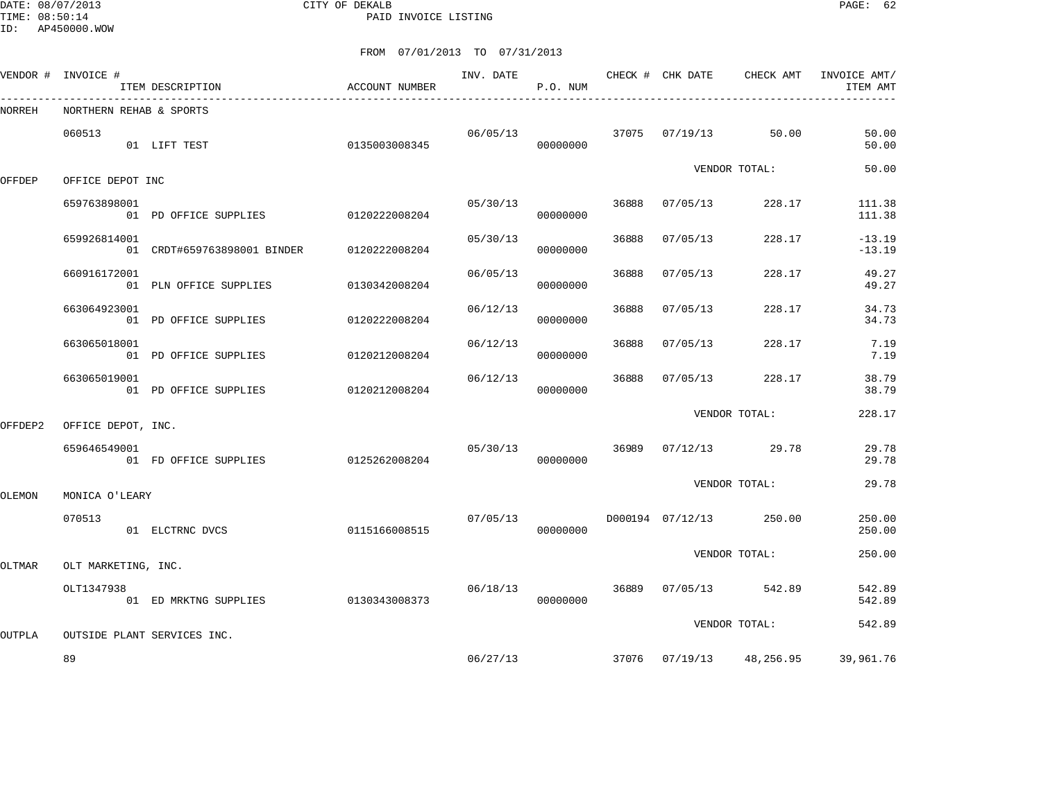CITY OF DEKALB

PAID INVOICE LISTING

FROM 07/01/2013 TO 07/31/2013

| VENDOR # | INVOICE # / ITEM DESCRIPTION | ACCOUNT NUMBER | INV. DATE | P.O. NUM | CHECK # | CHK DATE | CHECK AMT | INVOICE AMT/ ITEM AMT |
|---|---|---|---|---|---|---|---|---|
| NORREH | NORTHERN REHAB & SPORTS | | | | | | | |
| | 060513 | | 06/05/13 | | 37075 | 07/19/13 | 50.00 | 50.00 |
| | 01 LIFT TEST | 0135003008345 | | 00000000 | | | | 50.00 |
| | | | | | | VENDOR TOTAL: | | 50.00 |
| OFFDEP | OFFICE DEPOT INC | | | | | | | |
| | 659763898001 | | 05/30/13 | | 36888 | 07/05/13 | 228.17 | 111.38 |
| | 01 PD OFFICE SUPPLIES | 0120222008204 | | 00000000 | | | | 111.38 |
| | 659926814001 | | 05/30/13 | | 36888 | 07/05/13 | 228.17 | -13.19 |
| | 01 CRDT#659763898001 BINDER | 0120222008204 | | 00000000 | | | | -13.19 |
| | 660916172001 | | 06/05/13 | | 36888 | 07/05/13 | 228.17 | 49.27 |
| | 01 PLN OFFICE SUPPLIES | 0130342008204 | | 00000000 | | | | 49.27 |
| | 663064923001 | | 06/12/13 | | 36888 | 07/05/13 | 228.17 | 34.73 |
| | 01 PD OFFICE SUPPLIES | 0120222008204 | | 00000000 | | | | 34.73 |
| | 663065018001 | | 06/12/13 | | 36888 | 07/05/13 | 228.17 | 7.19 |
| | 01 PD OFFICE SUPPLIES | 0120212008204 | | 00000000 | | | | 7.19 |
| | 663065019001 | | 06/12/13 | | 36888 | 07/05/13 | 228.17 | 38.79 |
| | 01 PD OFFICE SUPPLIES | 0120212008204 | | 00000000 | | | | 38.79 |
| | | | | | | VENDOR TOTAL: | | 228.17 |
| OFFDEP2 | OFFICE DEPOT, INC. | | | | | | | |
| | 659646549001 | | 05/30/13 | | 36989 | 07/12/13 | 29.78 | 29.78 |
| | 01 FD OFFICE SUPPLIES | 0125262008204 | | 00000000 | | | | 29.78 |
| | | | | | | VENDOR TOTAL: | | 29.78 |
| OLEMON | MONICA O'LEARY | | | | | | | |
| | 070513 | | 07/05/13 | | D000194 | 07/12/13 | 250.00 | 250.00 |
| | 01 ELCTRNC DVCS | 0115166008515 | | 00000000 | | | | 250.00 |
| | | | | | | VENDOR TOTAL: | | 250.00 |
| OLTMAR | OLT MARKETING, INC. | | | | | | | |
| | OLT1347938 | | 06/18/13 | | 36889 | 07/05/13 | 542.89 | 542.89 |
| | 01 ED MRKTNG SUPPLIES | 0130343008373 | | 00000000 | | | | 542.89 |
| | | | | | | VENDOR TOTAL: | | 542.89 |
| OUTPLA | OUTSIDE PLANT SERVICES INC. | | | | | | | |
| | 89 | | 06/27/13 | | 37076 | 07/19/13 | 48,256.95 | 39,961.76 |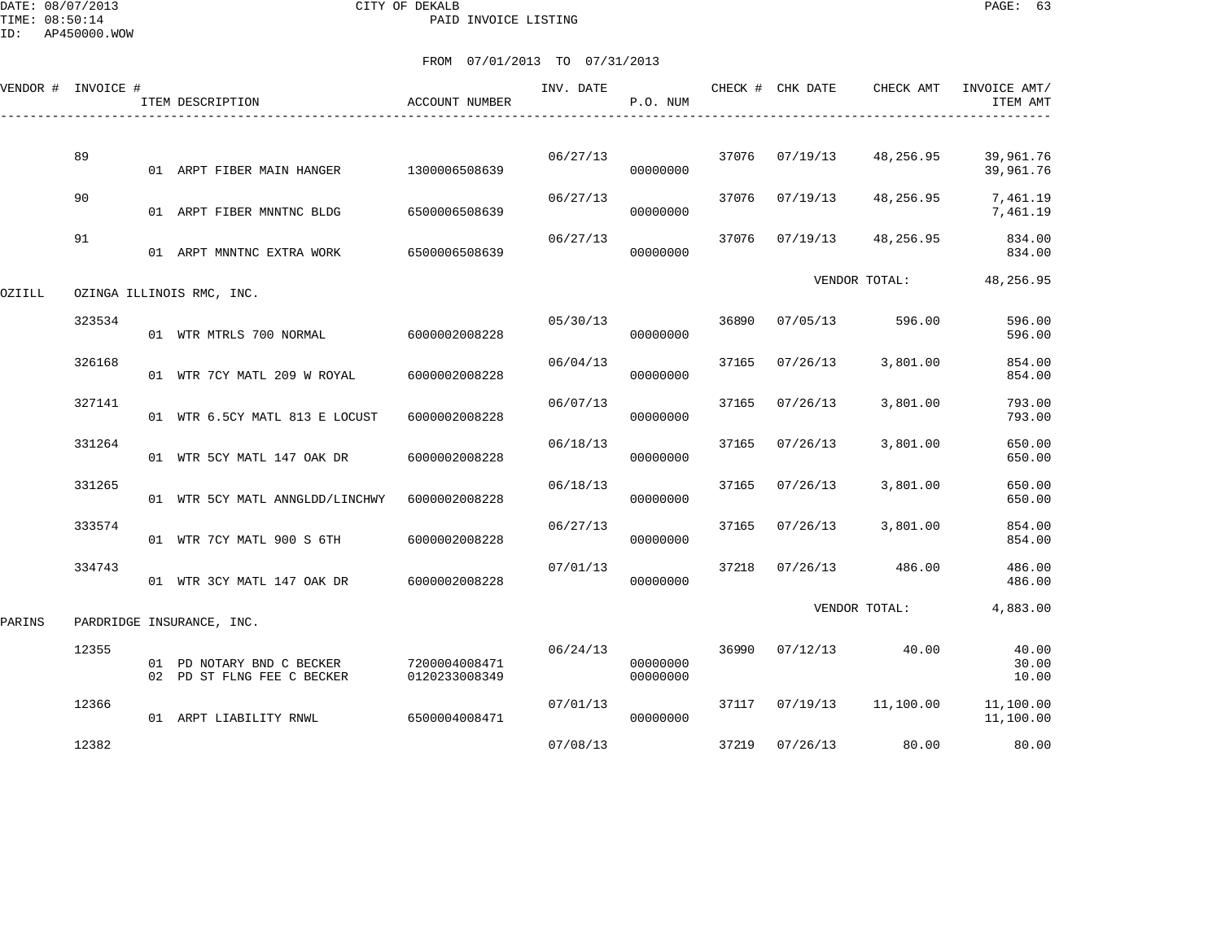CITY OF DEKALB
PAID INVOICE LISTING

DATE: 08/07/2013
TIME: 08:50:14
ID: AP450000.WOW

FROM 07/01/2013 TO 07/31/2013

| VENDOR # | INVOICE # | ITEM DESCRIPTION | ACCOUNT NUMBER | INV. DATE | P.O. NUM | CHECK # | CHK DATE | CHECK AMT | INVOICE AMT/ ITEM AMT |
|---|---|---|---|---|---|---|---|---|---|
| | 89 | | | 06/27/13 | | 37076 | 07/19/13 | 48,256.95 | 39,961.76 |
| | | 01 ARPT FIBER MAIN HANGER | 1300006508639 | | 00000000 | | | | 39,961.76 |
| | 90 | | | 06/27/13 | | 37076 | 07/19/13 | 48,256.95 | 7,461.19 |
| | | 01 ARPT FIBER MNNTNC BLDG | 6500006508639 | | 00000000 | | | | 7,461.19 |
| | 91 | | | 06/27/13 | | 37076 | 07/19/13 | 48,256.95 | 834.00 |
| | | 01 ARPT MNNTNC EXTRA WORK | 6500006508639 | | 00000000 | | | | 834.00 |
| | | | | | | | VENDOR TOTAL: | | 48,256.95 |
| OZIILL | OZINGA ILLINOIS RMC, INC. | | | | | | | | |
| | 323534 | | | 05/30/13 | | 36890 | 07/05/13 | 596.00 | 596.00 |
| | | 01 WTR MTRLS 700 NORMAL | 6000002008228 | | 00000000 | | | | 596.00 |
| | 326168 | | | 06/04/13 | | 37165 | 07/26/13 | 3,801.00 | 854.00 |
| | | 01 WTR 7CY MATL 209 W ROYAL | 6000002008228 | | 00000000 | | | | 854.00 |
| | 327141 | | | 06/07/13 | | 37165 | 07/26/13 | 3,801.00 | 793.00 |
| | | 01 WTR 6.5CY MATL 813 E LOCUST | 6000002008228 | | 00000000 | | | | 793.00 |
| | 331264 | | | 06/18/13 | | 37165 | 07/26/13 | 3,801.00 | 650.00 |
| | | 01 WTR 5CY MATL 147 OAK DR | 6000002008228 | | 00000000 | | | | 650.00 |
| | 331265 | | | 06/18/13 | | 37165 | 07/26/13 | 3,801.00 | 650.00 |
| | | 01 WTR 5CY MATL ANNGLDD/LINCHWY | 6000002008228 | | 00000000 | | | | 650.00 |
| | 333574 | | | 06/27/13 | | 37165 | 07/26/13 | 3,801.00 | 854.00 |
| | | 01 WTR 7CY MATL 900 S 6TH | 6000002008228 | | 00000000 | | | | 854.00 |
| | 334743 | | | 07/01/13 | | 37218 | 07/26/13 | 486.00 | 486.00 |
| | | 01 WTR 3CY MATL 147 OAK DR | 6000002008228 | | 00000000 | | | | 486.00 |
| | | | | | | | VENDOR TOTAL: | | 4,883.00 |
| PARINS | PARDRIDGE INSURANCE, INC. | | | | | | | | |
| | 12355 | | | 06/24/13 | | 36990 | 07/12/13 | 40.00 | 40.00 |
| | | 01 PD NOTARY BND C BECKER | 7200004008471 | | 00000000 | | | | 30.00 |
| | | 02 PD ST FLNG FEE C BECKER | 0120233008349 | | 00000000 | | | | 10.00 |
| | 12366 | | | 07/01/13 | | 37117 | 07/19/13 | 11,100.00 | 11,100.00 |
| | | 01 ARPT LIABILITY RNWL | 6500004008471 | | 00000000 | | | | 11,100.00 |
| | 12382 | | | 07/08/13 | | 37219 | 07/26/13 | 80.00 | 80.00 |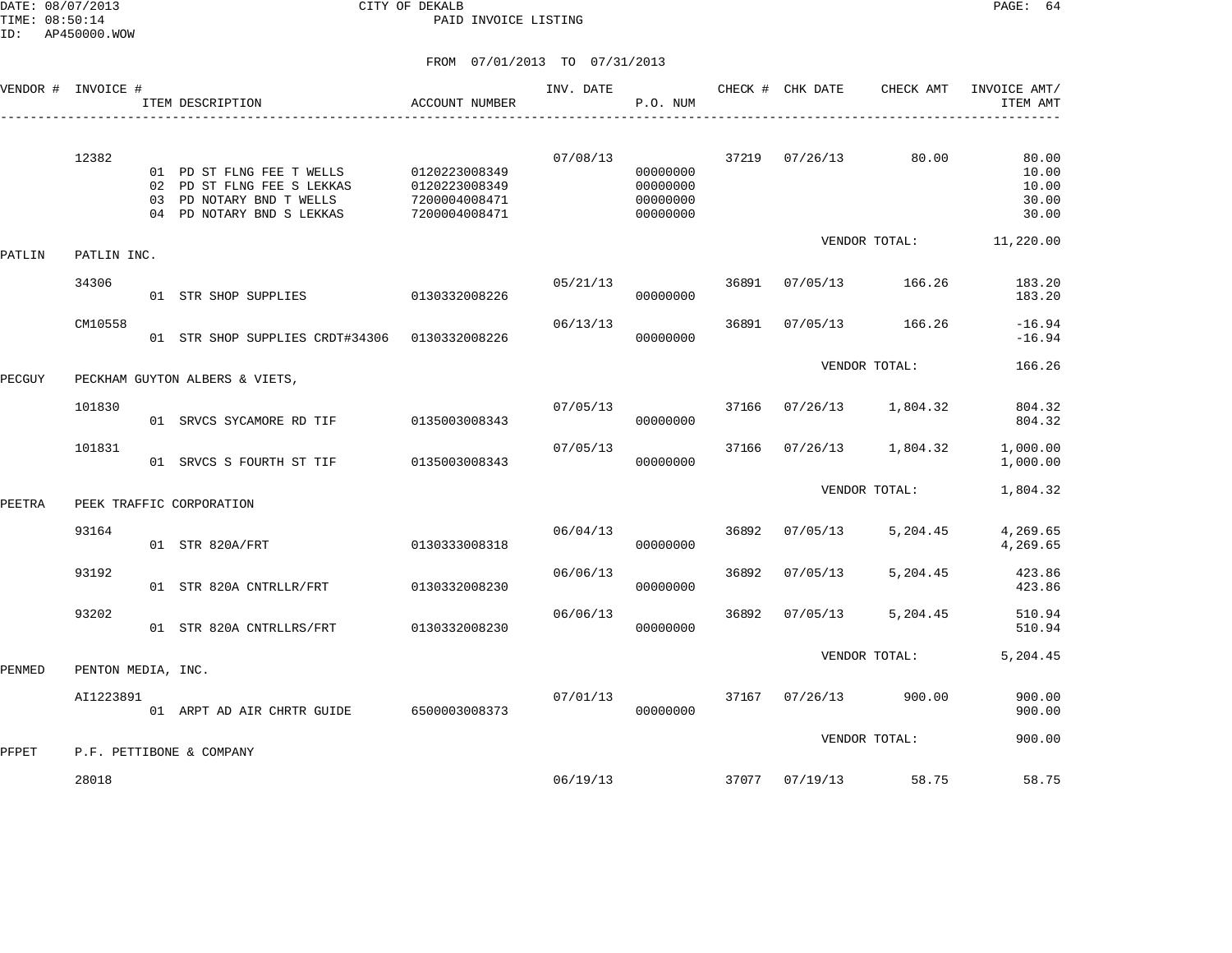CITY OF DEKALB
PAID INVOICE LISTING

FROM 07/01/2013 TO 07/31/2013

| VENDOR # | INVOICE # | ITEM DESCRIPTION | ACCOUNT NUMBER | INV. DATE | P.O. NUM | CHECK # | CHK DATE | CHECK AMT | INVOICE AMT/ ITEM AMT |
|---|---|---|---|---|---|---|---|---|---|
| | 12382 | | | 07/08/13 | | 37219 | 07/26/13 | 80.00 | 80.00 |
| | | 01 PD ST FLNG FEE T WELLS | 0120223008349 | | 00000000 | | | | 10.00 |
| | | 02 PD ST FLNG FEE S LEKKAS | 0120223008349 | | 00000000 | | | | 10.00 |
| | | 03 PD NOTARY BND T WELLS | 7200004008471 | | 00000000 | | | | 30.00 |
| | | 04 PD NOTARY BND S LEKKAS | 7200004008471 | | 00000000 | | | | 30.00 |
| | | | | | | | VENDOR TOTAL: | | 11,220.00 |
| PATLIN | PATLIN INC. | | | | | | | | |
| | 34306 | | | 05/21/13 | | 36891 | 07/05/13 | 166.26 | 183.20 |
| | | 01 STR SHOP SUPPLIES | 0130332008226 | | 00000000 | | | | 183.20 |
| | CM10558 | | | 06/13/13 | | 36891 | 07/05/13 | 166.26 | -16.94 |
| | | 01 STR SHOP SUPPLIES CRDT#34306 | 0130332008226 | | 00000000 | | | | -16.94 |
| | | | | | | | VENDOR TOTAL: | | 166.26 |
| PECGUY | PECKHAM GUYTON ALBERS & VIETS, | | | | | | | | |
| | 101830 | | | 07/05/13 | | 37166 | 07/26/13 | 1,804.32 | 804.32 |
| | | 01 SRVCS SYCAMORE RD TIF | 0135003008343 | | 00000000 | | | | 804.32 |
| | 101831 | | | 07/05/13 | | 37166 | 07/26/13 | 1,804.32 | 1,000.00 |
| | | 01 SRVCS S FOURTH ST TIF | 0135003008343 | | 00000000 | | | | 1,000.00 |
| | | | | | | | VENDOR TOTAL: | | 1,804.32 |
| PEETRA | PEEK TRAFFIC CORPORATION | | | | | | | | |
| | 93164 | | | 06/04/13 | | 36892 | 07/05/13 | 5,204.45 | 4,269.65 |
| | | 01 STR 820A/FRT | 0130333008318 | | 00000000 | | | | 4,269.65 |
| | 93192 | | | 06/06/13 | | 36892 | 07/05/13 | 5,204.45 | 423.86 |
| | | 01 STR 820A CNTRLLR/FRT | 0130332008230 | | 00000000 | | | | 423.86 |
| | 93202 | | | 06/06/13 | | 36892 | 07/05/13 | 5,204.45 | 510.94 |
| | | 01 STR 820A CNTRLLRS/FRT | 0130332008230 | | 00000000 | | | | 510.94 |
| | | | | | | | VENDOR TOTAL: | | 5,204.45 |
| PENMED | PENTON MEDIA, INC. | | | | | | | | |
| | AI1223891 | | | 07/01/13 | | 37167 | 07/26/13 | 900.00 | 900.00 |
| | | 01 ARPT AD AIR CHRTR GUIDE | 6500003008373 | | 00000000 | | | | 900.00 |
| | | | | | | | VENDOR TOTAL: | | 900.00 |
| PFPET | P.F. PETTIBONE & COMPANY | | | | | | | | |
| | 28018 | | | 06/19/13 | | 37077 | 07/19/13 | 58.75 | 58.75 |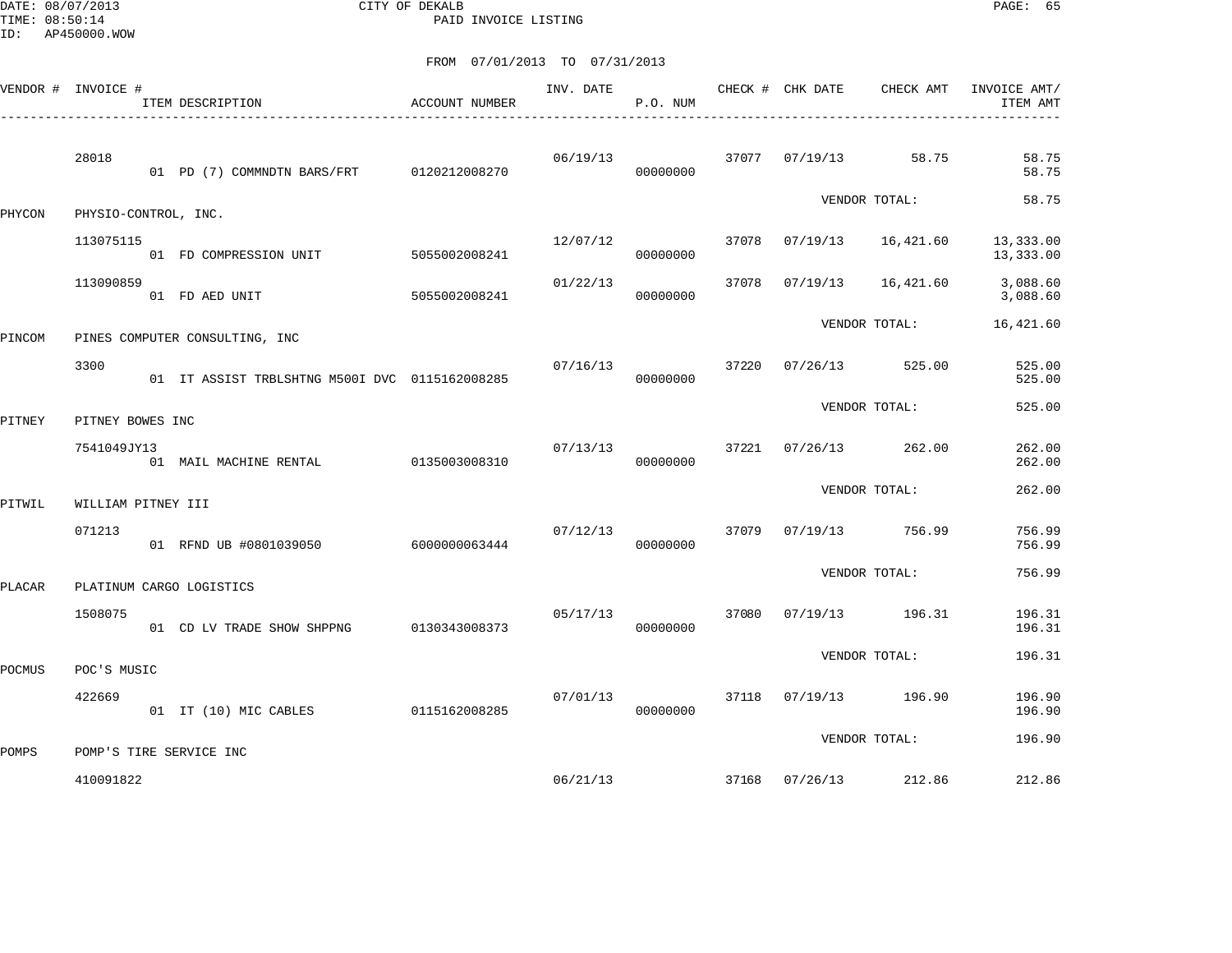DATE: 08/07/2013 CITY OF DEKALB
TIME: 08:50:14 PAID INVOICE LISTING
ID: AP450000.WOW

FROM 07/01/2013 TO 07/31/2013

| VENDOR # | INVOICE # / ITEM DESCRIPTION | ACCOUNT NUMBER | INV. DATE | P.O. NUM | CHECK # | CHK DATE | CHECK AMT | INVOICE AMT/ ITEM AMT |
|---|---|---|---|---|---|---|---|---|
| | 28018 | | 06/19/13 | | 37077 | 07/19/13 | 58.75 | 58.75 |
| | 01 PD (7) COMMNDTN BARS/FRT | 0120212008270 | | 00000000 | | | | 58.75 |
| | | | | | | VENDOR TOTAL: | | 58.75 |
| PHYCON | PHYSIO-CONTROL, INC. | | | | | | | |
| | 113075115 | | 12/07/12 | | 37078 | 07/19/13 | 16,421.60 | 13,333.00 |
| | 01 FD COMPRESSION UNIT | 5055002008241 | | 00000000 | | | | 13,333.00 |
| | 113090859 | | 01/22/13 | | 37078 | 07/19/13 | 16,421.60 | 3,088.60 |
| | 01 FD AED UNIT | 5055002008241 | | 00000000 | | | | 3,088.60 |
| | | | | | | VENDOR TOTAL: | | 16,421.60 |
| PINCOM | PINES COMPUTER CONSULTING, INC | | | | | | | |
| | 3300 | | 07/16/13 | | 37220 | 07/26/13 | 525.00 | 525.00 |
| | 01 IT ASSIST TRBLSHTNG M500I DVC | 0115162008285 | | 00000000 | | | | 525.00 |
| | | | | | | VENDOR TOTAL: | | 525.00 |
| PITNEY | PITNEY BOWES INC | | | | | | | |
| | 7541049JY13 | | 07/13/13 | | 37221 | 07/26/13 | 262.00 | 262.00 |
| | 01 MAIL MACHINE RENTAL | 0135003008310 | | 00000000 | | | | 262.00 |
| | | | | | | VENDOR TOTAL: | | 262.00 |
| PITWIL | WILLIAM PITNEY III | | | | | | | |
| | 071213 | | 07/12/13 | | 37079 | 07/19/13 | 756.99 | 756.99 |
| | 01 RFND UB #0801039050 | 6000000063444 | | 00000000 | | | | 756.99 |
| | | | | | | VENDOR TOTAL: | | 756.99 |
| PLACAR | PLATINUM CARGO LOGISTICS | | | | | | | |
| | 1508075 | | 05/17/13 | | 37080 | 07/19/13 | 196.31 | 196.31 |
| | 01 CD LV TRADE SHOW SHPPNG | 0130343008373 | | 00000000 | | | | 196.31 |
| | | | | | | VENDOR TOTAL: | | 196.31 |
| POCMUS | POC'S MUSIC | | | | | | | |
| | 422669 | | 07/01/13 | | 37118 | 07/19/13 | 196.90 | 196.90 |
| | 01 IT (10) MIC CABLES | 0115162008285 | | 00000000 | | | | 196.90 |
| | | | | | | VENDOR TOTAL: | | 196.90 |
| POMPS | POMP'S TIRE SERVICE INC | | | | | | | |
| | 410091822 | | 06/21/13 | | 37168 | 07/26/13 | 212.86 | 212.86 |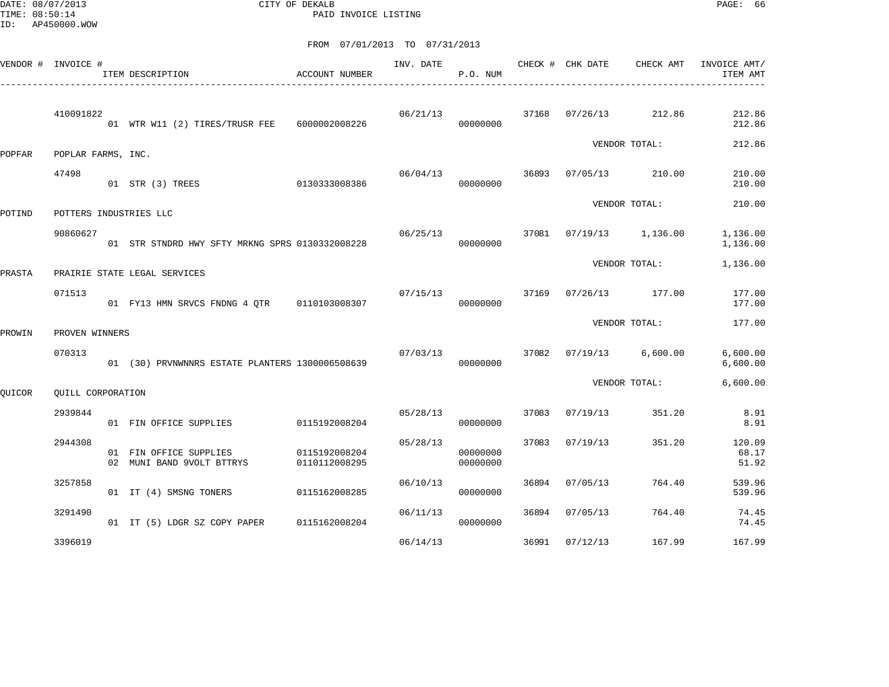CITY OF DEKALB
PAID INVOICE LISTING

FROM 07/01/2013 TO 07/31/2013

| VENDOR # | INVOICE # | ITEM DESCRIPTION | ACCOUNT NUMBER | INV. DATE | P.O. NUM | CHECK # | CHK DATE | CHECK AMT | INVOICE AMT/ ITEM AMT |
|---|---|---|---|---|---|---|---|---|---|
| | 410091822 | | | 06/21/13 | | 37168 | 07/26/13 | 212.86 | 212.86 |
| | | 01 WTR W11 (2) TIRES/TRUSR FEE | 6000002008226 | | 00000000 | | | | 212.86 |
| | | | | | | | VENDOR TOTAL: | | 212.86 |
| POPFAR | POPLAR FARMS, INC. | | | | | | | | |
| | 47498 | | | 06/04/13 | | 36893 | 07/05/13 | 210.00 | 210.00 |
| | | 01 STR (3) TREES | 0130333008386 | | 00000000 | | | | 210.00 |
| | | | | | | | VENDOR TOTAL: | | 210.00 |
| POTIND | POTTERS INDUSTRIES LLC | | | | | | | | |
| | 90860627 | | | 06/25/13 | | 37081 | 07/19/13 | 1,136.00 | 1,136.00 |
| | | 01 STR STNDRD HWY SFTY MRKNG SPRS | 0130332008228 | | 00000000 | | | | 1,136.00 |
| | | | | | | | VENDOR TOTAL: | | 1,136.00 |
| PRASTA | PRAIRIE STATE LEGAL SERVICES | | | | | | | | |
| | 071513 | | | 07/15/13 | | 37169 | 07/26/13 | 177.00 | 177.00 |
| | | 01 FY13 HMN SRVCS FNDNG 4 QTR | 0110103008307 | | 00000000 | | | | 177.00 |
| | | | | | | | VENDOR TOTAL: | | 177.00 |
| PROWIN | PROVEN WINNERS | | | | | | | | |
| | 070313 | | | 07/03/13 | | 37082 | 07/19/13 | 6,600.00 | 6,600.00 |
| | | 01 (30) PRVNWNNRS ESTATE PLANTERS | 1300006508639 | | 00000000 | | | | 6,600.00 |
| | | | | | | | VENDOR TOTAL: | | 6,600.00 |
| QUICOR | QUILL CORPORATION | | | | | | | | |
| | 2939844 | | | 05/28/13 | | 37083 | 07/19/13 | 351.20 | 8.91 |
| | | 01 FIN OFFICE SUPPLIES | 0115192008204 | | 00000000 | | | | 8.91 |
| | 2944308 | | | 05/28/13 | | 37083 | 07/19/13 | 351.20 | 120.09 |
| | | 01 FIN OFFICE SUPPLIES | 0115192008204 | | 00000000 | | | | 68.17 |
| | | 02 MUNI BAND 9VOLT BTTRYS | 0110112008295 | | 00000000 | | | | 51.92 |
| | 3257858 | | | 06/10/13 | | 36894 | 07/05/13 | 764.40 | 539.96 |
| | | 01 IT (4) SMSNG TONERS | 0115162008285 | | 00000000 | | | | 539.96 |
| | 3291490 | | | 06/11/13 | | 36894 | 07/05/13 | 764.40 | 74.45 |
| | | 01 IT (5) LDGR SZ COPY PAPER | 0115162008204 | | 00000000 | | | | 74.45 |
| | 3396019 | | | 06/14/13 | | 36991 | 07/12/13 | 167.99 | 167.99 |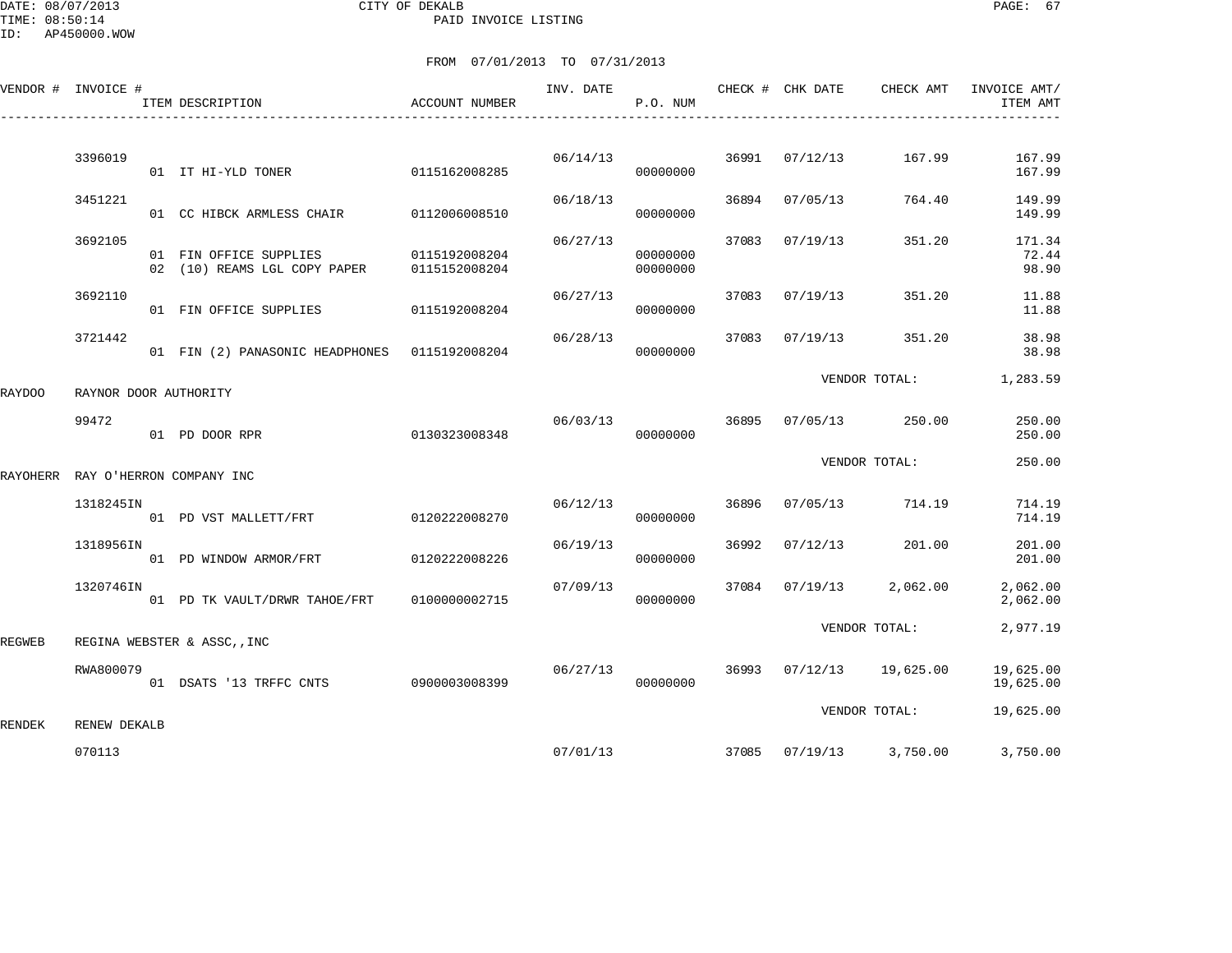CITY OF DEKALB
PAID INVOICE LISTING

DATE: 08/07/2013
TIME: 08:50:14
ID: AP450000.WOW

FROM 07/01/2013 TO 07/31/2013

| VENDOR # | INVOICE # | ITEM DESCRIPTION | ACCOUNT NUMBER | INV. DATE | P.O. NUM | CHECK # | CHK DATE | CHECK AMT | INVOICE AMT/ ITEM AMT |
|---|---|---|---|---|---|---|---|---|---|
| | 3396019 | | | 06/14/13 | | 36991 | 07/12/13 | 167.99 | 167.99 |
| | | 01 IT HI-YLD TONER | 0115162008285 | | 00000000 | | | | 167.99 |
| | 3451221 | | | 06/18/13 | | 36894 | 07/05/13 | 764.40 | 149.99 |
| | | 01 CC HIBCK ARMLESS CHAIR | 0112006008510 | | 00000000 | | | | 149.99 |
| | 3692105 | | | 06/27/13 | | 37083 | 07/19/13 | 351.20 | 171.34 |
| | | 01 FIN OFFICE SUPPLIES | 0115192008204 | | 00000000 | | | | 72.44 |
| | | 02 (10) REAMS LGL COPY PAPER | 0115152008204 | | 00000000 | | | | 98.90 |
| | 3692110 | | | 06/27/13 | | 37083 | 07/19/13 | 351.20 | 11.88 |
| | | 01 FIN OFFICE SUPPLIES | 0115192008204 | | 00000000 | | | | 11.88 |
| | 3721442 | | | 06/28/13 | | 37083 | 07/19/13 | 351.20 | 38.98 |
| | | 01 FIN (2) PANASONIC HEADPHONES | 0115192008204 | | 00000000 | | | | 38.98 |
| | | | | | | | VENDOR TOTAL: | | 1,283.59 |
| RAYDOO | RAYNOR DOOR AUTHORITY | | | | | | | | |
| | 99472 | | | 06/03/13 | | 36895 | 07/05/13 | 250.00 | 250.00 |
| | | 01 PD DOOR RPR | 0130323008348 | | 00000000 | | | | 250.00 |
| | | | | | | | VENDOR TOTAL: | | 250.00 |
| RAYOHERR | RAY O'HERRON COMPANY INC | | | | | | | | |
| | 1318245IN | | | 06/12/13 | | 36896 | 07/05/13 | 714.19 | 714.19 |
| | | 01 PD VST MALLETT/FRT | 0120222008270 | | 00000000 | | | | 714.19 |
| | 1318956IN | | | 06/19/13 | | 36992 | 07/12/13 | 201.00 | 201.00 |
| | | 01 PD WINDOW ARMOR/FRT | 0120222008226 | | 00000000 | | | | 201.00 |
| | 1320746IN | | | 07/09/13 | | 37084 | 07/19/13 | 2,062.00 | 2,062.00 |
| | | 01 PD TK VAULT/DRWR TAHOE/FRT | 0100000002715 | | 00000000 | | | | 2,062.00 |
| | | | | | | | VENDOR TOTAL: | | 2,977.19 |
| REGWEB | REGINA WEBSTER & ASSC,,INC | | | | | | | | |
| | RWA800079 | | | 06/27/13 | | 36993 | 07/12/13 | 19,625.00 | 19,625.00 |
| | | 01 DSATS '13 TRFFC CNTS | 0900003008399 | | 00000000 | | | | 19,625.00 |
| | | | | | | | VENDOR TOTAL: | | 19,625.00 |
| RENDEK | RENEW DEKALB | | | | | | | | |
| | 070113 | | | 07/01/13 | | 37085 | 07/19/13 | 3,750.00 | 3,750.00 |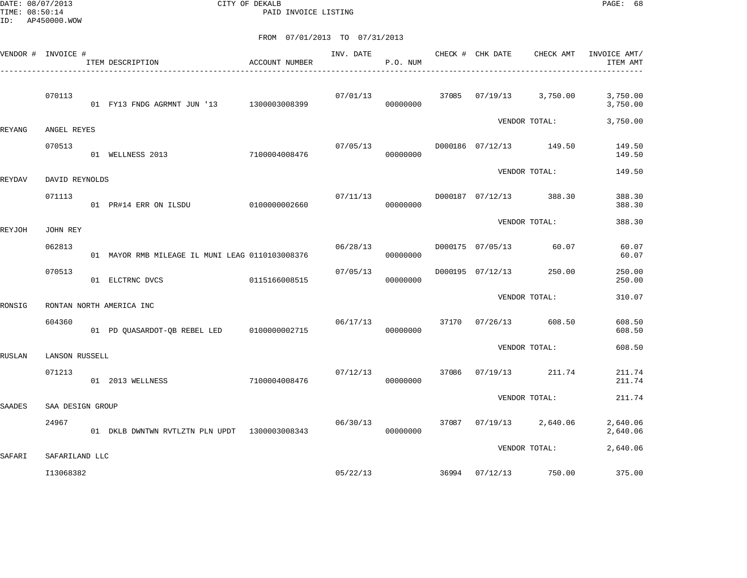DATE: 08/07/2013 CITY OF DEKALB
TIME: 08:50:14 PAID INVOICE LISTING
ID: AP450000.WOW

FROM 07/01/2013 TO 07/31/2013

| VENDOR # | INVOICE # | ITEM DESCRIPTION | ACCOUNT NUMBER | INV. DATE | P.O. NUM | CHECK # | CHK DATE | CHECK AMT | INVOICE AMT/ ITEM AMT |
|---|---|---|---|---|---|---|---|---|---|
| | 070113 | | | 07/01/13 | | 37085 | 07/19/13 | 3,750.00 | 3,750.00 |
| | | 01 FY13 FNDG AGRMNT JUN '13 | 1300003008399 | | 00000000 | | | | 3,750.00 |
| | | | | | | | VENDOR TOTAL: | | 3,750.00 |
| REYANG | ANGEL REYES | | | | | | | | |
| | 070513 | | | 07/05/13 | | D000186 | 07/12/13 | 149.50 | 149.50 |
| | | 01 WELLNESS 2013 | 7100004008476 | | 00000000 | | | | 149.50 |
| | | | | | | | VENDOR TOTAL: | | 149.50 |
| REYDAV | DAVID REYNOLDS | | | | | | | | |
| | 071113 | | | 07/11/13 | | D000187 | 07/12/13 | 388.30 | 388.30 |
| | | 01 PR#14 ERR ON ILSDU | 0100000002660 | | 00000000 | | | | 388.30 |
| | | | | | | | VENDOR TOTAL: | | 388.30 |
| REYJOH | JOHN REY | | | | | | | | |
| | 062813 | | | 06/28/13 | | D000175 | 07/05/13 | 60.07 | 60.07 |
| | | 01 MAYOR RMB MILEAGE IL MUNI LEAG | 0110103008376 | | 00000000 | | | | 60.07 |
| | 070513 | | | 07/05/13 | | D000195 | 07/12/13 | 250.00 | 250.00 |
| | | 01 ELCTRNC DVCS | 0115166008515 | | 00000000 | | | | 250.00 |
| | | | | | | | VENDOR TOTAL: | | 310.07 |
| RONSIG | RONTAN NORTH AMERICA INC | | | | | | | | |
| | 604360 | | | 06/17/13 | | 37170 | 07/26/13 | 608.50 | 608.50 |
| | | 01 PD QUASARDOT-QB REBEL LED | 0100000002715 | | 00000000 | | | | 608.50 |
| | | | | | | | VENDOR TOTAL: | | 608.50 |
| RUSLAN | LANSON RUSSELL | | | | | | | | |
| | 071213 | | | 07/12/13 | | 37086 | 07/19/13 | 211.74 | 211.74 |
| | | 01 2013 WELLNESS | 7100004008476 | | 00000000 | | | | 211.74 |
| | | | | | | | VENDOR TOTAL: | | 211.74 |
| SAADES | SAA DESIGN GROUP | | | | | | | | |
| | 24967 | | | 06/30/13 | | 37087 | 07/19/13 | 2,640.06 | 2,640.06 |
| | | 01 DKLB DWNTWN RVTLZTN PLN UPDT | 1300003008343 | | 00000000 | | | | 2,640.06 |
| | | | | | | | VENDOR TOTAL: | | 2,640.06 |
| SAFARI | SAFARILAND LLC | | | | | | | | |
| | I13068382 | | | 05/22/13 | | 36994 | 07/12/13 | 750.00 | 375.00 |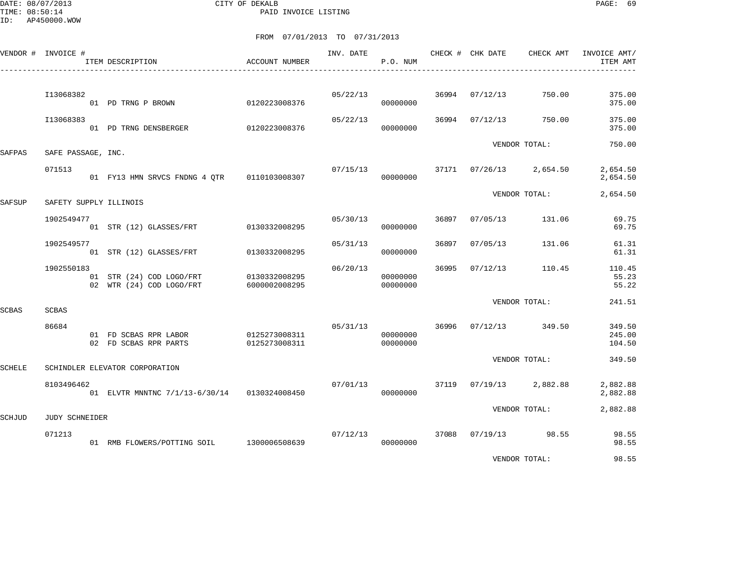CITY OF DEKALB
PAID INVOICE LISTING

FROM 07/01/2013 TO 07/31/2013

| VENDOR # | INVOICE # / ITEM DESCRIPTION | ACCOUNT NUMBER | INV. DATE | P.O. NUM | CHECK # | CHK DATE | CHECK AMT | INVOICE AMT/ ITEM AMT |
|---|---|---|---|---|---|---|---|---|
| | I13068382 | | 05/22/13 | | 36994 | 07/12/13 | 750.00 | 375.00 |
| | 01 PD TRNG P BROWN | 0120223008376 | | 00000000 | | | | 375.00 |
| | I13068383 | | 05/22/13 | | 36994 | 07/12/13 | 750.00 | 375.00 |
| | 01 PD TRNG DENSBERGER | 0120223008376 | | 00000000 | | | | 375.00 |
| | | | | | | VENDOR TOTAL: | | 750.00 |
| SAFPAS | SAFE PASSAGE, INC. | | | | | | | |
| | 071513 | | 07/15/13 | | 37171 | 07/26/13 | 2,654.50 | 2,654.50 |
| | 01 FY13 HMN SRVCS FNDNG 4 QTR | 0110103008307 | | 00000000 | | | | 2,654.50 |
| | | | | | | VENDOR TOTAL: | | 2,654.50 |
| SAFSUP | SAFETY SUPPLY ILLINOIS | | | | | | | |
| | 1902549477 | | 05/30/13 | | 36897 | 07/05/13 | 131.06 | 69.75 |
| | 01 STR (12) GLASSES/FRT | 0130332008295 | | 00000000 | | | | 69.75 |
| | 1902549577 | | 05/31/13 | | 36897 | 07/05/13 | 131.06 | 61.31 |
| | 01 STR (12) GLASSES/FRT | 0130332008295 | | 00000000 | | | | 61.31 |
| | 1902550183 | | 06/20/13 | | 36995 | 07/12/13 | 110.45 | 110.45 |
| | 01 STR (24) COD LOGO/FRT | 0130332008295 | | 00000000 | | | | 55.23 |
| | 02 WTR (24) COD LOGO/FRT | 6000002008295 | | 00000000 | | | | 55.22 |
| | | | | | | VENDOR TOTAL: | | 241.51 |
| SCBAS | SCBAS | | | | | | | |
| | 86684 | | 05/31/13 | | 36996 | 07/12/13 | 349.50 | 349.50 |
| | 01 FD SCBAS RPR LABOR | 0125273008311 | | 00000000 | | | | 245.00 |
| | 02 FD SCBAS RPR PARTS | 0125273008311 | | 00000000 | | | | 104.50 |
| | | | | | | VENDOR TOTAL: | | 349.50 |
| SCHELE | SCHINDLER ELEVATOR CORPORATION | | | | | | | |
| | 8103496462 | | 07/01/13 | | 37119 | 07/19/13 | 2,882.88 | 2,882.88 |
| | 01 ELVTR MNNTNC 7/1/13-6/30/14 | 0130324008450 | | 00000000 | | | | 2,882.88 |
| | | | | | | VENDOR TOTAL: | | 2,882.88 |
| SCHJUD | JUDY SCHNEIDER | | | | | | | |
| | 071213 | | 07/12/13 | | 37088 | 07/19/13 | 98.55 | 98.55 |
| | 01 RMB FLOWERS/POTTING SOIL | 1300006508639 | | 00000000 | | | | 98.55 |
| | | | | | | VENDOR TOTAL: | | 98.55 |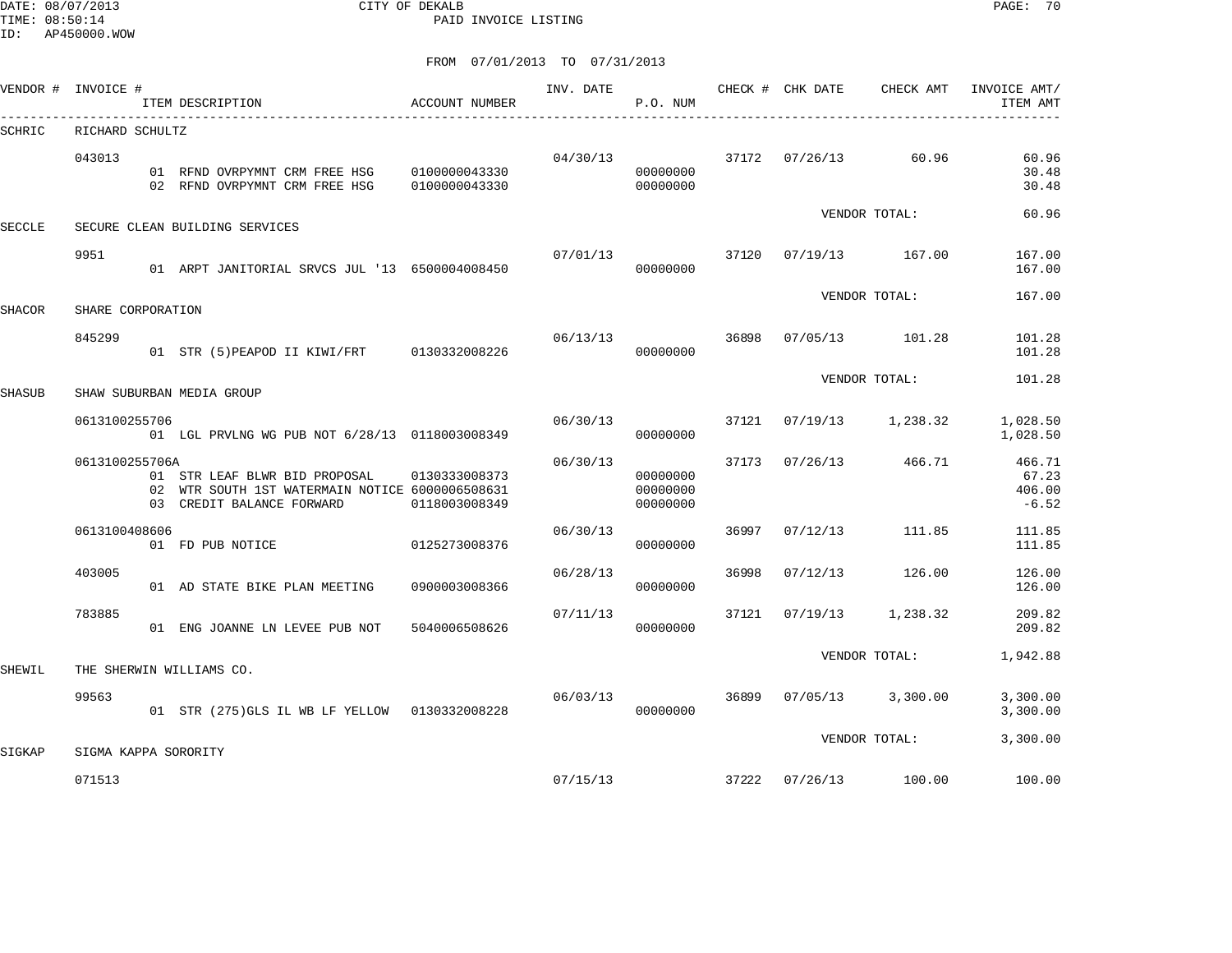DATE: 08/07/2013
TIME: 08:50:14
ID: AP450000.WOW

CITY OF DEKALB
PAID INVOICE LISTING

FROM 07/01/2013 TO 07/31/2013

| VENDOR # | INVOICE # | ITEM DESCRIPTION | ACCOUNT NUMBER | INV. DATE | P.O. NUM | CHECK # | CHK DATE | CHECK AMT | INVOICE AMT/ ITEM AMT |
|---|---|---|---|---|---|---|---|---|---|
| SCHRIC | RICHARD SCHULTZ | | | | | | | | |
| | 043013 | | | 04/30/13 | | 37172 | 07/26/13 | 60.96 | 60.96 |
| | | 01 RFND OVRPYMNT CRM FREE HSG | 0100000043330 | | 00000000 | | | | 30.48 |
| | | 02 RFND OVRPYMNT CRM FREE HSG | 0100000043330 | | 00000000 | | | | 30.48 |
| | | | | | | | VENDOR TOTAL: | | 60.96 |
| SECCLE | SECURE CLEAN BUILDING SERVICES | | | | | | | | |
| | 9951 | | | 07/01/13 | | 37120 | 07/19/13 | 167.00 | 167.00 |
| | | 01 ARPT JANITORIAL SRVCS JUL '13 | 6500004008450 | | 00000000 | | | | 167.00 |
| | | | | | | | VENDOR TOTAL: | | 167.00 |
| SHACOR | SHARE CORPORATION | | | | | | | | |
| | 845299 | | | 06/13/13 | | 36898 | 07/05/13 | 101.28 | 101.28 |
| | | 01 STR (5)PEAPOD II KIWI/FRT | 0130332008226 | | 00000000 | | | | 101.28 |
| | | | | | | | VENDOR TOTAL: | | 101.28 |
| SHASUB | SHAW SUBURBAN MEDIA GROUP | | | | | | | | |
| | 0613100255706 | | | 06/30/13 | | 37121 | 07/19/13 | 1,238.32 | 1,028.50 |
| | | 01 LGL PRVLNG WG PUB NOT 6/28/13 | 0118003008349 | | 00000000 | | | | 1,028.50 |
| | 0613100255706A | | | 06/30/13 | | 37173 | 07/26/13 | 466.71 | 466.71 |
| | | 01 STR LEAF BLWR BID PROPOSAL | 0130333008373 | | 00000000 | | | | 67.23 |
| | | 02 WTR SOUTH 1ST WATERMAIN NOTICE | 6000006508631 | | 00000000 | | | | 406.00 |
| | | 03 CREDIT BALANCE FORWARD | 0118003008349 | | 00000000 | | | | -6.52 |
| | 0613100408606 | | | 06/30/13 | | 36997 | 07/12/13 | 111.85 | 111.85 |
| | | 01 FD PUB NOTICE | 0125273008376 | | 00000000 | | | | 111.85 |
| | 403005 | | | 06/28/13 | | 36998 | 07/12/13 | 126.00 | 126.00 |
| | | 01 AD STATE BIKE PLAN MEETING | 0900003008366 | | 00000000 | | | | 126.00 |
| | 783885 | | | 07/11/13 | | 37121 | 07/19/13 | 1,238.32 | 209.82 |
| | | 01 ENG JOANNE LN LEVEE PUB NOT | 5040006508626 | | 00000000 | | | | 209.82 |
| | | | | | | | VENDOR TOTAL: | | 1,942.88 |
| SHEWIL | THE SHERWIN WILLIAMS CO. | | | | | | | | |
| | 99563 | | | 06/03/13 | | 36899 | 07/05/13 | 3,300.00 | 3,300.00 |
| | | 01 STR (275)GLS IL WB LF YELLOW | 0130332008228 | | 00000000 | | | | 3,300.00 |
| | | | | | | | VENDOR TOTAL: | | 3,300.00 |
| SIGKAP | SIGMA KAPPA SORORITY | | | | | | | | |
| | 071513 | | | 07/15/13 | | 37222 | 07/26/13 | 100.00 | 100.00 |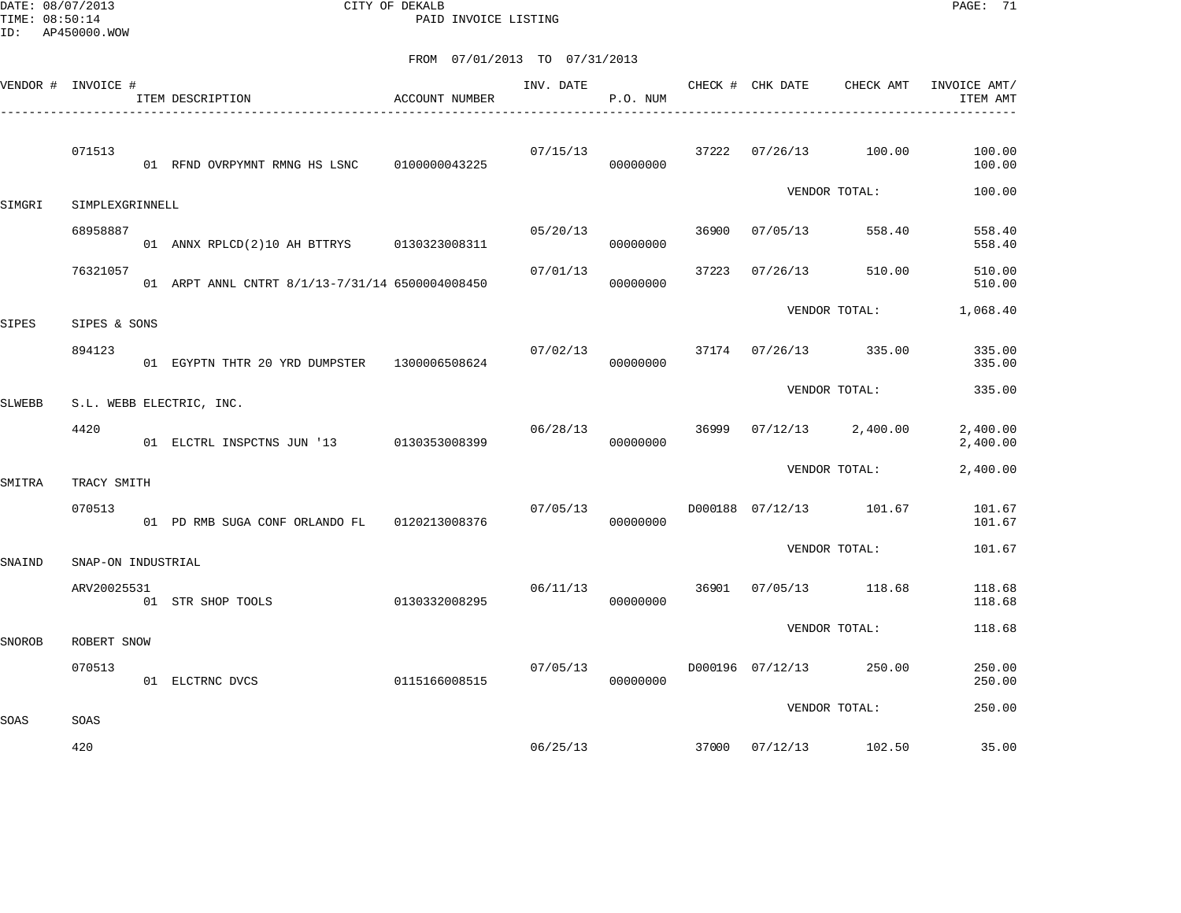CITY OF DEKALB
PAID INVOICE LISTING

FROM 07/01/2013 TO 07/31/2013

| VENDOR # | INVOICE # | ITEM DESCRIPTION | ACCOUNT NUMBER | INV. DATE | P.O. NUM | CHECK # | CHK DATE | CHECK AMT | INVOICE AMT/ ITEM AMT |
|---|---|---|---|---|---|---|---|---|---|
| | 071513 | | | 07/15/13 | | 37222 | 07/26/13 | 100.00 | 100.00 |
| | | 01 RFND OVRPYMNT RMNG HS LSNC | 0100000043225 | | 00000000 | | | | 100.00 |
| | | | | | | | VENDOR TOTAL: | | 100.00 |
| SIMGRI | SIMPLEXGRINNELL | | | | | | | | |
| | 68958887 | | | 05/20/13 | | 36900 | 07/05/13 | 558.40 | 558.40 |
| | | 01 ANNX RPLCD(2)10 AH BTTRYS | 0130323008311 | | 00000000 | | | | 558.40 |
| | 76321057 | | | 07/01/13 | | 37223 | 07/26/13 | 510.00 | 510.00 |
| | | 01 ARPT ANNL CNTRT 8/1/13-7/31/14 | 6500004008450 | | 00000000 | | | | 510.00 |
| | | | | | | | VENDOR TOTAL: | | 1,068.40 |
| SIPES | SIPES & SONS | | | | | | | | |
| | 894123 | | | 07/02/13 | | 37174 | 07/26/13 | 335.00 | 335.00 |
| | | 01 EGYPTN THTR 20 YRD DUMPSTER | 1300006508624 | | 00000000 | | | | 335.00 |
| | | | | | | | VENDOR TOTAL: | | 335.00 |
| SLWEBB | S.L. WEBB ELECTRIC, INC. | | | | | | | | |
| | 4420 | | | 06/28/13 | | 36999 | 07/12/13 | 2,400.00 | 2,400.00 |
| | | 01 ELCTRL INSPCTNS JUN '13 | 0130353008399 | | 00000000 | | | | 2,400.00 |
| | | | | | | | VENDOR TOTAL: | | 2,400.00 |
| SMITRA | TRACY SMITH | | | | | | | | |
| | 070513 | | | 07/05/13 | | D000188 | 07/12/13 | 101.67 | 101.67 |
| | | 01 PD RMB SUGA CONF ORLANDO FL | 0120213008376 | | 00000000 | | | | 101.67 |
| | | | | | | | VENDOR TOTAL: | | 101.67 |
| SNAIND | SNAP-ON INDUSTRIAL | | | | | | | | |
| | ARV20025531 | | | 06/11/13 | | 36901 | 07/05/13 | 118.68 | 118.68 |
| | | 01 STR SHOP TOOLS | 0130332008295 | | 00000000 | | | | 118.68 |
| | | | | | | | VENDOR TOTAL: | | 118.68 |
| SNOROB | ROBERT SNOW | | | | | | | | |
| | 070513 | | | 07/05/13 | | D000196 | 07/12/13 | 250.00 | 250.00 |
| | | 01 ELCTRNC DVCS | 0115166008515 | | 00000000 | | | | 250.00 |
| | | | | | | | VENDOR TOTAL: | | 250.00 |
| SOAS | SOAS | | | | | | | | |
| | 420 | | | 06/25/13 | | 37000 | 07/12/13 | 102.50 | 35.00 |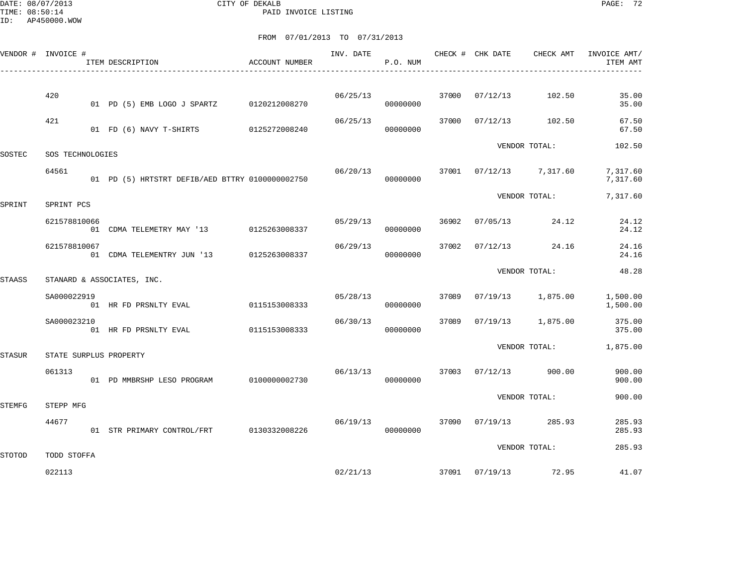DATE: 08/07/2013 CITY OF DEKALB
TIME: 08:50:14 PAID INVOICE LISTING
ID: AP450000.WOW

FROM 07/01/2013 TO 07/31/2013

| VENDOR # | INVOICE # | ITEM DESCRIPTION | ACCOUNT NUMBER | INV. DATE | P.O. NUM | CHECK # | CHK DATE | CHECK AMT | INVOICE AMT/ ITEM AMT |
|---|---|---|---|---|---|---|---|---|---|
| | 420 | | | 06/25/13 | | 37000 | 07/12/13 | 102.50 | 35.00 |
| | | 01 PD (5) EMB LOGO J SPARTZ | 0120212008270 | | 00000000 | | | | 35.00 |
| | 421 | | | 06/25/13 | | 37000 | 07/12/13 | 102.50 | 67.50 |
| | | 01 FD (6) NAVY T-SHIRTS | 0125272008240 | | 00000000 | | | | 67.50 |
| | | | | | | | VENDOR TOTAL: | | 102.50 |
| SOSTEC | SOS TECHNOLOGIES | | | | | | | | |
| | 64561 | | | 06/20/13 | | 37001 | 07/12/13 | 7,317.60 | 7,317.60 |
| | | 01 PD (5) HRTSTRT DEFIB/AED BTTRY | 0100000002750 | | 00000000 | | | | 7,317.60 |
| | | | | | | | VENDOR TOTAL: | | 7,317.60 |
| SPRINT | SPRINT PCS | | | | | | | | |
| | 621578810066 | | | 05/29/13 | | 36902 | 07/05/13 | 24.12 | 24.12 |
| | | 01 CDMA TELEMETRY MAY '13 | 0125263008337 | | 00000000 | | | | 24.12 |
| | 621578810067 | | | 06/29/13 | | 37002 | 07/12/13 | 24.16 | 24.16 |
| | | 01 CDMA TELEMENTRY JUN '13 | 0125263008337 | | 00000000 | | | | 24.16 |
| | | | | | | | VENDOR TOTAL: | | 48.28 |
| STAASS | STANARD & ASSOCIATES, INC. | | | | | | | | |
| | SA000022919 | | | 05/28/13 | | 37089 | 07/19/13 | 1,875.00 | 1,500.00 |
| | | 01 HR FD PRSNLTY EVAL | 0115153008333 | | 00000000 | | | | 1,500.00 |
| | SA000023210 | | | 06/30/13 | | 37089 | 07/19/13 | 1,875.00 | 375.00 |
| | | 01 HR FD PRSNLTY EVAL | 0115153008333 | | 00000000 | | | | 375.00 |
| | | | | | | | VENDOR TOTAL: | | 1,875.00 |
| STASUR | STATE SURPLUS PROPERTY | | | | | | | | |
| | 061313 | | | 06/13/13 | | 37003 | 07/12/13 | 900.00 | 900.00 |
| | | 01 PD MMBRSHP LESO PROGRAM | 0100000002730 | | 00000000 | | | | 900.00 |
| | | | | | | | VENDOR TOTAL: | | 900.00 |
| STEMFG | STEPP MFG | | | | | | | | |
| | 44677 | | | 06/19/13 | | 37090 | 07/19/13 | 285.93 | 285.93 |
| | | 01 STR PRIMARY CONTROL/FRT | 0130332008226 | | 00000000 | | | | 285.93 |
| | | | | | | | VENDOR TOTAL: | | 285.93 |
| STOTOD | TODD STOFFA | | | | | | | | |
| | 022113 | | | 02/21/13 | | 37091 | 07/19/13 | 72.95 | 41.07 |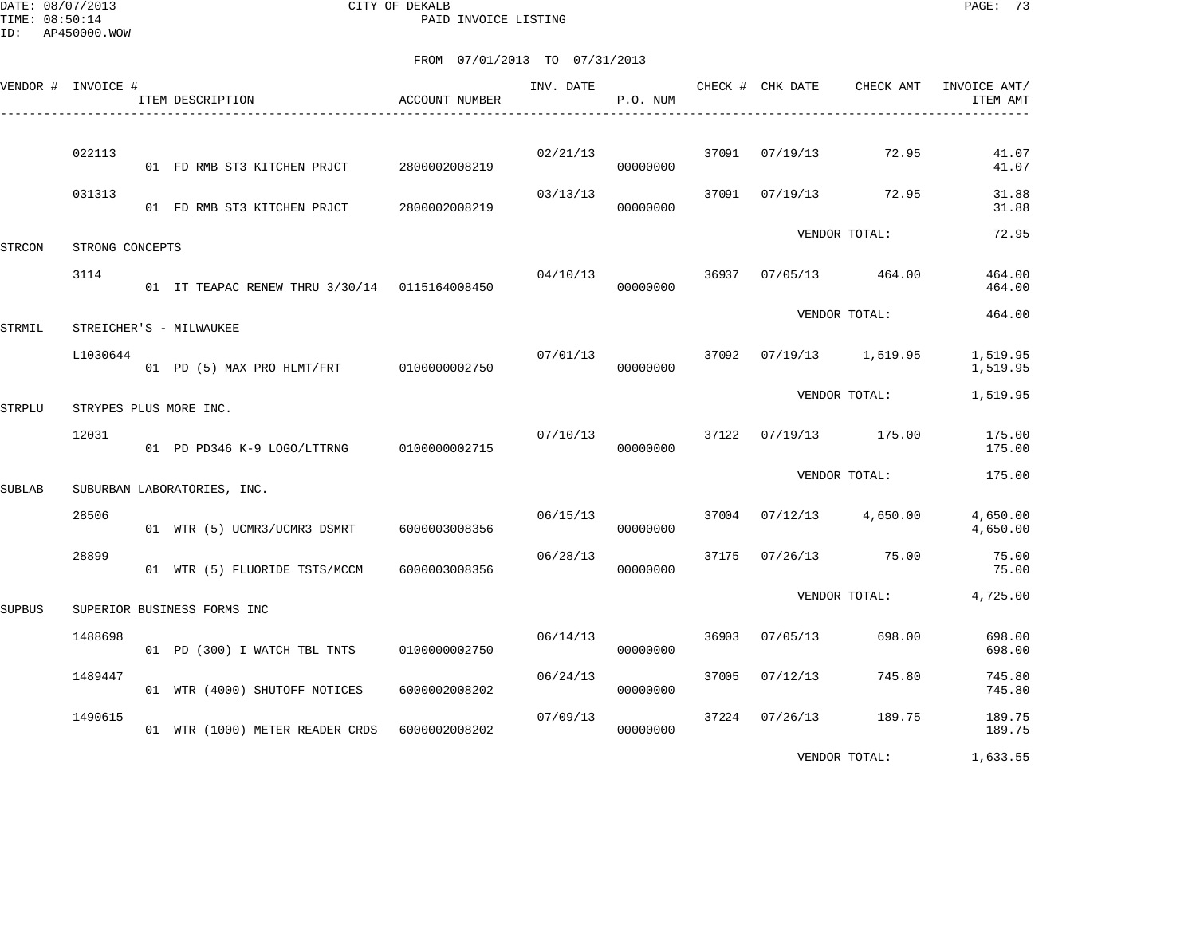DATE: 08/07/2013 CITY OF DEKALB
TIME: 08:50:14 PAID INVOICE LISTING
ID: AP450000.WOW

FROM 07/01/2013 TO 07/31/2013

| VENDOR # | INVOICE # | ITEM DESCRIPTION | ACCOUNT NUMBER | INV. DATE | P.O. NUM | CHECK # | CHK DATE | CHECK AMT | INVOICE AMT/ ITEM AMT |
|---|---|---|---|---|---|---|---|---|---|
| | 022113 | | | 02/21/13 | | 37091 | 07/19/13 | 72.95 | 41.07 |
| | | 01 FD RMB ST3 KITCHEN PRJCT | 2800002008219 | | 00000000 | | | | 41.07 |
| | 031313 | | | 03/13/13 | | 37091 | 07/19/13 | 72.95 | 31.88 |
| | | 01 FD RMB ST3 KITCHEN PRJCT | 2800002008219 | | 00000000 | | | | 31.88 |
| | | | | | | | VENDOR TOTAL: | | 72.95 |
| STRCON | STRONG CONCEPTS | | | | | | | | |
| | 3114 | | | 04/10/13 | | 36937 | 07/05/13 | 464.00 | 464.00 |
| | | 01 IT TEAPAC RENEW THRU 3/30/14 | 0115164008450 | | 00000000 | | | | 464.00 |
| | | | | | | | VENDOR TOTAL: | | 464.00 |
| STRMIL | STREICHER'S - MILWAUKEE | | | | | | | | |
| | L1030644 | | | 07/01/13 | | 37092 | 07/19/13 | 1,519.95 | 1,519.95 |
| | | 01 PD (5) MAX PRO HLMT/FRT | 0100000002750 | | 00000000 | | | | 1,519.95 |
| | | | | | | | VENDOR TOTAL: | | 1,519.95 |
| STRPLU | STRYPES PLUS MORE INC. | | | | | | | | |
| | 12031 | | | 07/10/13 | | 37122 | 07/19/13 | 175.00 | 175.00 |
| | | 01 PD PD346 K-9 LOGO/LTTRNG | 0100000002715 | | 00000000 | | | | 175.00 |
| | | | | | | | VENDOR TOTAL: | | 175.00 |
| SUBLAB | SUBURBAN LABORATORIES, INC. | | | | | | | | |
| | 28506 | | | 06/15/13 | | 37004 | 07/12/13 | 4,650.00 | 4,650.00 |
| | | 01 WTR (5) UCMR3/UCMR3 DSMRT | 6000003008356 | | 00000000 | | | | 4,650.00 |
| | 28899 | | | 06/28/13 | | 37175 | 07/26/13 | 75.00 | 75.00 |
| | | 01 WTR (5) FLUORIDE TSTS/MCCM | 6000003008356 | | 00000000 | | | | 75.00 |
| | | | | | | | VENDOR TOTAL: | | 4,725.00 |
| SUPBUS | SUPERIOR BUSINESS FORMS INC | | | | | | | | |
| | 1488698 | | | 06/14/13 | | 36903 | 07/05/13 | 698.00 | 698.00 |
| | | 01 PD (300) I WATCH TBL TNTS | 0100000002750 | | 00000000 | | | | 698.00 |
| | 1489447 | | | 06/24/13 | | 37005 | 07/12/13 | 745.80 | 745.80 |
| | | 01 WTR (4000) SHUTOFF NOTICES | 6000002008202 | | 00000000 | | | | 745.80 |
| | 1490615 | | | 07/09/13 | | 37224 | 07/26/13 | 189.75 | 189.75 |
| | | 01 WTR (1000) METER READER CRDS | 6000002008202 | | 00000000 | | | | 189.75 |
| | | | | | | | VENDOR TOTAL: | | 1,633.55 |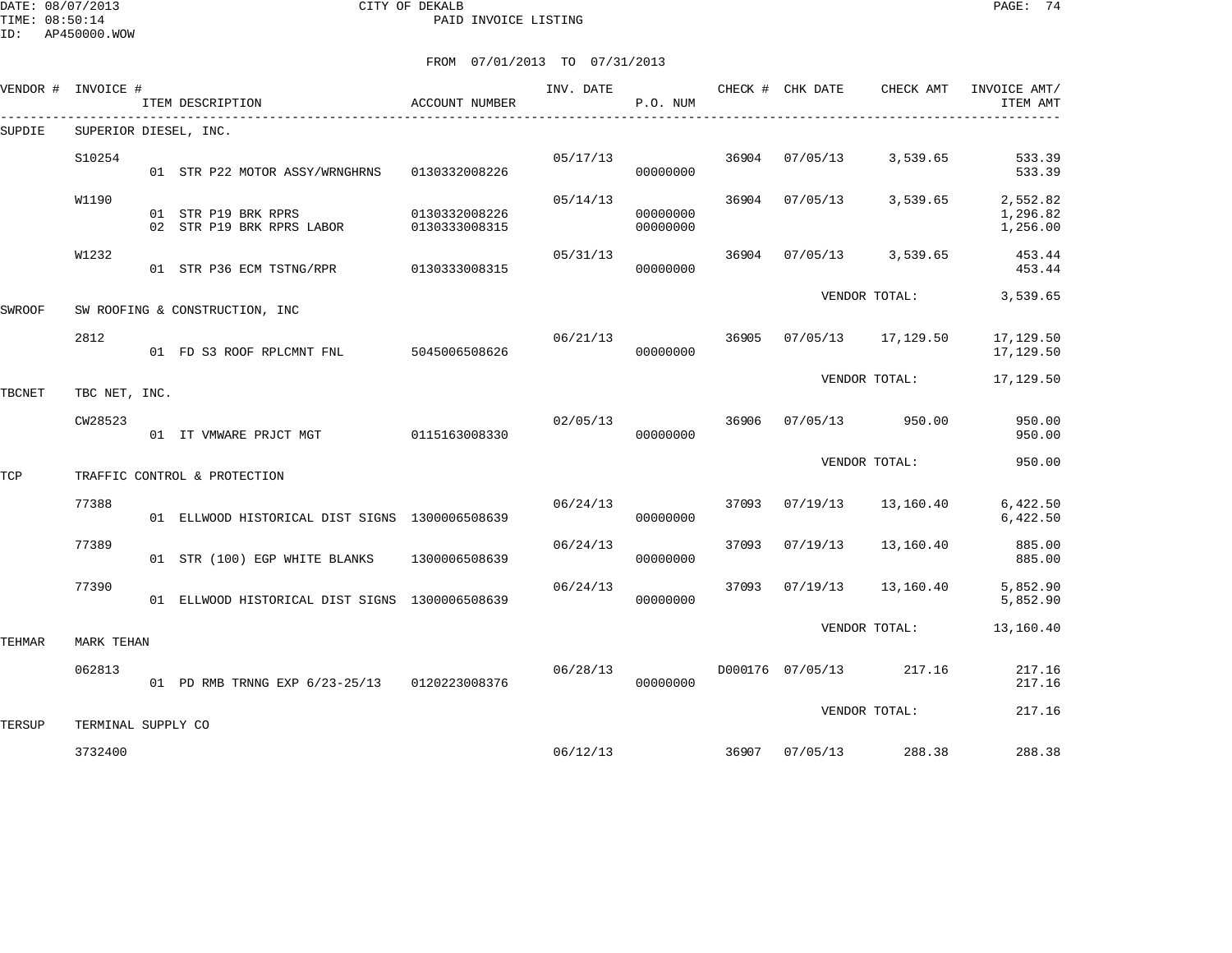CITY OF DEKALB
PAID INVOICE LISTING

DATE: 08/07/2013
TIME: 08:50:14
ID: AP450000.WOW

FROM 07/01/2013 TO 07/31/2013

| VENDOR # | INVOICE # | ITEM DESCRIPTION | ACCOUNT NUMBER | INV. DATE | P.O. NUM | CHECK # | CHK DATE | CHECK AMT | INVOICE AMT/ ITEM AMT |
|---|---|---|---|---|---|---|---|---|---|
| SUPDIE | SUPERIOR DIESEL, INC. | | | | | | | | |
| | S10254 | | | 05/17/13 | | 36904 | 07/05/13 | 3,539.65 | 533.39 |
| | | 01 STR P22 MOTOR ASSY/WRNGHRNS | 0130332008226 | | 00000000 | | | | 533.39 |
| | W1190 | | | 05/14/13 | | 36904 | 07/05/13 | 3,539.65 | 2,552.82 |
| | | 01 STR P19 BRK RPRS | 0130332008226 | | 00000000 | | | | 1,296.82 |
| | | 02 STR P19 BRK RPRS LABOR | 0130333008315 | | 00000000 | | | | 1,256.00 |
| | W1232 | | | 05/31/13 | | 36904 | 07/05/13 | 3,539.65 | 453.44 |
| | | 01 STR P36 ECM TSTNG/RPR | 0130333008315 | | 00000000 | | | | 453.44 |
| | | | | | | | VENDOR TOTAL: | | 3,539.65 |
| SWROOF | SW ROOFING & CONSTRUCTION, INC | | | | | | | | |
| | 2812 | | | 06/21/13 | | 36905 | 07/05/13 | 17,129.50 | 17,129.50 |
| | | 01 FD S3 ROOF RPLCMNT FNL | 5045006508626 | | 00000000 | | | | 17,129.50 |
| | | | | | | | VENDOR TOTAL: | | 17,129.50 |
| TBCNET | TBC NET, INC. | | | | | | | | |
| | CW28523 | | | 02/05/13 | | 36906 | 07/05/13 | 950.00 | 950.00 |
| | | 01 IT VMWARE PRJCT MGT | 0115163008330 | | 00000000 | | | | 950.00 |
| | | | | | | | VENDOR TOTAL: | | 950.00 |
| TCP | TRAFFIC CONTROL & PROTECTION | | | | | | | | |
| | 77388 | | | 06/24/13 | | 37093 | 07/19/13 | 13,160.40 | 6,422.50 |
| | | 01 ELLWOOD HISTORICAL DIST SIGNS | 1300006508639 | | 00000000 | | | | 6,422.50 |
| | 77389 | | | 06/24/13 | | 37093 | 07/19/13 | 13,160.40 | 885.00 |
| | | 01 STR (100) EGP WHITE BLANKS | 1300006508639 | | 00000000 | | | | 885.00 |
| | 77390 | | | 06/24/13 | | 37093 | 07/19/13 | 13,160.40 | 5,852.90 |
| | | 01 ELLWOOD HISTORICAL DIST SIGNS | 1300006508639 | | 00000000 | | | | 5,852.90 |
| | | | | | | | VENDOR TOTAL: | | 13,160.40 |
| TEHMAR | MARK TEHAN | | | | | | | | |
| | 062813 | | | 06/28/13 | | D000176 | 07/05/13 | 217.16 | 217.16 |
| | | 01 PD RMB TRNNG EXP 6/23-25/13 | 0120223008376 | | 00000000 | | | | 217.16 |
| | | | | | | | VENDOR TOTAL: | | 217.16 |
| TERSUP | TERMINAL SUPPLY CO | | | | | | | | |
| | 3732400 | | | 06/12/13 | | 36907 | 07/05/13 | 288.38 | 288.38 |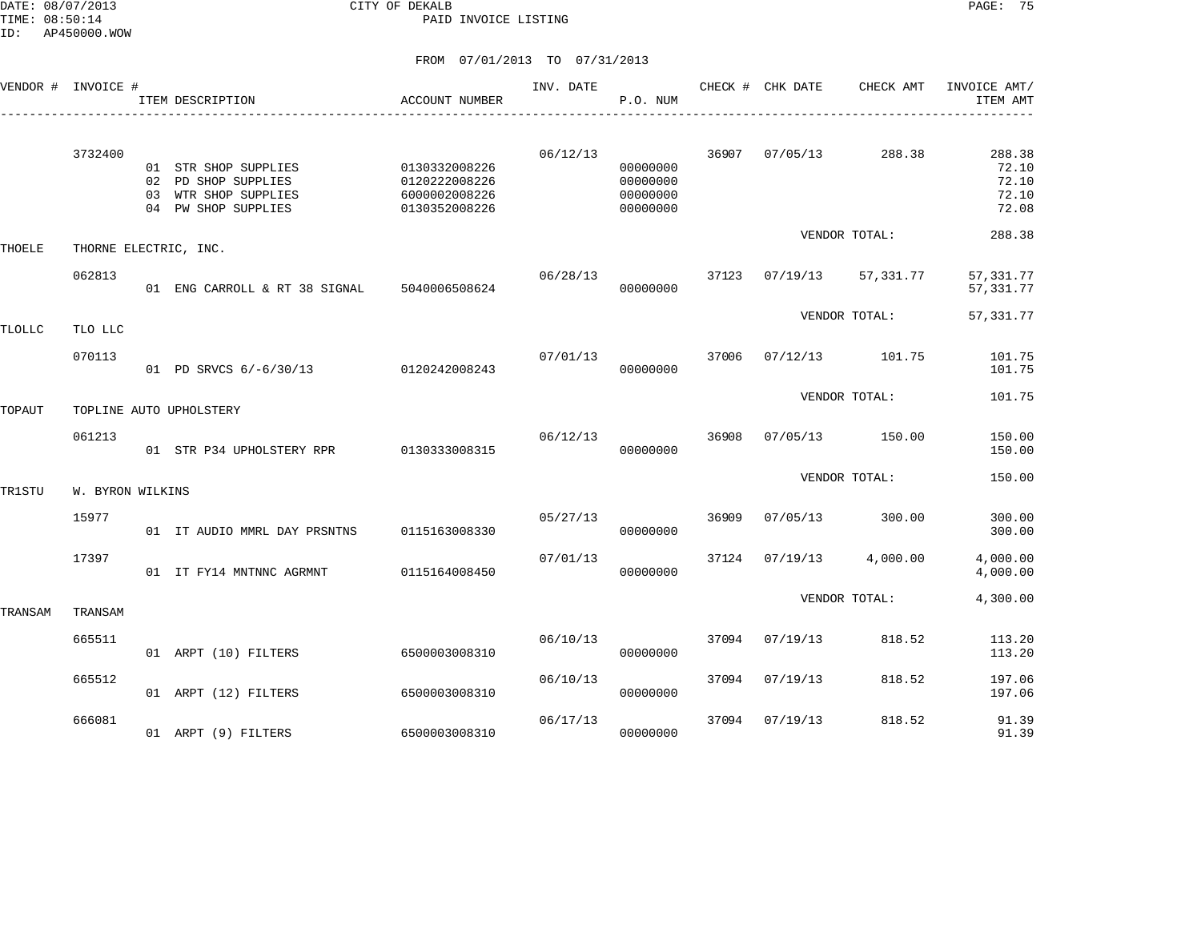CITY OF DEKALB

PAID INVOICE LISTING

FROM 07/01/2013 TO 07/31/2013

| VENDOR # | INVOICE # | ITEM DESCRIPTION | ACCOUNT NUMBER | INV. DATE | P.O. NUM | CHECK # | CHK DATE | CHECK AMT | INVOICE AMT/ ITEM AMT |
|---|---|---|---|---|---|---|---|---|---|
| | 3732400 | | | 06/12/13 | | 36907 | 07/05/13 | 288.38 | 288.38 |
| | | 01 STR SHOP SUPPLIES | 0130332008226 | | 00000000 | | | | 72.10 |
| | | 02 PD SHOP SUPPLIES | 0120222008226 | | 00000000 | | | | 72.10 |
| | | 03 WTR SHOP SUPPLIES | 6000002008226 | | 00000000 | | | | 72.10 |
| | | 04 PW SHOP SUPPLIES | 0130352008226 | | 00000000 | | | | 72.08 |
| | | | | | | | VENDOR TOTAL: | | 288.38 |
| THOELE | THORNE ELECTRIC, INC. | | | | | | | | |
| | 062813 | | | 06/28/13 | | 37123 | 07/19/13 | 57,331.77 | 57,331.77 |
| | | 01 ENG CARROLL & RT 38 SIGNAL | 5040006508624 | | 00000000 | | | | 57,331.77 |
| | | | | | | | VENDOR TOTAL: | | 57,331.77 |
| TLOLLC | TLO LLC | | | | | | | | |
| | 070113 | | | 07/01/13 | | 37006 | 07/12/13 | 101.75 | 101.75 |
| | | 01 PD SRVCS 6/-6/30/13 | 0120242008243 | | 00000000 | | | | 101.75 |
| | | | | | | | VENDOR TOTAL: | | 101.75 |
| TOPAUT | TOPLINE AUTO UPHOLSTERY | | | | | | | | |
| | 061213 | | | 06/12/13 | | 36908 | 07/05/13 | 150.00 | 150.00 |
| | | 01 STR P34 UPHOLSTERY RPR | 0130333008315 | | 00000000 | | | | 150.00 |
| | | | | | | | VENDOR TOTAL: | | 150.00 |
| TR1STU | W. BYRON WILKINS | | | | | | | | |
| | 15977 | | | 05/27/13 | | 36909 | 07/05/13 | 300.00 | 300.00 |
| | | 01 IT AUDIO MMRL DAY PRSNTNS | 0115163008330 | | 00000000 | | | | 300.00 |
| | 17397 | | | 07/01/13 | | 37124 | 07/19/13 | 4,000.00 | 4,000.00 |
| | | 01 IT FY14 MNTNNC AGRMNT | 0115164008450 | | 00000000 | | | | 4,000.00 |
| | | | | | | | VENDOR TOTAL: | | 4,300.00 |
| TRANSAM | TRANSAM | | | | | | | | |
| | 665511 | | | 06/10/13 | | 37094 | 07/19/13 | 818.52 | 113.20 |
| | | 01 ARPT (10) FILTERS | 6500003008310 | | 00000000 | | | | 113.20 |
| | 665512 | | | 06/10/13 | | 37094 | 07/19/13 | 818.52 | 197.06 |
| | | 01 ARPT (12) FILTERS | 6500003008310 | | 00000000 | | | | 197.06 |
| | 666081 | | | 06/17/13 | | 37094 | 07/19/13 | 818.52 | 91.39 |
| | | 01 ARPT (9) FILTERS | 6500003008310 | | 00000000 | | | | 91.39 |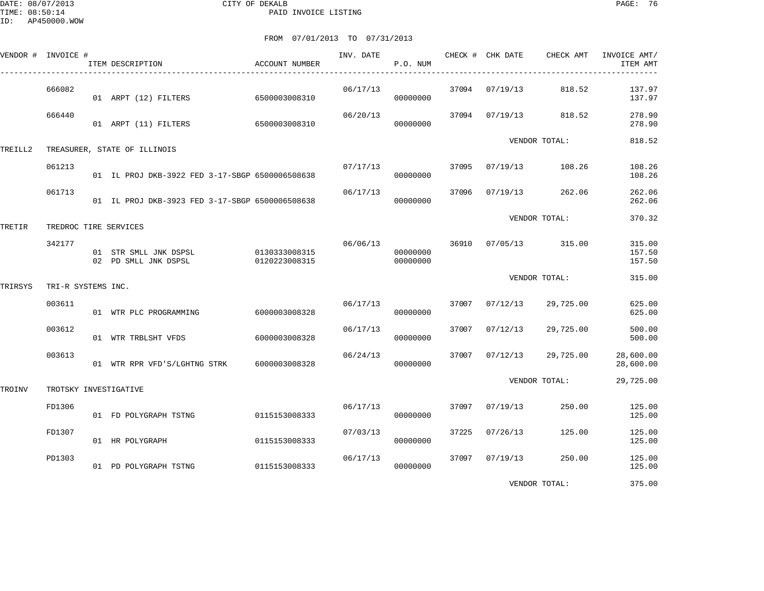CITY OF DEKALB
PAID INVOICE LISTING

FROM 07/01/2013 TO 07/31/2013

| VENDOR # | INVOICE # | ITEM DESCRIPTION | ACCOUNT NUMBER | INV. DATE | P.O. NUM | CHECK # | CHK DATE | CHECK AMT | INVOICE AMT/ ITEM AMT |
|---|---|---|---|---|---|---|---|---|---|
| | 666082 | | | 06/17/13 | | 37094 | 07/19/13 | 818.52 | 137.97 |
| | | 01 ARPT (12) FILTERS | 6500003008310 | | 00000000 | | | | 137.97 |
| | 666440 | | | 06/20/13 | | 37094 | 07/19/13 | 818.52 | 278.90 |
| | | 01 ARPT (11) FILTERS | 6500003008310 | | 00000000 | | | | 278.90 |
| | | | | | | | VENDOR TOTAL: | | 818.52 |
| TREILL2 | TREASURER, STATE OF ILLINOIS | | | | | | | | |
| | 061213 | | | 07/17/13 | | 37095 | 07/19/13 | 108.26 | 108.26 |
| | | 01 IL PROJ DKB-3922 FED 3-17-SBGP | 6500006508638 | | 00000000 | | | | 108.26 |
| | 061713 | | | 06/17/13 | | 37096 | 07/19/13 | 262.06 | 262.06 |
| | | 01 IL PROJ DKB-3923 FED 3-17-SBGP | 6500006508638 | | 00000000 | | | | 262.06 |
| | | | | | | | VENDOR TOTAL: | | 370.32 |
| TRETIR | TREDROC TIRE SERVICES | | | | | | | | |
| | 342177 | | | 06/06/13 | | 36910 | 07/05/13 | 315.00 | 315.00 |
| | | 01 STR SMLL JNK DSPSL | 0130333008315 | | 00000000 | | | | 157.50 |
| | | 02 PD SMLL JNK DSPSL | 0120223008315 | | 00000000 | | | | 157.50 |
| | | | | | | | VENDOR TOTAL: | | 315.00 |
| TRIRSYS | TRI-R SYSTEMS INC. | | | | | | | | |
| | 003611 | | | 06/17/13 | | 37007 | 07/12/13 | 29,725.00 | 625.00 |
| | | 01 WTR PLC PROGRAMMING | 6000003008328 | | 00000000 | | | | 625.00 |
| | 003612 | | | 06/17/13 | | 37007 | 07/12/13 | 29,725.00 | 500.00 |
| | | 01 WTR TRBLSHT VFDS | 6000003008328 | | 00000000 | | | | 500.00 |
| | 003613 | | | 06/24/13 | | 37007 | 07/12/13 | 29,725.00 | 28,600.00 |
| | | 01 WTR RPR VFD'S/LGHTNG STRK | 6000003008328 | | 00000000 | | | | 28,600.00 |
| | | | | | | | VENDOR TOTAL: | | 29,725.00 |
| TROINV | TROTSKY INVESTIGATIVE | | | | | | | | |
| | FD1306 | | | 06/17/13 | | 37097 | 07/19/13 | 250.00 | 125.00 |
| | | 01 FD POLYGRAPH TSTNG | 0115153008333 | | 00000000 | | | | 125.00 |
| | FD1307 | | | 07/03/13 | | 37225 | 07/26/13 | 125.00 | 125.00 |
| | | 01 HR POLYGRAPH | 0115153008333 | | 00000000 | | | | 125.00 |
| | PD1303 | | | 06/17/13 | | 37097 | 07/19/13 | 250.00 | 125.00 |
| | | 01 PD POLYGRAPH TSTNG | 0115153008333 | | 00000000 | | | | 125.00 |
| | | | | | | | VENDOR TOTAL: | | 375.00 |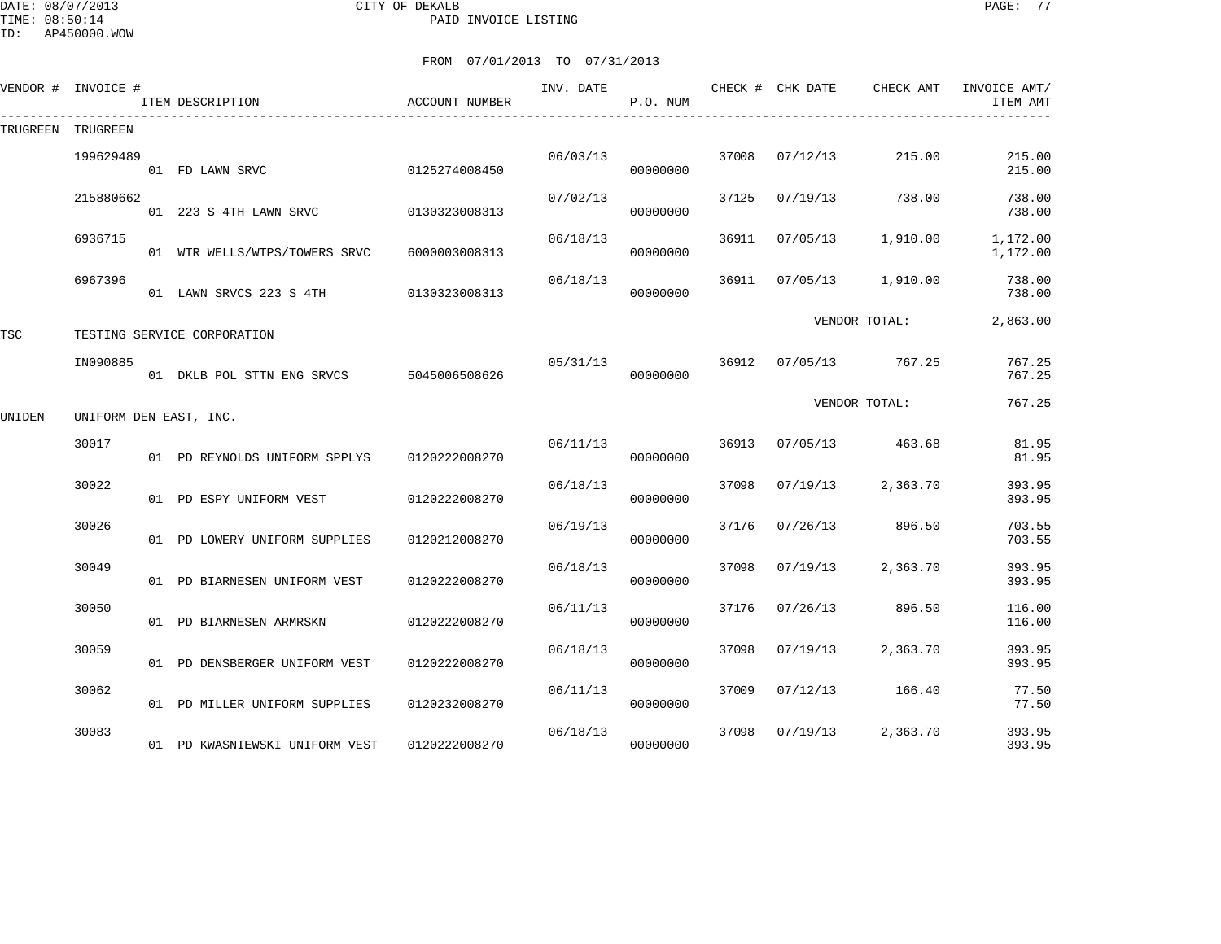CITY OF DEKALB
PAID INVOICE LISTING

DATE: 08/07/2013
TIME: 08:50:14
ID: AP450000.WOW

FROM 07/01/2013 TO 07/31/2013

| VENDOR # | INVOICE # | ITEM DESCRIPTION | ACCOUNT NUMBER | INV. DATE | P.O. NUM | CHECK # | CHK DATE | CHECK AMT | INVOICE AMT/ ITEM AMT |
|---|---|---|---|---|---|---|---|---|---|
| TRUGREEN | TRUGREEN | | | | | | | | |
| | 199629489 | | | 06/03/13 | | 37008 | 07/12/13 | 215.00 | 215.00 |
| | | 01 FD LAWN SRVC | 0125274008450 | | 00000000 | | | | 215.00 |
| | 215880662 | | | 07/02/13 | | 37125 | 07/19/13 | 738.00 | 738.00 |
| | | 01 223 S 4TH LAWN SRVC | 0130323008313 | | 00000000 | | | | 738.00 |
| | 6936715 | | | 06/18/13 | | 36911 | 07/05/13 | 1,910.00 | 1,172.00 |
| | | 01 WTR WELLS/WTPS/TOWERS SRVC | 6000003008313 | | 00000000 | | | | 1,172.00 |
| | 6967396 | | | 06/18/13 | | 36911 | 07/05/13 | 1,910.00 | 738.00 |
| | | 01 LAWN SRVCS 223 S 4TH | 0130323008313 | | 00000000 | | | | 738.00 |
| | | | | | | | | VENDOR TOTAL: | 2,863.00 |
| TSC | TESTING SERVICE CORPORATION | | | | | | | | |
| | IN090885 | | | 05/31/13 | | 36912 | 07/05/13 | 767.25 | 767.25 |
| | | 01 DKLB POL STTN ENG SRVCS | 5045006508626 | | 00000000 | | | | 767.25 |
| | | | | | | | | VENDOR TOTAL: | 767.25 |
| UNIDEN | UNIFORM DEN EAST, INC. | | | | | | | | |
| | 30017 | | | 06/11/13 | | 36913 | 07/05/13 | 463.68 | 81.95 |
| | | 01 PD REYNOLDS UNIFORM SPPLYS | 0120222008270 | | 00000000 | | | | 81.95 |
| | 30022 | | | 06/18/13 | | 37098 | 07/19/13 | 2,363.70 | 393.95 |
| | | 01 PD ESPY UNIFORM VEST | 0120222008270 | | 00000000 | | | | 393.95 |
| | 30026 | | | 06/19/13 | | 37176 | 07/26/13 | 896.50 | 703.55 |
| | | 01 PD LOWERY UNIFORM SUPPLIES | 0120212008270 | | 00000000 | | | | 703.55 |
| | 30049 | | | 06/18/13 | | 37098 | 07/19/13 | 2,363.70 | 393.95 |
| | | 01 PD BIARNESEN UNIFORM VEST | 0120222008270 | | 00000000 | | | | 393.95 |
| | 30050 | | | 06/11/13 | | 37176 | 07/26/13 | 896.50 | 116.00 |
| | | 01 PD BIARNESEN ARMRSKN | 0120222008270 | | 00000000 | | | | 116.00 |
| | 30059 | | | 06/18/13 | | 37098 | 07/19/13 | 2,363.70 | 393.95 |
| | | 01 PD DENSBERGER UNIFORM VEST | 0120222008270 | | 00000000 | | | | 393.95 |
| | 30062 | | | 06/11/13 | | 37009 | 07/12/13 | 166.40 | 77.50 |
| | | 01 PD MILLER UNIFORM SUPPLIES | 0120232008270 | | 00000000 | | | | 77.50 |
| | 30083 | | | 06/18/13 | | 37098 | 07/19/13 | 2,363.70 | 393.95 |
| | | 01 PD KWASNIEWSKI UNIFORM VEST | 0120222008270 | | 00000000 | | | | 393.95 |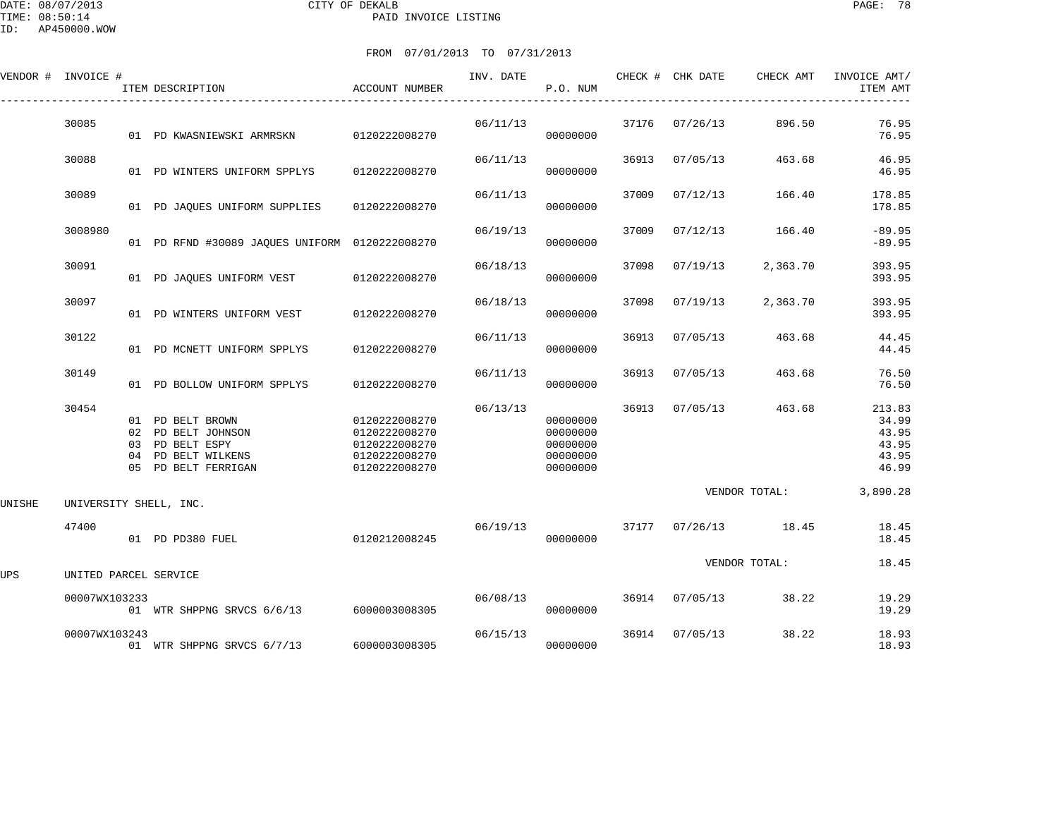CITY OF DEKALB

PAID INVOICE LISTING

DATE: 08/07/2013
TIME: 08:50:14
ID: AP450000.WOW

FROM 07/01/2013 TO 07/31/2013

| VENDOR # | INVOICE # | ITEM DESCRIPTION | ACCOUNT NUMBER | INV. DATE | P.O. NUM | CHECK # | CHK DATE | CHECK AMT | INVOICE AMT/ ITEM AMT |
|---|---|---|---|---|---|---|---|---|---|
| | 30085 | | | 06/11/13 | | 37176 | 07/26/13 | 896.50 | 76.95 |
| | | 01 PD KWASNIEWSKI ARMRSKN | 0120222008270 | | 00000000 | | | | 76.95 |
| | 30088 | | | 06/11/13 | | 36913 | 07/05/13 | 463.68 | 46.95 |
| | | 01 PD WINTERS UNIFORM SPPLYS | 0120222008270 | | 00000000 | | | | 46.95 |
| | 30089 | | | 06/11/13 | | 37009 | 07/12/13 | 166.40 | 178.85 |
| | | 01 PD JAQUES UNIFORM SUPPLIES | 0120222008270 | | 00000000 | | | | 178.85 |
| | 3008980 | | | 06/19/13 | | 37009 | 07/12/13 | 166.40 | -89.95 |
| | | 01 PD RFND #30089 JAQUES UNIFORM | 0120222008270 | | 00000000 | | | | -89.95 |
| | 30091 | | | 06/18/13 | | 37098 | 07/19/13 | 2,363.70 | 393.95 |
| | | 01 PD JAQUES UNIFORM VEST | 0120222008270 | | 00000000 | | | | 393.95 |
| | 30097 | | | 06/18/13 | | 37098 | 07/19/13 | 2,363.70 | 393.95 |
| | | 01 PD WINTERS UNIFORM VEST | 0120222008270 | | 00000000 | | | | 393.95 |
| | 30122 | | | 06/11/13 | | 36913 | 07/05/13 | 463.68 | 44.45 |
| | | 01 PD MCNETT UNIFORM SPPLYS | 0120222008270 | | 00000000 | | | | 44.45 |
| | 30149 | | | 06/11/13 | | 36913 | 07/05/13 | 463.68 | 76.50 |
| | | 01 PD BOLLOW UNIFORM SPPLYS | 0120222008270 | | 00000000 | | | | 76.50 |
| | 30454 | | | 06/13/13 | | 36913 | 07/05/13 | 463.68 | 213.83 |
| | | 01 PD BELT BROWN | 0120222008270 | | 00000000 | | | | 34.99 |
| | | 02 PD BELT JOHNSON | 0120222008270 | | 00000000 | | | | 43.95 |
| | | 03 PD BELT ESPY | 0120222008270 | | 00000000 | | | | 43.95 |
| | | 04 PD BELT WILKENS | 0120222008270 | | 00000000 | | | | 43.95 |
| | | 05 PD BELT FERRIGAN | 0120222008270 | | 00000000 | | | | 46.99 |
| | | | | | | | | VENDOR TOTAL: | 3,890.28 |
| UNISHE | UNIVERSITY SHELL, INC. | | | | | | | | |
| | 47400 | | | 06/19/13 | | 37177 | 07/26/13 | 18.45 | 18.45 |
| | | 01 PD PD380 FUEL | 0120212008245 | | 00000000 | | | | 18.45 |
| | | | | | | | | VENDOR TOTAL: | 18.45 |
| UPS | UNITED PARCEL SERVICE | | | | | | | | |
| | 00007WX103233 | | | 06/08/13 | | 36914 | 07/05/13 | 38.22 | 19.29 |
| | | 01 WTR SHPPNG SRVCS 6/6/13 | 6000003008305 | | 00000000 | | | | 19.29 |
| | 00007WX103243 | | | 06/15/13 | | 36914 | 07/05/13 | 38.22 | 18.93 |
| | | 01 WTR SHPPNG SRVCS 6/7/13 | 6000003008305 | | 00000000 | | | | 18.93 |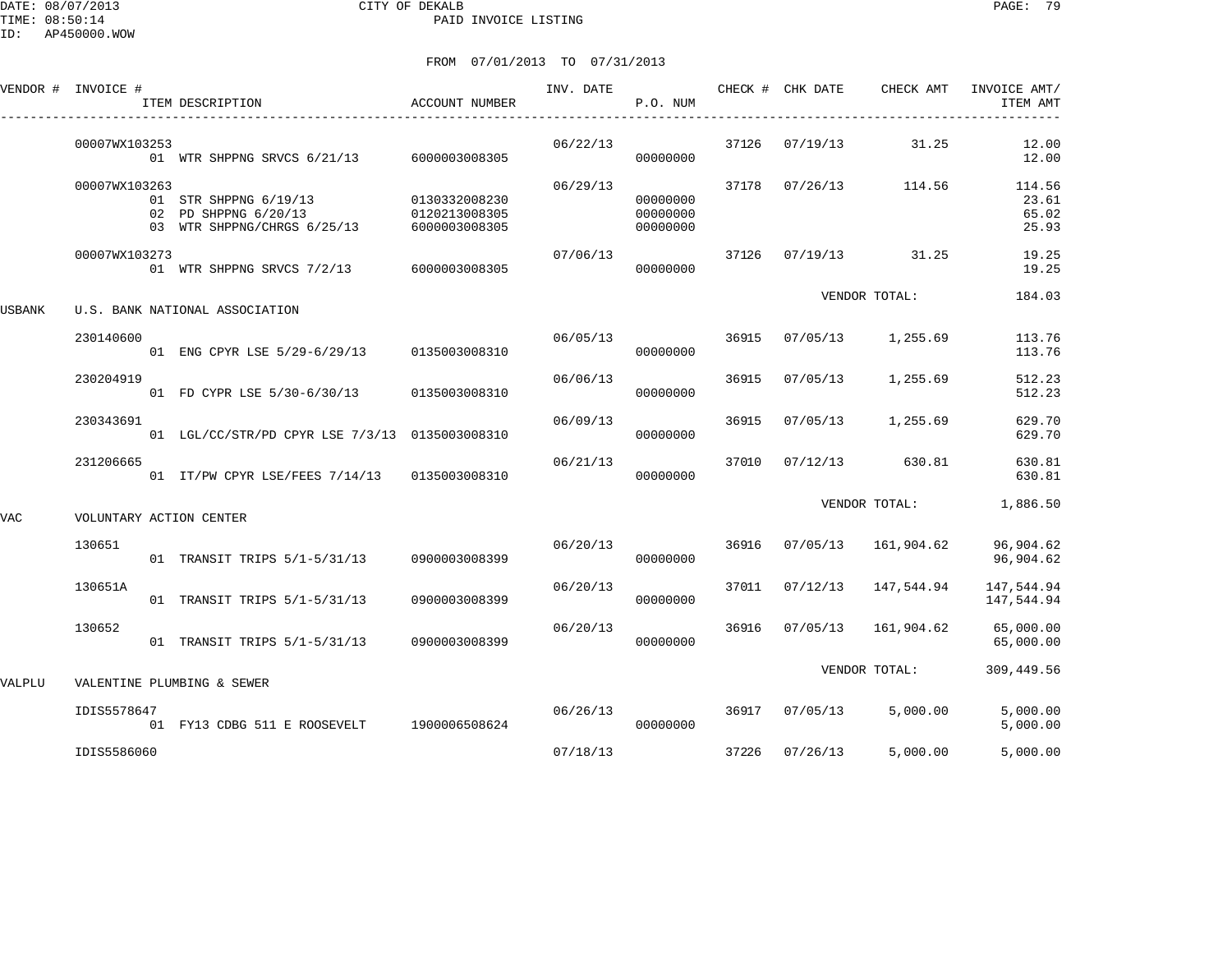CITY OF DEKALB

PAID INVOICE LISTING

FROM 07/01/2013 TO 07/31/2013

| VENDOR # | INVOICE # | ITEM DESCRIPTION | ACCOUNT NUMBER | INV. DATE | P.O. NUM | CHECK # | CHK DATE | CHECK AMT | INVOICE AMT/ ITEM AMT |
|---|---|---|---|---|---|---|---|---|---|
| | 00007WX103253 | | | 06/22/13 | | 37126 | 07/19/13 | 31.25 | 12.00 |
| | | 01 WTR SHPPNG SRVCS 6/21/13 | 6000003008305 | | 00000000 | | | | 12.00 |
| | 00007WX103263 | | | 06/29/13 | | 37178 | 07/26/13 | 114.56 | 114.56 |
| | | 01 STR SHPPNG 6/19/13 | 0130332008230 | | 00000000 | | | | 23.61 |
| | | 02 PD SHPPNG 6/20/13 | 0120213008305 | | 00000000 | | | | 65.02 |
| | | 03 WTR SHPPNG/CHRGS 6/25/13 | 6000003008305 | | 00000000 | | | | 25.93 |
| | 00007WX103273 | | | 07/06/13 | | 37126 | 07/19/13 | 31.25 | 19.25 |
| | | 01 WTR SHPPNG SRVCS 7/2/13 | 6000003008305 | | 00000000 | | | | 19.25 |
| | | | | | | | VENDOR TOTAL: | | 184.03 |
| USBANK | U.S. BANK NATIONAL ASSOCIATION | | | | | | | | |
| | 230140600 | | | 06/05/13 | | 36915 | 07/05/13 | 1,255.69 | 113.76 |
| | | 01 ENG CPYR LSE 5/29-6/29/13 | 0135003008310 | | 00000000 | | | | 113.76 |
| | 230204919 | | | 06/06/13 | | 36915 | 07/05/13 | 1,255.69 | 512.23 |
| | | 01 FD CYPR LSE 5/30-6/30/13 | 0135003008310 | | 00000000 | | | | 512.23 |
| | 230343691 | | | 06/09/13 | | 36915 | 07/05/13 | 1,255.69 | 629.70 |
| | | 01 LGL/CC/STR/PD CPYR LSE 7/3/13 | 0135003008310 | | 00000000 | | | | 629.70 |
| | 231206665 | | | 06/21/13 | | 37010 | 07/12/13 | 630.81 | 630.81 |
| | | 01 IT/PW CPYR LSE/FEES 7/14/13 | 0135003008310 | | 00000000 | | | | 630.81 |
| | | | | | | | VENDOR TOTAL: | | 1,886.50 |
| VAC | VOLUNTARY ACTION CENTER | | | | | | | | |
| | 130651 | | | 06/20/13 | | 36916 | 07/05/13 | 161,904.62 | 96,904.62 |
| | | 01 TRANSIT TRIPS 5/1-5/31/13 | 0900003008399 | | 00000000 | | | | 96,904.62 |
| | 130651A | | | 06/20/13 | | 37011 | 07/12/13 | 147,544.94 | 147,544.94 |
| | | 01 TRANSIT TRIPS 5/1-5/31/13 | 0900003008399 | | 00000000 | | | | 147,544.94 |
| | 130652 | | | 06/20/13 | | 36916 | 07/05/13 | 161,904.62 | 65,000.00 |
| | | 01 TRANSIT TRIPS 5/1-5/31/13 | 0900003008399 | | 00000000 | | | | 65,000.00 |
| | | | | | | | VENDOR TOTAL: | | 309,449.56 |
| VALPLU | VALENTINE PLUMBING & SEWER | | | | | | | | |
| | IDIS5578647 | | | 06/26/13 | | 36917 | 07/05/13 | 5,000.00 | 5,000.00 |
| | | 01 FY13 CDBG 511 E ROOSEVELT | 1900006508624 | | 00000000 | | | | 5,000.00 |
| | IDIS5586060 | | | 07/18/13 | | 37226 | 07/26/13 | 5,000.00 | 5,000.00 |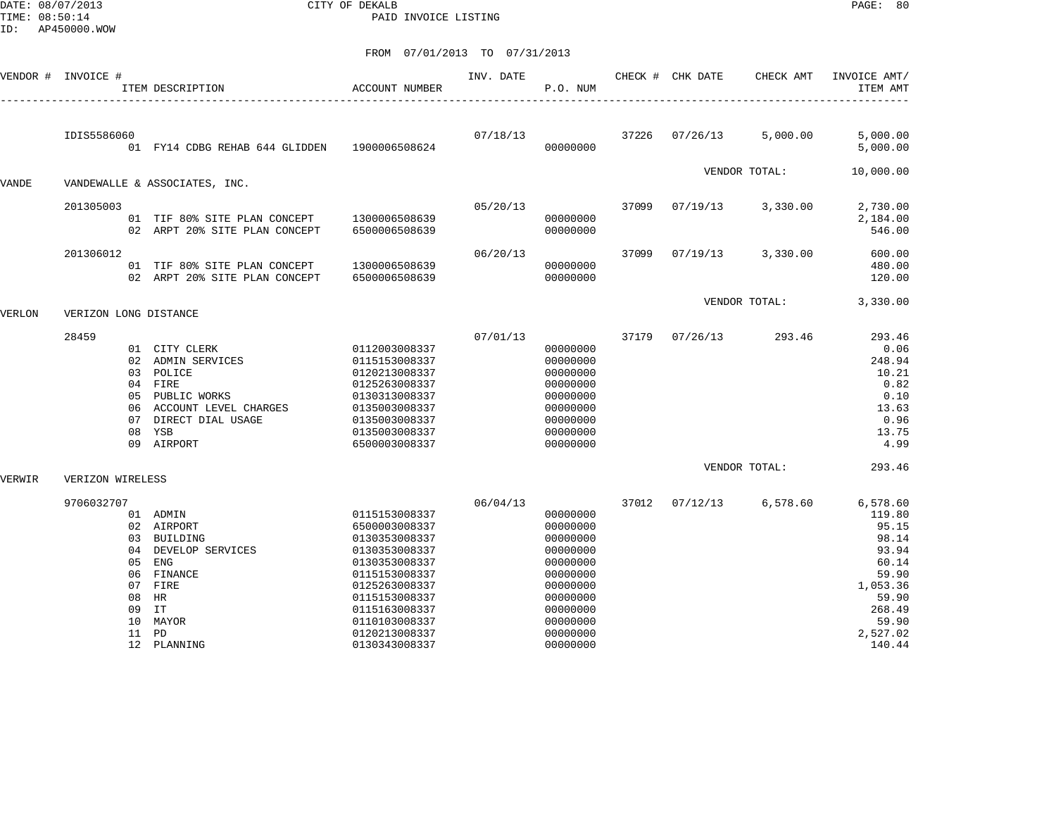CITY OF DEKALB
PAID INVOICE LISTING

FROM 07/01/2013 TO 07/31/2013

| VENDOR # | INVOICE # | ITEM DESCRIPTION | ACCOUNT NUMBER | INV. DATE | P.O. NUM | CHECK # | CHK DATE | CHECK AMT | INVOICE AMT/ ITEM AMT |
|---|---|---|---|---|---|---|---|---|---|
| | IDIS5586060 | | | 07/18/13 | | 37226 | 07/26/13 | 5,000.00 | 5,000.00 |
| | | 01 FY14 CDBG REHAB 644 GLIDDEN | 1900006508624 | | 00000000 | | | | 5,000.00 |
| | | | | | | | | VENDOR TOTAL: | 10,000.00 |
| VANDE | VANDEWALLE & ASSOCIATES, INC. | | | | | | | | |
| | 201305003 | | | 05/20/13 | | 37099 | 07/19/13 | 3,330.00 | 2,730.00 |
| | | 01 TIF 80% SITE PLAN CONCEPT | 1300006508639 | | 00000000 | | | | 2,184.00 |
| | | 02 ARPT 20% SITE PLAN CONCEPT | 6500006508639 | | 00000000 | | | | 546.00 |
| | 201306012 | | | 06/20/13 | | 37099 | 07/19/13 | 3,330.00 | 600.00 |
| | | 01 TIF 80% SITE PLAN CONCEPT | 1300006508639 | | 00000000 | | | | 480.00 |
| | | 02 ARPT 20% SITE PLAN CONCEPT | 6500006508639 | | 00000000 | | | | 120.00 |
| | | | | | | | | VENDOR TOTAL: | 3,330.00 |
| VERLON | VERIZON LONG DISTANCE | | | | | | | | |
| | 28459 | | | 07/01/13 | | 37179 | 07/26/13 | 293.46 | 293.46 |
| | | 01 CITY CLERK | 0112003008337 | | 00000000 | | | | 0.06 |
| | | 02 ADMIN SERVICES | 0115153008337 | | 00000000 | | | | 248.94 |
| | | 03 POLICE | 0120213008337 | | 00000000 | | | | 10.21 |
| | | 04 FIRE | 0125263008337 | | 00000000 | | | | 0.82 |
| | | 05 PUBLIC WORKS | 0130313008337 | | 00000000 | | | | 0.10 |
| | | 06 ACCOUNT LEVEL CHARGES | 0135003008337 | | 00000000 | | | | 13.63 |
| | | 07 DIRECT DIAL USAGE | 0135003008337 | | 00000000 | | | | 0.96 |
| | | 08 YSB | 0135003008337 | | 00000000 | | | | 13.75 |
| | | 09 AIRPORT | 6500003008337 | | 00000000 | | | | 4.99 |
| | | | | | | | | VENDOR TOTAL: | 293.46 |
| VERWIR | VERIZON WIRELESS | | | | | | | | |
| | 9706032707 | | | 06/04/13 | | 37012 | 07/12/13 | 6,578.60 | 6,578.60 |
| | | 01 ADMIN | 0115153008337 | | 00000000 | | | | 119.80 |
| | | 02 AIRPORT | 6500003008337 | | 00000000 | | | | 95.15 |
| | | 03 BUILDING | 0130353008337 | | 00000000 | | | | 98.14 |
| | | 04 DEVELOP SERVICES | 0130353008337 | | 00000000 | | | | 93.94 |
| | | 05 ENG | 0130353008337 | | 00000000 | | | | 60.14 |
| | | 06 FINANCE | 0115153008337 | | 00000000 | | | | 59.90 |
| | | 07 FIRE | 0125263008337 | | 00000000 | | | | 1,053.36 |
| | | 08 HR | 0115153008337 | | 00000000 | | | | 59.90 |
| | | 09 IT | 0115163008337 | | 00000000 | | | | 268.49 |
| | | 10 MAYOR | 0110103008337 | | 00000000 | | | | 59.90 |
| | | 11 PD | 0120213008337 | | 00000000 | | | | 2,527.02 |
| | | 12 PLANNING | 0130343008337 | | 00000000 | | | | 140.44 |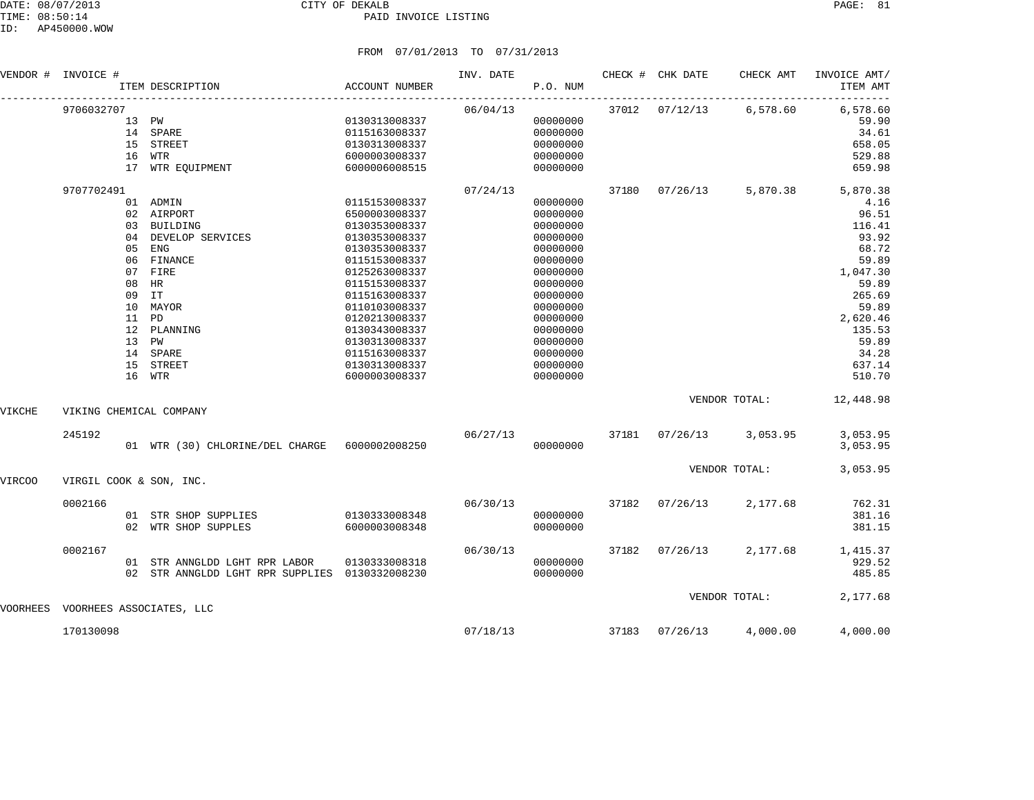CITY OF DEKALB
PAID INVOICE LISTING

FROM 07/01/2013 TO 07/31/2013

| VENDOR # | INVOICE # | ITEM DESCRIPTION | ACCOUNT NUMBER | INV. DATE | P.O. NUM | CHECK # | CHK DATE | CHECK AMT | INVOICE AMT/ ITEM AMT |
|---|---|---|---|---|---|---|---|---|---|
| | 9706032707 | | | 06/04/13 | | 37012 | 07/12/13 | 6,578.60 | 6,578.60 |
| | | 13 PW | 0130313008337 | | 00000000 | | | | 59.90 |
| | | 14 SPARE | 0115163008337 | | 00000000 | | | | 34.61 |
| | | 15 STREET | 0130313008337 | | 00000000 | | | | 658.05 |
| | | 16 WTR | 6000003008337 | | 00000000 | | | | 529.88 |
| | | 17 WTR EQUIPMENT | 6000006008515 | | 00000000 | | | | 659.98 |
| | 9707702491 | | | 07/24/13 | | 37180 | 07/26/13 | 5,870.38 | 5,870.38 |
| | | 01 ADMIN | 0115153008337 | | 00000000 | | | | 4.16 |
| | | 02 AIRPORT | 6500003008337 | | 00000000 | | | | 96.51 |
| | | 03 BUILDING | 0130353008337 | | 00000000 | | | | 116.41 |
| | | 04 DEVELOP SERVICES | 0130353008337 | | 00000000 | | | | 93.92 |
| | | 05 ENG | 0130353008337 | | 00000000 | | | | 68.72 |
| | | 06 FINANCE | 0115153008337 | | 00000000 | | | | 59.89 |
| | | 07 FIRE | 0125263008337 | | 00000000 | | | | 1,047.30 |
| | | 08 HR | 0115153008337 | | 00000000 | | | | 59.89 |
| | | 09 IT | 0115163008337 | | 00000000 | | | | 265.69 |
| | | 10 MAYOR | 0110103008337 | | 00000000 | | | | 59.89 |
| | | 11 PD | 0120213008337 | | 00000000 | | | | 2,620.46 |
| | | 12 PLANNING | 0130343008337 | | 00000000 | | | | 135.53 |
| | | 13 PW | 0130313008337 | | 00000000 | | | | 59.89 |
| | | 14 SPARE | 0115163008337 | | 00000000 | | | | 34.28 |
| | | 15 STREET | 0130313008337 | | 00000000 | | | | 637.14 |
| | | 16 WTR | 6000003008337 | | 00000000 | | | | 510.70 |
| | | | | | | | VENDOR TOTAL: | | 12,448.98 |
| VIKCHE | VIKING CHEMICAL COMPANY | | | | | | | | |
| | 245192 | | | 06/27/13 | | 37181 | 07/26/13 | 3,053.95 | 3,053.95 |
| | | 01 WTR (30) CHLORINE/DEL CHARGE | 6000002008250 | | 00000000 | | | | 3,053.95 |
| | | | | | | | VENDOR TOTAL: | | 3,053.95 |
| VIRCOO | VIRGIL COOK & SON, INC. | | | | | | | | |
| | 0002166 | | | 06/30/13 | | 37182 | 07/26/13 | 2,177.68 | 762.31 |
| | | 01 STR SHOP SUPPLIES | 0130333008348 | | 00000000 | | | | 381.16 |
| | | 02 WTR SHOP SUPPLES | 6000003008348 | | 00000000 | | | | 381.15 |
| | 0002167 | | | 06/30/13 | | 37182 | 07/26/13 | 2,177.68 | 1,415.37 |
| | | 01 STR ANNGLDD LGHT RPR LABOR | 0130333008318 | | 00000000 | | | | 929.52 |
| | | 02 STR ANNGLDD LGHT RPR SUPPLIES | 0130332008230 | | 00000000 | | | | 485.85 |
| | | | | | | | VENDOR TOTAL: | | 2,177.68 |
| VOORHEES | VOORHEES ASSOCIATES, LLC | | | | | | | | |
| | 170130098 | | | 07/18/13 | | 37183 | 07/26/13 | 4,000.00 | 4,000.00 |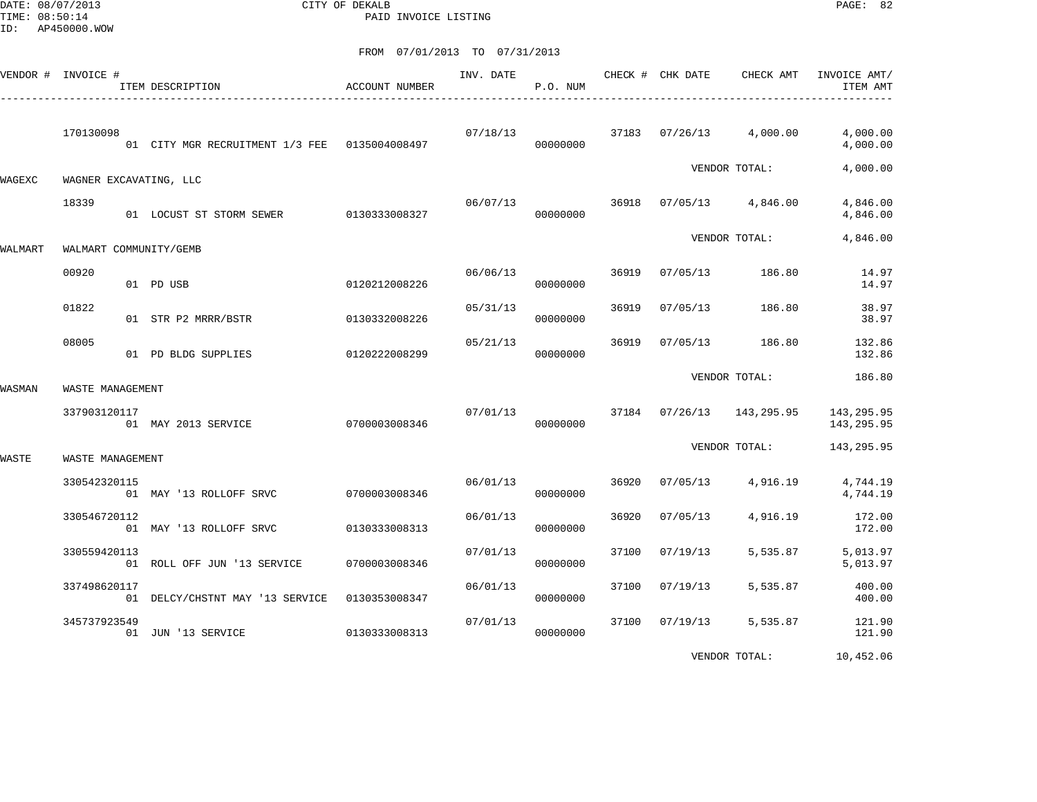CITY OF DEKALB
PAID INVOICE LISTING

FROM 07/01/2013 TO 07/31/2013

| VENDOR # | INVOICE # / ITEM DESCRIPTION | ACCOUNT NUMBER | INV. DATE | P.O. NUM | CHECK # | CHK DATE | CHECK AMT | INVOICE AMT/ ITEM AMT |
|---|---|---|---|---|---|---|---|---|
| | 170130098 | | 07/18/13 | | 37183 | 07/26/13 | 4,000.00 | 4,000.00 |
| | 01 CITY MGR RECRUITMENT 1/3 FEE | 0135004008497 | | 00000000 | | | | 4,000.00 |
| | | | | | | VENDOR TOTAL: | | 4,000.00 |
| WAGEXC | WAGNER EXCAVATING, LLC | | | | | | | |
| | 18339 | | 06/07/13 | | 36918 | 07/05/13 | 4,846.00 | 4,846.00 |
| | 01 LOCUST ST STORM SEWER | 0130333008327 | | 00000000 | | | | 4,846.00 |
| | | | | | | VENDOR TOTAL: | | 4,846.00 |
| WALMART | WALMART COMMUNITY/GEMB | | | | | | | |
| | 00920 | | 06/06/13 | | 36919 | 07/05/13 | 186.80 | 14.97 |
| | 01 PD USB | 0120212008226 | | 00000000 | | | | 14.97 |
| | 01822 | | 05/31/13 | | 36919 | 07/05/13 | 186.80 | 38.97 |
| | 01 STR P2 MRRR/BSTR | 0130332008226 | | 00000000 | | | | 38.97 |
| | 08005 | | 05/21/13 | | 36919 | 07/05/13 | 186.80 | 132.86 |
| | 01 PD BLDG SUPPLIES | 0120222008299 | | 00000000 | | | | 132.86 |
| | | | | | | VENDOR TOTAL: | | 186.80 |
| WASMAN | WASTE MANAGEMENT | | | | | | | |
| | 337903120117 | | 07/01/13 | | 37184 | 07/26/13 | 143,295.95 | 143,295.95 |
| | 01 MAY 2013 SERVICE | 0700003008346 | | 00000000 | | | | 143,295.95 |
| | | | | | | VENDOR TOTAL: | | 143,295.95 |
| WASTE | WASTE MANAGEMENT | | | | | | | |
| | 330542320115 | | 06/01/13 | | 36920 | 07/05/13 | 4,916.19 | 4,744.19 |
| | 01 MAY '13 ROLLOFF SRVC | 0700003008346 | | 00000000 | | | | 4,744.19 |
| | 330546720112 | | 06/01/13 | | 36920 | 07/05/13 | 4,916.19 | 172.00 |
| | 01 MAY '13 ROLLOFF SRVC | 0130333008313 | | 00000000 | | | | 172.00 |
| | 330559420113 | | 07/01/13 | | 37100 | 07/19/13 | 5,535.87 | 5,013.97 |
| | 01 ROLL OFF JUN '13 SERVICE | 0700003008346 | | 00000000 | | | | 5,013.97 |
| | 337498620117 | | 06/01/13 | | 37100 | 07/19/13 | 5,535.87 | 400.00 |
| | 01 DELCY/CHSTNT MAY '13 SERVICE | 0130353008347 | | 00000000 | | | | 400.00 |
| | 345737923549 | | 07/01/13 | | 37100 | 07/19/13 | 5,535.87 | 121.90 |
| | 01 JUN '13 SERVICE | 0130333008313 | | 00000000 | | | | 121.90 |
| | | | | | | VENDOR TOTAL: | | 10,452.06 |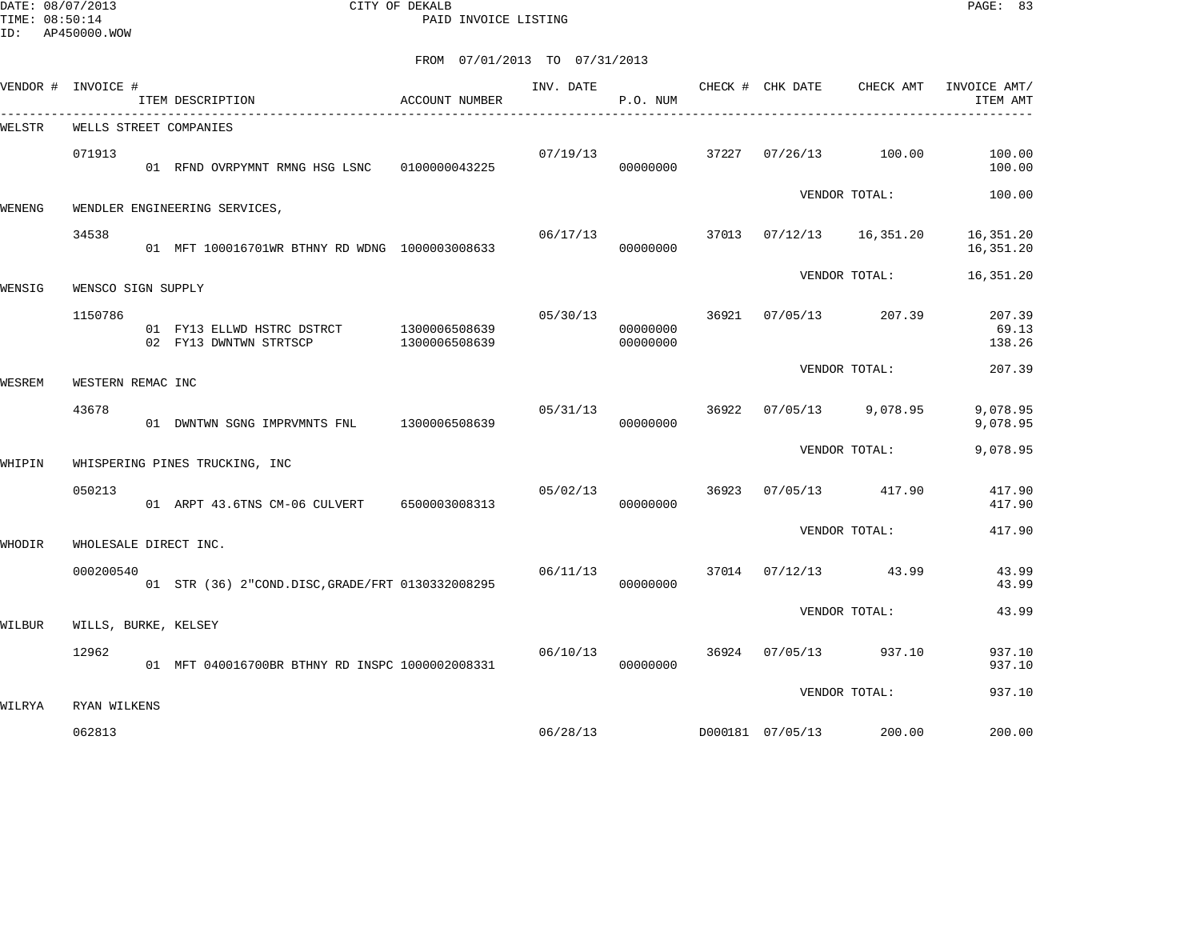CITY OF DEKALB
PAID INVOICE LISTING

DATE: 08/07/2013
TIME: 08:50:14
ID: AP450000.WOW

FROM 07/01/2013 TO 07/31/2013

| VENDOR # | INVOICE # | ITEM DESCRIPTION | ACCOUNT NUMBER | INV. DATE | P.O. NUM | CHECK # | CHK DATE | CHECK AMT | INVOICE AMT/ ITEM AMT |
|---|---|---|---|---|---|---|---|---|---|
| WELSTR | WELLS STREET COMPANIES | | | | | | | | |
| | 071913 | | | 07/19/13 | | 37227 | 07/26/13 | 100.00 | 100.00 |
| | | 01 RFND OVRPYMNT RMNG HSG LSNC | 0100000043225 | | 00000000 | | | | 100.00 |
| | | | | | | | VENDOR TOTAL: | | 100.00 |
| WENENG | WENDLER ENGINEERING SERVICES, | | | | | | | | |
| | 34538 | | | 06/17/13 | | 37013 | 07/12/13 | 16,351.20 | 16,351.20 |
| | | 01 MFT 100016701WR BTHNY RD WDNG | 1000003008633 | | 00000000 | | | | 16,351.20 |
| | | | | | | | VENDOR TOTAL: | | 16,351.20 |
| WENSIG | WENSCO SIGN SUPPLY | | | | | | | | |
| | 1150786 | | | 05/30/13 | | 36921 | 07/05/13 | 207.39 | 207.39 |
| | | 01 FY13 ELLWD HSTRC DSTRCT | 1300006508639 | | 00000000 | | | | 69.13 |
| | | 02 FY13 DWNTWN STRTSCP | 1300006508639 | | 00000000 | | | | 138.26 |
| | | | | | | | VENDOR TOTAL: | | 207.39 |
| WESREM | WESTERN REMAC INC | | | | | | | | |
| | 43678 | | | 05/31/13 | | 36922 | 07/05/13 | 9,078.95 | 9,078.95 |
| | | 01 DWNTWN SGNG IMPRVMNTS FNL | 1300006508639 | | 00000000 | | | | 9,078.95 |
| | | | | | | | VENDOR TOTAL: | | 9,078.95 |
| WHIPIN | WHISPERING PINES TRUCKING, INC | | | | | | | | |
| | 050213 | | | 05/02/13 | | 36923 | 07/05/13 | 417.90 | 417.90 |
| | | 01 ARPT 43.6TNS CM-06 CULVERT | 6500003008313 | | 00000000 | | | | 417.90 |
| | | | | | | | VENDOR TOTAL: | | 417.90 |
| WHODIR | WHOLESALE DIRECT INC. | | | | | | | | |
| | 000200540 | | | 06/11/13 | | 37014 | 07/12/13 | 43.99 | 43.99 |
| | | 01 STR (36) 2"COND.DISC,GRADE/FRT | 0130332008295 | | 00000000 | | | | 43.99 |
| | | | | | | | VENDOR TOTAL: | | 43.99 |
| WILBUR | WILLS, BURKE, KELSEY | | | | | | | | |
| | 12962 | | | 06/10/13 | | 36924 | 07/05/13 | 937.10 | 937.10 |
| | | 01 MFT 040016700BR BTHNY RD INSPC | 1000002008331 | | 00000000 | | | | 937.10 |
| | | | | | | | VENDOR TOTAL: | | 937.10 |
| WILRYA | RYAN WILKENS | | | | | | | | |
| | 062813 | | | 06/28/13 | | D000181 | 07/05/13 | 200.00 | 200.00 |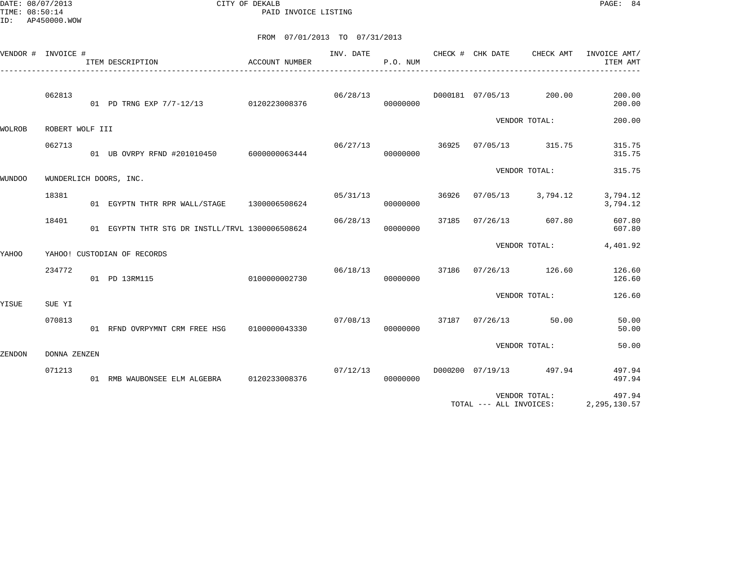CITY OF DEKALB
PAID INVOICE LISTING

FROM 07/01/2013 TO 07/31/2013

| VENDOR # | INVOICE # | ITEM DESCRIPTION | ACCOUNT NUMBER | INV. DATE | P.O. NUM | CHECK # | CHK DATE | CHECK AMT | INVOICE AMT/ ITEM AMT |
|---|---|---|---|---|---|---|---|---|---|
| | 062813 | | | 06/28/13 | | D000181 | 07/05/13 | 200.00 | 200.00 |
| | | 01 PD TRNG EXP 7/7-12/13 | 0120223008376 | | 00000000 | | | | 200.00 |
| | | | | | | | | VENDOR TOTAL: | 200.00 |
| WOLROB | ROBERT WOLF III | | | | | | | | |
| | 062713 | | | 06/27/13 | | 36925 | 07/05/13 | 315.75 | 315.75 |
| | | 01 UB OVRPY RFND #201010450 | 6000000063444 | | 00000000 | | | | 315.75 |
| | | | | | | | | VENDOR TOTAL: | 315.75 |
| WUNDOO | WUNDERLICH DOORS, INC. | | | | | | | | |
| | 18381 | | | 05/31/13 | | 36926 | 07/05/13 | 3,794.12 | 3,794.12 |
| | | 01 EGYPTN THTR RPR WALL/STAGE | 1300006508624 | | 00000000 | | | | 3,794.12 |
| | 18401 | | | 06/28/13 | | 37185 | 07/26/13 | 607.80 | 607.80 |
| | | 01 EGYPTN THTR STG DR INSTLL/TRVL | 1300006508624 | | 00000000 | | | | 607.80 |
| | | | | | | | | VENDOR TOTAL: | 4,401.92 |
| YAHOO | YAHOO! CUSTODIAN OF RECORDS | | | | | | | | |
| | 234772 | | | 06/18/13 | | 37186 | 07/26/13 | 126.60 | 126.60 |
| | | 01 PD 13RM115 | 0100000002730 | | 00000000 | | | | 126.60 |
| | | | | | | | | VENDOR TOTAL: | 126.60 |
| YISUE | SUE YI | | | | | | | | |
| | 070813 | | | 07/08/13 | | 37187 | 07/26/13 | 50.00 | 50.00 |
| | | 01 RFND OVRPYMNT CRM FREE HSG | 0100000043330 | | 00000000 | | | | 50.00 |
| | | | | | | | | VENDOR TOTAL: | 50.00 |
| ZENDON | DONNA ZENZEN | | | | | | | | |
| | 071213 | | | 07/12/13 | | D000200 | 07/19/13 | 497.94 | 497.94 |
| | | 01 RMB WAUBONSEE ELM ALGEBRA | 0120233008376 | | 00000000 | | | | 497.94 |
| | | | | | | | | VENDOR TOTAL: | 497.94 |
| | | | | | | | | TOTAL --- ALL INVOICES: | 2,295,130.57 |